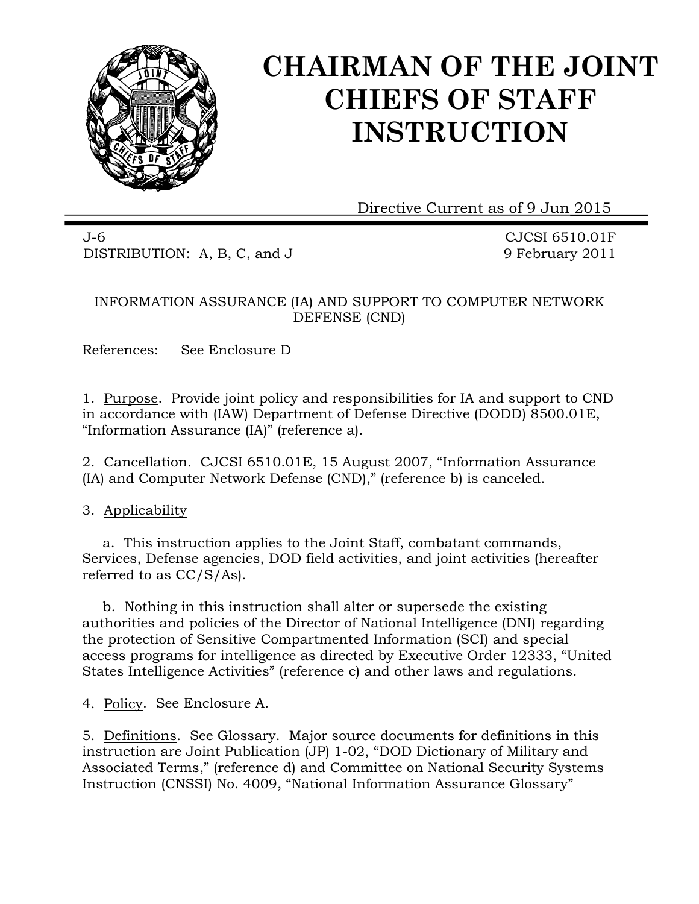# CHAIRMAN OF THE JOINT CHIEFS OF STAFF INSTRUCTION

Directive Current as of 9 Jun 2015

J-6 CJCSI 6510.01F
DISTRIBUTION: A, B, C, and J 9 February 2011

INFORMATION ASSURANCE (IA) AND SUPPORT TO COMPUTER NETWORK DEFENSE (CND)

References: See Enclosure D

1. Purpose. Provide joint policy and responsibilities for IA and support to CND in accordance with (IAW) Department of Defense Directive (DODD) 8500.01E, "Information Assurance (IA)" (reference a).

2. Cancellation. CJCSI 6510.01E, 15 August 2007, "Information Assurance (IA) and Computer Network Defense (CND)," (reference b) is canceled.

3. Applicability

a. This instruction applies to the Joint Staff, combatant commands, Services, Defense agencies, DOD field activities, and joint activities (hereafter referred to as CC/S/As).

b. Nothing in this instruction shall alter or supersede the existing authorities and policies of the Director of National Intelligence (DNI) regarding the protection of Sensitive Compartmented Information (SCI) and special access programs for intelligence as directed by Executive Order 12333, "United States Intelligence Activities" (reference c) and other laws and regulations.

4. Policy. See Enclosure A.

5. Definitions. See Glossary. Major source documents for definitions in this instruction are Joint Publication (JP) 1-02, "DOD Dictionary of Military and Associated Terms," (reference d) and Committee on National Security Systems Instruction (CNSSI) No. 4009, "National Information Assurance Glossary"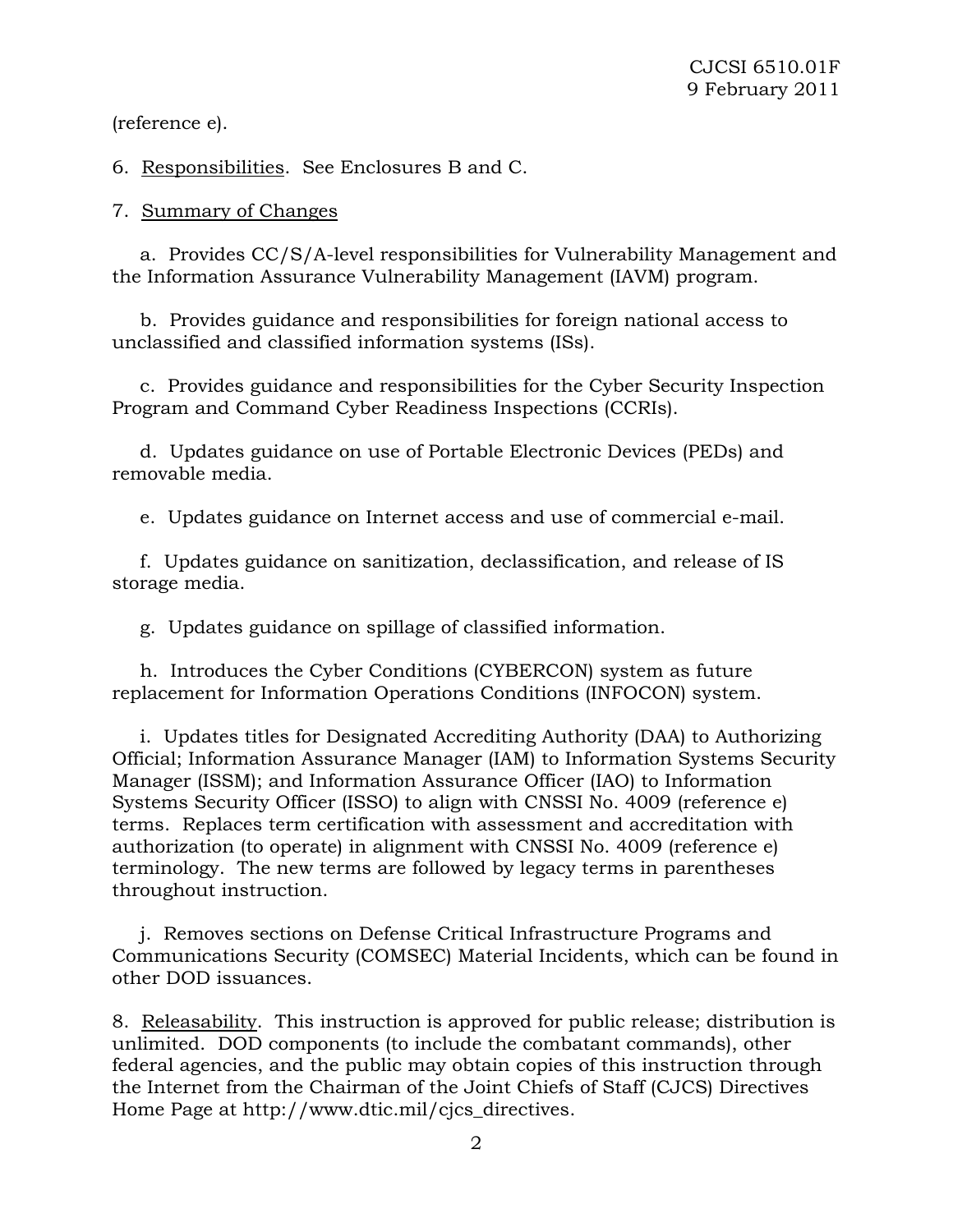(reference e).

6. Responsibilities. See Enclosures B and C.

7. Summary of Changes

a. Provides CC/S/A-level responsibilities for Vulnerability Management and the Information Assurance Vulnerability Management (IAVM) program.

b. Provides guidance and responsibilities for foreign national access to unclassified and classified information systems (ISs).

c. Provides guidance and responsibilities for the Cyber Security Inspection Program and Command Cyber Readiness Inspections (CCRIs).

d. Updates guidance on use of Portable Electronic Devices (PEDs) and removable media.

e. Updates guidance on Internet access and use of commercial e-mail.

f. Updates guidance on sanitization, declassification, and release of IS storage media.

g. Updates guidance on spillage of classified information.

h. Introduces the Cyber Conditions (CYBERCON) system as future replacement for Information Operations Conditions (INFOCON) system.

i. Updates titles for Designated Accrediting Authority (DAA) to Authorizing Official; Information Assurance Manager (IAM) to Information Systems Security Manager (ISSM); and Information Assurance Officer (IAO) to Information Systems Security Officer (ISSO) to align with CNSSI No. 4009 (reference e) terms. Replaces term certification with assessment and accreditation with authorization (to operate) in alignment with CNSSI No. 4009 (reference e) terminology. The new terms are followed by legacy terms in parentheses throughout instruction.

j. Removes sections on Defense Critical Infrastructure Programs and Communications Security (COMSEC) Material Incidents, which can be found in other DOD issuances.

8. Releasability. This instruction is approved for public release; distribution is unlimited. DOD components (to include the combatant commands), other federal agencies, and the public may obtain copies of this instruction through the Internet from the Chairman of the Joint Chiefs of Staff (CJCS) Directives Home Page at http://www.dtic.mil/cjcs_directives.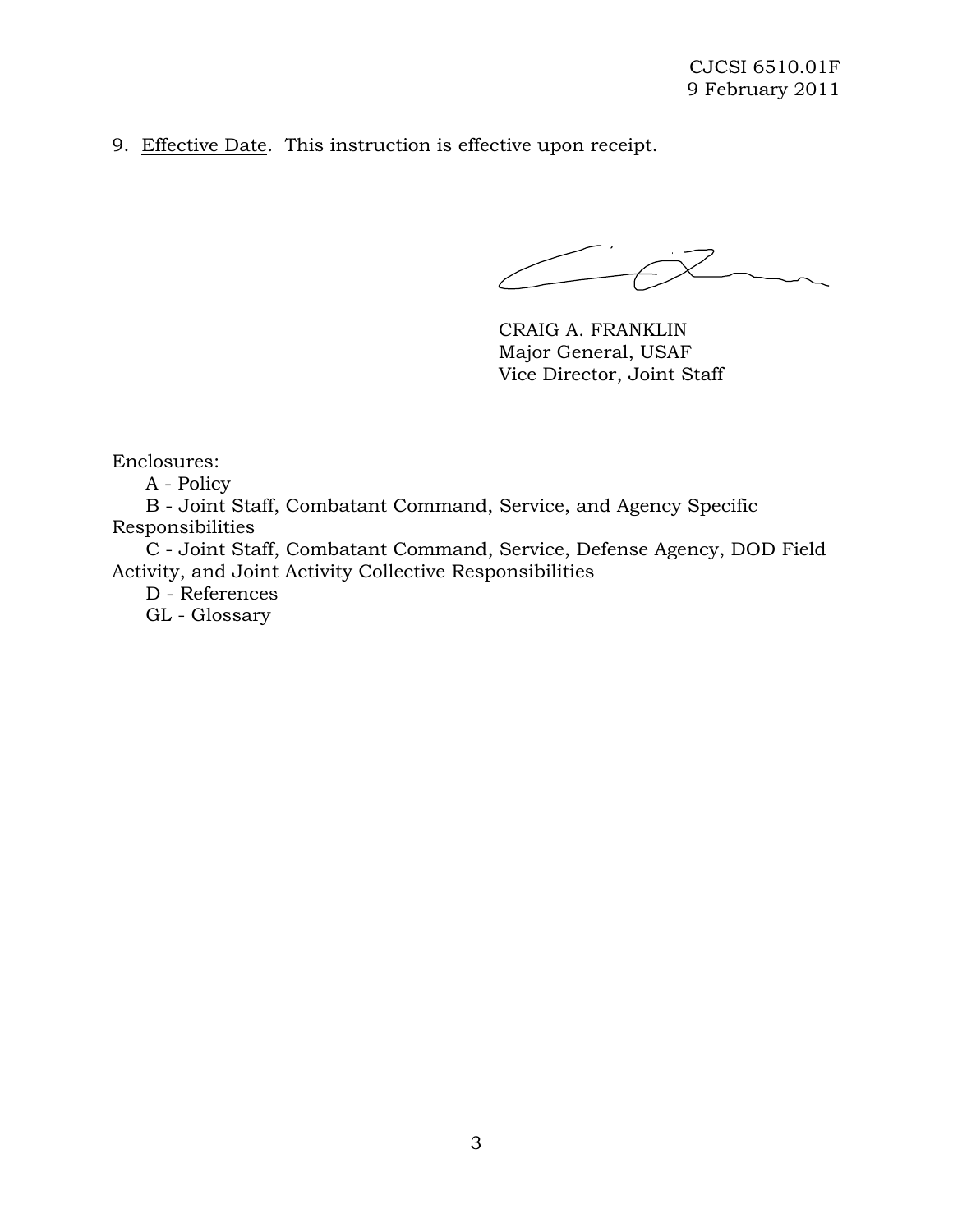9. Effective Date. This instruction is effective upon receipt.

CRAIG A. FRANKLIN
Major General, USAF
Vice Director, Joint Staff

Enclosures:

A - Policy

B - Joint Staff, Combatant Command, Service, and Agency Specific Responsibilities

C - Joint Staff, Combatant Command, Service, Defense Agency, DOD Field Activity, and Joint Activity Collective Responsibilities

D - References

GL - Glossary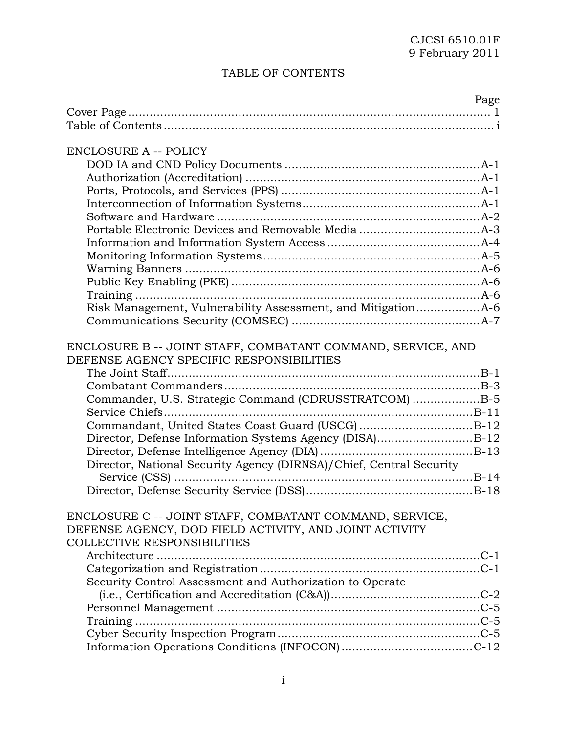# TABLE OF CONTENTS

| | Page |
|---|---|
| Cover Page | 1 |
| Table of Contents | i |
| **ENCLOSURE A -- POLICY** | |
| DOD IA and CND Policy Documents | A-1 |
| Authorization (Accreditation) | A-1 |
| Ports, Protocols, and Services (PPS) | A-1 |
| Interconnection of Information Systems | A-1 |
| Software and Hardware | A-2 |
| Portable Electronic Devices and Removable Media | A-3 |
| Information and Information System Access | A-4 |
| Monitoring Information Systems | A-5 |
| Warning Banners | A-6 |
| Public Key Enabling (PKE) | A-6 |
| Training | A-6 |
| Risk Management, Vulnerability Assessment, and Mitigation | A-6 |
| Communications Security (COMSEC) | A-7 |
| **ENCLOSURE B -- JOINT STAFF, COMBATANT COMMAND, SERVICE, AND DEFENSE AGENCY SPECIFIC RESPONSIBILITIES** | |
| The Joint Staff | B-1 |
| Combatant Commanders | B-3 |
| Commander, U.S. Strategic Command (CDRUSSTRATCOM) | B-5 |
| Service Chiefs | B-11 |
| Commandant, United States Coast Guard (USCG) | B-12 |
| Director, Defense Information Systems Agency (DISA) | B-12 |
| Director, Defense Intelligence Agency (DIA) | B-13 |
| Director, National Security Agency (DIRNSA)/Chief, Central Security Service (CSS) | B-14 |
| Director, Defense Security Service (DSS) | B-18 |
| **ENCLOSURE C -- JOINT STAFF, COMBATANT COMMAND, SERVICE, DEFENSE AGENCY, DOD FIELD ACTIVITY, AND JOINT ACTIVITY COLLECTIVE RESPONSIBILITIES** | |
| Architecture | C-1 |
| Categorization and Registration | C-1 |
| Security Control Assessment and Authorization to Operate (i.e., Certification and Accreditation (C&A)) | C-2 |
| Personnel Management | C-5 |
| Training | C-5 |
| Cyber Security Inspection Program | C-5 |
| Information Operations Conditions (INFOCON) | C-12 |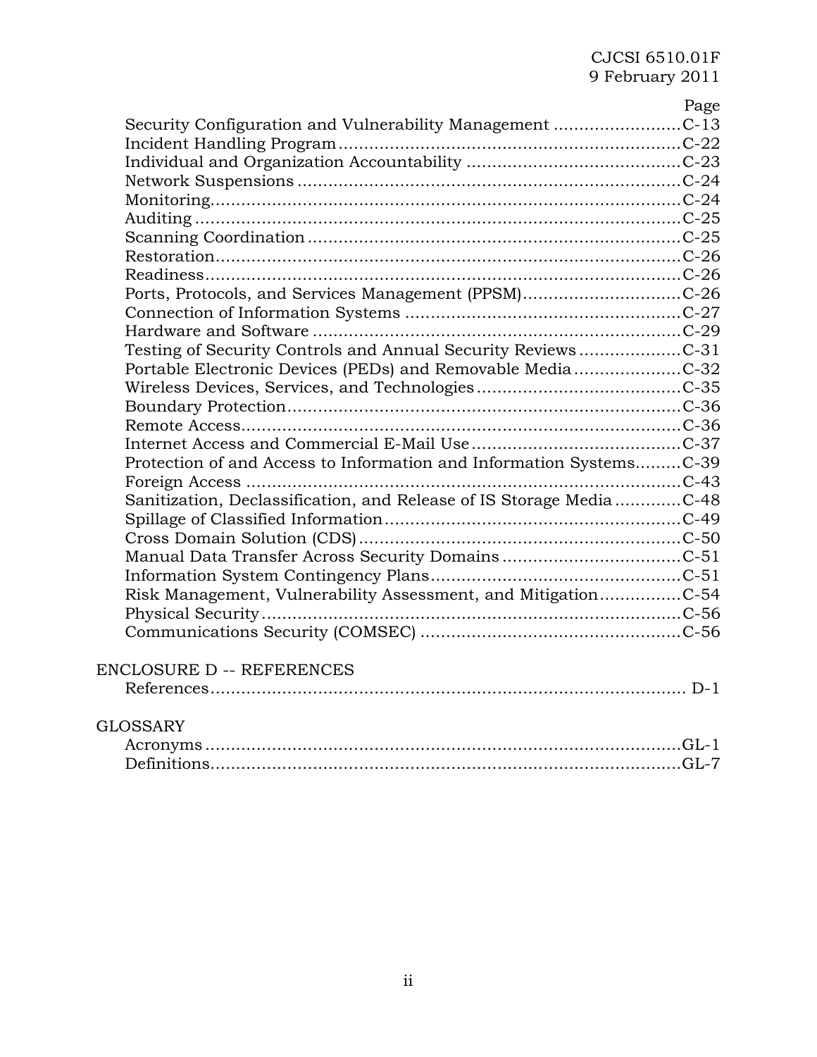| | Page |
|---|---|
| Security Configuration and Vulnerability Management | C-13 |
| Incident Handling Program | C-22 |
| Individual and Organization Accountability | C-23 |
| Network Suspensions | C-24 |
| Monitoring | C-24 |
| Auditing | C-25 |
| Scanning Coordination | C-25 |
| Restoration | C-26 |
| Readiness | C-26 |
| Ports, Protocols, and Services Management (PPSM) | C-26 |
| Connection of Information Systems | C-27 |
| Hardware and Software | C-29 |
| Testing of Security Controls and Annual Security Reviews | C-31 |
| Portable Electronic Devices (PEDs) and Removable Media | C-32 |
| Wireless Devices, Services, and Technologies | C-35 |
| Boundary Protection | C-36 |
| Remote Access | C-36 |
| Internet Access and Commercial E-Mail Use | C-37 |
| Protection of and Access to Information and Information Systems | C-39 |
| Foreign Access | C-43 |
| Sanitization, Declassification, and Release of IS Storage Media | C-48 |
| Spillage of Classified Information | C-49 |
| Cross Domain Solution (CDS) | C-50 |
| Manual Data Transfer Across Security Domains | C-51 |
| Information System Contingency Plans | C-51 |
| Risk Management, Vulnerability Assessment, and Mitigation | C-54 |
| Physical Security | C-56 |
| Communications Security (COMSEC) | C-56 |

ENCLOSURE D -- REFERENCES

| | |
|---|---|
| References | D-1 |

GLOSSARY

| | |
|---|---|
| Acronyms | GL-1 |
| Definitions | GL-7 |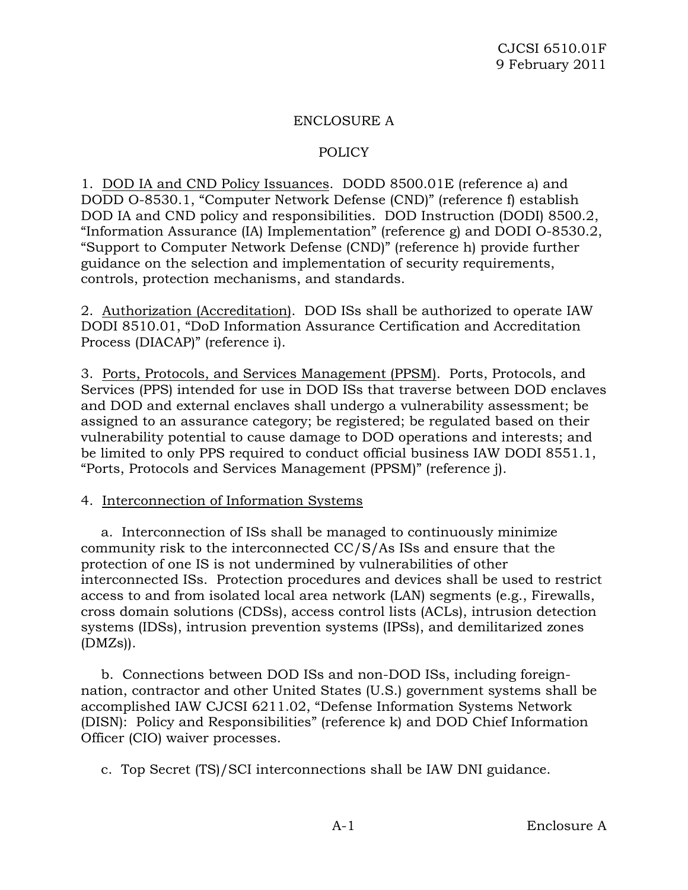# ENCLOSURE A

## POLICY

1. DOD IA and CND Policy Issuances. DODD 8500.01E (reference a) and DODD O-8530.1, "Computer Network Defense (CND)" (reference f) establish DOD IA and CND policy and responsibilities. DOD Instruction (DODI) 8500.2, "Information Assurance (IA) Implementation" (reference g) and DODI O-8530.2, "Support to Computer Network Defense (CND)" (reference h) provide further guidance on the selection and implementation of security requirements, controls, protection mechanisms, and standards.

2. Authorization (Accreditation). DOD ISs shall be authorized to operate IAW DODI 8510.01, "DoD Information Assurance Certification and Accreditation Process (DIACAP)" (reference i).

3. Ports, Protocols, and Services Management (PPSM). Ports, Protocols, and Services (PPS) intended for use in DOD ISs that traverse between DOD enclaves and DOD and external enclaves shall undergo a vulnerability assessment; be assigned to an assurance category; be registered; be regulated based on their vulnerability potential to cause damage to DOD operations and interests; and be limited to only PPS required to conduct official business IAW DODI 8551.1, "Ports, Protocols and Services Management (PPSM)" (reference j).

4. Interconnection of Information Systems

a. Interconnection of ISs shall be managed to continuously minimize community risk to the interconnected CC/S/As ISs and ensure that the protection of one IS is not undermined by vulnerabilities of other interconnected ISs. Protection procedures and devices shall be used to restrict access to and from isolated local area network (LAN) segments (e.g., Firewalls, cross domain solutions (CDSs), access control lists (ACLs), intrusion detection systems (IDSs), intrusion prevention systems (IPSs), and demilitarized zones (DMZs)).

b. Connections between DOD ISs and non-DOD ISs, including foreign-nation, contractor and other United States (U.S.) government systems shall be accomplished IAW CJCSI 6211.02, "Defense Information Systems Network (DISN): Policy and Responsibilities" (reference k) and DOD Chief Information Officer (CIO) waiver processes.

c. Top Secret (TS)/SCI interconnections shall be IAW DNI guidance.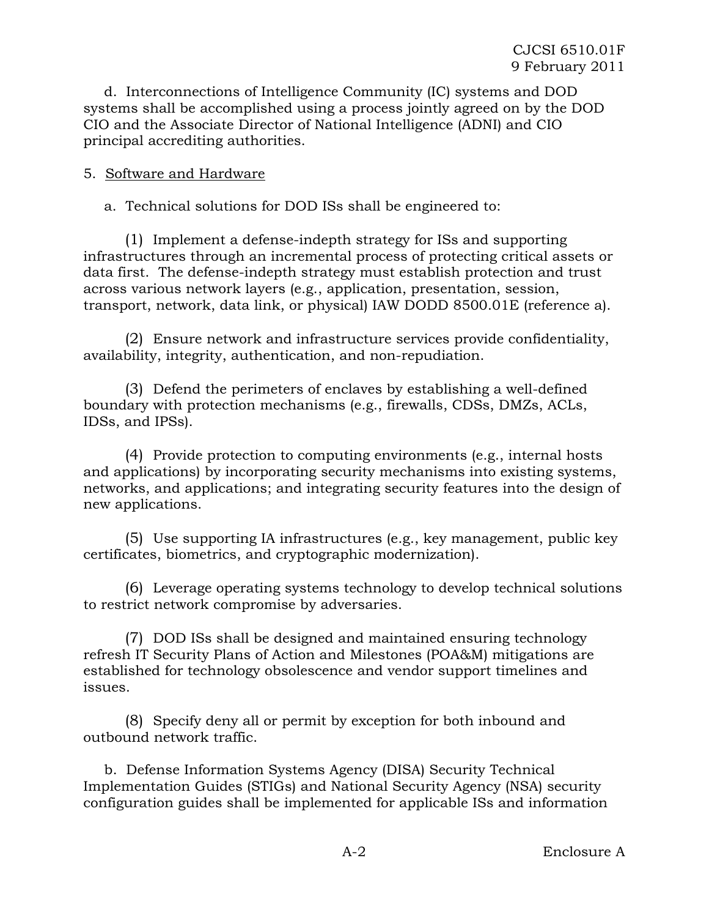d. Interconnections of Intelligence Community (IC) systems and DOD systems shall be accomplished using a process jointly agreed on by the DOD CIO and the Associate Director of National Intelligence (ADNI) and CIO principal accrediting authorities.

5. Software and Hardware

a. Technical solutions for DOD ISs shall be engineered to:

(1) Implement a defense-indepth strategy for ISs and supporting infrastructures through an incremental process of protecting critical assets or data first. The defense-indepth strategy must establish protection and trust across various network layers (e.g., application, presentation, session, transport, network, data link, or physical) IAW DODD 8500.01E (reference a).

(2) Ensure network and infrastructure services provide confidentiality, availability, integrity, authentication, and non-repudiation.

(3) Defend the perimeters of enclaves by establishing a well-defined boundary with protection mechanisms (e.g., firewalls, CDSs, DMZs, ACLs, IDSs, and IPSs).

(4) Provide protection to computing environments (e.g., internal hosts and applications) by incorporating security mechanisms into existing systems, networks, and applications; and integrating security features into the design of new applications.

(5) Use supporting IA infrastructures (e.g., key management, public key certificates, biometrics, and cryptographic modernization).

(6) Leverage operating systems technology to develop technical solutions to restrict network compromise by adversaries.

(7) DOD ISs shall be designed and maintained ensuring technology refresh IT Security Plans of Action and Milestones (POA&M) mitigations are established for technology obsolescence and vendor support timelines and issues.

(8) Specify deny all or permit by exception for both inbound and outbound network traffic.

b. Defense Information Systems Agency (DISA) Security Technical Implementation Guides (STIGs) and National Security Agency (NSA) security configuration guides shall be implemented for applicable ISs and information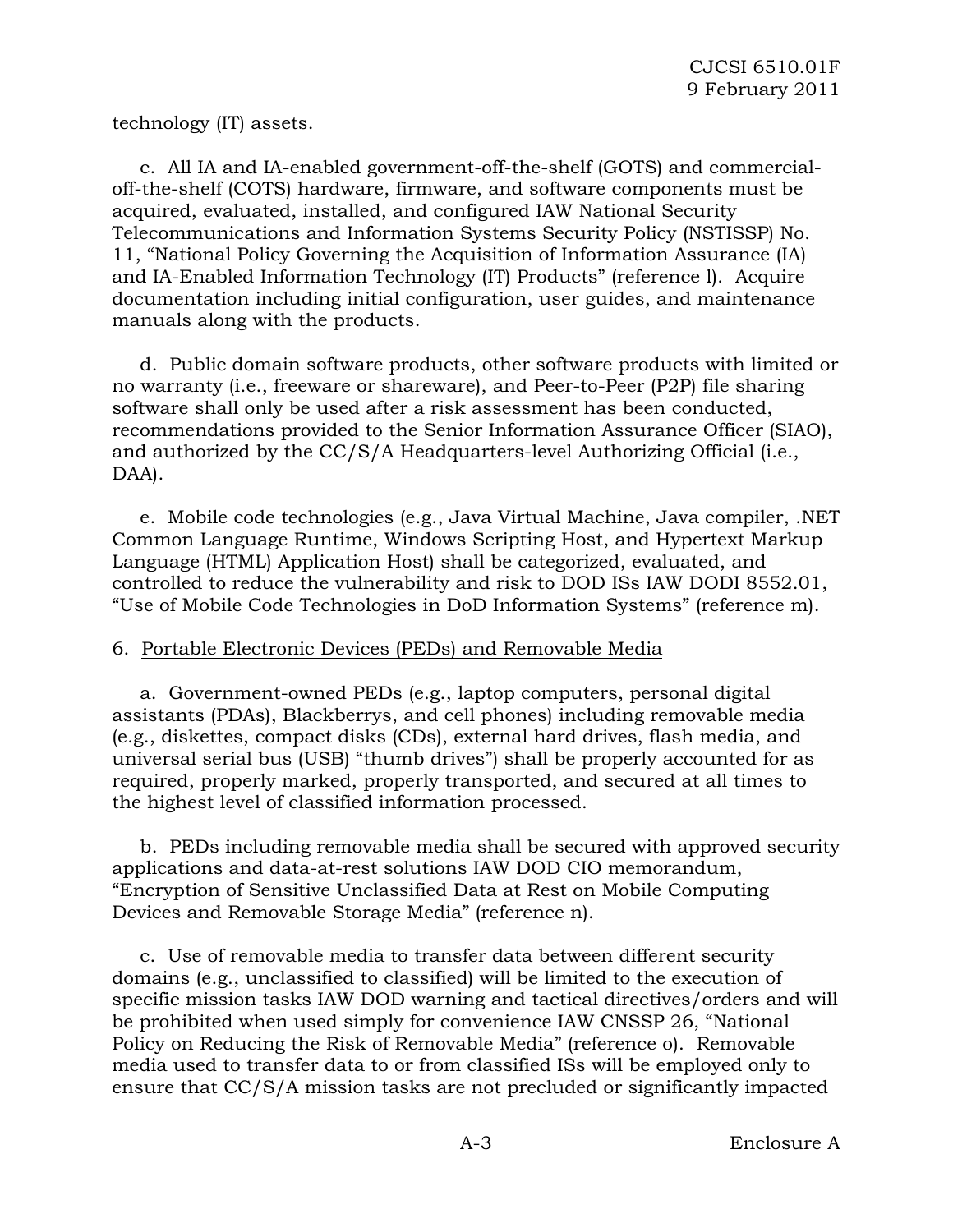technology (IT) assets.

c. All IA and IA-enabled government-off-the-shelf (GOTS) and commercial-off-the-shelf (COTS) hardware, firmware, and software components must be acquired, evaluated, installed, and configured IAW National Security Telecommunications and Information Systems Security Policy (NSTISSP) No. 11, "National Policy Governing the Acquisition of Information Assurance (IA) and IA-Enabled Information Technology (IT) Products" (reference l). Acquire documentation including initial configuration, user guides, and maintenance manuals along with the products.

d. Public domain software products, other software products with limited or no warranty (i.e., freeware or shareware), and Peer-to-Peer (P2P) file sharing software shall only be used after a risk assessment has been conducted, recommendations provided to the Senior Information Assurance Officer (SIAO), and authorized by the CC/S/A Headquarters-level Authorizing Official (i.e., DAA).

e. Mobile code technologies (e.g., Java Virtual Machine, Java compiler, .NET Common Language Runtime, Windows Scripting Host, and Hypertext Markup Language (HTML) Application Host) shall be categorized, evaluated, and controlled to reduce the vulnerability and risk to DOD ISs IAW DODI 8552.01, "Use of Mobile Code Technologies in DoD Information Systems" (reference m).

6. Portable Electronic Devices (PEDs) and Removable Media

a. Government-owned PEDs (e.g., laptop computers, personal digital assistants (PDAs), Blackberrys, and cell phones) including removable media (e.g., diskettes, compact disks (CDs), external hard drives, flash media, and universal serial bus (USB) "thumb drives") shall be properly accounted for as required, properly marked, properly transported, and secured at all times to the highest level of classified information processed.

b. PEDs including removable media shall be secured with approved security applications and data-at-rest solutions IAW DOD CIO memorandum, "Encryption of Sensitive Unclassified Data at Rest on Mobile Computing Devices and Removable Storage Media" (reference n).

c. Use of removable media to transfer data between different security domains (e.g., unclassified to classified) will be limited to the execution of specific mission tasks IAW DOD warning and tactical directives/orders and will be prohibited when used simply for convenience IAW CNSSP 26, "National Policy on Reducing the Risk of Removable Media" (reference o). Removable media used to transfer data to or from classified ISs will be employed only to ensure that CC/S/A mission tasks are not precluded or significantly impacted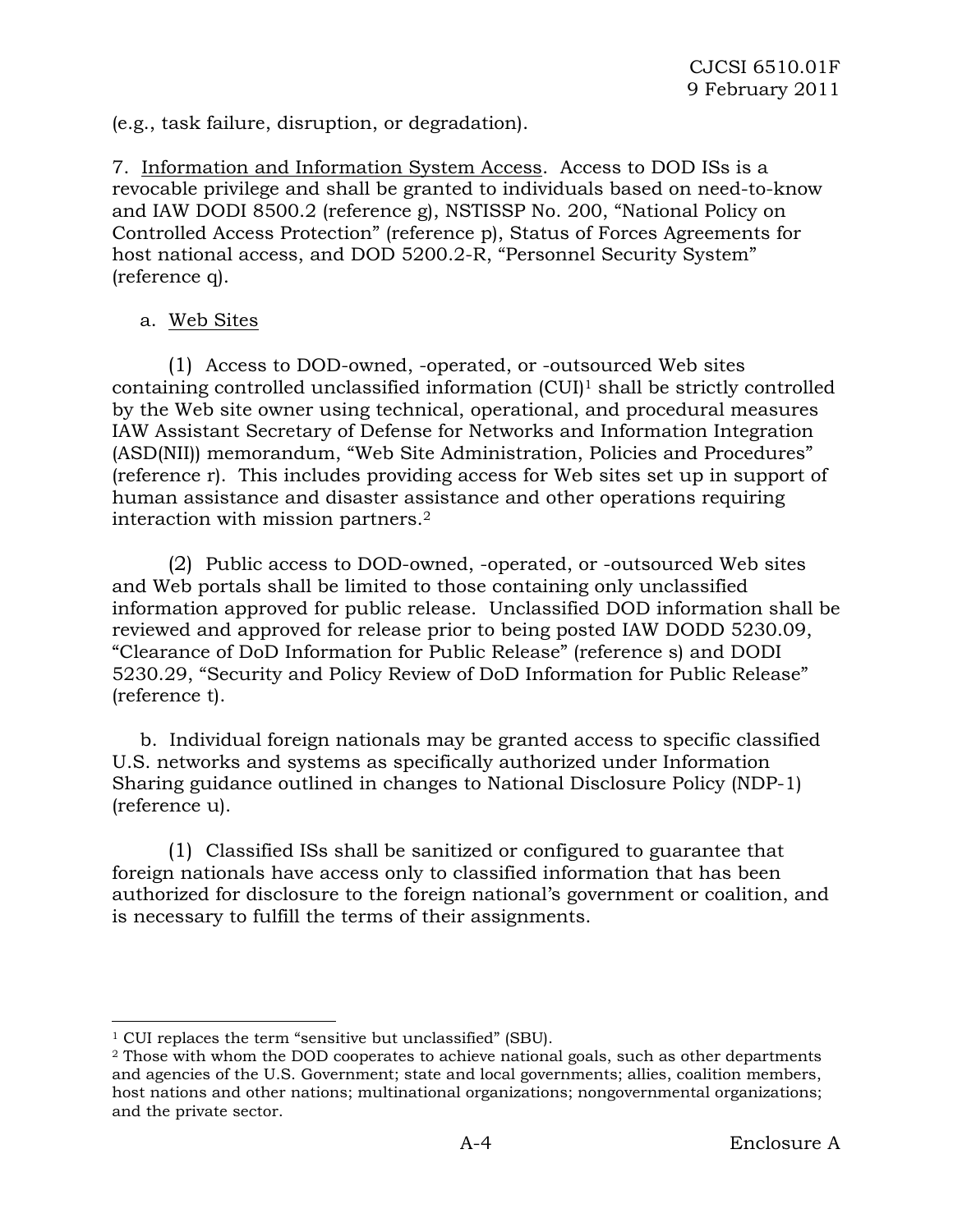(e.g., task failure, disruption, or degradation).

7. Information and Information System Access. Access to DOD ISs is a revocable privilege and shall be granted to individuals based on need-to-know and IAW DODI 8500.2 (reference g), NSTISSP No. 200, "National Policy on Controlled Access Protection" (reference p), Status of Forces Agreements for host national access, and DOD 5200.2-R, "Personnel Security System" (reference q).

a. Web Sites

(1) Access to DOD-owned, -operated, or -outsourced Web sites containing controlled unclassified information (CUI)[1] shall be strictly controlled by the Web site owner using technical, operational, and procedural measures IAW Assistant Secretary of Defense for Networks and Information Integration (ASD(NII)) memorandum, "Web Site Administration, Policies and Procedures" (reference r). This includes providing access for Web sites set up in support of human assistance and disaster assistance and other operations requiring interaction with mission partners.[2]

(2) Public access to DOD-owned, -operated, or -outsourced Web sites and Web portals shall be limited to those containing only unclassified information approved for public release. Unclassified DOD information shall be reviewed and approved for release prior to being posted IAW DODD 5230.09, "Clearance of DoD Information for Public Release" (reference s) and DODI 5230.29, "Security and Policy Review of DoD Information for Public Release" (reference t).

b. Individual foreign nationals may be granted access to specific classified U.S. networks and systems as specifically authorized under Information Sharing guidance outlined in changes to National Disclosure Policy (NDP-1) (reference u).

(1) Classified ISs shall be sanitized or configured to guarantee that foreign nationals have access only to classified information that has been authorized for disclosure to the foreign national's government or coalition, and is necessary to fulfill the terms of their assignments.

---

[1] CUI replaces the term "sensitive but unclassified" (SBU).

[2] Those with whom the DOD cooperates to achieve national goals, such as other departments and agencies of the U.S. Government; state and local governments; allies, coalition members, host nations and other nations; multinational organizations; nongovernmental organizations; and the private sector.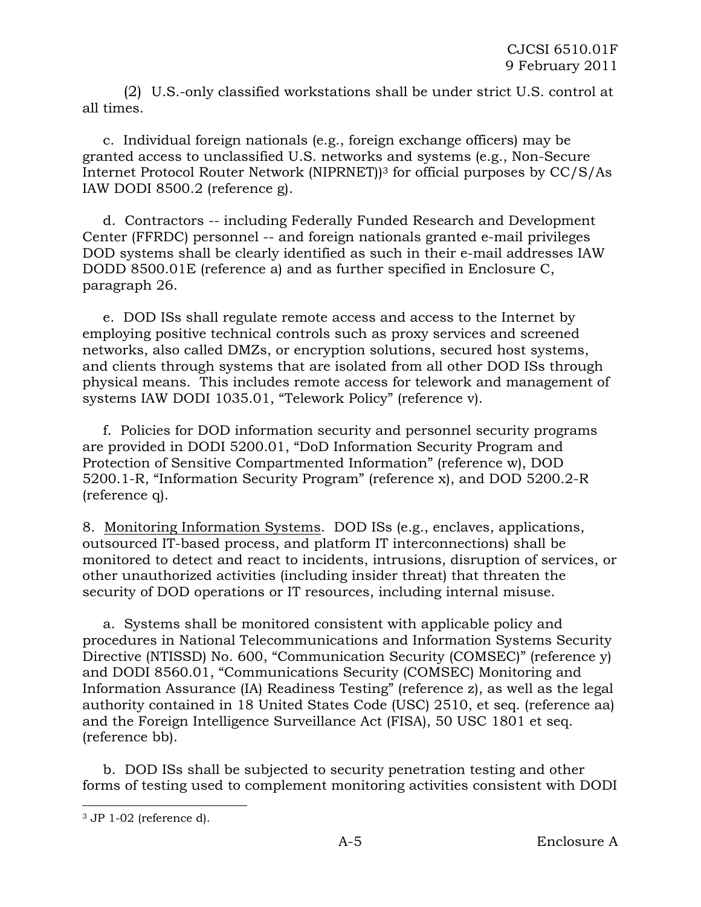(2) U.S.-only classified workstations shall be under strict U.S. control at all times.

c. Individual foreign nationals (e.g., foreign exchange officers) may be granted access to unclassified U.S. networks and systems (e.g., Non-Secure Internet Protocol Router Network (NIPRNET))[3] for official purposes by CC/S/As IAW DODI 8500.2 (reference g).

d. Contractors -- including Federally Funded Research and Development Center (FFRDC) personnel -- and foreign nationals granted e-mail privileges DOD systems shall be clearly identified as such in their e-mail addresses IAW DODD 8500.01E (reference a) and as further specified in Enclosure C, paragraph 26.

e. DOD ISs shall regulate remote access and access to the Internet by employing positive technical controls such as proxy services and screened networks, also called DMZs, or encryption solutions, secured host systems, and clients through systems that are isolated from all other DOD ISs through physical means. This includes remote access for telework and management of systems IAW DODI 1035.01, "Telework Policy" (reference v).

f. Policies for DOD information security and personnel security programs are provided in DODI 5200.01, "DoD Information Security Program and Protection of Sensitive Compartmented Information" (reference w), DOD 5200.1-R, "Information Security Program" (reference x), and DOD 5200.2-R (reference q).

8. Monitoring Information Systems. DOD ISs (e.g., enclaves, applications, outsourced IT-based process, and platform IT interconnections) shall be monitored to detect and react to incidents, intrusions, disruption of services, or other unauthorized activities (including insider threat) that threaten the security of DOD operations or IT resources, including internal misuse.

a. Systems shall be monitored consistent with applicable policy and procedures in National Telecommunications and Information Systems Security Directive (NTISSD) No. 600, "Communication Security (COMSEC)" (reference y) and DODI 8560.01, "Communications Security (COMSEC) Monitoring and Information Assurance (IA) Readiness Testing" (reference z), as well as the legal authority contained in 18 United States Code (USC) 2510, et seq. (reference aa) and the Foreign Intelligence Surveillance Act (FISA), 50 USC 1801 et seq. (reference bb).

b. DOD ISs shall be subjected to security penetration testing and other forms of testing used to complement monitoring activities consistent with DODI

[3] JP 1-02 (reference d).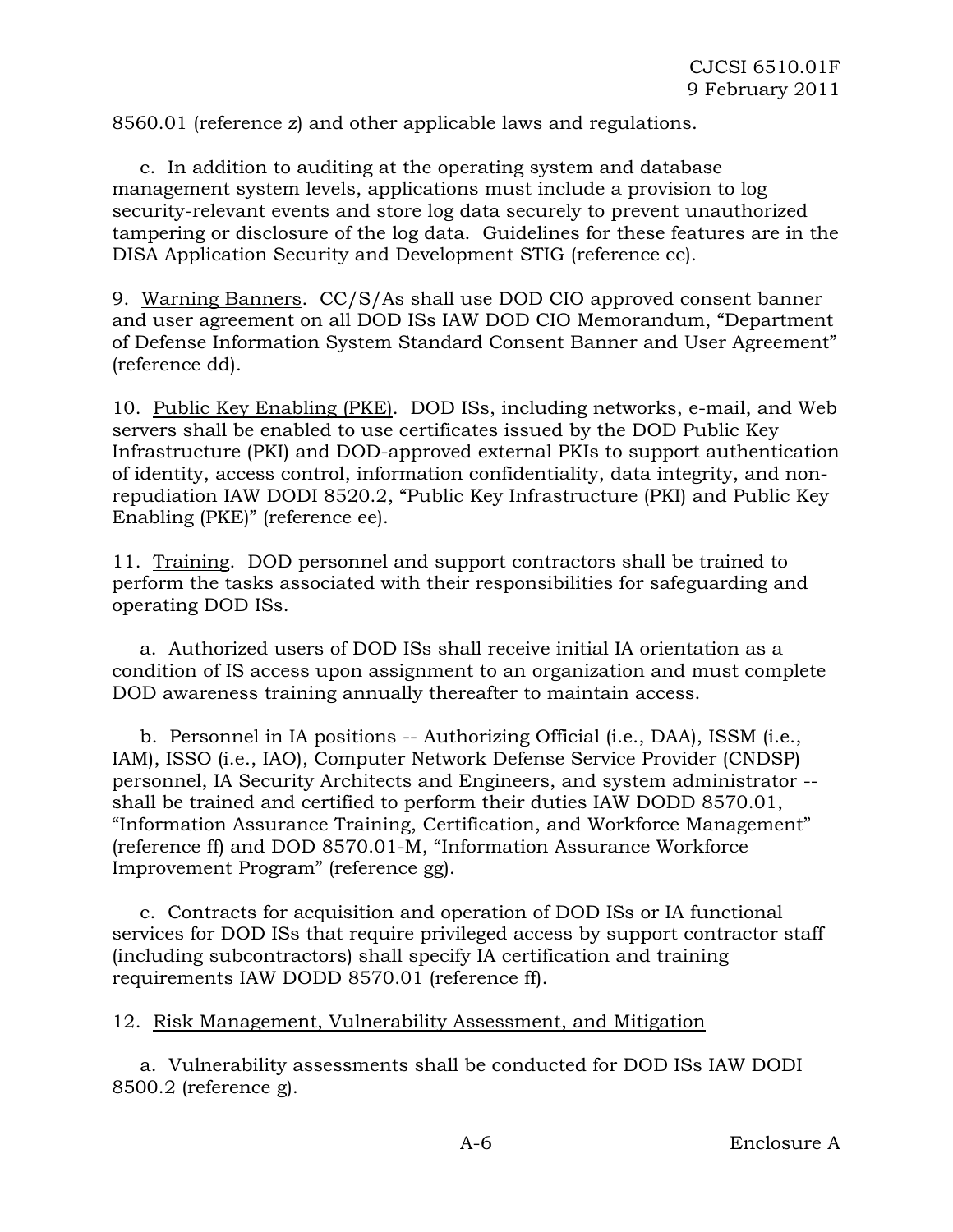8560.01 (reference z) and other applicable laws and regulations.

c. In addition to auditing at the operating system and database management system levels, applications must include a provision to log security-relevant events and store log data securely to prevent unauthorized tampering or disclosure of the log data. Guidelines for these features are in the DISA Application Security and Development STIG (reference cc).

9. Warning Banners. CC/S/As shall use DOD CIO approved consent banner and user agreement on all DOD ISs IAW DOD CIO Memorandum, "Department of Defense Information System Standard Consent Banner and User Agreement" (reference dd).

10. Public Key Enabling (PKE). DOD ISs, including networks, e-mail, and Web servers shall be enabled to use certificates issued by the DOD Public Key Infrastructure (PKI) and DOD-approved external PKIs to support authentication of identity, access control, information confidentiality, data integrity, and non-repudiation IAW DODI 8520.2, "Public Key Infrastructure (PKI) and Public Key Enabling (PKE)" (reference ee).

11. Training. DOD personnel and support contractors shall be trained to perform the tasks associated with their responsibilities for safeguarding and operating DOD ISs.

a. Authorized users of DOD ISs shall receive initial IA orientation as a condition of IS access upon assignment to an organization and must complete DOD awareness training annually thereafter to maintain access.

b. Personnel in IA positions -- Authorizing Official (i.e., DAA), ISSM (i.e., IAM), ISSO (i.e., IAO), Computer Network Defense Service Provider (CNDSP) personnel, IA Security Architects and Engineers, and system administrator -- shall be trained and certified to perform their duties IAW DODD 8570.01, "Information Assurance Training, Certification, and Workforce Management" (reference ff) and DOD 8570.01-M, "Information Assurance Workforce Improvement Program" (reference gg).

c. Contracts for acquisition and operation of DOD ISs or IA functional services for DOD ISs that require privileged access by support contractor staff (including subcontractors) shall specify IA certification and training requirements IAW DODD 8570.01 (reference ff).

12. Risk Management, Vulnerability Assessment, and Mitigation

a. Vulnerability assessments shall be conducted for DOD ISs IAW DODI 8500.2 (reference g).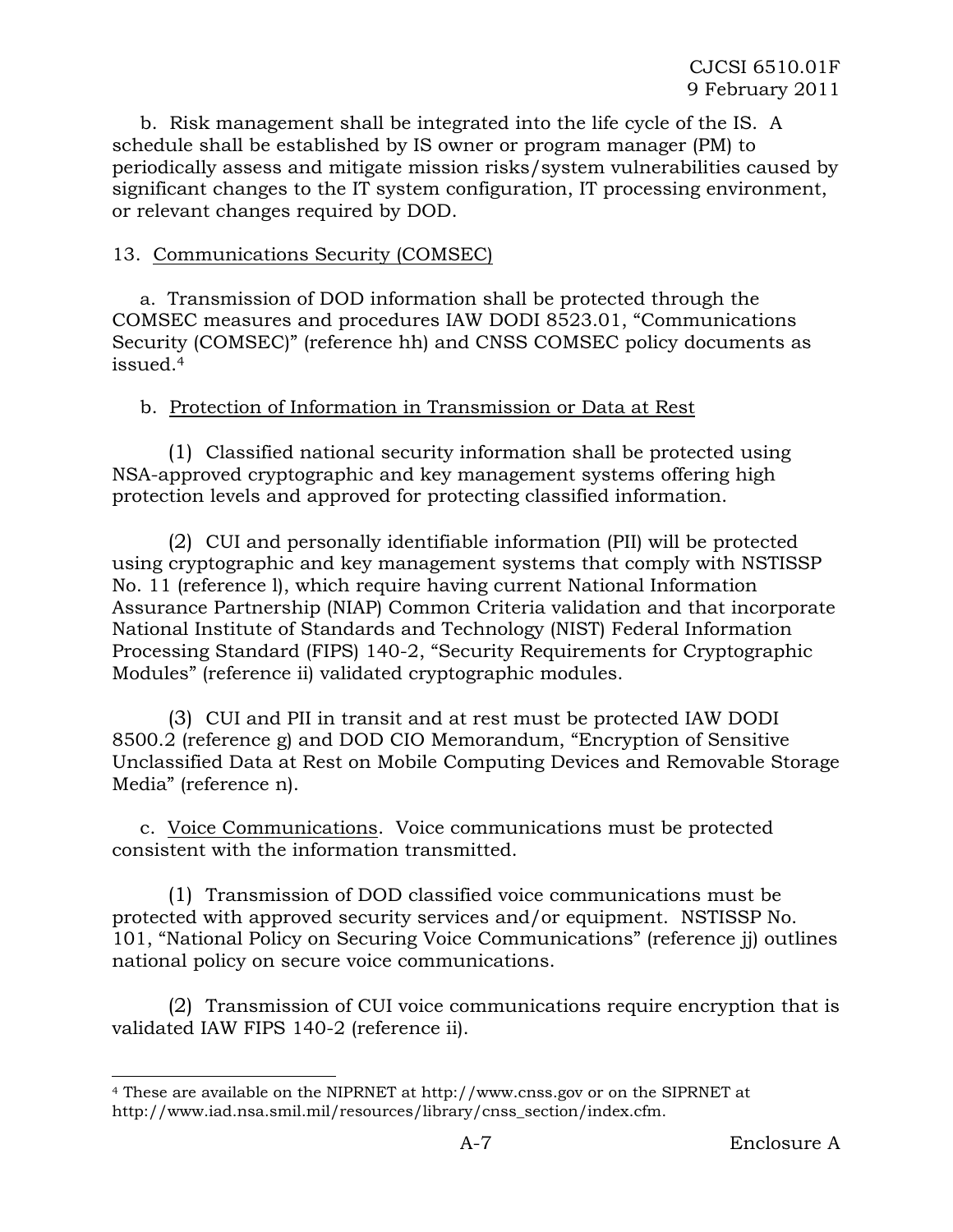b. Risk management shall be integrated into the life cycle of the IS. A schedule shall be established by IS owner or program manager (PM) to periodically assess and mitigate mission risks/system vulnerabilities caused by significant changes to the IT system configuration, IT processing environment, or relevant changes required by DOD.

13. Communications Security (COMSEC)

a. Transmission of DOD information shall be protected through the COMSEC measures and procedures IAW DODI 8523.01, "Communications Security (COMSEC)" (reference hh) and CNSS COMSEC policy documents as issued.[4]

b. Protection of Information in Transmission or Data at Rest

(1) Classified national security information shall be protected using NSA-approved cryptographic and key management systems offering high protection levels and approved for protecting classified information.

(2) CUI and personally identifiable information (PII) will be protected using cryptographic and key management systems that comply with NSTISSP No. 11 (reference l), which require having current National Information Assurance Partnership (NIAP) Common Criteria validation and that incorporate National Institute of Standards and Technology (NIST) Federal Information Processing Standard (FIPS) 140-2, "Security Requirements for Cryptographic Modules" (reference ii) validated cryptographic modules.

(3) CUI and PII in transit and at rest must be protected IAW DODI 8500.2 (reference g) and DOD CIO Memorandum, "Encryption of Sensitive Unclassified Data at Rest on Mobile Computing Devices and Removable Storage Media" (reference n).

c. Voice Communications. Voice communications must be protected consistent with the information transmitted.

(1) Transmission of DOD classified voice communications must be protected with approved security services and/or equipment. NSTISSP No. 101, "National Policy on Securing Voice Communications" (reference jj) outlines national policy on secure voice communications.

(2) Transmission of CUI voice communications require encryption that is validated IAW FIPS 140-2 (reference ii).

[4] These are available on the NIPRNET at http://www.cnss.gov or on the SIPRNET at http://www.iad.nsa.smil.mil/resources/library/cnss_section/index.cfm.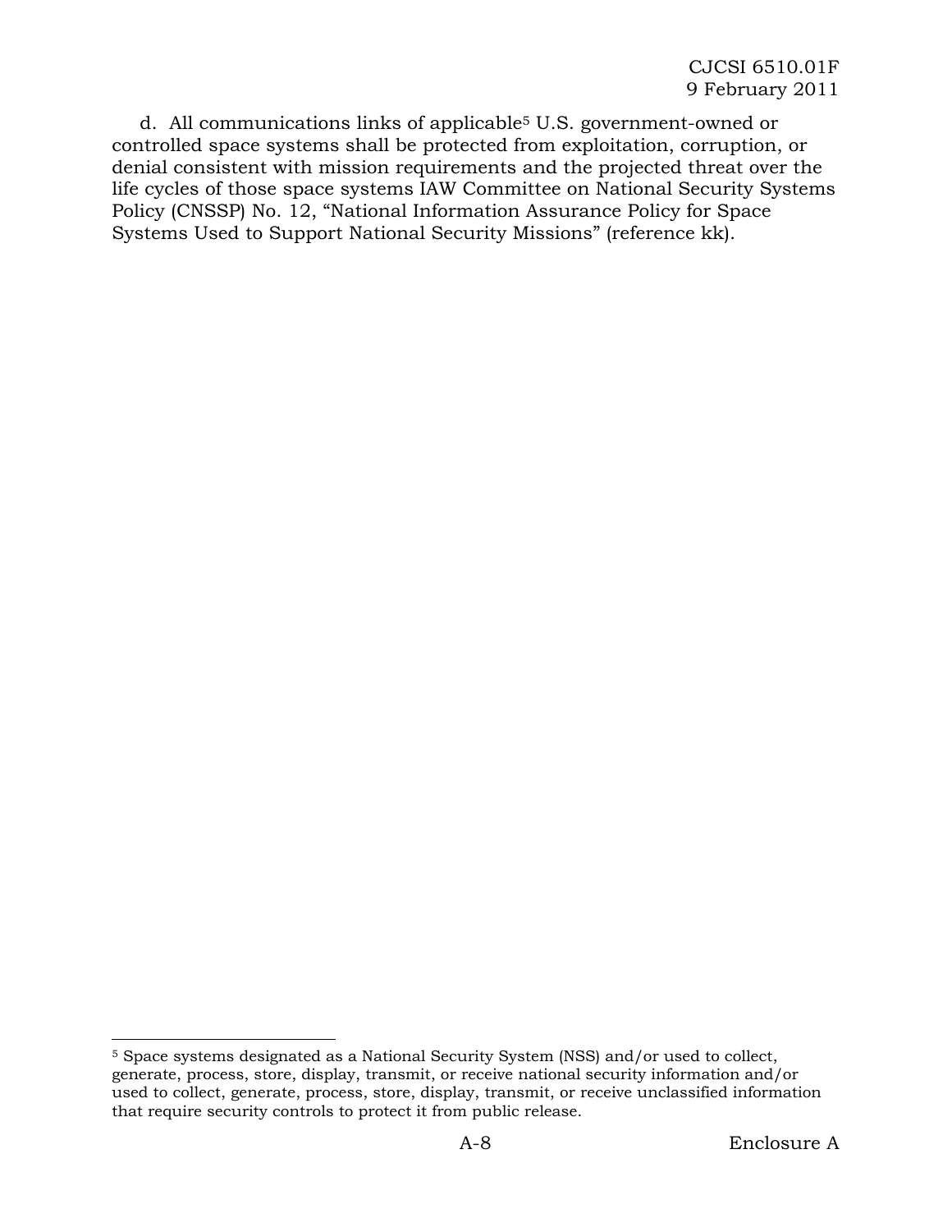d. All communications links of applicable[5] U.S. government-owned or controlled space systems shall be protected from exploitation, corruption, or denial consistent with mission requirements and the projected threat over the life cycles of those space systems IAW Committee on National Security Systems Policy (CNSSP) No. 12, "National Information Assurance Policy for Space Systems Used to Support National Security Missions" (reference kk).

---

[5] Space systems designated as a National Security System (NSS) and/or used to collect, generate, process, store, display, transmit, or receive national security information and/or used to collect, generate, process, store, display, transmit, or receive unclassified information that require security controls to protect it from public release.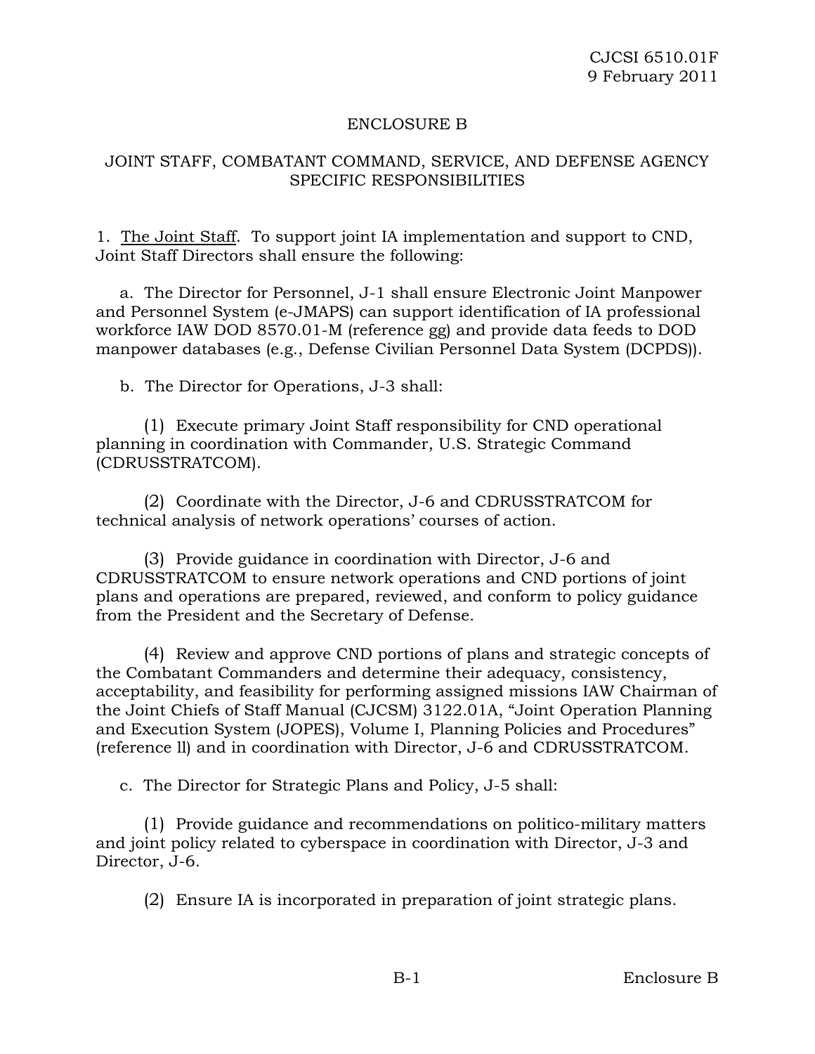## ENCLOSURE B

## JOINT STAFF, COMBATANT COMMAND, SERVICE, AND DEFENSE AGENCY SPECIFIC RESPONSIBILITIES

1. The Joint Staff. To support joint IA implementation and support to CND, Joint Staff Directors shall ensure the following:

a. The Director for Personnel, J-1 shall ensure Electronic Joint Manpower and Personnel System (e-JMAPS) can support identification of IA professional workforce IAW DOD 8570.01-M (reference gg) and provide data feeds to DOD manpower databases (e.g., Defense Civilian Personnel Data System (DCPDS)).

b. The Director for Operations, J-3 shall:

(1) Execute primary Joint Staff responsibility for CND operational planning in coordination with Commander, U.S. Strategic Command (CDRUSSTRATCOM).

(2) Coordinate with the Director, J-6 and CDRUSSTRATCOM for technical analysis of network operations' courses of action.

(3) Provide guidance in coordination with Director, J-6 and CDRUSSTRATCOM to ensure network operations and CND portions of joint plans and operations are prepared, reviewed, and conform to policy guidance from the President and the Secretary of Defense.

(4) Review and approve CND portions of plans and strategic concepts of the Combatant Commanders and determine their adequacy, consistency, acceptability, and feasibility for performing assigned missions IAW Chairman of the Joint Chiefs of Staff Manual (CJCSM) 3122.01A, "Joint Operation Planning and Execution System (JOPES), Volume I, Planning Policies and Procedures" (reference ll) and in coordination with Director, J-6 and CDRUSSTRATCOM.

c. The Director for Strategic Plans and Policy, J-5 shall:

(1) Provide guidance and recommendations on politico-military matters and joint policy related to cyberspace in coordination with Director, J-3 and Director, J-6.

(2) Ensure IA is incorporated in preparation of joint strategic plans.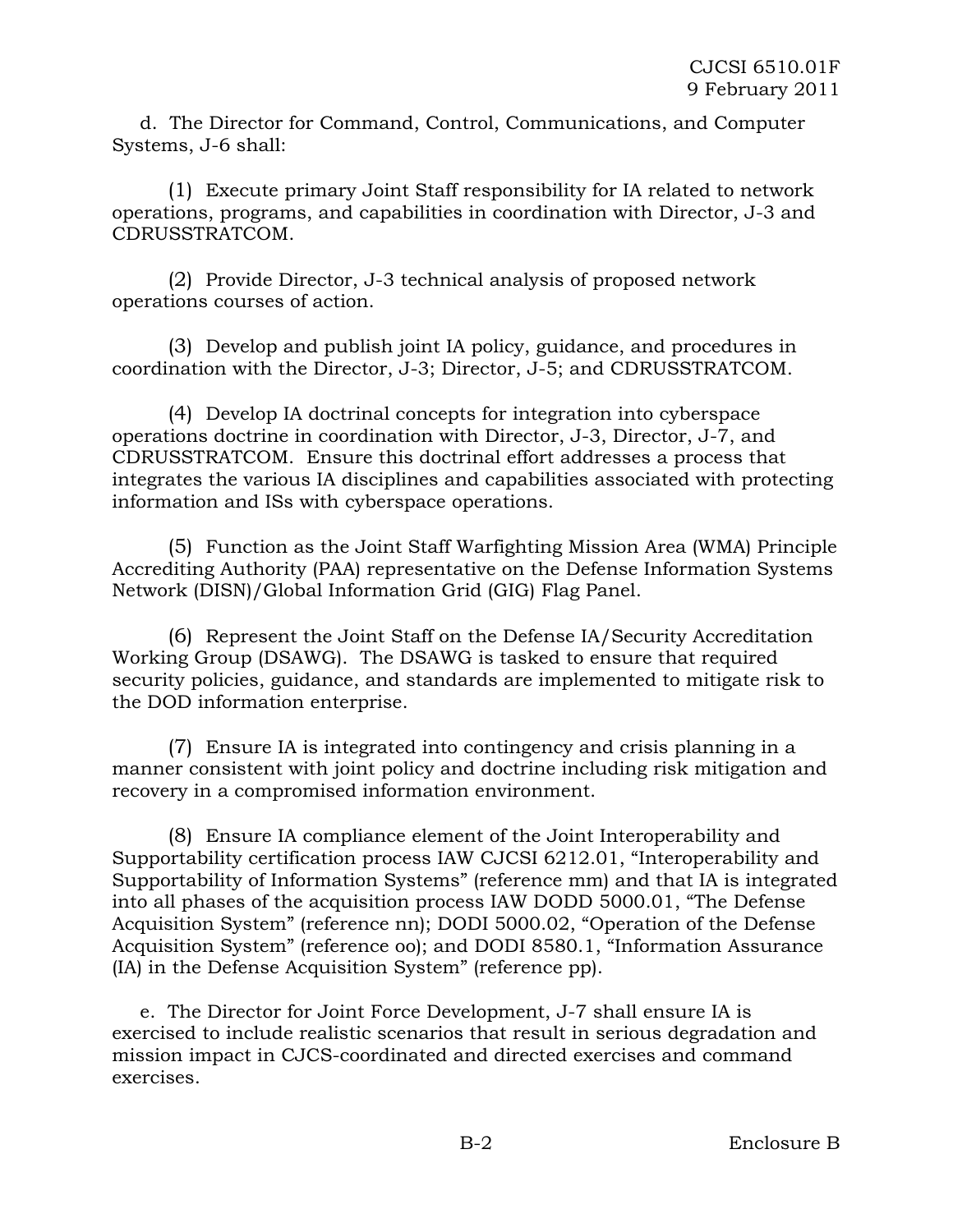d. The Director for Command, Control, Communications, and Computer Systems, J-6 shall:

(1) Execute primary Joint Staff responsibility for IA related to network operations, programs, and capabilities in coordination with Director, J-3 and CDRUSSTRATCOM.

(2) Provide Director, J-3 technical analysis of proposed network operations courses of action.

(3) Develop and publish joint IA policy, guidance, and procedures in coordination with the Director, J-3; Director, J-5; and CDRUSSTRATCOM.

(4) Develop IA doctrinal concepts for integration into cyberspace operations doctrine in coordination with Director, J-3, Director, J-7, and CDRUSSTRATCOM. Ensure this doctrinal effort addresses a process that integrates the various IA disciplines and capabilities associated with protecting information and ISs with cyberspace operations.

(5) Function as the Joint Staff Warfighting Mission Area (WMA) Principle Accrediting Authority (PAA) representative on the Defense Information Systems Network (DISN)/Global Information Grid (GIG) Flag Panel.

(6) Represent the Joint Staff on the Defense IA/Security Accreditation Working Group (DSAWG). The DSAWG is tasked to ensure that required security policies, guidance, and standards are implemented to mitigate risk to the DOD information enterprise.

(7) Ensure IA is integrated into contingency and crisis planning in a manner consistent with joint policy and doctrine including risk mitigation and recovery in a compromised information environment.

(8) Ensure IA compliance element of the Joint Interoperability and Supportability certification process IAW CJCSI 6212.01, "Interoperability and Supportability of Information Systems" (reference mm) and that IA is integrated into all phases of the acquisition process IAW DODD 5000.01, "The Defense Acquisition System" (reference nn); DODI 5000.02, "Operation of the Defense Acquisition System" (reference oo); and DODI 8580.1, "Information Assurance (IA) in the Defense Acquisition System" (reference pp).

e. The Director for Joint Force Development, J-7 shall ensure IA is exercised to include realistic scenarios that result in serious degradation and mission impact in CJCS-coordinated and directed exercises and command exercises.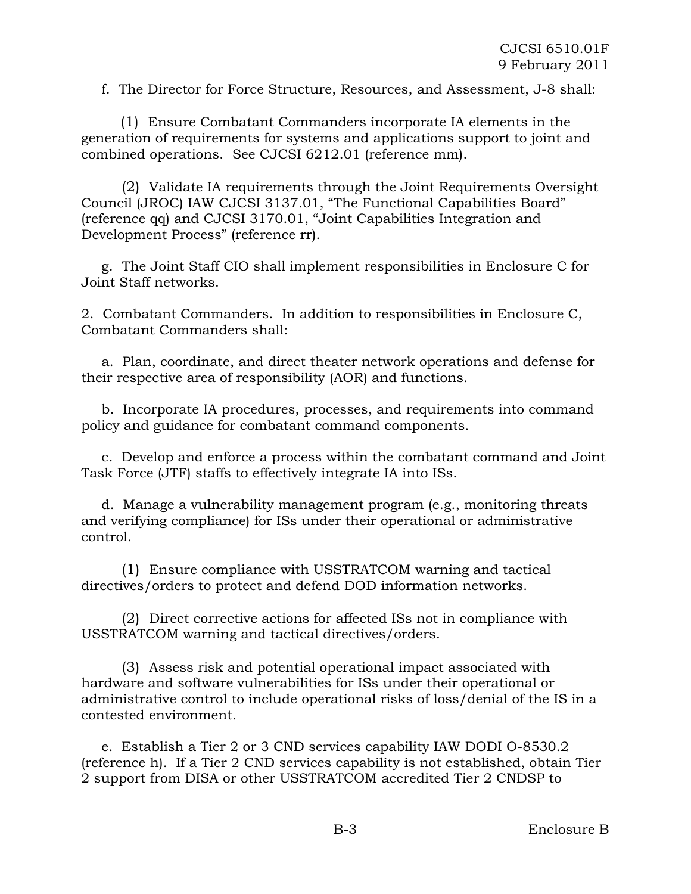f. The Director for Force Structure, Resources, and Assessment, J-8 shall:

(1) Ensure Combatant Commanders incorporate IA elements in the generation of requirements for systems and applications support to joint and combined operations. See CJCSI 6212.01 (reference mm).

(2) Validate IA requirements through the Joint Requirements Oversight Council (JROC) IAW CJCSI 3137.01, "The Functional Capabilities Board" (reference qq) and CJCSI 3170.01, "Joint Capabilities Integration and Development Process" (reference rr).

g. The Joint Staff CIO shall implement responsibilities in Enclosure C for Joint Staff networks.

2. Combatant Commanders. In addition to responsibilities in Enclosure C, Combatant Commanders shall:

a. Plan, coordinate, and direct theater network operations and defense for their respective area of responsibility (AOR) and functions.

b. Incorporate IA procedures, processes, and requirements into command policy and guidance for combatant command components.

c. Develop and enforce a process within the combatant command and Joint Task Force (JTF) staffs to effectively integrate IA into ISs.

d. Manage a vulnerability management program (e.g., monitoring threats and verifying compliance) for ISs under their operational or administrative control.

(1) Ensure compliance with USSTRATCOM warning and tactical directives/orders to protect and defend DOD information networks.

(2) Direct corrective actions for affected ISs not in compliance with USSTRATCOM warning and tactical directives/orders.

(3) Assess risk and potential operational impact associated with hardware and software vulnerabilities for ISs under their operational or administrative control to include operational risks of loss/denial of the IS in a contested environment.

e. Establish a Tier 2 or 3 CND services capability IAW DODI O-8530.2 (reference h). If a Tier 2 CND services capability is not established, obtain Tier 2 support from DISA or other USSTRATCOM accredited Tier 2 CNDSP to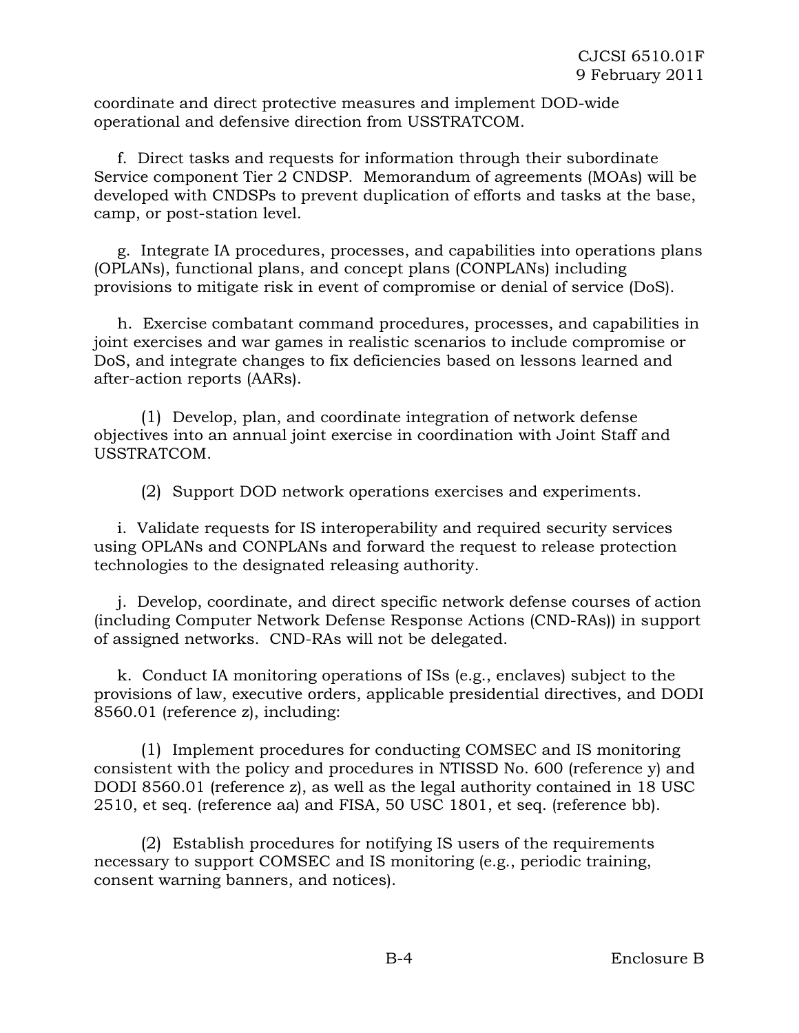coordinate and direct protective measures and implement DOD-wide operational and defensive direction from USSTRATCOM.

f. Direct tasks and requests for information through their subordinate Service component Tier 2 CNDSP. Memorandum of agreements (MOAs) will be developed with CNDSPs to prevent duplication of efforts and tasks at the base, camp, or post-station level.

g. Integrate IA procedures, processes, and capabilities into operations plans (OPLANs), functional plans, and concept plans (CONPLANs) including provisions to mitigate risk in event of compromise or denial of service (DoS).

h. Exercise combatant command procedures, processes, and capabilities in joint exercises and war games in realistic scenarios to include compromise or DoS, and integrate changes to fix deficiencies based on lessons learned and after-action reports (AARs).

(1) Develop, plan, and coordinate integration of network defense objectives into an annual joint exercise in coordination with Joint Staff and USSTRATCOM.

(2) Support DOD network operations exercises and experiments.

i. Validate requests for IS interoperability and required security services using OPLANs and CONPLANs and forward the request to release protection technologies to the designated releasing authority.

j. Develop, coordinate, and direct specific network defense courses of action (including Computer Network Defense Response Actions (CND-RAs)) in support of assigned networks. CND-RAs will not be delegated.

k. Conduct IA monitoring operations of ISs (e.g., enclaves) subject to the provisions of law, executive orders, applicable presidential directives, and DODI 8560.01 (reference z), including:

(1) Implement procedures for conducting COMSEC and IS monitoring consistent with the policy and procedures in NTISSD No. 600 (reference y) and DODI 8560.01 (reference z), as well as the legal authority contained in 18 USC 2510, et seq. (reference aa) and FISA, 50 USC 1801, et seq. (reference bb).

(2) Establish procedures for notifying IS users of the requirements necessary to support COMSEC and IS monitoring (e.g., periodic training, consent warning banners, and notices).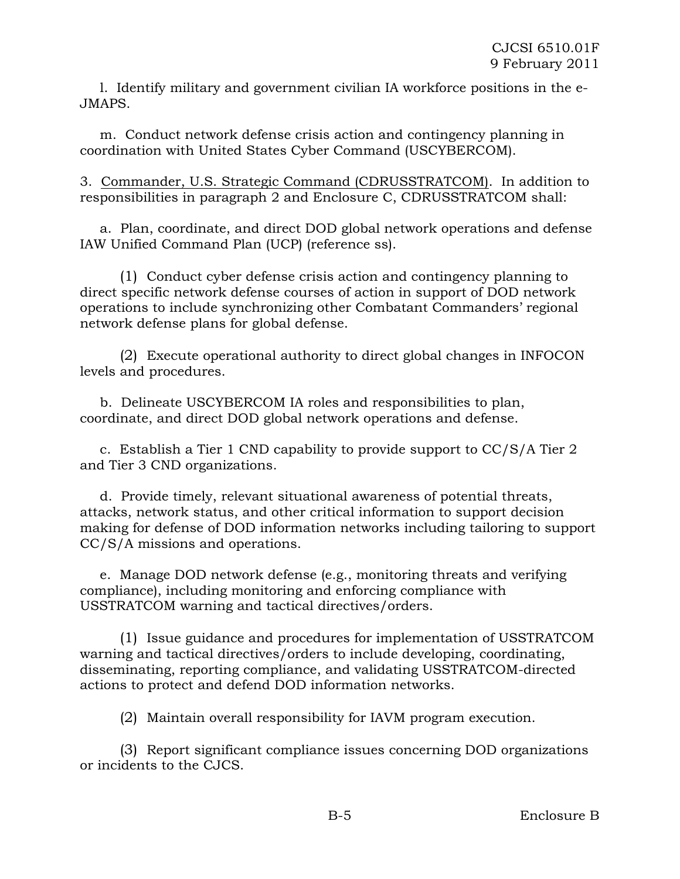l. Identify military and government civilian IA workforce positions in the e-JMAPS.

m. Conduct network defense crisis action and contingency planning in coordination with United States Cyber Command (USCYBERCOM).

3. <u>Commander, U.S. Strategic Command (CDRUSSTRATCOM)</u>. In addition to responsibilities in paragraph 2 and Enclosure C, CDRUSSTRATCOM shall:

a. Plan, coordinate, and direct DOD global network operations and defense IAW Unified Command Plan (UCP) (reference ss).

(1) Conduct cyber defense crisis action and contingency planning to direct specific network defense courses of action in support of DOD network operations to include synchronizing other Combatant Commanders' regional network defense plans for global defense.

(2) Execute operational authority to direct global changes in INFOCON levels and procedures.

b. Delineate USCYBERCOM IA roles and responsibilities to plan, coordinate, and direct DOD global network operations and defense.

c. Establish a Tier 1 CND capability to provide support to CC/S/A Tier 2 and Tier 3 CND organizations.

d. Provide timely, relevant situational awareness of potential threats, attacks, network status, and other critical information to support decision making for defense of DOD information networks including tailoring to support CC/S/A missions and operations.

e. Manage DOD network defense (e.g., monitoring threats and verifying compliance), including monitoring and enforcing compliance with USSTRATCOM warning and tactical directives/orders.

(1) Issue guidance and procedures for implementation of USSTRATCOM warning and tactical directives/orders to include developing, coordinating, disseminating, reporting compliance, and validating USSTRATCOM-directed actions to protect and defend DOD information networks.

(2) Maintain overall responsibility for IAVM program execution.

(3) Report significant compliance issues concerning DOD organizations or incidents to the CJCS.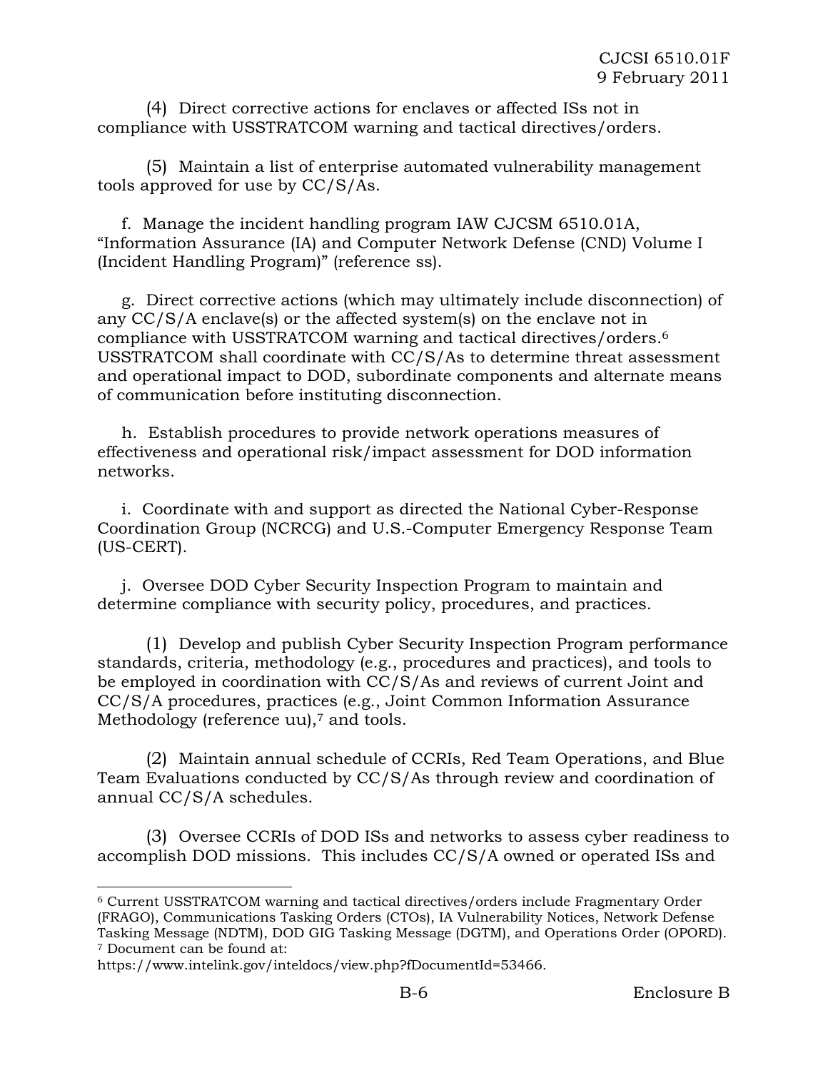(4) Direct corrective actions for enclaves or affected ISs not in compliance with USSTRATCOM warning and tactical directives/orders.

(5) Maintain a list of enterprise automated vulnerability management tools approved for use by CC/S/As.

f. Manage the incident handling program IAW CJCSM 6510.01A, "Information Assurance (IA) and Computer Network Defense (CND) Volume I (Incident Handling Program)" (reference ss).

g. Direct corrective actions (which may ultimately include disconnection) of any CC/S/A enclave(s) or the affected system(s) on the enclave not in compliance with USSTRATCOM warning and tactical directives/orders.[6] USSTRATCOM shall coordinate with CC/S/As to determine threat assessment and operational impact to DOD, subordinate components and alternate means of communication before instituting disconnection.

h. Establish procedures to provide network operations measures of effectiveness and operational risk/impact assessment for DOD information networks.

i. Coordinate with and support as directed the National Cyber-Response Coordination Group (NCRCG) and U.S.-Computer Emergency Response Team (US-CERT).

j. Oversee DOD Cyber Security Inspection Program to maintain and determine compliance with security policy, procedures, and practices.

(1) Develop and publish Cyber Security Inspection Program performance standards, criteria, methodology (e.g., procedures and practices), and tools to be employed in coordination with CC/S/As and reviews of current Joint and CC/S/A procedures, practices (e.g., Joint Common Information Assurance Methodology (reference uu),[7] and tools.

(2) Maintain annual schedule of CCRIs, Red Team Operations, and Blue Team Evaluations conducted by CC/S/As through review and coordination of annual CC/S/A schedules.

(3) Oversee CCRIs of DOD ISs and networks to assess cyber readiness to accomplish DOD missions. This includes CC/S/A owned or operated ISs and

---

[6] Current USSTRATCOM warning and tactical directives/orders include Fragmentary Order (FRAGO), Communications Tasking Orders (CTOs), IA Vulnerability Notices, Network Defense Tasking Message (NDTM), DOD GIG Tasking Message (DGTM), and Operations Order (OPORD).

[7] Document can be found at: https://www.intelink.gov/inteldocs/view.php?fDocumentId=53466.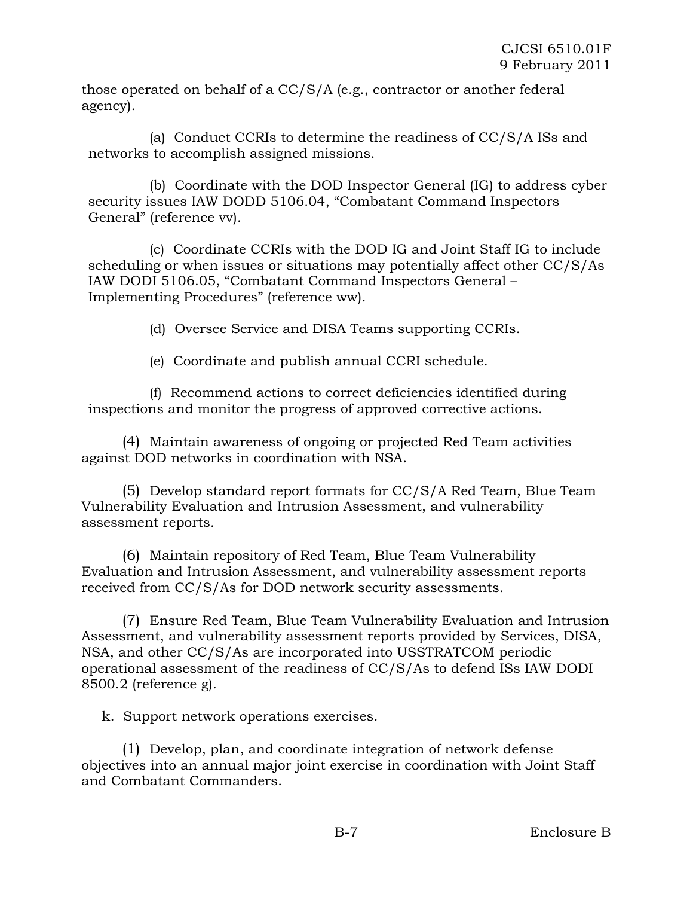those operated on behalf of a CC/S/A (e.g., contractor or another federal agency).

(a) Conduct CCRIs to determine the readiness of CC/S/A ISs and networks to accomplish assigned missions.

(b) Coordinate with the DOD Inspector General (IG) to address cyber security issues IAW DODD 5106.04, "Combatant Command Inspectors General" (reference vv).

(c) Coordinate CCRIs with the DOD IG and Joint Staff IG to include scheduling or when issues or situations may potentially affect other CC/S/As IAW DODI 5106.05, "Combatant Command Inspectors General – Implementing Procedures" (reference ww).

(d) Oversee Service and DISA Teams supporting CCRIs.

(e) Coordinate and publish annual CCRI schedule.

(f) Recommend actions to correct deficiencies identified during inspections and monitor the progress of approved corrective actions.

(4) Maintain awareness of ongoing or projected Red Team activities against DOD networks in coordination with NSA.

(5) Develop standard report formats for CC/S/A Red Team, Blue Team Vulnerability Evaluation and Intrusion Assessment, and vulnerability assessment reports.

(6) Maintain repository of Red Team, Blue Team Vulnerability Evaluation and Intrusion Assessment, and vulnerability assessment reports received from CC/S/As for DOD network security assessments.

(7) Ensure Red Team, Blue Team Vulnerability Evaluation and Intrusion Assessment, and vulnerability assessment reports provided by Services, DISA, NSA, and other CC/S/As are incorporated into USSTRATCOM periodic operational assessment of the readiness of CC/S/As to defend ISs IAW DODI 8500.2 (reference g).

k. Support network operations exercises.

(1) Develop, plan, and coordinate integration of network defense objectives into an annual major joint exercise in coordination with Joint Staff and Combatant Commanders.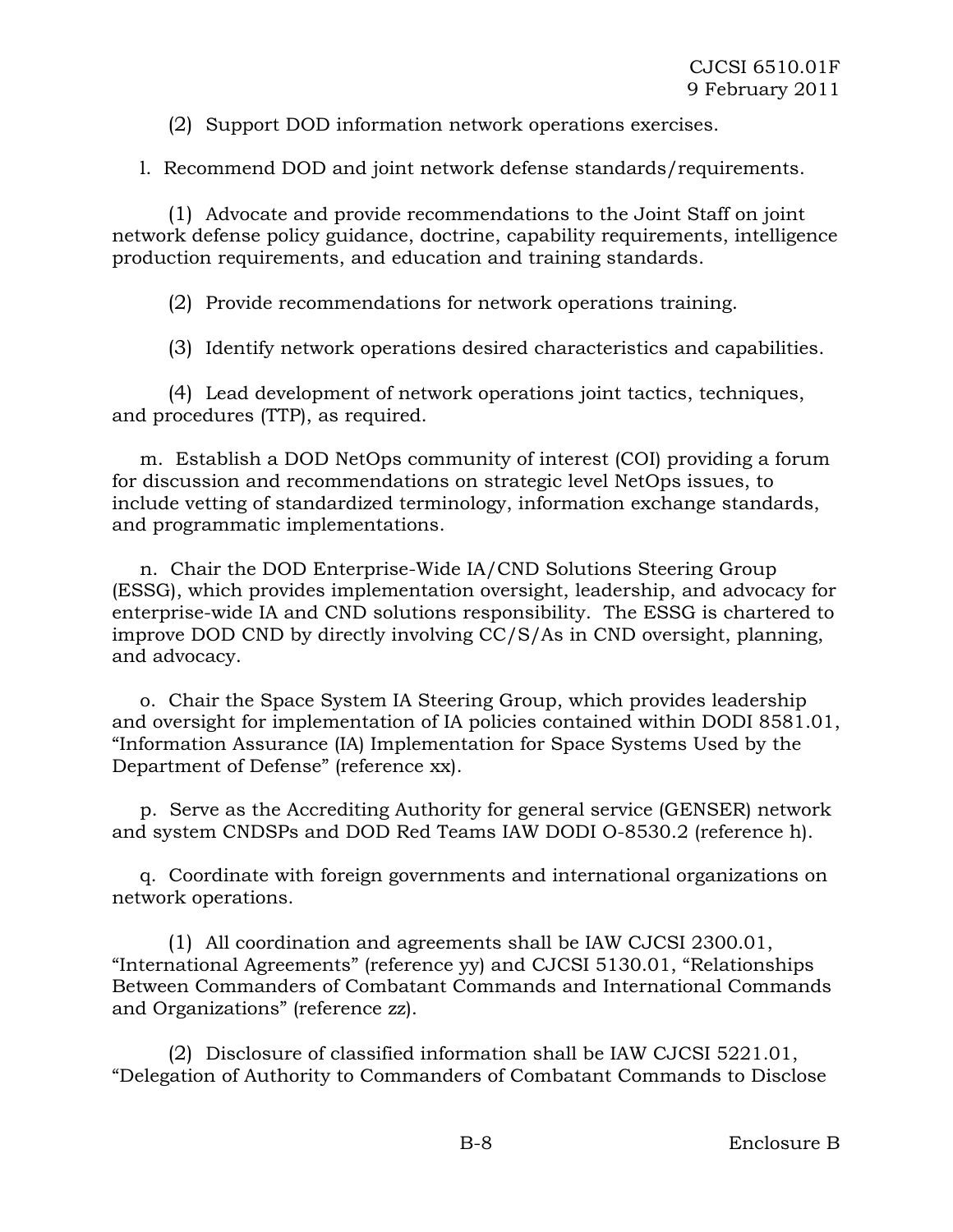(2) Support DOD information network operations exercises.

l. Recommend DOD and joint network defense standards/requirements.

(1) Advocate and provide recommendations to the Joint Staff on joint network defense policy guidance, doctrine, capability requirements, intelligence production requirements, and education and training standards.

(2) Provide recommendations for network operations training.

(3) Identify network operations desired characteristics and capabilities.

(4) Lead development of network operations joint tactics, techniques, and procedures (TTP), as required.

m. Establish a DOD NetOps community of interest (COI) providing a forum for discussion and recommendations on strategic level NetOps issues, to include vetting of standardized terminology, information exchange standards, and programmatic implementations.

n. Chair the DOD Enterprise-Wide IA/CND Solutions Steering Group (ESSG), which provides implementation oversight, leadership, and advocacy for enterprise-wide IA and CND solutions responsibility. The ESSG is chartered to improve DOD CND by directly involving CC/S/As in CND oversight, planning, and advocacy.

o. Chair the Space System IA Steering Group, which provides leadership and oversight for implementation of IA policies contained within DODI 8581.01, "Information Assurance (IA) Implementation for Space Systems Used by the Department of Defense" (reference xx).

p. Serve as the Accrediting Authority for general service (GENSER) network and system CNDSPs and DOD Red Teams IAW DODI O-8530.2 (reference h).

q. Coordinate with foreign governments and international organizations on network operations.

(1) All coordination and agreements shall be IAW CJCSI 2300.01, "International Agreements" (reference yy) and CJCSI 5130.01, "Relationships Between Commanders of Combatant Commands and International Commands and Organizations" (reference zz).

(2) Disclosure of classified information shall be IAW CJCSI 5221.01, "Delegation of Authority to Commanders of Combatant Commands to Disclose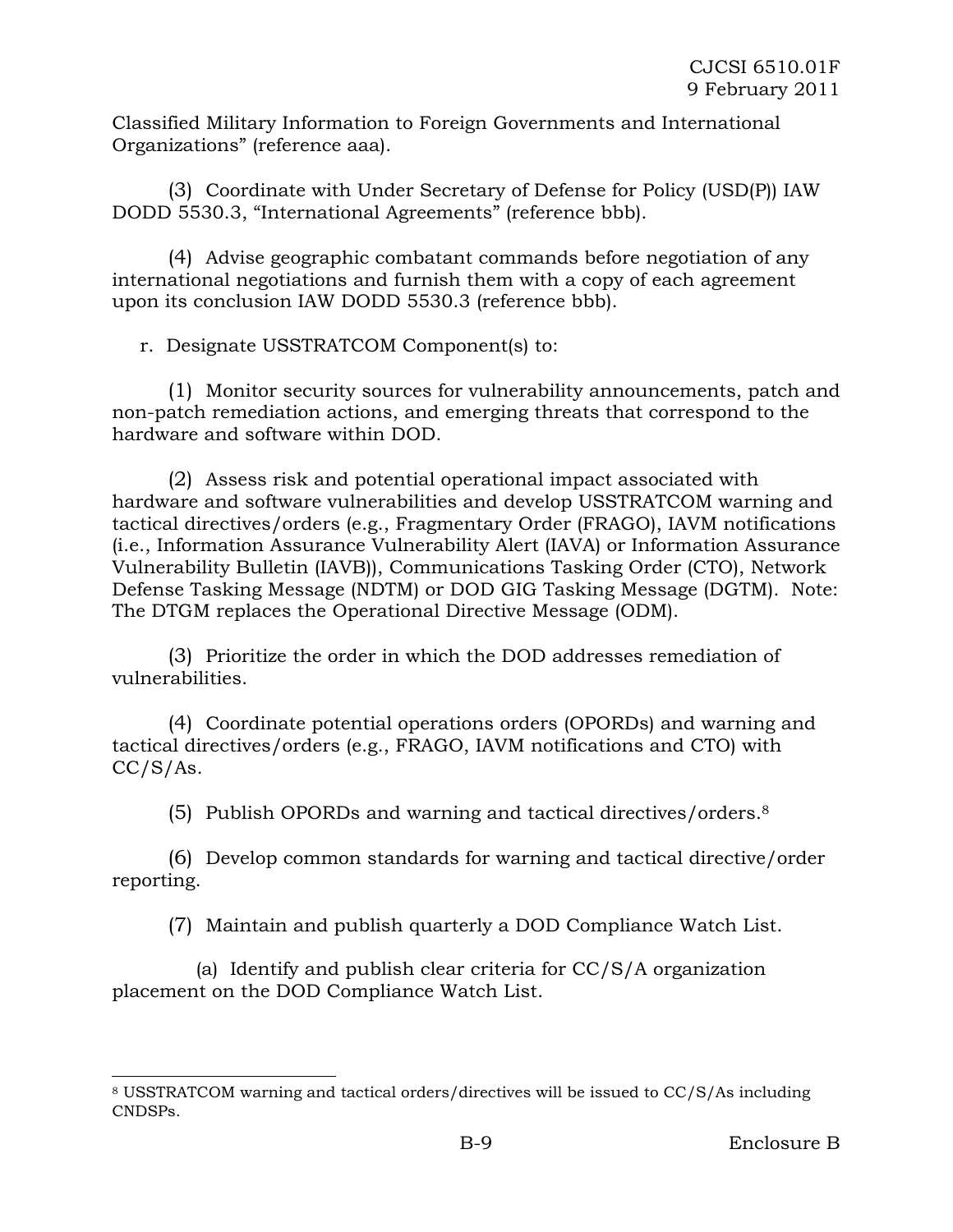Classified Military Information to Foreign Governments and International Organizations" (reference aaa).

(3) Coordinate with Under Secretary of Defense for Policy (USD(P)) IAW DODD 5530.3, "International Agreements" (reference bbb).

(4) Advise geographic combatant commands before negotiation of any international negotiations and furnish them with a copy of each agreement upon its conclusion IAW DODD 5530.3 (reference bbb).

r. Designate USSTRATCOM Component(s) to:

(1) Monitor security sources for vulnerability announcements, patch and non-patch remediation actions, and emerging threats that correspond to the hardware and software within DOD.

(2) Assess risk and potential operational impact associated with hardware and software vulnerabilities and develop USSTRATCOM warning and tactical directives/orders (e.g., Fragmentary Order (FRAGO), IAVM notifications (i.e., Information Assurance Vulnerability Alert (IAVA) or Information Assurance Vulnerability Bulletin (IAVB)), Communications Tasking Order (CTO), Network Defense Tasking Message (NDTM) or DOD GIG Tasking Message (DGTM). Note: The DTGM replaces the Operational Directive Message (ODM).

(3) Prioritize the order in which the DOD addresses remediation of vulnerabilities.

(4) Coordinate potential operations orders (OPORDs) and warning and tactical directives/orders (e.g., FRAGO, IAVM notifications and CTO) with CC/S/As.

(5) Publish OPORDs and warning and tactical directives/orders.[8]

(6) Develop common standards for warning and tactical directive/order reporting.

(7) Maintain and publish quarterly a DOD Compliance Watch List.

(a) Identify and publish clear criteria for CC/S/A organization placement on the DOD Compliance Watch List.

---

[8] USSTRATCOM warning and tactical orders/directives will be issued to CC/S/As including CNDSPs.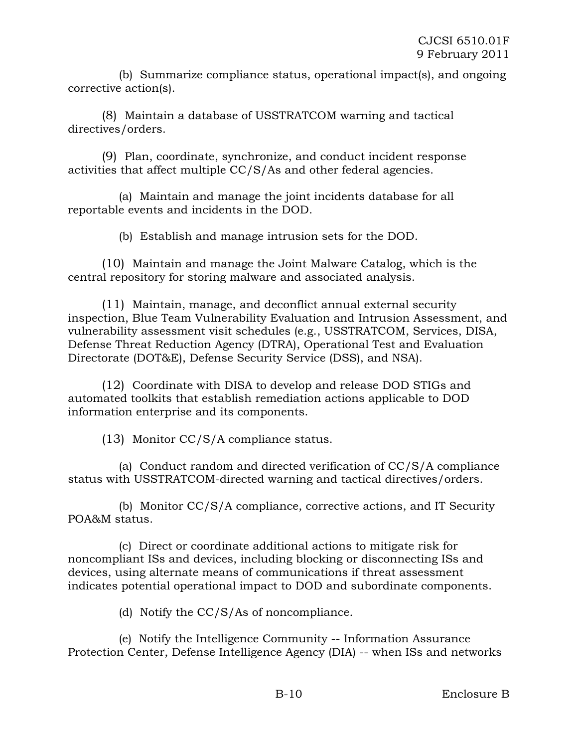(b) Summarize compliance status, operational impact(s), and ongoing corrective action(s).

(8) Maintain a database of USSTRATCOM warning and tactical directives/orders.

(9) Plan, coordinate, synchronize, and conduct incident response activities that affect multiple CC/S/As and other federal agencies.

(a) Maintain and manage the joint incidents database for all reportable events and incidents in the DOD.

(b) Establish and manage intrusion sets for the DOD.

(10) Maintain and manage the Joint Malware Catalog, which is the central repository for storing malware and associated analysis.

(11) Maintain, manage, and deconflict annual external security inspection, Blue Team Vulnerability Evaluation and Intrusion Assessment, and vulnerability assessment visit schedules (e.g., USSTRATCOM, Services, DISA, Defense Threat Reduction Agency (DTRA), Operational Test and Evaluation Directorate (DOT&E), Defense Security Service (DSS), and NSA).

(12) Coordinate with DISA to develop and release DOD STIGs and automated toolkits that establish remediation actions applicable to DOD information enterprise and its components.

(13) Monitor CC/S/A compliance status.

(a) Conduct random and directed verification of CC/S/A compliance status with USSTRATCOM-directed warning and tactical directives/orders.

(b) Monitor CC/S/A compliance, corrective actions, and IT Security POA&M status.

(c) Direct or coordinate additional actions to mitigate risk for noncompliant ISs and devices, including blocking or disconnecting ISs and devices, using alternate means of communications if threat assessment indicates potential operational impact to DOD and subordinate components.

(d) Notify the CC/S/As of noncompliance.

(e) Notify the Intelligence Community -- Information Assurance Protection Center, Defense Intelligence Agency (DIA) -- when ISs and networks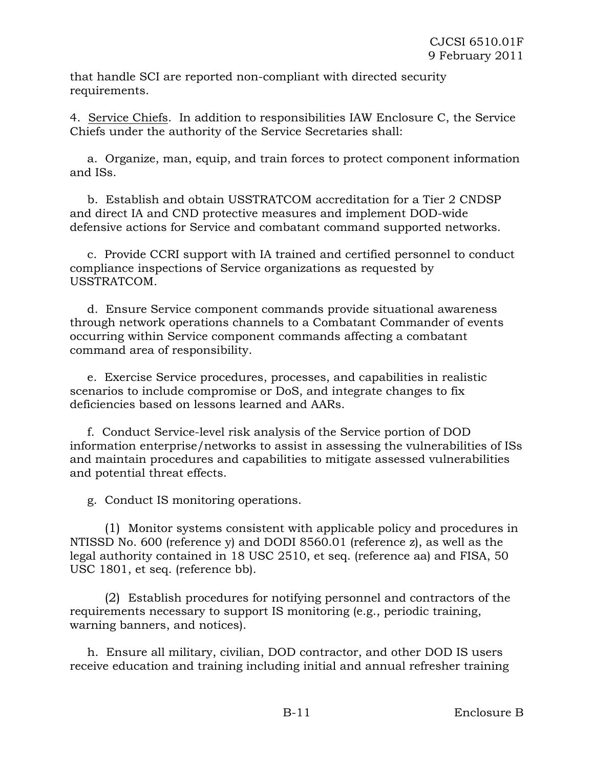that handle SCI are reported non-compliant with directed security requirements.

4. Service Chiefs. In addition to responsibilities IAW Enclosure C, the Service Chiefs under the authority of the Service Secretaries shall:

a. Organize, man, equip, and train forces to protect component information and ISs.

b. Establish and obtain USSTRATCOM accreditation for a Tier 2 CNDSP and direct IA and CND protective measures and implement DOD-wide defensive actions for Service and combatant command supported networks.

c. Provide CCRI support with IA trained and certified personnel to conduct compliance inspections of Service organizations as requested by USSTRATCOM.

d. Ensure Service component commands provide situational awareness through network operations channels to a Combatant Commander of events occurring within Service component commands affecting a combatant command area of responsibility.

e. Exercise Service procedures, processes, and capabilities in realistic scenarios to include compromise or DoS, and integrate changes to fix deficiencies based on lessons learned and AARs.

f. Conduct Service-level risk analysis of the Service portion of DOD information enterprise/networks to assist in assessing the vulnerabilities of ISs and maintain procedures and capabilities to mitigate assessed vulnerabilities and potential threat effects.

g. Conduct IS monitoring operations.

(1) Monitor systems consistent with applicable policy and procedures in NTISSD No. 600 (reference y) and DODI 8560.01 (reference z), as well as the legal authority contained in 18 USC 2510, et seq. (reference aa) and FISA, 50 USC 1801, et seq. (reference bb).

(2) Establish procedures for notifying personnel and contractors of the requirements necessary to support IS monitoring (e.g., periodic training, warning banners, and notices).

h. Ensure all military, civilian, DOD contractor, and other DOD IS users receive education and training including initial and annual refresher training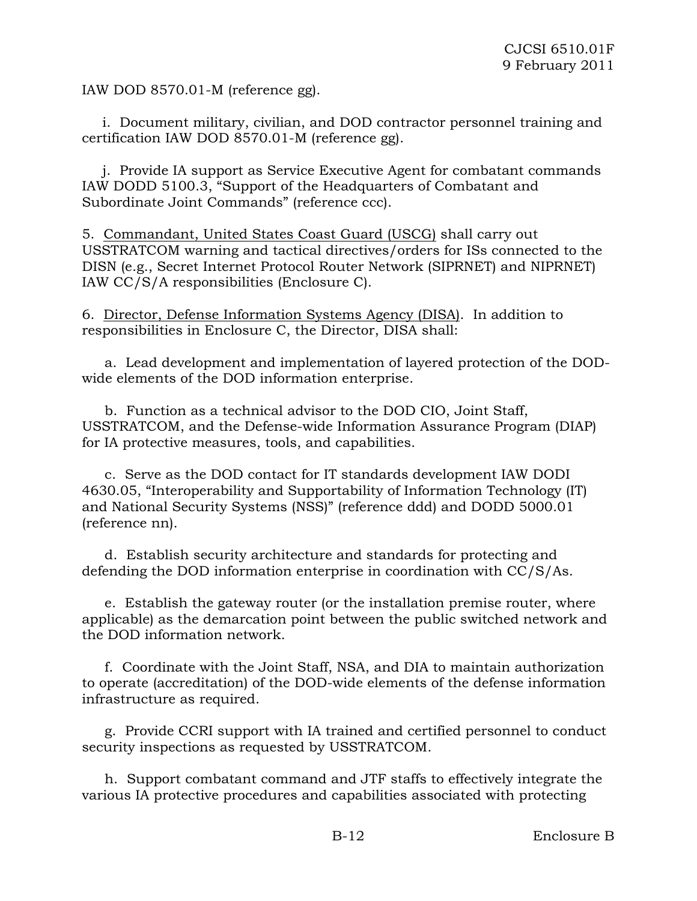IAW DOD 8570.01-M (reference gg).

i. Document military, civilian, and DOD contractor personnel training and certification IAW DOD 8570.01-M (reference gg).

j. Provide IA support as Service Executive Agent for combatant commands IAW DODD 5100.3, "Support of the Headquarters of Combatant and Subordinate Joint Commands" (reference ccc).

5. Commandant, United States Coast Guard (USCG) shall carry out USSTRATCOM warning and tactical directives/orders for ISs connected to the DISN (e.g., Secret Internet Protocol Router Network (SIPRNET) and NIPRNET) IAW CC/S/A responsibilities (Enclosure C).

6. Director, Defense Information Systems Agency (DISA). In addition to responsibilities in Enclosure C, the Director, DISA shall:

a. Lead development and implementation of layered protection of the DOD-wide elements of the DOD information enterprise.

b. Function as a technical advisor to the DOD CIO, Joint Staff, USSTRATCOM, and the Defense-wide Information Assurance Program (DIAP) for IA protective measures, tools, and capabilities.

c. Serve as the DOD contact for IT standards development IAW DODI 4630.05, "Interoperability and Supportability of Information Technology (IT) and National Security Systems (NSS)" (reference ddd) and DODD 5000.01 (reference nn).

d. Establish security architecture and standards for protecting and defending the DOD information enterprise in coordination with CC/S/As.

e. Establish the gateway router (or the installation premise router, where applicable) as the demarcation point between the public switched network and the DOD information network.

f. Coordinate with the Joint Staff, NSA, and DIA to maintain authorization to operate (accreditation) of the DOD-wide elements of the defense information infrastructure as required.

g. Provide CCRI support with IA trained and certified personnel to conduct security inspections as requested by USSTRATCOM.

h. Support combatant command and JTF staffs to effectively integrate the various IA protective procedures and capabilities associated with protecting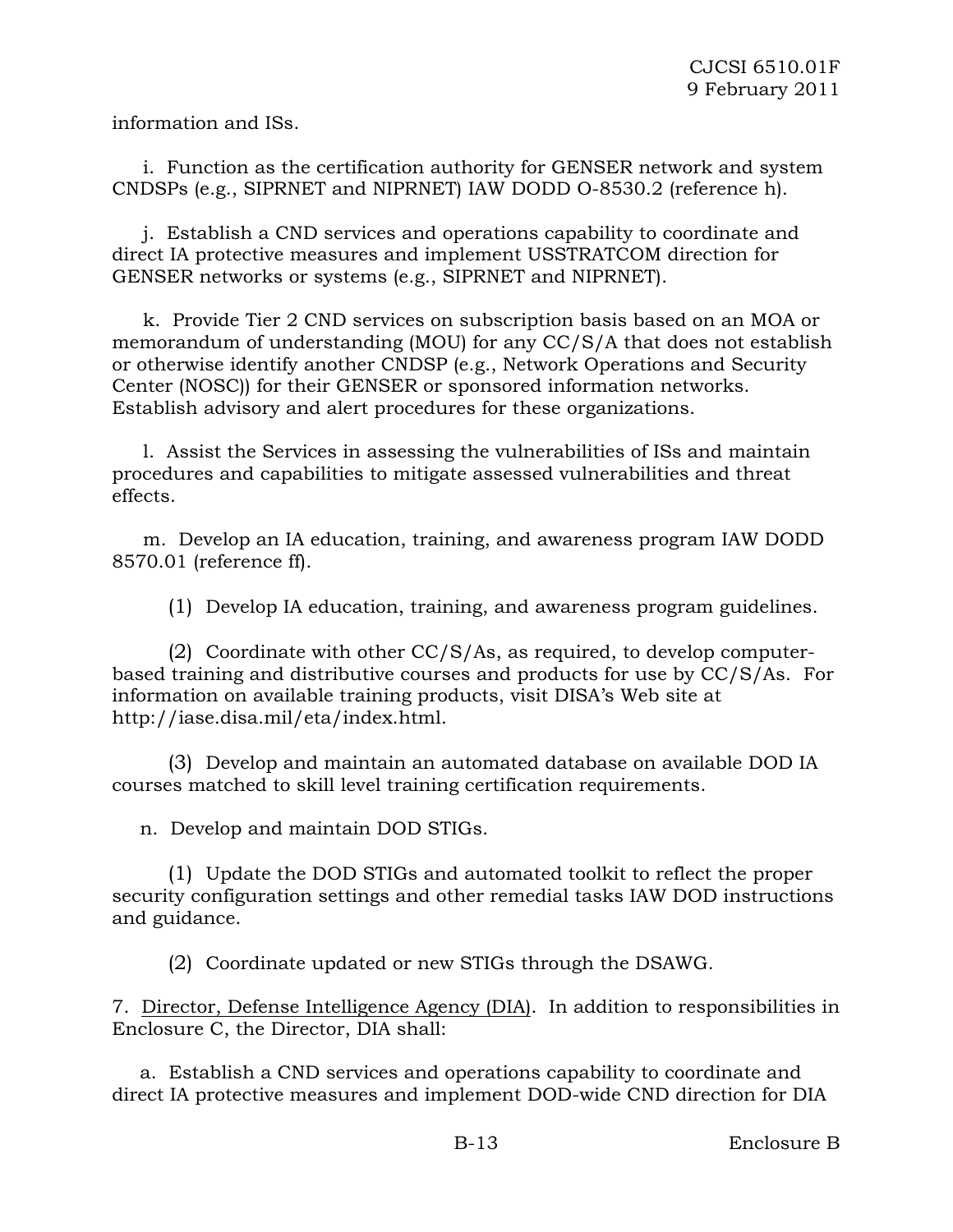information and ISs.

i. Function as the certification authority for GENSER network and system CNDSPs (e.g., SIPRNET and NIPRNET) IAW DODD O-8530.2 (reference h).

j. Establish a CND services and operations capability to coordinate and direct IA protective measures and implement USSTRATCOM direction for GENSER networks or systems (e.g., SIPRNET and NIPRNET).

k. Provide Tier 2 CND services on subscription basis based on an MOA or memorandum of understanding (MOU) for any CC/S/A that does not establish or otherwise identify another CNDSP (e.g., Network Operations and Security Center (NOSC)) for their GENSER or sponsored information networks. Establish advisory and alert procedures for these organizations.

l. Assist the Services in assessing the vulnerabilities of ISs and maintain procedures and capabilities to mitigate assessed vulnerabilities and threat effects.

m. Develop an IA education, training, and awareness program IAW DODD 8570.01 (reference ff).

(1) Develop IA education, training, and awareness program guidelines.

(2) Coordinate with other CC/S/As, as required, to develop computer-based training and distributive courses and products for use by CC/S/As. For information on available training products, visit DISA's Web site at http://iase.disa.mil/eta/index.html.

(3) Develop and maintain an automated database on available DOD IA courses matched to skill level training certification requirements.

n. Develop and maintain DOD STIGs.

(1) Update the DOD STIGs and automated toolkit to reflect the proper security configuration settings and other remedial tasks IAW DOD instructions and guidance.

(2) Coordinate updated or new STIGs through the DSAWG.

7. Director, Defense Intelligence Agency (DIA). In addition to responsibilities in Enclosure C, the Director, DIA shall:

a. Establish a CND services and operations capability to coordinate and direct IA protective measures and implement DOD-wide CND direction for DIA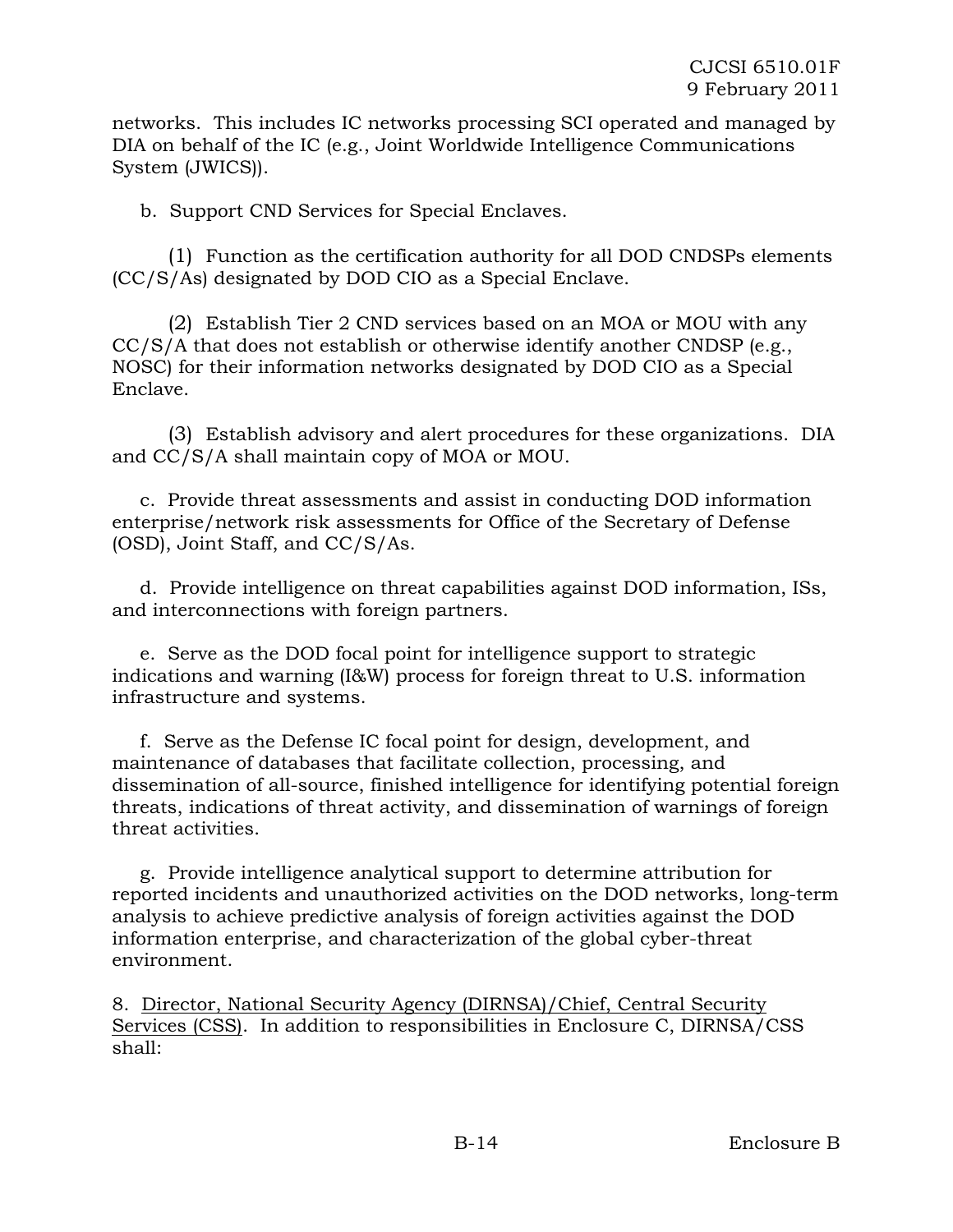networks. This includes IC networks processing SCI operated and managed by DIA on behalf of the IC (e.g., Joint Worldwide Intelligence Communications System (JWICS)).

b. Support CND Services for Special Enclaves.

(1) Function as the certification authority for all DOD CNDSPs elements (CC/S/As) designated by DOD CIO as a Special Enclave.

(2) Establish Tier 2 CND services based on an MOA or MOU with any CC/S/A that does not establish or otherwise identify another CNDSP (e.g., NOSC) for their information networks designated by DOD CIO as a Special Enclave.

(3) Establish advisory and alert procedures for these organizations. DIA and CC/S/A shall maintain copy of MOA or MOU.

c. Provide threat assessments and assist in conducting DOD information enterprise/network risk assessments for Office of the Secretary of Defense (OSD), Joint Staff, and CC/S/As.

d. Provide intelligence on threat capabilities against DOD information, ISs, and interconnections with foreign partners.

e. Serve as the DOD focal point for intelligence support to strategic indications and warning (I&W) process for foreign threat to U.S. information infrastructure and systems.

f. Serve as the Defense IC focal point for design, development, and maintenance of databases that facilitate collection, processing, and dissemination of all-source, finished intelligence for identifying potential foreign threats, indications of threat activity, and dissemination of warnings of foreign threat activities.

g. Provide intelligence analytical support to determine attribution for reported incidents and unauthorized activities on the DOD networks, long-term analysis to achieve predictive analysis of foreign activities against the DOD information enterprise, and characterization of the global cyber-threat environment.

8. <u>Director, National Security Agency (DIRNSA)/Chief, Central Security Services (CSS)</u>. In addition to responsibilities in Enclosure C, DIRNSA/CSS shall: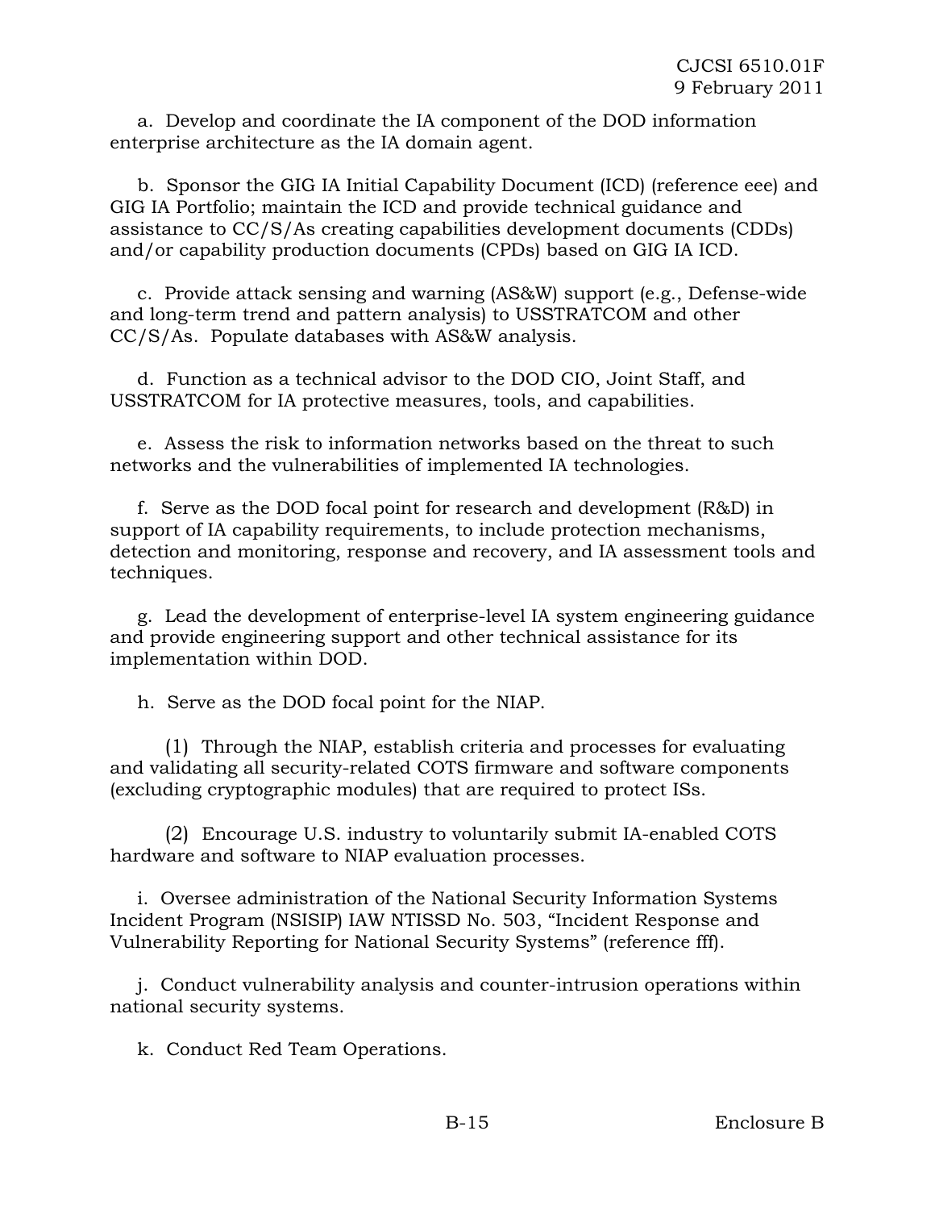a. Develop and coordinate the IA component of the DOD information enterprise architecture as the IA domain agent.

b. Sponsor the GIG IA Initial Capability Document (ICD) (reference eee) and GIG IA Portfolio; maintain the ICD and provide technical guidance and assistance to CC/S/As creating capabilities development documents (CDDs) and/or capability production documents (CPDs) based on GIG IA ICD.

c. Provide attack sensing and warning (AS&W) support (e.g., Defense-wide and long-term trend and pattern analysis) to USSTRATCOM and other CC/S/As. Populate databases with AS&W analysis.

d. Function as a technical advisor to the DOD CIO, Joint Staff, and USSTRATCOM for IA protective measures, tools, and capabilities.

e. Assess the risk to information networks based on the threat to such networks and the vulnerabilities of implemented IA technologies.

f. Serve as the DOD focal point for research and development (R&D) in support of IA capability requirements, to include protection mechanisms, detection and monitoring, response and recovery, and IA assessment tools and techniques.

g. Lead the development of enterprise-level IA system engineering guidance and provide engineering support and other technical assistance for its implementation within DOD.

h. Serve as the DOD focal point for the NIAP.

(1) Through the NIAP, establish criteria and processes for evaluating and validating all security-related COTS firmware and software components (excluding cryptographic modules) that are required to protect ISs.

(2) Encourage U.S. industry to voluntarily submit IA-enabled COTS hardware and software to NIAP evaluation processes.

i. Oversee administration of the National Security Information Systems Incident Program (NSISIP) IAW NTISSD No. 503, "Incident Response and Vulnerability Reporting for National Security Systems" (reference fff).

j. Conduct vulnerability analysis and counter-intrusion operations within national security systems.

k. Conduct Red Team Operations.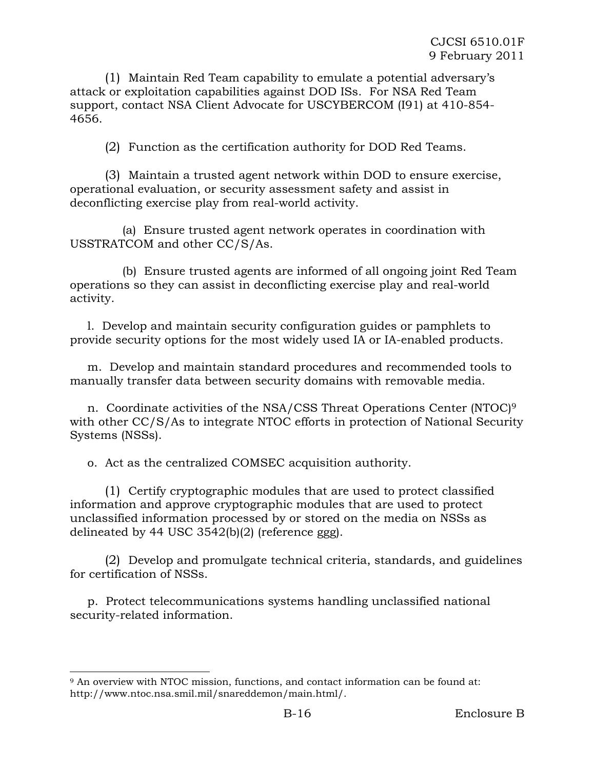(1) Maintain Red Team capability to emulate a potential adversary's attack or exploitation capabilities against DOD ISs. For NSA Red Team support, contact NSA Client Advocate for USCYBERCOM (I91) at 410-854-4656.

(2) Function as the certification authority for DOD Red Teams.

(3) Maintain a trusted agent network within DOD to ensure exercise, operational evaluation, or security assessment safety and assist in deconflicting exercise play from real-world activity.

(a) Ensure trusted agent network operates in coordination with USSTRATCOM and other CC/S/As.

(b) Ensure trusted agents are informed of all ongoing joint Red Team operations so they can assist in deconflicting exercise play and real-world activity.

l. Develop and maintain security configuration guides or pamphlets to provide security options for the most widely used IA or IA-enabled products.

m. Develop and maintain standard procedures and recommended tools to manually transfer data between security domains with removable media.

n. Coordinate activities of the NSA/CSS Threat Operations Center (NTOC)[9] with other CC/S/As to integrate NTOC efforts in protection of National Security Systems (NSSs).

o. Act as the centralized COMSEC acquisition authority.

(1) Certify cryptographic modules that are used to protect classified information and approve cryptographic modules that are used to protect unclassified information processed by or stored on the media on NSSs as delineated by 44 USC 3542(b)(2) (reference ggg).

(2) Develop and promulgate technical criteria, standards, and guidelines for certification of NSSs.

p. Protect telecommunications systems handling unclassified national security-related information.

---

[9] An overview with NTOC mission, functions, and contact information can be found at: http://www.ntoc.nsa.smil.mil/snareddemon/main.html/.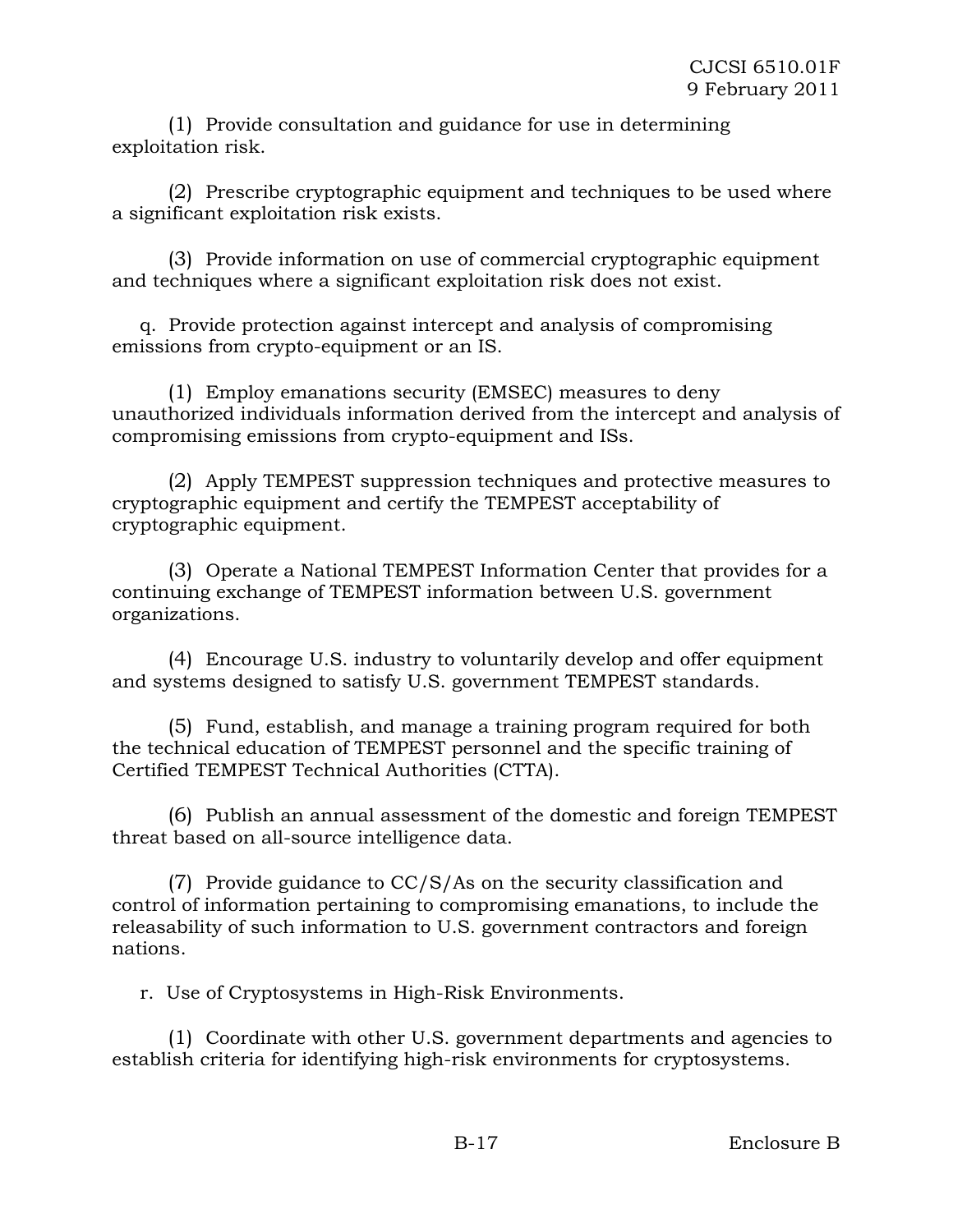(1) Provide consultation and guidance for use in determining exploitation risk.

(2) Prescribe cryptographic equipment and techniques to be used where a significant exploitation risk exists.

(3) Provide information on use of commercial cryptographic equipment and techniques where a significant exploitation risk does not exist.

q. Provide protection against intercept and analysis of compromising emissions from crypto-equipment or an IS.

(1) Employ emanations security (EMSEC) measures to deny unauthorized individuals information derived from the intercept and analysis of compromising emissions from crypto-equipment and ISs.

(2) Apply TEMPEST suppression techniques and protective measures to cryptographic equipment and certify the TEMPEST acceptability of cryptographic equipment.

(3) Operate a National TEMPEST Information Center that provides for a continuing exchange of TEMPEST information between U.S. government organizations.

(4) Encourage U.S. industry to voluntarily develop and offer equipment and systems designed to satisfy U.S. government TEMPEST standards.

(5) Fund, establish, and manage a training program required for both the technical education of TEMPEST personnel and the specific training of Certified TEMPEST Technical Authorities (CTTA).

(6) Publish an annual assessment of the domestic and foreign TEMPEST threat based on all-source intelligence data.

(7) Provide guidance to CC/S/As on the security classification and control of information pertaining to compromising emanations, to include the releasability of such information to U.S. government contractors and foreign nations.

r. Use of Cryptosystems in High-Risk Environments.

(1) Coordinate with other U.S. government departments and agencies to establish criteria for identifying high-risk environments for cryptosystems.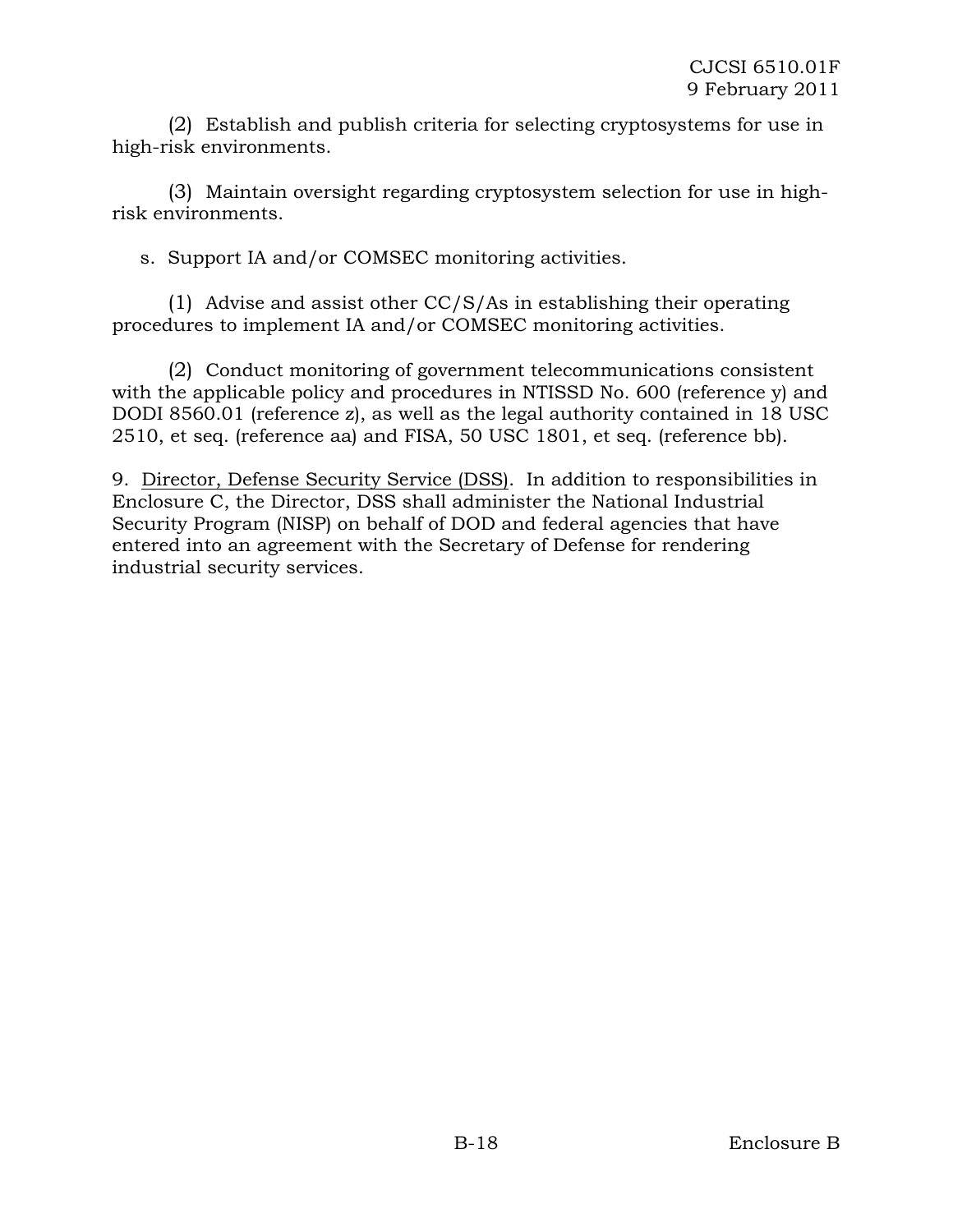(2) Establish and publish criteria for selecting cryptosystems for use in high-risk environments.

(3) Maintain oversight regarding cryptosystem selection for use in high-risk environments.

s. Support IA and/or COMSEC monitoring activities.

(1) Advise and assist other CC/S/As in establishing their operating procedures to implement IA and/or COMSEC monitoring activities.

(2) Conduct monitoring of government telecommunications consistent with the applicable policy and procedures in NTISSD No. 600 (reference y) and DODI 8560.01 (reference z), as well as the legal authority contained in 18 USC 2510, et seq. (reference aa) and FISA, 50 USC 1801, et seq. (reference bb).

9. Director, Defense Security Service (DSS). In addition to responsibilities in Enclosure C, the Director, DSS shall administer the National Industrial Security Program (NISP) on behalf of DOD and federal agencies that have entered into an agreement with the Secretary of Defense for rendering industrial security services.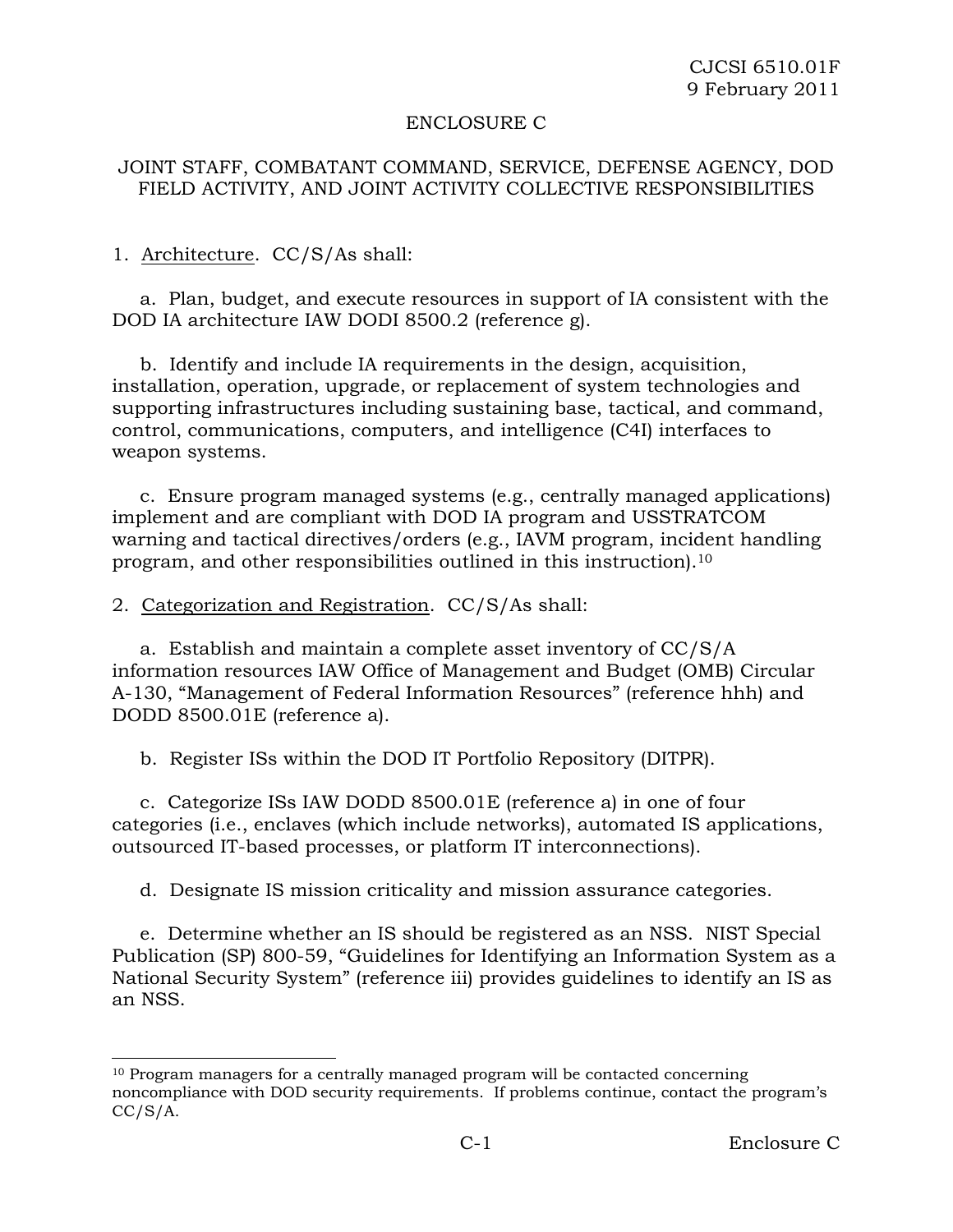ENCLOSURE C

JOINT STAFF, COMBATANT COMMAND, SERVICE, DEFENSE AGENCY, DOD FIELD ACTIVITY, AND JOINT ACTIVITY COLLECTIVE RESPONSIBILITIES

1. Architecture. CC/S/As shall:

a. Plan, budget, and execute resources in support of IA consistent with the DOD IA architecture IAW DODI 8500.2 (reference g).

b. Identify and include IA requirements in the design, acquisition, installation, operation, upgrade, or replacement of system technologies and supporting infrastructures including sustaining base, tactical, and command, control, communications, computers, and intelligence (C4I) interfaces to weapon systems.

c. Ensure program managed systems (e.g., centrally managed applications) implement and are compliant with DOD IA program and USSTRATCOM warning and tactical directives/orders (e.g., IAVM program, incident handling program, and other responsibilities outlined in this instruction).[10]

2. Categorization and Registration. CC/S/As shall:

a. Establish and maintain a complete asset inventory of CC/S/A information resources IAW Office of Management and Budget (OMB) Circular A-130, "Management of Federal Information Resources" (reference hhh) and DODD 8500.01E (reference a).

b. Register ISs within the DOD IT Portfolio Repository (DITPR).

c. Categorize ISs IAW DODD 8500.01E (reference a) in one of four categories (i.e., enclaves (which include networks), automated IS applications, outsourced IT-based processes, or platform IT interconnections).

d. Designate IS mission criticality and mission assurance categories.

e. Determine whether an IS should be registered as an NSS. NIST Special Publication (SP) 800-59, "Guidelines for Identifying an Information System as a National Security System" (reference iii) provides guidelines to identify an IS as an NSS.

---

[10] Program managers for a centrally managed program will be contacted concerning noncompliance with DOD security requirements. If problems continue, contact the program's CC/S/A.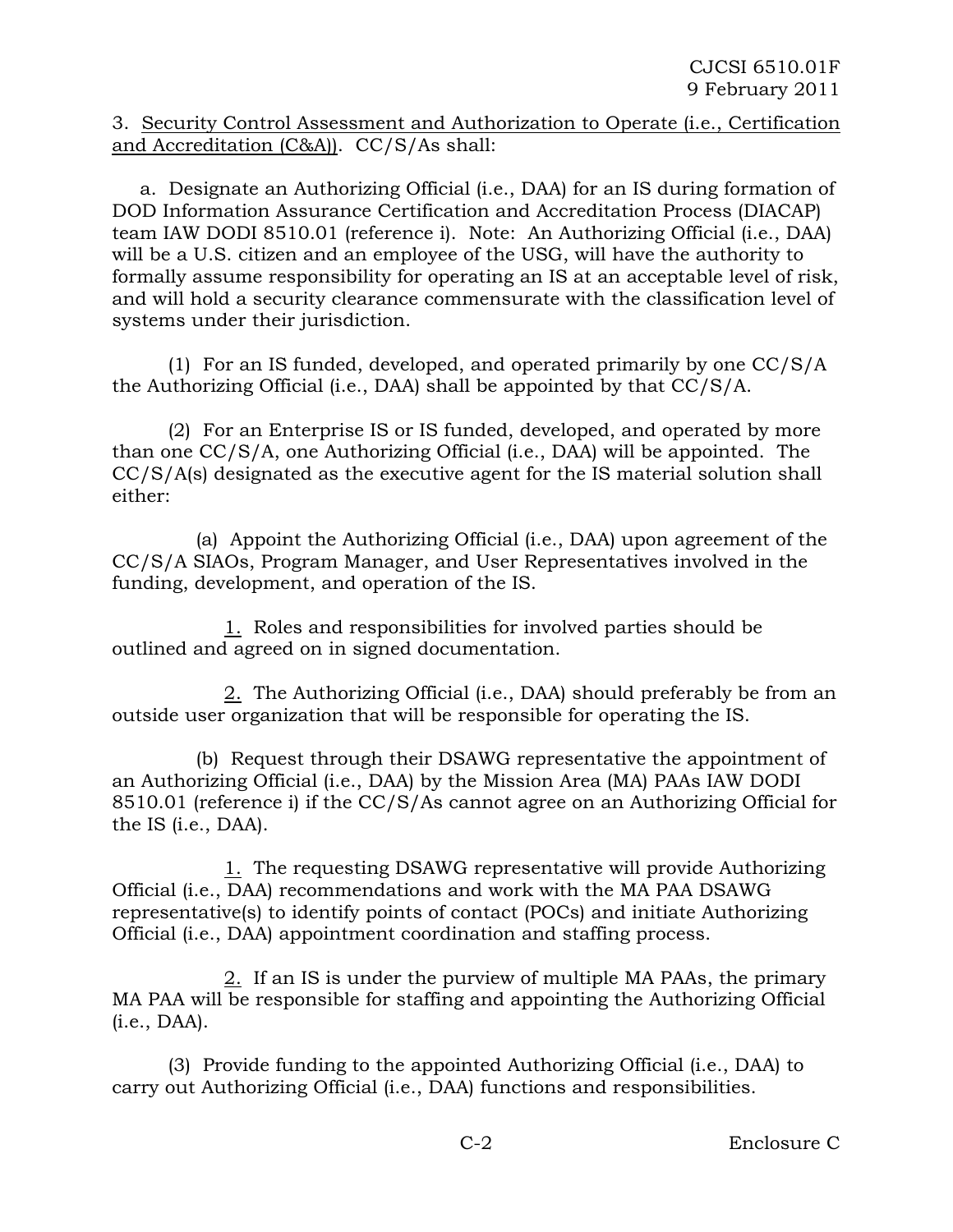3. Security Control Assessment and Authorization to Operate (i.e., Certification and Accreditation (C&A)). CC/S/As shall:

a. Designate an Authorizing Official (i.e., DAA) for an IS during formation of DOD Information Assurance Certification and Accreditation Process (DIACAP) team IAW DODI 8510.01 (reference i). Note: An Authorizing Official (i.e., DAA) will be a U.S. citizen and an employee of the USG, will have the authority to formally assume responsibility for operating an IS at an acceptable level of risk, and will hold a security clearance commensurate with the classification level of systems under their jurisdiction.

(1) For an IS funded, developed, and operated primarily by one CC/S/A the Authorizing Official (i.e., DAA) shall be appointed by that CC/S/A.

(2) For an Enterprise IS or IS funded, developed, and operated by more than one CC/S/A, one Authorizing Official (i.e., DAA) will be appointed. The CC/S/A(s) designated as the executive agent for the IS material solution shall either:

(a) Appoint the Authorizing Official (i.e., DAA) upon agreement of the CC/S/A SIAOs, Program Manager, and User Representatives involved in the funding, development, and operation of the IS.

1. Roles and responsibilities for involved parties should be outlined and agreed on in signed documentation.

2. The Authorizing Official (i.e., DAA) should preferably be from an outside user organization that will be responsible for operating the IS.

(b) Request through their DSAWG representative the appointment of an Authorizing Official (i.e., DAA) by the Mission Area (MA) PAAs IAW DODI 8510.01 (reference i) if the CC/S/As cannot agree on an Authorizing Official for the IS (i.e., DAA).

1. The requesting DSAWG representative will provide Authorizing Official (i.e., DAA) recommendations and work with the MA PAA DSAWG representative(s) to identify points of contact (POCs) and initiate Authorizing Official (i.e., DAA) appointment coordination and staffing process.

2. If an IS is under the purview of multiple MA PAAs, the primary MA PAA will be responsible for staffing and appointing the Authorizing Official (i.e., DAA).

(3) Provide funding to the appointed Authorizing Official (i.e., DAA) to carry out Authorizing Official (i.e., DAA) functions and responsibilities.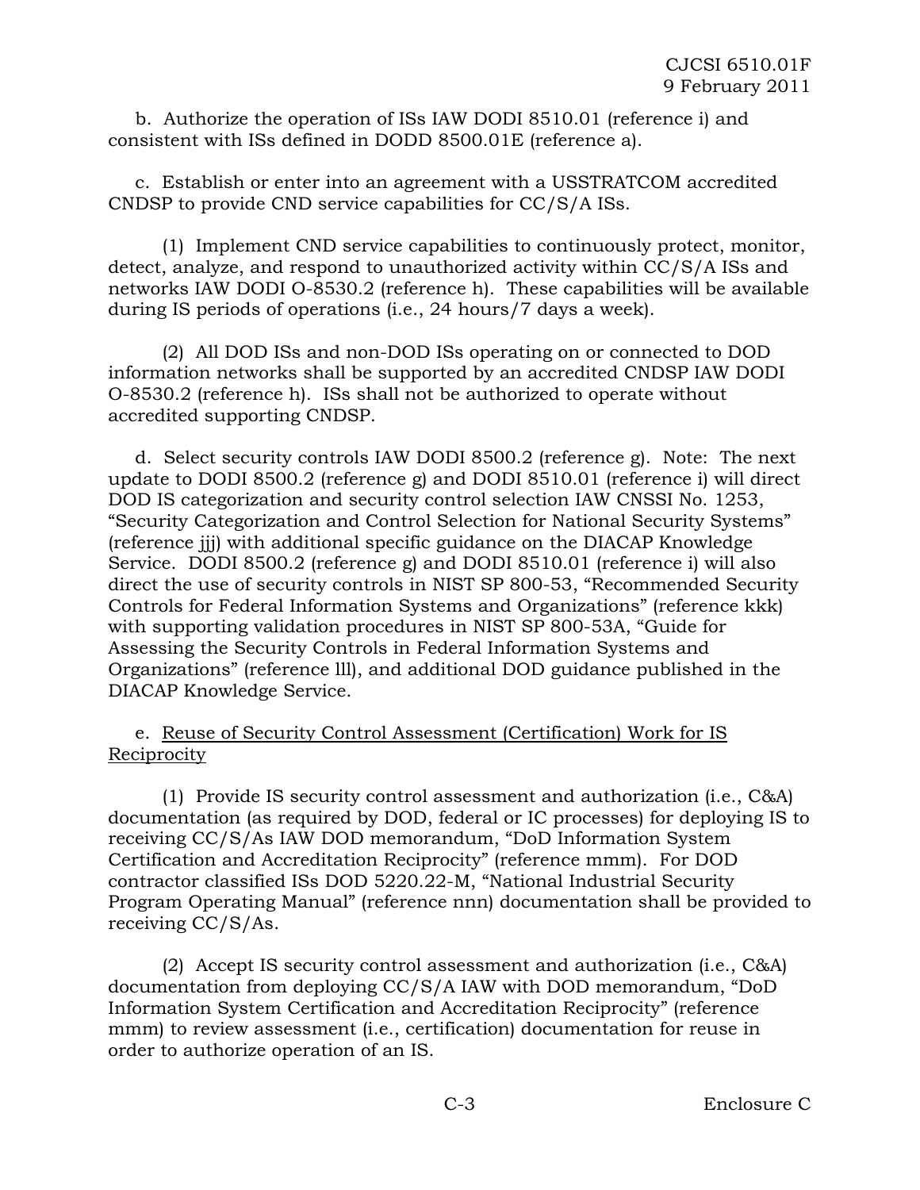b. Authorize the operation of ISs IAW DODI 8510.01 (reference i) and consistent with ISs defined in DODD 8500.01E (reference a).

c. Establish or enter into an agreement with a USSTRATCOM accredited CNDSP to provide CND service capabilities for CC/S/A ISs.

(1) Implement CND service capabilities to continuously protect, monitor, detect, analyze, and respond to unauthorized activity within CC/S/A ISs and networks IAW DODI O-8530.2 (reference h). These capabilities will be available during IS periods of operations (i.e., 24 hours/7 days a week).

(2) All DOD ISs and non-DOD ISs operating on or connected to DOD information networks shall be supported by an accredited CNDSP IAW DODI O-8530.2 (reference h). ISs shall not be authorized to operate without accredited supporting CNDSP.

d. Select security controls IAW DODI 8500.2 (reference g). Note: The next update to DODI 8500.2 (reference g) and DODI 8510.01 (reference i) will direct DOD IS categorization and security control selection IAW CNSSI No. 1253, "Security Categorization and Control Selection for National Security Systems" (reference jjj) with additional specific guidance on the DIACAP Knowledge Service. DODI 8500.2 (reference g) and DODI 8510.01 (reference i) will also direct the use of security controls in NIST SP 800-53, "Recommended Security Controls for Federal Information Systems and Organizations" (reference kkk) with supporting validation procedures in NIST SP 800-53A, "Guide for Assessing the Security Controls in Federal Information Systems and Organizations" (reference lll), and additional DOD guidance published in the DIACAP Knowledge Service.

e. Reuse of Security Control Assessment (Certification) Work for IS Reciprocity

(1) Provide IS security control assessment and authorization (i.e., C&A) documentation (as required by DOD, federal or IC processes) for deploying IS to receiving CC/S/As IAW DOD memorandum, "DoD Information System Certification and Accreditation Reciprocity" (reference mmm). For DOD contractor classified ISs DOD 5220.22-M, "National Industrial Security Program Operating Manual" (reference nnn) documentation shall be provided to receiving CC/S/As.

(2) Accept IS security control assessment and authorization (i.e., C&A) documentation from deploying CC/S/A IAW with DOD memorandum, "DoD Information System Certification and Accreditation Reciprocity" (reference mmm) to review assessment (i.e., certification) documentation for reuse in order to authorize operation of an IS.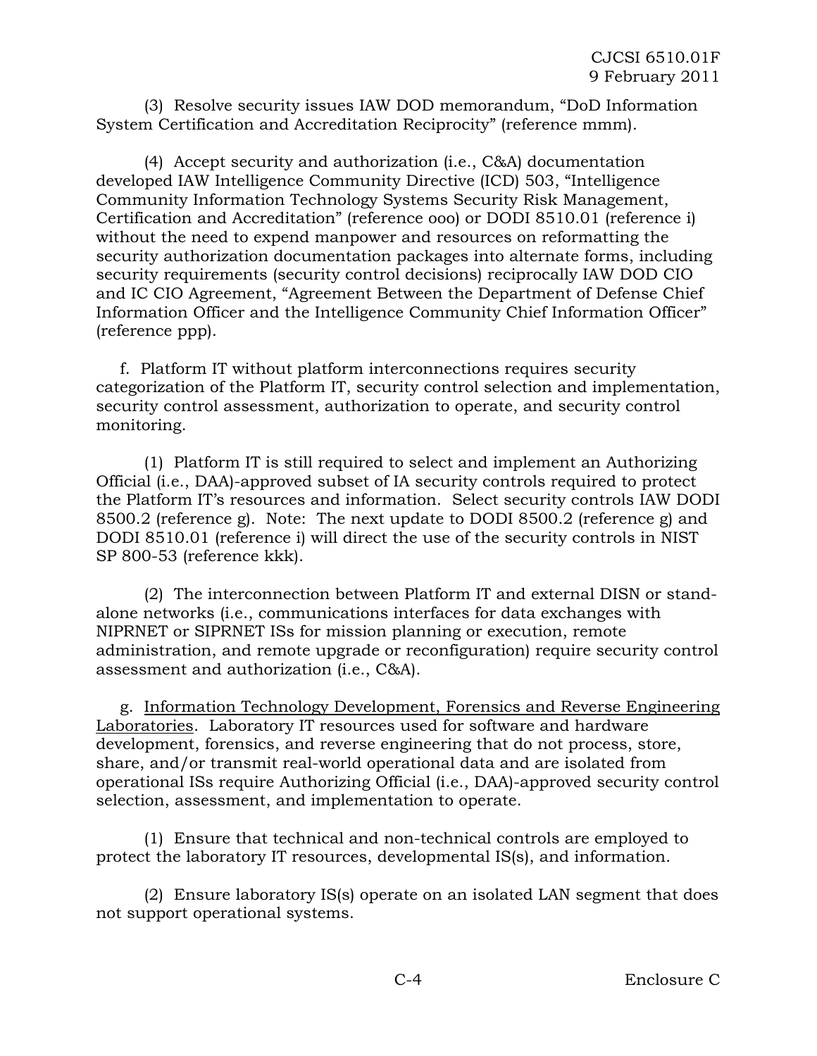(3) Resolve security issues IAW DOD memorandum, “DoD Information System Certification and Accreditation Reciprocity” (reference mmm).

(4) Accept security and authorization (i.e., C&A) documentation developed IAW Intelligence Community Directive (ICD) 503, “Intelligence Community Information Technology Systems Security Risk Management, Certification and Accreditation” (reference ooo) or DODI 8510.01 (reference i) without the need to expend manpower and resources on reformatting the security authorization documentation packages into alternate forms, including security requirements (security control decisions) reciprocally IAW DOD CIO and IC CIO Agreement, “Agreement Between the Department of Defense Chief Information Officer and the Intelligence Community Chief Information Officer” (reference ppp).

f. Platform IT without platform interconnections requires security categorization of the Platform IT, security control selection and implementation, security control assessment, authorization to operate, and security control monitoring.

(1) Platform IT is still required to select and implement an Authorizing Official (i.e., DAA)-approved subset of IA security controls required to protect the Platform IT’s resources and information. Select security controls IAW DODI 8500.2 (reference g). Note: The next update to DODI 8500.2 (reference g) and DODI 8510.01 (reference i) will direct the use of the security controls in NIST SP 800-53 (reference kkk).

(2) The interconnection between Platform IT and external DISN or stand-alone networks (i.e., communications interfaces for data exchanges with NIPRNET or SIPRNET ISs for mission planning or execution, remote administration, and remote upgrade or reconfiguration) require security control assessment and authorization (i.e., C&A).

g. Information Technology Development, Forensics and Reverse Engineering Laboratories. Laboratory IT resources used for software and hardware development, forensics, and reverse engineering that do not process, store, share, and/or transmit real-world operational data and are isolated from operational ISs require Authorizing Official (i.e., DAA)-approved security control selection, assessment, and implementation to operate.

(1) Ensure that technical and non-technical controls are employed to protect the laboratory IT resources, developmental IS(s), and information.

(2) Ensure laboratory IS(s) operate on an isolated LAN segment that does not support operational systems.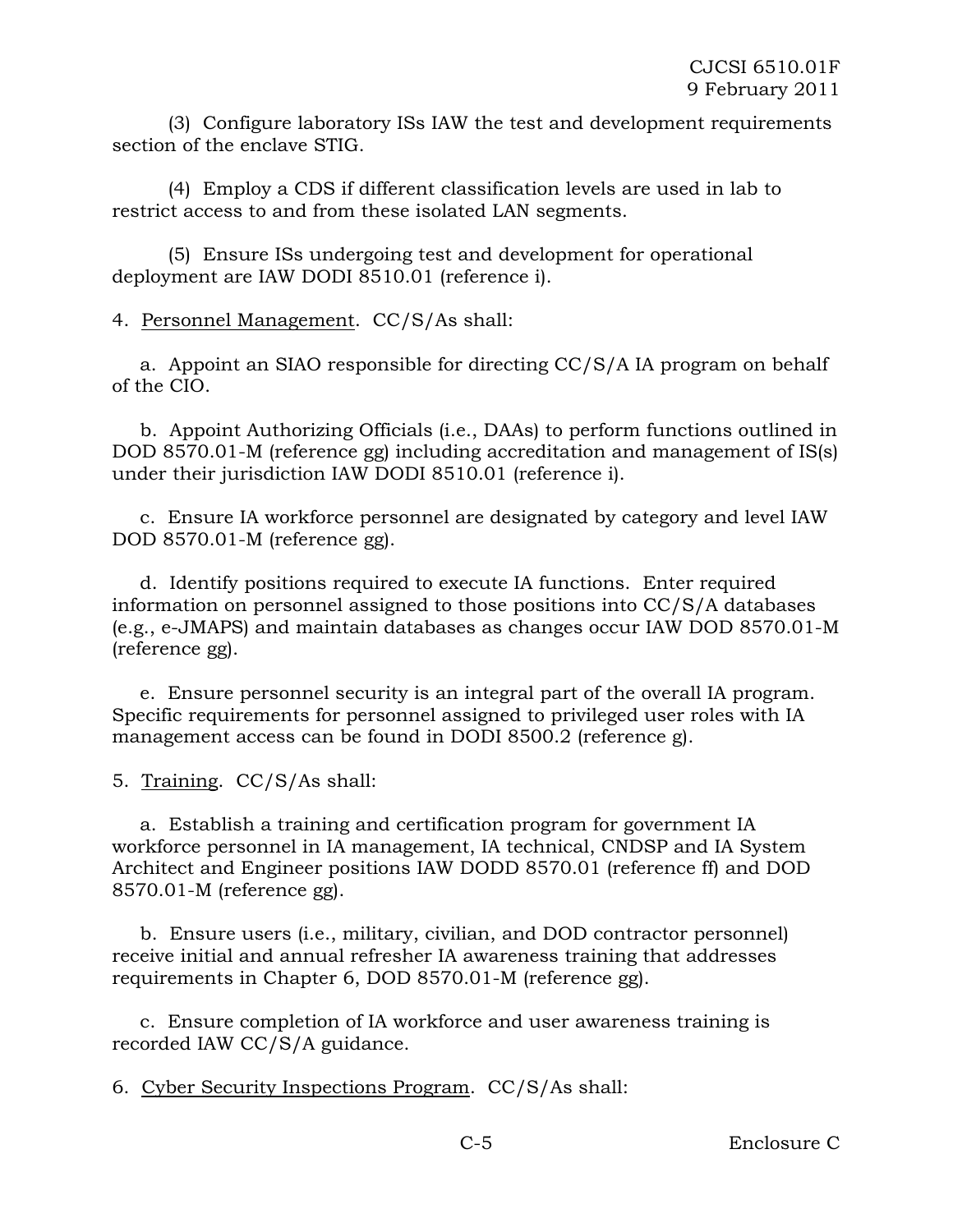(3) Configure laboratory ISs IAW the test and development requirements section of the enclave STIG.

(4) Employ a CDS if different classification levels are used in lab to restrict access to and from these isolated LAN segments.

(5) Ensure ISs undergoing test and development for operational deployment are IAW DODI 8510.01 (reference i).

4. Personnel Management. CC/S/As shall:

a. Appoint an SIAO responsible for directing CC/S/A IA program on behalf of the CIO.

b. Appoint Authorizing Officials (i.e., DAAs) to perform functions outlined in DOD 8570.01-M (reference gg) including accreditation and management of IS(s) under their jurisdiction IAW DODI 8510.01 (reference i).

c. Ensure IA workforce personnel are designated by category and level IAW DOD 8570.01-M (reference gg).

d. Identify positions required to execute IA functions. Enter required information on personnel assigned to those positions into CC/S/A databases (e.g., e-JMAPS) and maintain databases as changes occur IAW DOD 8570.01-M (reference gg).

e. Ensure personnel security is an integral part of the overall IA program. Specific requirements for personnel assigned to privileged user roles with IA management access can be found in DODI 8500.2 (reference g).

5. Training. CC/S/As shall:

a. Establish a training and certification program for government IA workforce personnel in IA management, IA technical, CNDSP and IA System Architect and Engineer positions IAW DODD 8570.01 (reference ff) and DOD 8570.01-M (reference gg).

b. Ensure users (i.e., military, civilian, and DOD contractor personnel) receive initial and annual refresher IA awareness training that addresses requirements in Chapter 6, DOD 8570.01-M (reference gg).

c. Ensure completion of IA workforce and user awareness training is recorded IAW CC/S/A guidance.

6. Cyber Security Inspections Program. CC/S/As shall: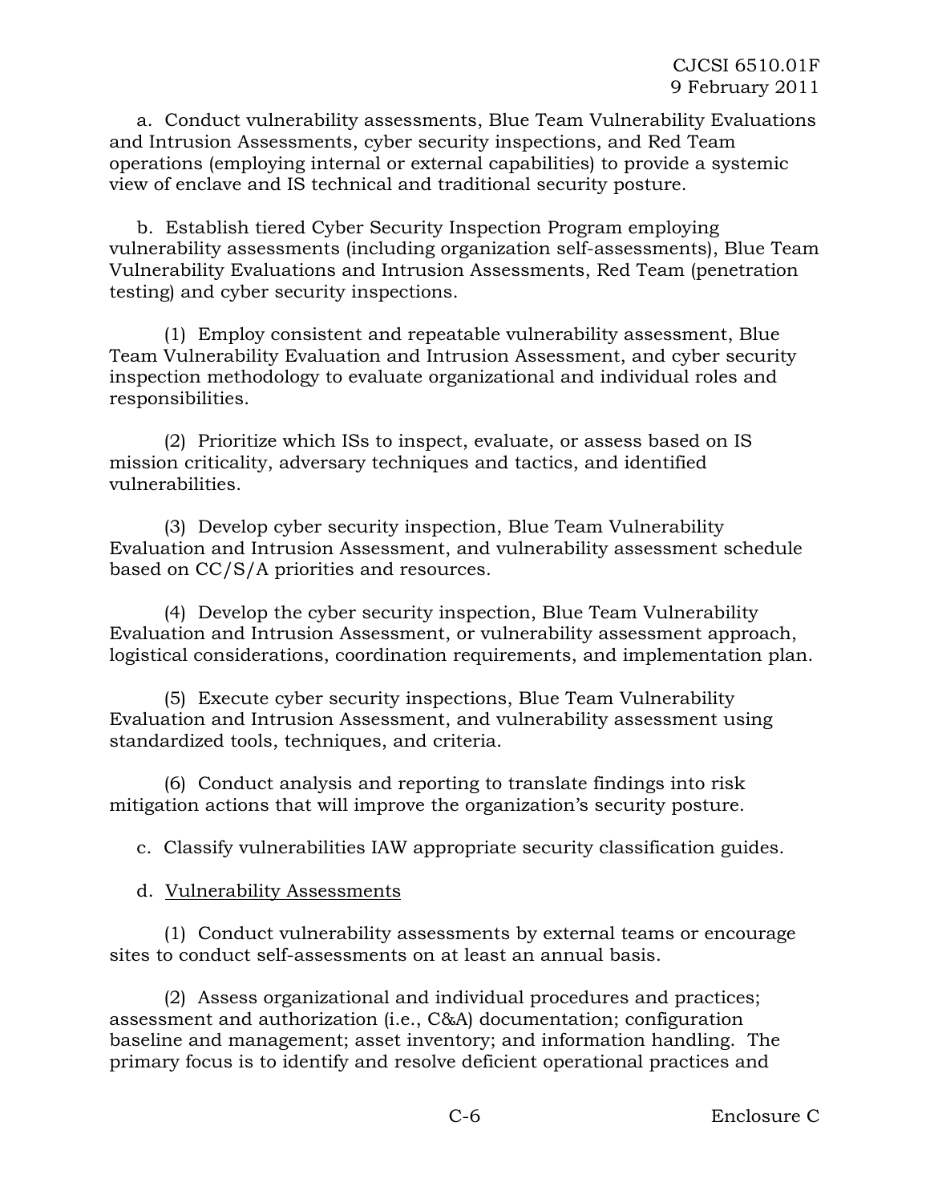a. Conduct vulnerability assessments, Blue Team Vulnerability Evaluations and Intrusion Assessments, cyber security inspections, and Red Team operations (employing internal or external capabilities) to provide a systemic view of enclave and IS technical and traditional security posture.

b. Establish tiered Cyber Security Inspection Program employing vulnerability assessments (including organization self-assessments), Blue Team Vulnerability Evaluations and Intrusion Assessments, Red Team (penetration testing) and cyber security inspections.

(1) Employ consistent and repeatable vulnerability assessment, Blue Team Vulnerability Evaluation and Intrusion Assessment, and cyber security inspection methodology to evaluate organizational and individual roles and responsibilities.

(2) Prioritize which ISs to inspect, evaluate, or assess based on IS mission criticality, adversary techniques and tactics, and identified vulnerabilities.

(3) Develop cyber security inspection, Blue Team Vulnerability Evaluation and Intrusion Assessment, and vulnerability assessment schedule based on CC/S/A priorities and resources.

(4) Develop the cyber security inspection, Blue Team Vulnerability Evaluation and Intrusion Assessment, or vulnerability assessment approach, logistical considerations, coordination requirements, and implementation plan.

(5) Execute cyber security inspections, Blue Team Vulnerability Evaluation and Intrusion Assessment, and vulnerability assessment using standardized tools, techniques, and criteria.

(6) Conduct analysis and reporting to translate findings into risk mitigation actions that will improve the organization's security posture.

c. Classify vulnerabilities IAW appropriate security classification guides.

d. Vulnerability Assessments

(1) Conduct vulnerability assessments by external teams or encourage sites to conduct self-assessments on at least an annual basis.

(2) Assess organizational and individual procedures and practices; assessment and authorization (i.e., C&A) documentation; configuration baseline and management; asset inventory; and information handling. The primary focus is to identify and resolve deficient operational practices and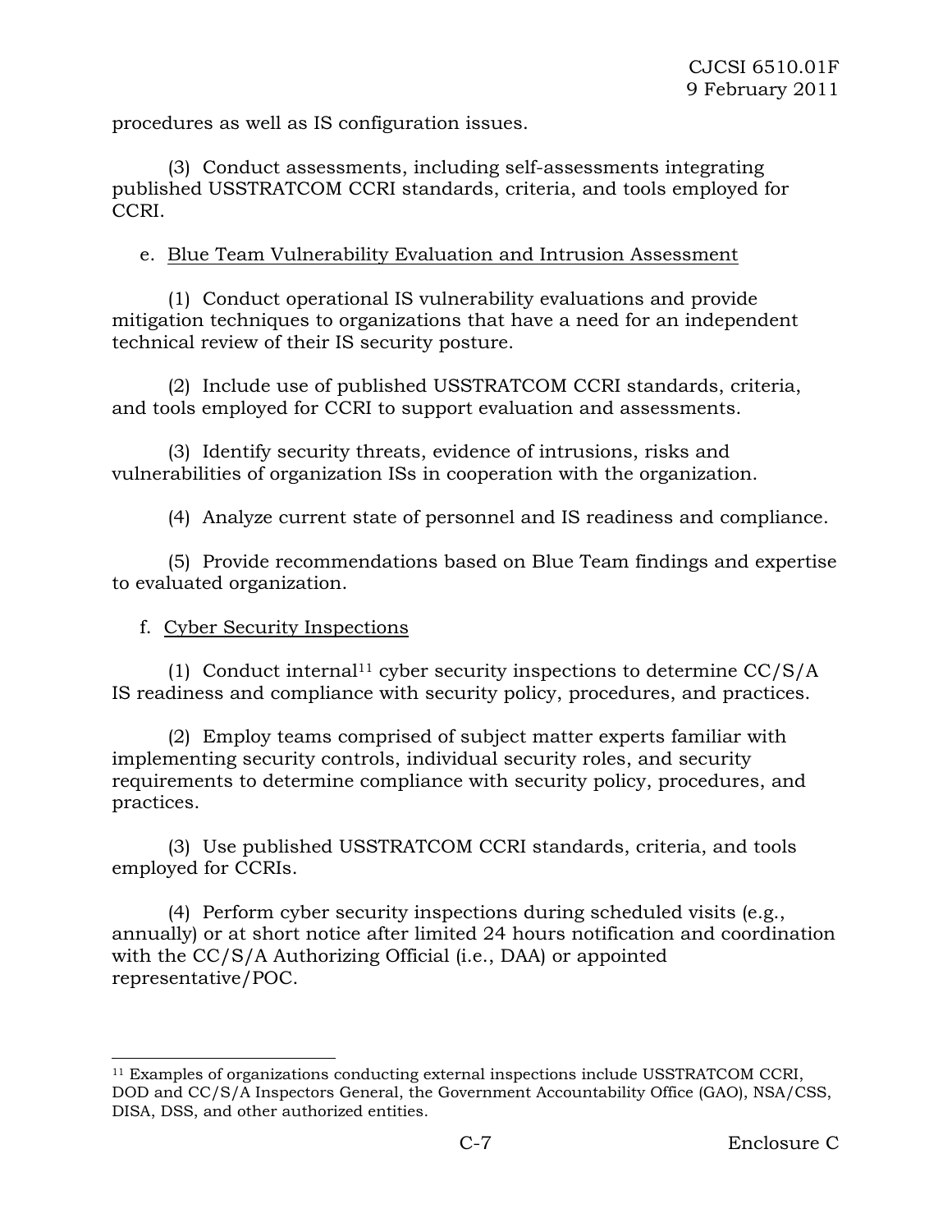procedures as well as IS configuration issues.

(3) Conduct assessments, including self-assessments integrating published USSTRATCOM CCRI standards, criteria, and tools employed for CCRI.

e. Blue Team Vulnerability Evaluation and Intrusion Assessment

(1) Conduct operational IS vulnerability evaluations and provide mitigation techniques to organizations that have a need for an independent technical review of their IS security posture.

(2) Include use of published USSTRATCOM CCRI standards, criteria, and tools employed for CCRI to support evaluation and assessments.

(3) Identify security threats, evidence of intrusions, risks and vulnerabilities of organization ISs in cooperation with the organization.

(4) Analyze current state of personnel and IS readiness and compliance.

(5) Provide recommendations based on Blue Team findings and expertise to evaluated organization.

f. Cyber Security Inspections

(1) Conduct internal[11] cyber security inspections to determine CC/S/A IS readiness and compliance with security policy, procedures, and practices.

(2) Employ teams comprised of subject matter experts familiar with implementing security controls, individual security roles, and security requirements to determine compliance with security policy, procedures, and practices.

(3) Use published USSTRATCOM CCRI standards, criteria, and tools employed for CCRIs.

(4) Perform cyber security inspections during scheduled visits (e.g., annually) or at short notice after limited 24 hours notification and coordination with the CC/S/A Authorizing Official (i.e., DAA) or appointed representative/POC.

---

[11] Examples of organizations conducting external inspections include USSTRATCOM CCRI, DOD and CC/S/A Inspectors General, the Government Accountability Office (GAO), NSA/CSS, DISA, DSS, and other authorized entities.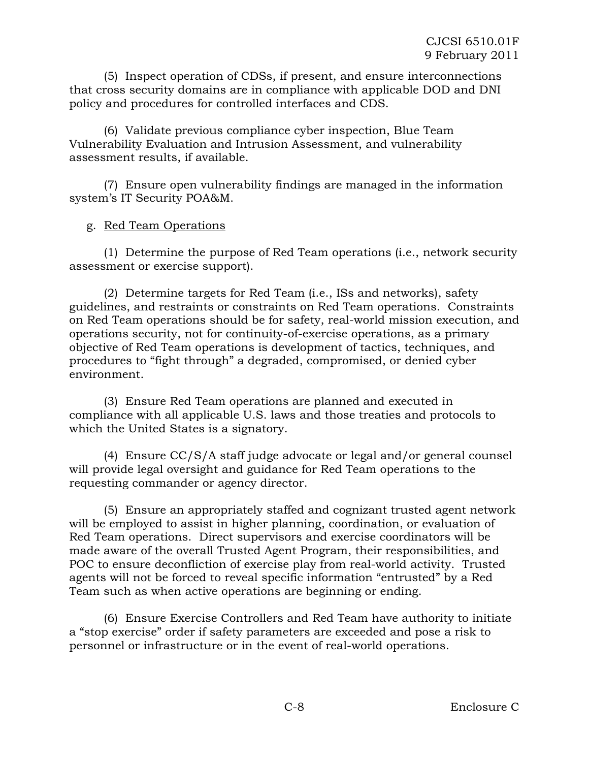(5) Inspect operation of CDSs, if present, and ensure interconnections that cross security domains are in compliance with applicable DOD and DNI policy and procedures for controlled interfaces and CDS.

(6) Validate previous compliance cyber inspection, Blue Team Vulnerability Evaluation and Intrusion Assessment, and vulnerability assessment results, if available.

(7) Ensure open vulnerability findings are managed in the information system's IT Security POA&M.

g. Red Team Operations

(1) Determine the purpose of Red Team operations (i.e., network security assessment or exercise support).

(2) Determine targets for Red Team (i.e., ISs and networks), safety guidelines, and restraints or constraints on Red Team operations. Constraints on Red Team operations should be for safety, real-world mission execution, and operations security, not for continuity-of-exercise operations, as a primary objective of Red Team operations is development of tactics, techniques, and procedures to "fight through" a degraded, compromised, or denied cyber environment.

(3) Ensure Red Team operations are planned and executed in compliance with all applicable U.S. laws and those treaties and protocols to which the United States is a signatory.

(4) Ensure CC/S/A staff judge advocate or legal and/or general counsel will provide legal oversight and guidance for Red Team operations to the requesting commander or agency director.

(5) Ensure an appropriately staffed and cognizant trusted agent network will be employed to assist in higher planning, coordination, or evaluation of Red Team operations. Direct supervisors and exercise coordinators will be made aware of the overall Trusted Agent Program, their responsibilities, and POC to ensure deconfliction of exercise play from real-world activity. Trusted agents will not be forced to reveal specific information "entrusted" by a Red Team such as when active operations are beginning or ending.

(6) Ensure Exercise Controllers and Red Team have authority to initiate a "stop exercise" order if safety parameters are exceeded and pose a risk to personnel or infrastructure or in the event of real-world operations.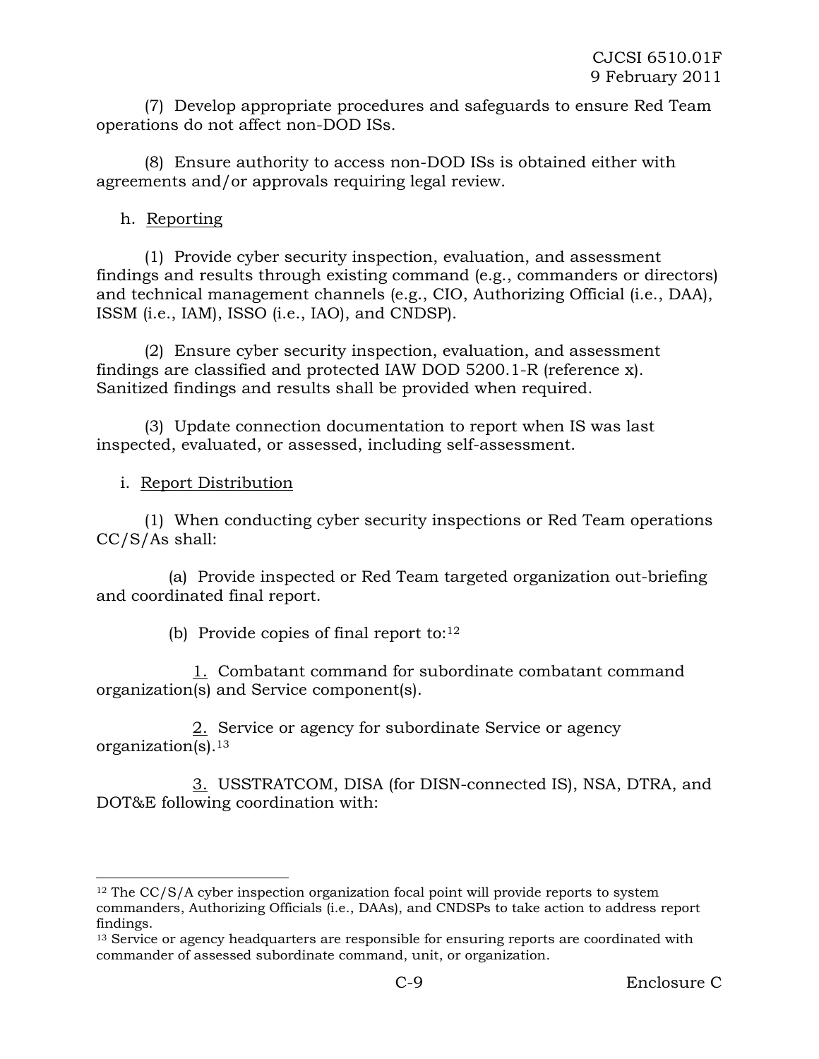(7) Develop appropriate procedures and safeguards to ensure Red Team operations do not affect non-DOD ISs.

(8) Ensure authority to access non-DOD ISs is obtained either with agreements and/or approvals requiring legal review.

h. Reporting

(1) Provide cyber security inspection, evaluation, and assessment findings and results through existing command (e.g., commanders or directors) and technical management channels (e.g., CIO, Authorizing Official (i.e., DAA), ISSM (i.e., IAM), ISSO (i.e., IAO), and CNDSP).

(2) Ensure cyber security inspection, evaluation, and assessment findings are classified and protected IAW DOD 5200.1-R (reference x). Sanitized findings and results shall be provided when required.

(3) Update connection documentation to report when IS was last inspected, evaluated, or assessed, including self-assessment.

i. Report Distribution

(1) When conducting cyber security inspections or Red Team operations CC/S/As shall:

(a) Provide inspected or Red Team targeted organization out-briefing and coordinated final report.

(b) Provide copies of final report to:[12]

1. Combatant command for subordinate combatant command organization(s) and Service component(s).

2. Service or agency for subordinate Service or agency organization(s).[13]

3. USSTRATCOM, DISA (for DISN-connected IS), NSA, DTRA, and DOT&E following coordination with:

---

[12] The CC/S/A cyber inspection organization focal point will provide reports to system commanders, Authorizing Officials (i.e., DAAs), and CNDSPs to take action to address report findings.

[13] Service or agency headquarters are responsible for ensuring reports are coordinated with commander of assessed subordinate command, unit, or organization.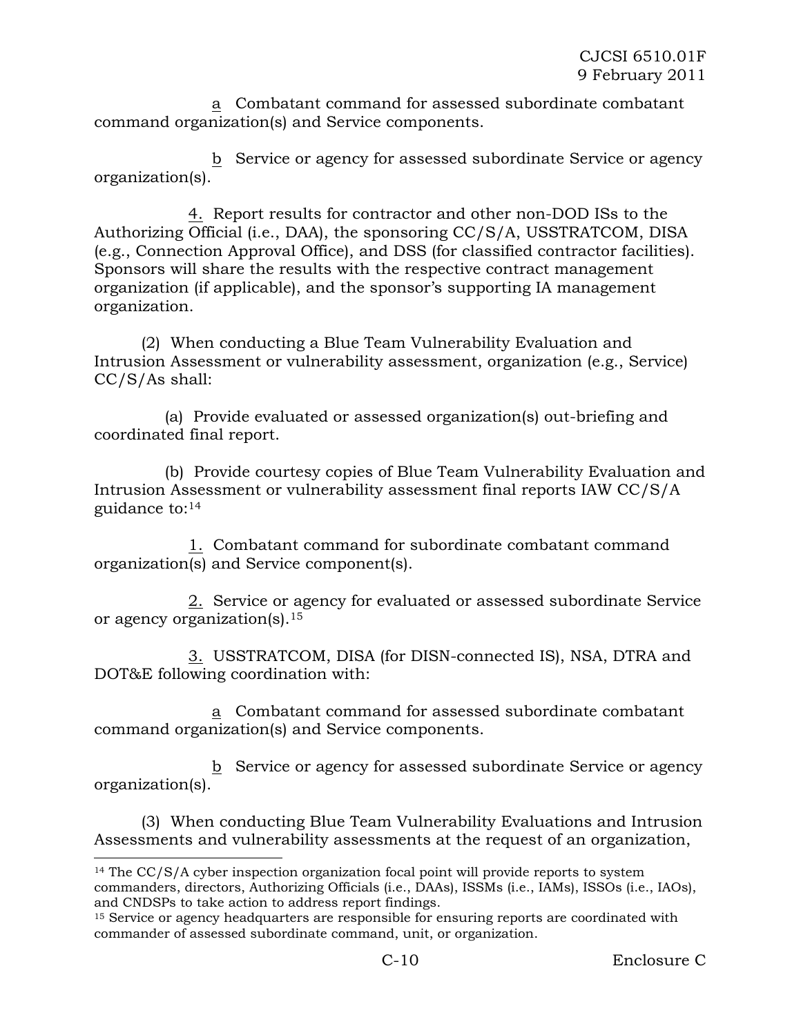a  Combatant command for assessed subordinate combatant command organization(s) and Service components.

b  Service or agency for assessed subordinate Service or agency organization(s).

4. Report results for contractor and other non-DOD ISs to the Authorizing Official (i.e., DAA), the sponsoring CC/S/A, USSTRATCOM, DISA (e.g., Connection Approval Office), and DSS (for classified contractor facilities). Sponsors will share the results with the respective contract management organization (if applicable), and the sponsor's supporting IA management organization.

(2) When conducting a Blue Team Vulnerability Evaluation and Intrusion Assessment or vulnerability assessment, organization (e.g., Service) CC/S/As shall:

(a) Provide evaluated or assessed organization(s) out-briefing and coordinated final report.

(b) Provide courtesy copies of Blue Team Vulnerability Evaluation and Intrusion Assessment or vulnerability assessment final reports IAW CC/S/A guidance to:[14]

1. Combatant command for subordinate combatant command organization(s) and Service component(s).

2. Service or agency for evaluated or assessed subordinate Service or agency organization(s).[15]

3. USSTRATCOM, DISA (for DISN-connected IS), NSA, DTRA and DOT&E following coordination with:

a  Combatant command for assessed subordinate combatant command organization(s) and Service components.

b  Service or agency for assessed subordinate Service or agency organization(s).

(3) When conducting Blue Team Vulnerability Evaluations and Intrusion Assessments and vulnerability assessments at the request of an organization,

---

[14] The CC/S/A cyber inspection organization focal point will provide reports to system commanders, directors, Authorizing Officials (i.e., DAAs), ISSMs (i.e., IAMs), ISSOs (i.e., IAOs), and CNDSPs to take action to address report findings.

[15] Service or agency headquarters are responsible for ensuring reports are coordinated with commander of assessed subordinate command, unit, or organization.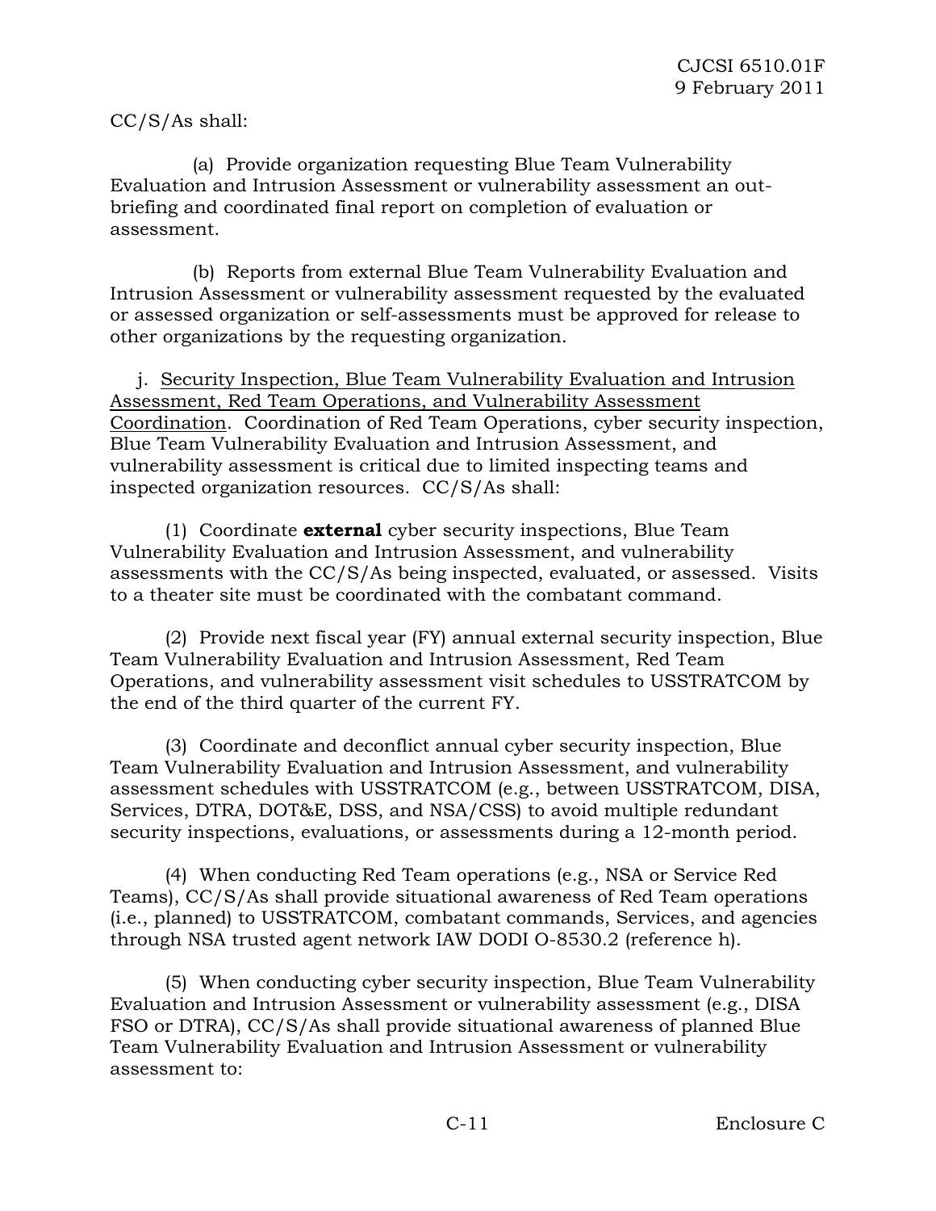CC/S/As shall:

(a) Provide organization requesting Blue Team Vulnerability Evaluation and Intrusion Assessment or vulnerability assessment an out-briefing and coordinated final report on completion of evaluation or assessment.

(b) Reports from external Blue Team Vulnerability Evaluation and Intrusion Assessment or vulnerability assessment requested by the evaluated or assessed organization or self-assessments must be approved for release to other organizations by the requesting organization.

j. <u>Security Inspection, Blue Team Vulnerability Evaluation and Intrusion Assessment, Red Team Operations, and Vulnerability Assessment Coordination</u>. Coordination of Red Team Operations, cyber security inspection, Blue Team Vulnerability Evaluation and Intrusion Assessment, and vulnerability assessment is critical due to limited inspecting teams and inspected organization resources. CC/S/As shall:

(1) Coordinate **external** cyber security inspections, Blue Team Vulnerability Evaluation and Intrusion Assessment, and vulnerability assessments with the CC/S/As being inspected, evaluated, or assessed. Visits to a theater site must be coordinated with the combatant command.

(2) Provide next fiscal year (FY) annual external security inspection, Blue Team Vulnerability Evaluation and Intrusion Assessment, Red Team Operations, and vulnerability assessment visit schedules to USSTRATCOM by the end of the third quarter of the current FY.

(3) Coordinate and deconflict annual cyber security inspection, Blue Team Vulnerability Evaluation and Intrusion Assessment, and vulnerability assessment schedules with USSTRATCOM (e.g., between USSTRATCOM, DISA, Services, DTRA, DOT&E, DSS, and NSA/CSS) to avoid multiple redundant security inspections, evaluations, or assessments during a 12-month period.

(4) When conducting Red Team operations (e.g., NSA or Service Red Teams), CC/S/As shall provide situational awareness of Red Team operations (i.e., planned) to USSTRATCOM, combatant commands, Services, and agencies through NSA trusted agent network IAW DODI O-8530.2 (reference h).

(5) When conducting cyber security inspection, Blue Team Vulnerability Evaluation and Intrusion Assessment or vulnerability assessment (e.g., DISA FSO or DTRA), CC/S/As shall provide situational awareness of planned Blue Team Vulnerability Evaluation and Intrusion Assessment or vulnerability assessment to: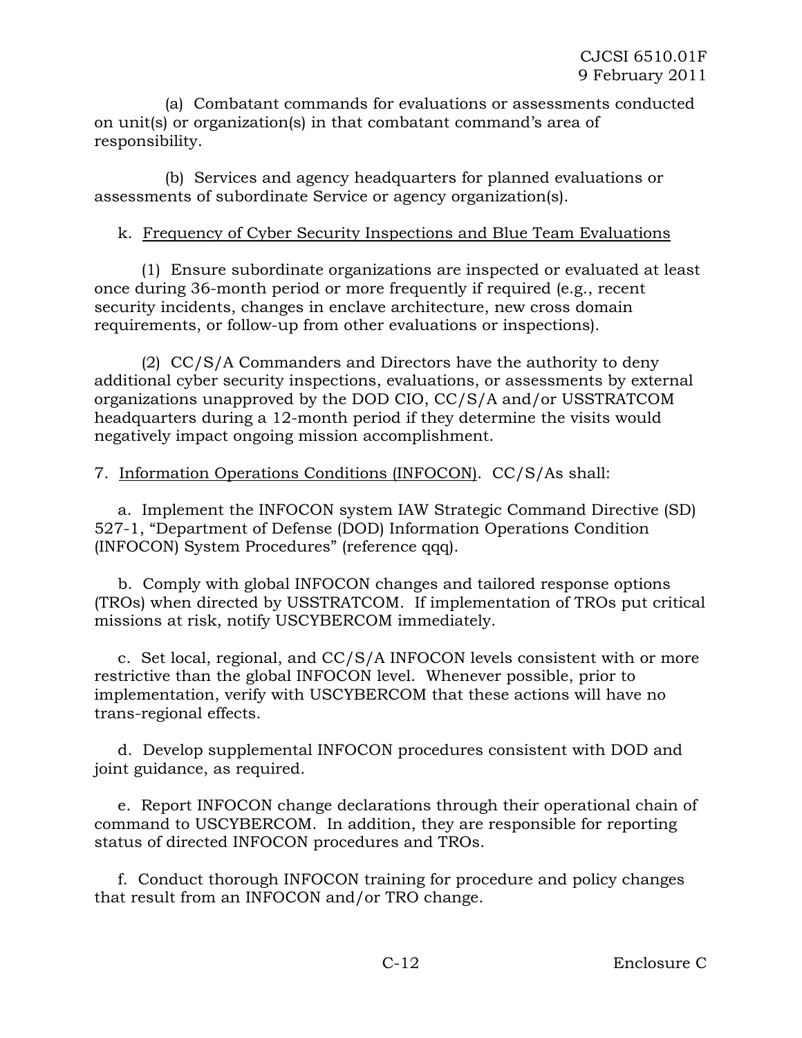(a) Combatant commands for evaluations or assessments conducted on unit(s) or organization(s) in that combatant command's area of responsibility.

(b) Services and agency headquarters for planned evaluations or assessments of subordinate Service or agency organization(s).

k. Frequency of Cyber Security Inspections and Blue Team Evaluations

(1) Ensure subordinate organizations are inspected or evaluated at least once during 36-month period or more frequently if required (e.g., recent security incidents, changes in enclave architecture, new cross domain requirements, or follow-up from other evaluations or inspections).

(2) CC/S/A Commanders and Directors have the authority to deny additional cyber security inspections, evaluations, or assessments by external organizations unapproved by the DOD CIO, CC/S/A and/or USSTRATCOM headquarters during a 12-month period if they determine the visits would negatively impact ongoing mission accomplishment.

7. Information Operations Conditions (INFOCON). CC/S/As shall:

a. Implement the INFOCON system IAW Strategic Command Directive (SD) 527-1, "Department of Defense (DOD) Information Operations Condition (INFOCON) System Procedures" (reference qqq).

b. Comply with global INFOCON changes and tailored response options (TROs) when directed by USSTRATCOM. If implementation of TROs put critical missions at risk, notify USCYBERCOM immediately.

c. Set local, regional, and CC/S/A INFOCON levels consistent with or more restrictive than the global INFOCON level. Whenever possible, prior to implementation, verify with USCYBERCOM that these actions will have no trans-regional effects.

d. Develop supplemental INFOCON procedures consistent with DOD and joint guidance, as required.

e. Report INFOCON change declarations through their operational chain of command to USCYBERCOM. In addition, they are responsible for reporting status of directed INFOCON procedures and TROs.

f. Conduct thorough INFOCON training for procedure and policy changes that result from an INFOCON and/or TRO change.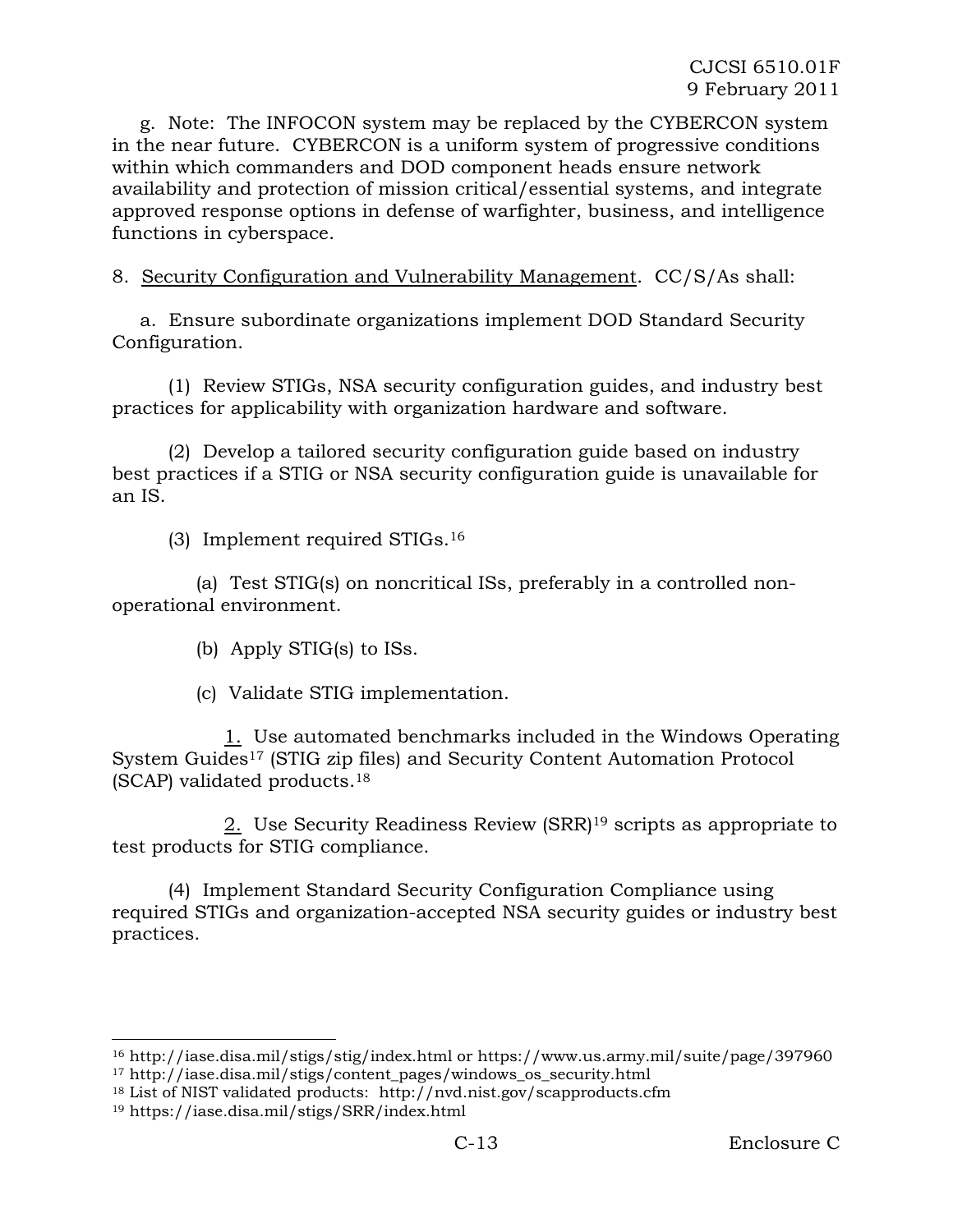g. Note: The INFOCON system may be replaced by the CYBERCON system in the near future. CYBERCON is a uniform system of progressive conditions within which commanders and DOD component heads ensure network availability and protection of mission critical/essential systems, and integrate approved response options in defense of warfighter, business, and intelligence functions in cyberspace.

8. Security Configuration and Vulnerability Management. CC/S/As shall:

a. Ensure subordinate organizations implement DOD Standard Security Configuration.

(1) Review STIGs, NSA security configuration guides, and industry best practices for applicability with organization hardware and software.

(2) Develop a tailored security configuration guide based on industry best practices if a STIG or NSA security configuration guide is unavailable for an IS.

(3) Implement required STIGs.[16]

(a) Test STIG(s) on noncritical ISs, preferably in a controlled non-operational environment.

(b) Apply STIG(s) to ISs.

(c) Validate STIG implementation.

1. Use automated benchmarks included in the Windows Operating System Guides[17] (STIG zip files) and Security Content Automation Protocol (SCAP) validated products.[18]

2. Use Security Readiness Review (SRR)[19] scripts as appropriate to test products for STIG compliance.

(4) Implement Standard Security Configuration Compliance using required STIGs and organization-accepted NSA security guides or industry best practices.

---

[16] http://iase.disa.mil/stigs/stig/index.html or https://www.us.army.mil/suite/page/397960
[17] http://iase.disa.mil/stigs/content_pages/windows_os_security.html
[18] List of NIST validated products: http://nvd.nist.gov/scapproducts.cfm
[19] https://iase.disa.mil/stigs/SRR/index.html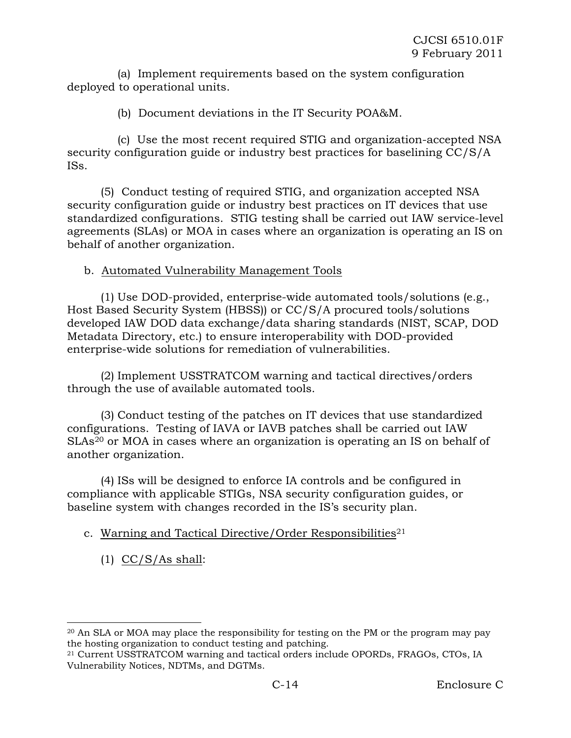(a) Implement requirements based on the system configuration deployed to operational units.

(b) Document deviations in the IT Security POA&M.

(c) Use the most recent required STIG and organization-accepted NSA security configuration guide or industry best practices for baselining CC/S/A ISs.

(5) Conduct testing of required STIG, and organization accepted NSA security configuration guide or industry best practices on IT devices that use standardized configurations. STIG testing shall be carried out IAW service-level agreements (SLAs) or MOA in cases where an organization is operating an IS on behalf of another organization.

b. Automated Vulnerability Management Tools

(1) Use DOD-provided, enterprise-wide automated tools/solutions (e.g., Host Based Security System (HBSS)) or CC/S/A procured tools/solutions developed IAW DOD data exchange/data sharing standards (NIST, SCAP, DOD Metadata Directory, etc.) to ensure interoperability with DOD-provided enterprise-wide solutions for remediation of vulnerabilities.

(2) Implement USSTRATCOM warning and tactical directives/orders through the use of available automated tools.

(3) Conduct testing of the patches on IT devices that use standardized configurations. Testing of IAVA or IAVB patches shall be carried out IAW SLAs[20] or MOA in cases where an organization is operating an IS on behalf of another organization.

(4) ISs will be designed to enforce IA controls and be configured in compliance with applicable STIGs, NSA security configuration guides, or baseline system with changes recorded in the IS's security plan.

c. Warning and Tactical Directive/Order Responsibilities[21]

(1) CC/S/As shall:

---

[20] An SLA or MOA may place the responsibility for testing on the PM or the program may pay the hosting organization to conduct testing and patching.

[21] Current USSTRATCOM warning and tactical orders include OPORDs, FRAGOs, CTOs, IA Vulnerability Notices, NDTMs, and DGTMs.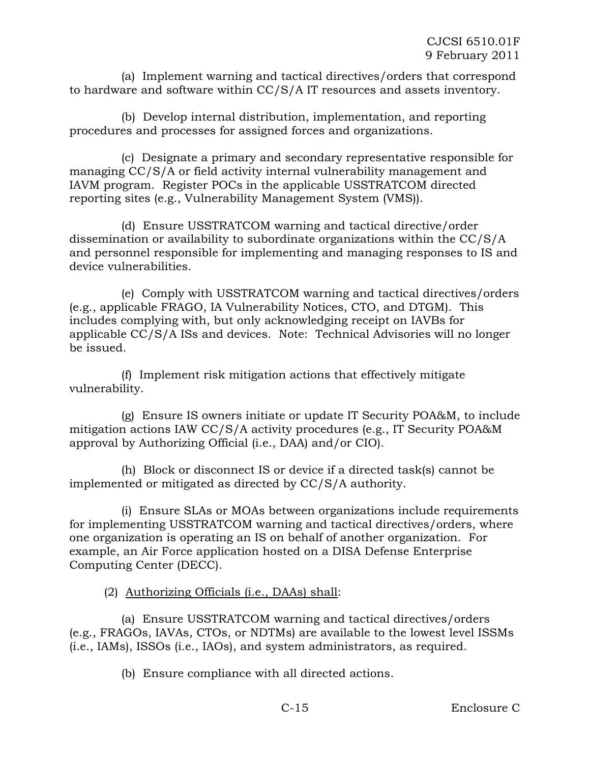(a) Implement warning and tactical directives/orders that correspond to hardware and software within CC/S/A IT resources and assets inventory.

(b) Develop internal distribution, implementation, and reporting procedures and processes for assigned forces and organizations.

(c) Designate a primary and secondary representative responsible for managing CC/S/A or field activity internal vulnerability management and IAVM program. Register POCs in the applicable USSTRATCOM directed reporting sites (e.g., Vulnerability Management System (VMS)).

(d) Ensure USSTRATCOM warning and tactical directive/order dissemination or availability to subordinate organizations within the CC/S/A and personnel responsible for implementing and managing responses to IS and device vulnerabilities.

(e) Comply with USSTRATCOM warning and tactical directives/orders (e.g., applicable FRAGO, IA Vulnerability Notices, CTO, and DTGM). This includes complying with, but only acknowledging receipt on IAVBs for applicable CC/S/A ISs and devices. Note: Technical Advisories will no longer be issued.

(f) Implement risk mitigation actions that effectively mitigate vulnerability.

(g) Ensure IS owners initiate or update IT Security POA&M, to include mitigation actions IAW CC/S/A activity procedures (e.g., IT Security POA&M approval by Authorizing Official (i.e., DAA) and/or CIO).

(h) Block or disconnect IS or device if a directed task(s) cannot be implemented or mitigated as directed by CC/S/A authority.

(i) Ensure SLAs or MOAs between organizations include requirements for implementing USSTRATCOM warning and tactical directives/orders, where one organization is operating an IS on behalf of another organization. For example, an Air Force application hosted on a DISA Defense Enterprise Computing Center (DECC).

(2) Authorizing Officials (i.e., DAAs) shall:

(a) Ensure USSTRATCOM warning and tactical directives/orders (e.g., FRAGOs, IAVAs, CTOs, or NDTMs) are available to the lowest level ISSMs (i.e., IAMs), ISSOs (i.e., IAOs), and system administrators, as required.

(b) Ensure compliance with all directed actions.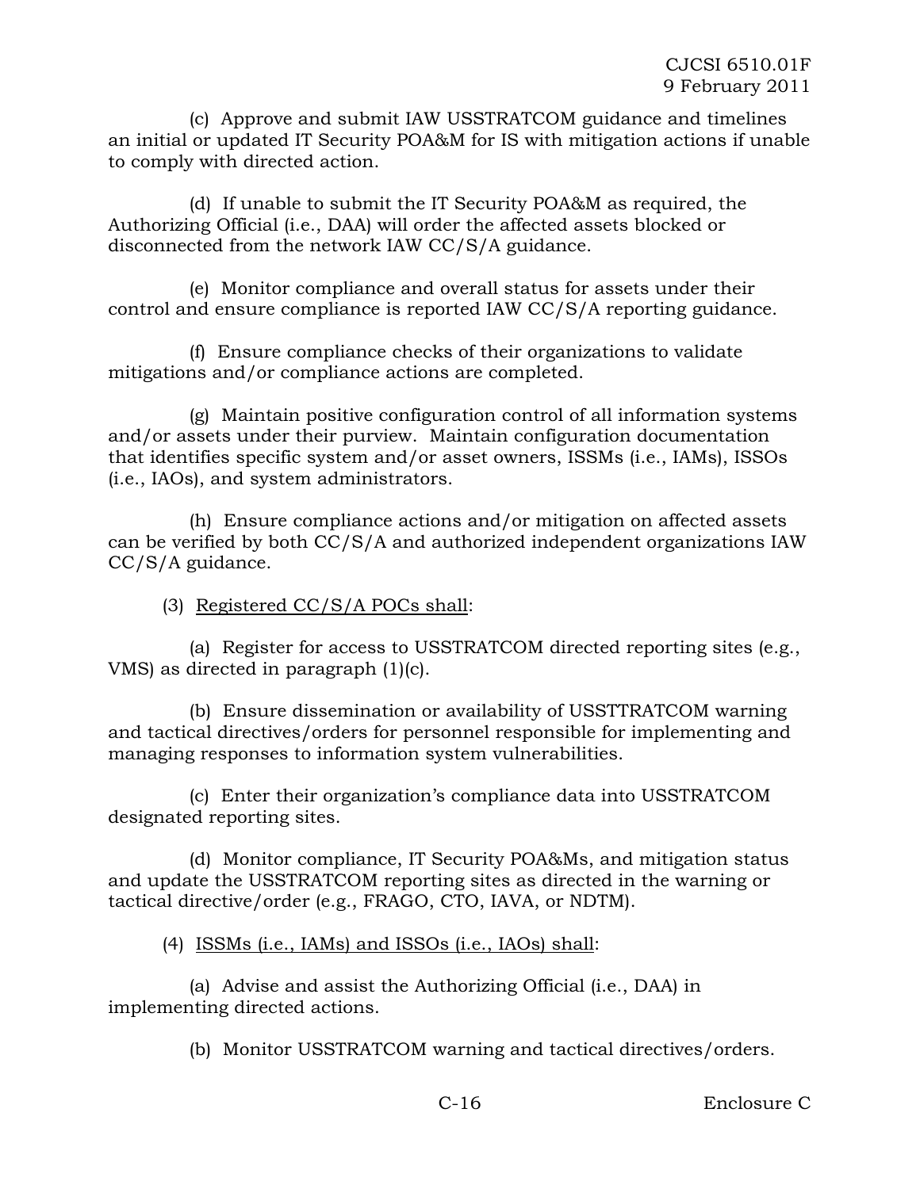(c) Approve and submit IAW USSTRATCOM guidance and timelines an initial or updated IT Security POA&M for IS with mitigation actions if unable to comply with directed action.

(d) If unable to submit the IT Security POA&M as required, the Authorizing Official (i.e., DAA) will order the affected assets blocked or disconnected from the network IAW CC/S/A guidance.

(e) Monitor compliance and overall status for assets under their control and ensure compliance is reported IAW CC/S/A reporting guidance.

(f) Ensure compliance checks of their organizations to validate mitigations and/or compliance actions are completed.

(g) Maintain positive configuration control of all information systems and/or assets under their purview. Maintain configuration documentation that identifies specific system and/or asset owners, ISSMs (i.e., IAMs), ISSOs (i.e., IAOs), and system administrators.

(h) Ensure compliance actions and/or mitigation on affected assets can be verified by both CC/S/A and authorized independent organizations IAW CC/S/A guidance.

(3) Registered CC/S/A POCs shall:

(a) Register for access to USSTRATCOM directed reporting sites (e.g., VMS) as directed in paragraph (1)(c).

(b) Ensure dissemination or availability of USSTTRATCOM warning and tactical directives/orders for personnel responsible for implementing and managing responses to information system vulnerabilities.

(c) Enter their organization's compliance data into USSTRATCOM designated reporting sites.

(d) Monitor compliance, IT Security POA&Ms, and mitigation status and update the USSTRATCOM reporting sites as directed in the warning or tactical directive/order (e.g., FRAGO, CTO, IAVA, or NDTM).

(4) ISSMs (i.e., IAMs) and ISSOs (i.e., IAOs) shall:

(a) Advise and assist the Authorizing Official (i.e., DAA) in implementing directed actions.

(b) Monitor USSTRATCOM warning and tactical directives/orders.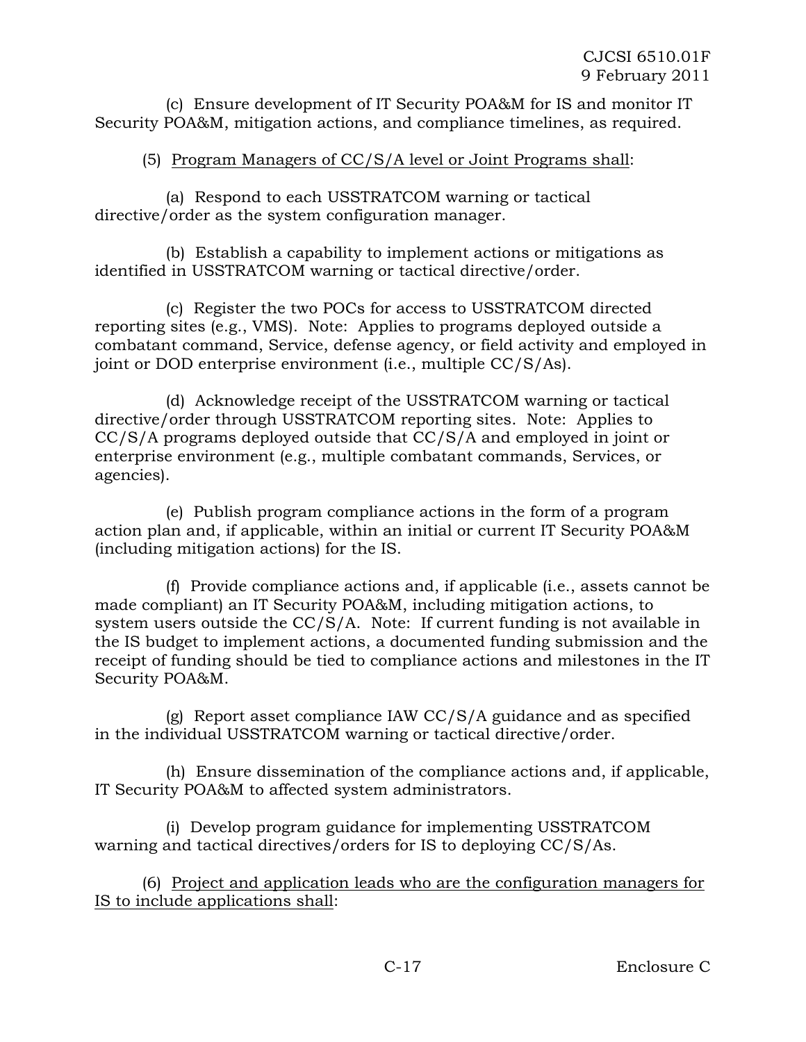(c) Ensure development of IT Security POA&M for IS and monitor IT Security POA&M, mitigation actions, and compliance timelines, as required.

(5) Program Managers of CC/S/A level or Joint Programs shall:

(a) Respond to each USSTRATCOM warning or tactical directive/order as the system configuration manager.

(b) Establish a capability to implement actions or mitigations as identified in USSTRATCOM warning or tactical directive/order.

(c) Register the two POCs for access to USSTRATCOM directed reporting sites (e.g., VMS). Note: Applies to programs deployed outside a combatant command, Service, defense agency, or field activity and employed in joint or DOD enterprise environment (i.e., multiple CC/S/As).

(d) Acknowledge receipt of the USSTRATCOM warning or tactical directive/order through USSTRATCOM reporting sites. Note: Applies to CC/S/A programs deployed outside that CC/S/A and employed in joint or enterprise environment (e.g., multiple combatant commands, Services, or agencies).

(e) Publish program compliance actions in the form of a program action plan and, if applicable, within an initial or current IT Security POA&M (including mitigation actions) for the IS.

(f) Provide compliance actions and, if applicable (i.e., assets cannot be made compliant) an IT Security POA&M, including mitigation actions, to system users outside the CC/S/A. Note: If current funding is not available in the IS budget to implement actions, a documented funding submission and the receipt of funding should be tied to compliance actions and milestones in the IT Security POA&M.

(g) Report asset compliance IAW CC/S/A guidance and as specified in the individual USSTRATCOM warning or tactical directive/order.

(h) Ensure dissemination of the compliance actions and, if applicable, IT Security POA&M to affected system administrators.

(i) Develop program guidance for implementing USSTRATCOM warning and tactical directives/orders for IS to deploying CC/S/As.

(6) Project and application leads who are the configuration managers for IS to include applications shall: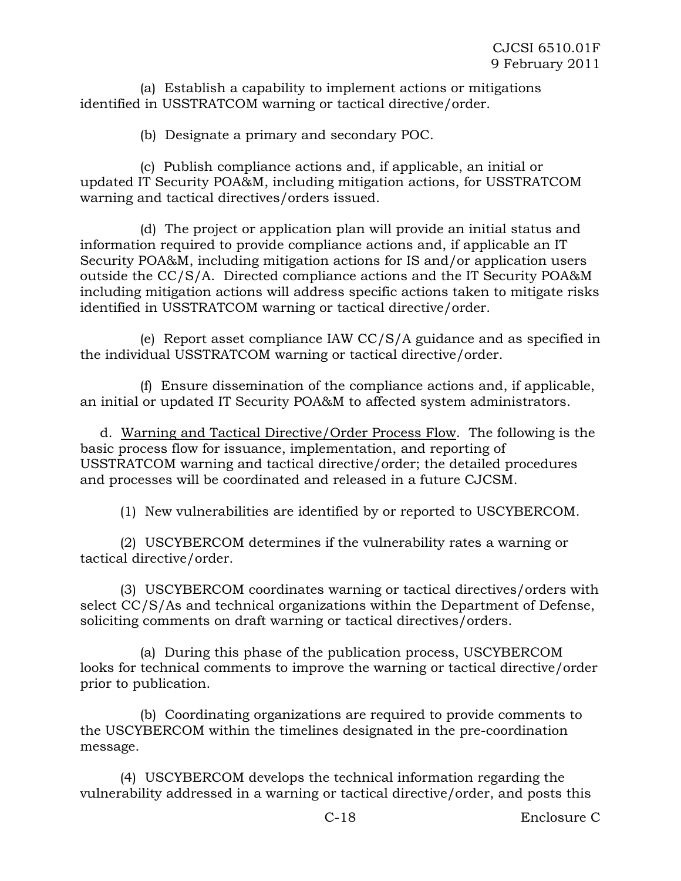(a) Establish a capability to implement actions or mitigations identified in USSTRATCOM warning or tactical directive/order.

(b) Designate a primary and secondary POC.

(c) Publish compliance actions and, if applicable, an initial or updated IT Security POA&M, including mitigation actions, for USSTRATCOM warning and tactical directives/orders issued.

(d) The project or application plan will provide an initial status and information required to provide compliance actions and, if applicable an IT Security POA&M, including mitigation actions for IS and/or application users outside the CC/S/A. Directed compliance actions and the IT Security POA&M including mitigation actions will address specific actions taken to mitigate risks identified in USSTRATCOM warning or tactical directive/order.

(e) Report asset compliance IAW CC/S/A guidance and as specified in the individual USSTRATCOM warning or tactical directive/order.

(f) Ensure dissemination of the compliance actions and, if applicable, an initial or updated IT Security POA&M to affected system administrators.

d. Warning and Tactical Directive/Order Process Flow. The following is the basic process flow for issuance, implementation, and reporting of USSTRATCOM warning and tactical directive/order; the detailed procedures and processes will be coordinated and released in a future CJCSM.

(1) New vulnerabilities are identified by or reported to USCYBERCOM.

(2) USCYBERCOM determines if the vulnerability rates a warning or tactical directive/order.

(3) USCYBERCOM coordinates warning or tactical directives/orders with select CC/S/As and technical organizations within the Department of Defense, soliciting comments on draft warning or tactical directives/orders.

(a) During this phase of the publication process, USCYBERCOM looks for technical comments to improve the warning or tactical directive/order prior to publication.

(b) Coordinating organizations are required to provide comments to the USCYBERCOM within the timelines designated in the pre-coordination message.

(4) USCYBERCOM develops the technical information regarding the vulnerability addressed in a warning or tactical directive/order, and posts this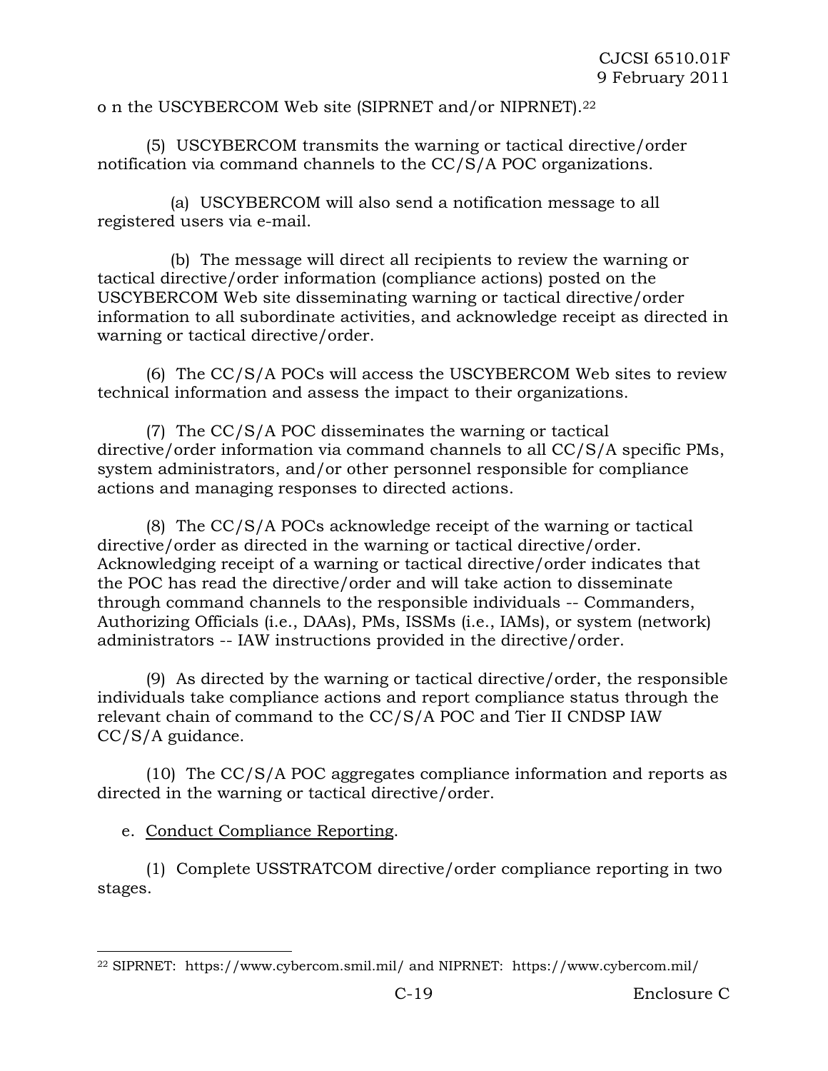o n the USCYBERCOM Web site (SIPRNET and/or NIPRNET).[22]

(5) USCYBERCOM transmits the warning or tactical directive/order notification via command channels to the CC/S/A POC organizations.

(a) USCYBERCOM will also send a notification message to all registered users via e-mail.

(b) The message will direct all recipients to review the warning or tactical directive/order information (compliance actions) posted on the USCYBERCOM Web site disseminating warning or tactical directive/order information to all subordinate activities, and acknowledge receipt as directed in warning or tactical directive/order.

(6) The CC/S/A POCs will access the USCYBERCOM Web sites to review technical information and assess the impact to their organizations.

(7) The CC/S/A POC disseminates the warning or tactical directive/order information via command channels to all CC/S/A specific PMs, system administrators, and/or other personnel responsible for compliance actions and managing responses to directed actions.

(8) The CC/S/A POCs acknowledge receipt of the warning or tactical directive/order as directed in the warning or tactical directive/order. Acknowledging receipt of a warning or tactical directive/order indicates that the POC has read the directive/order and will take action to disseminate through command channels to the responsible individuals -- Commanders, Authorizing Officials (i.e., DAAs), PMs, ISSMs (i.e., IAMs), or system (network) administrators -- IAW instructions provided in the directive/order.

(9) As directed by the warning or tactical directive/order, the responsible individuals take compliance actions and report compliance status through the relevant chain of command to the CC/S/A POC and Tier II CNDSP IAW CC/S/A guidance.

(10) The CC/S/A POC aggregates compliance information and reports as directed in the warning or tactical directive/order.

e. Conduct Compliance Reporting.

(1) Complete USSTRATCOM directive/order compliance reporting in two stages.

---

[22] SIPRNET: https://www.cybercom.smil.mil/ and NIPRNET: https://www.cybercom.mil/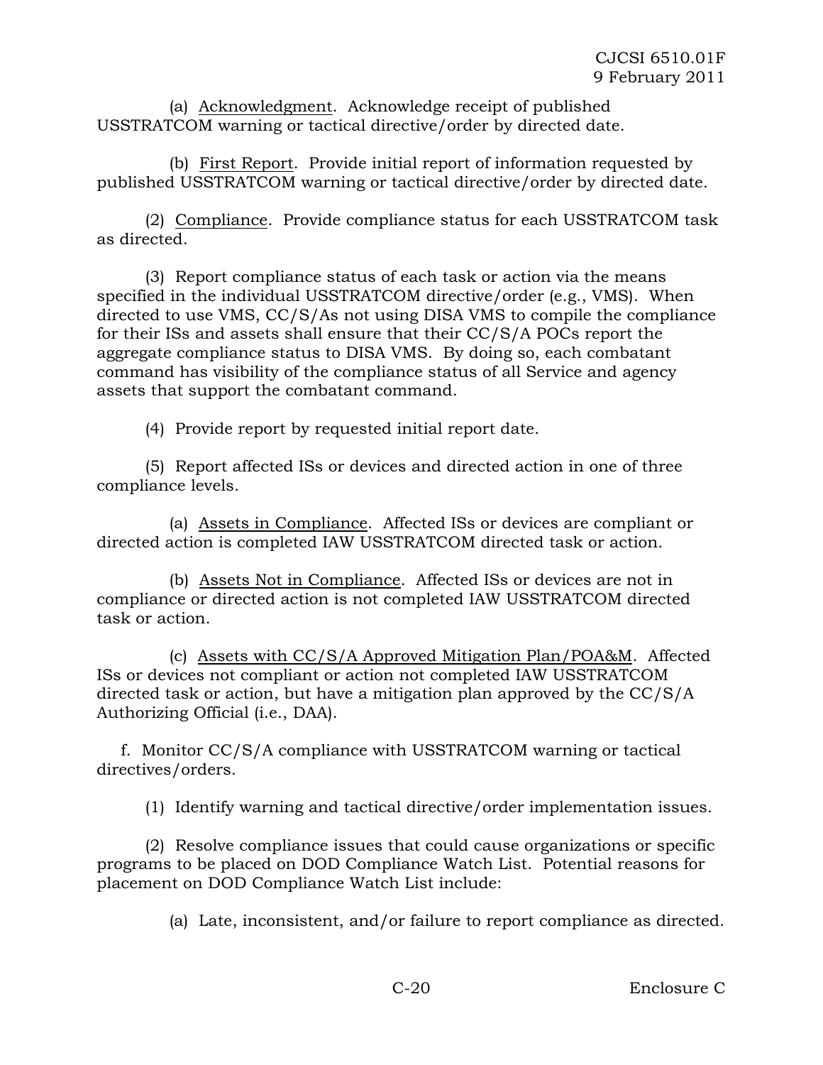(a) Acknowledgment. Acknowledge receipt of published USSTRATCOM warning or tactical directive/order by directed date.

(b) First Report. Provide initial report of information requested by published USSTRATCOM warning or tactical directive/order by directed date.

(2) Compliance. Provide compliance status for each USSTRATCOM task as directed.

(3) Report compliance status of each task or action via the means specified in the individual USSTRATCOM directive/order (e.g., VMS). When directed to use VMS, CC/S/As not using DISA VMS to compile the compliance for their ISs and assets shall ensure that their CC/S/A POCs report the aggregate compliance status to DISA VMS. By doing so, each combatant command has visibility of the compliance status of all Service and agency assets that support the combatant command.

(4) Provide report by requested initial report date.

(5) Report affected ISs or devices and directed action in one of three compliance levels.

(a) Assets in Compliance. Affected ISs or devices are compliant or directed action is completed IAW USSTRATCOM directed task or action.

(b) Assets Not in Compliance. Affected ISs or devices are not in compliance or directed action is not completed IAW USSTRATCOM directed task or action.

(c) Assets with CC/S/A Approved Mitigation Plan/POA&M. Affected ISs or devices not compliant or action not completed IAW USSTRATCOM directed task or action, but have a mitigation plan approved by the CC/S/A Authorizing Official (i.e., DAA).

f. Monitor CC/S/A compliance with USSTRATCOM warning or tactical directives/orders.

(1) Identify warning and tactical directive/order implementation issues.

(2) Resolve compliance issues that could cause organizations or specific programs to be placed on DOD Compliance Watch List. Potential reasons for placement on DOD Compliance Watch List include:

(a) Late, inconsistent, and/or failure to report compliance as directed.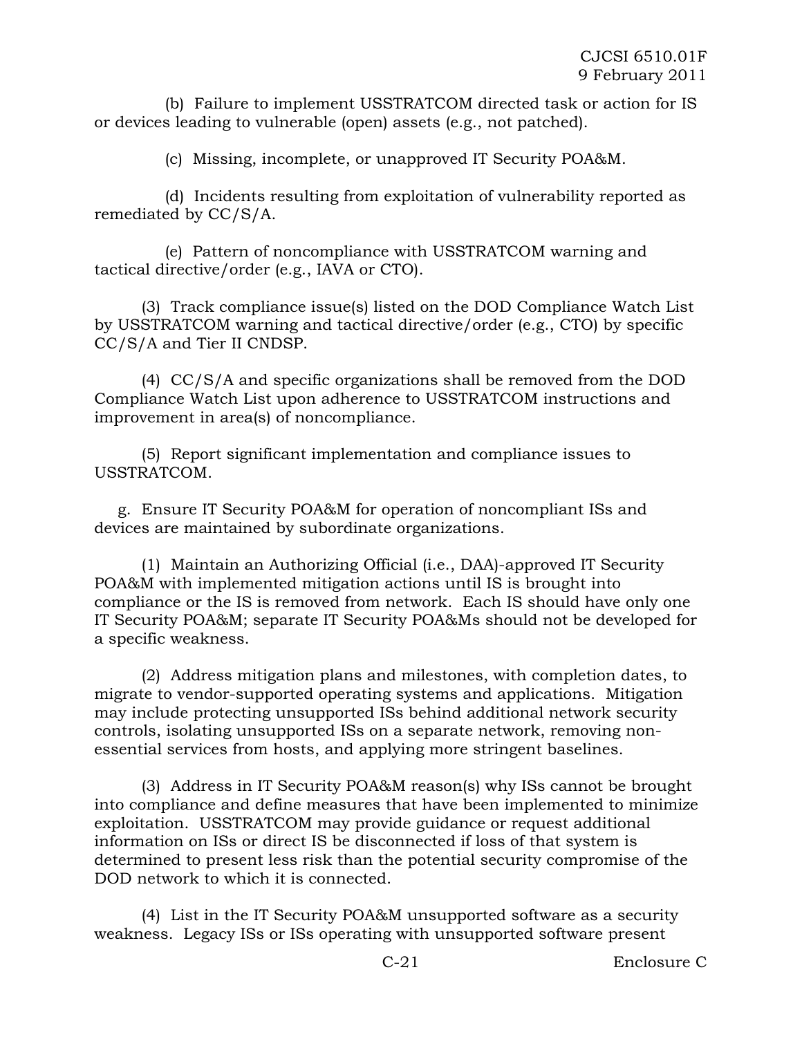(b) Failure to implement USSTRATCOM directed task or action for IS or devices leading to vulnerable (open) assets (e.g., not patched).

(c) Missing, incomplete, or unapproved IT Security POA&M.

(d) Incidents resulting from exploitation of vulnerability reported as remediated by CC/S/A.

(e) Pattern of noncompliance with USSTRATCOM warning and tactical directive/order (e.g., IAVA or CTO).

(3) Track compliance issue(s) listed on the DOD Compliance Watch List by USSTRATCOM warning and tactical directive/order (e.g., CTO) by specific CC/S/A and Tier II CNDSP.

(4) CC/S/A and specific organizations shall be removed from the DOD Compliance Watch List upon adherence to USSTRATCOM instructions and improvement in area(s) of noncompliance.

(5) Report significant implementation and compliance issues to USSTRATCOM.

g. Ensure IT Security POA&M for operation of noncompliant ISs and devices are maintained by subordinate organizations.

(1) Maintain an Authorizing Official (i.e., DAA)-approved IT Security POA&M with implemented mitigation actions until IS is brought into compliance or the IS is removed from network. Each IS should have only one IT Security POA&M; separate IT Security POA&Ms should not be developed for a specific weakness.

(2) Address mitigation plans and milestones, with completion dates, to migrate to vendor-supported operating systems and applications. Mitigation may include protecting unsupported ISs behind additional network security controls, isolating unsupported ISs on a separate network, removing non-essential services from hosts, and applying more stringent baselines.

(3) Address in IT Security POA&M reason(s) why ISs cannot be brought into compliance and define measures that have been implemented to minimize exploitation. USSTRATCOM may provide guidance or request additional information on ISs or direct IS be disconnected if loss of that system is determined to present less risk than the potential security compromise of the DOD network to which it is connected.

(4) List in the IT Security POA&M unsupported software as a security weakness. Legacy ISs or ISs operating with unsupported software present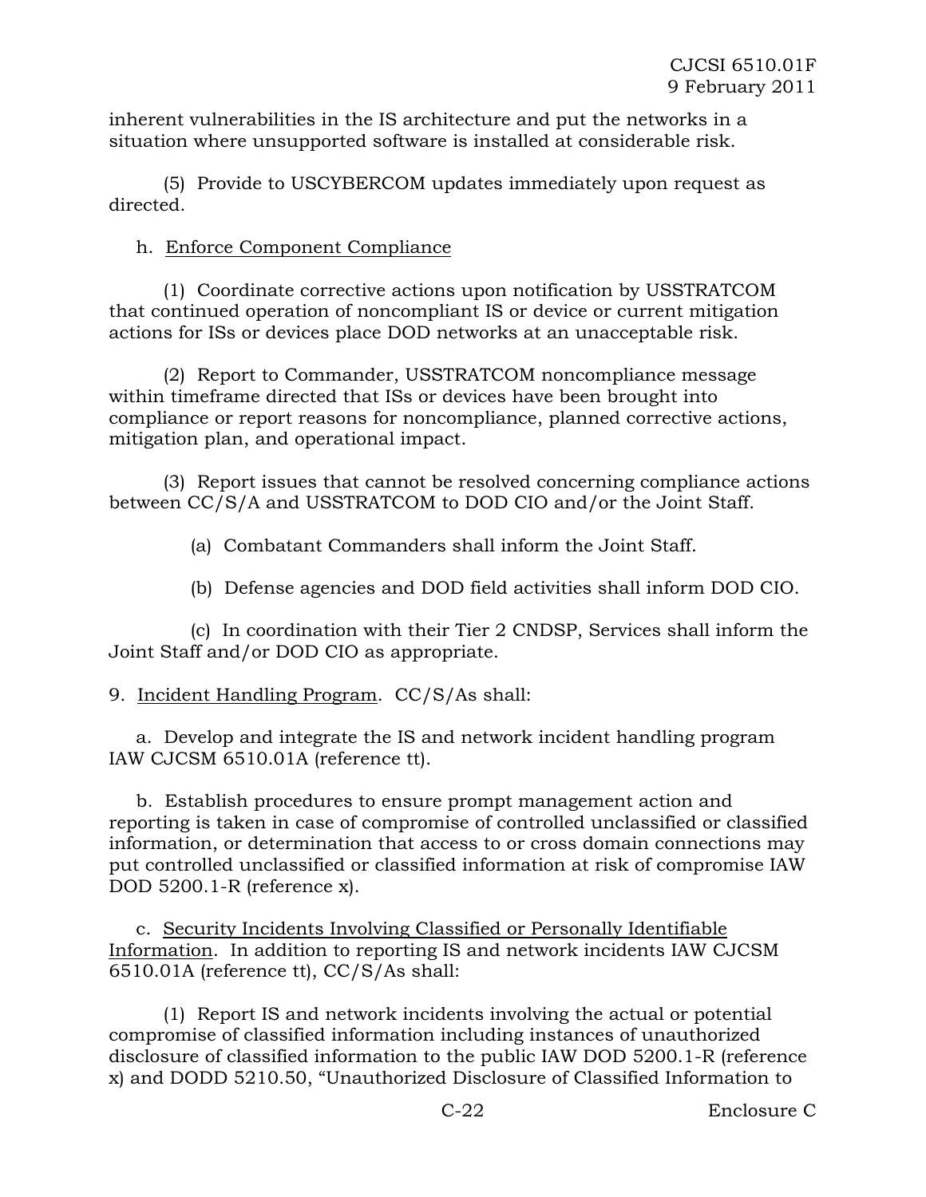inherent vulnerabilities in the IS architecture and put the networks in a situation where unsupported software is installed at considerable risk.

(5) Provide to USCYBERCOM updates immediately upon request as directed.

h. Enforce Component Compliance

(1) Coordinate corrective actions upon notification by USSTRATCOM that continued operation of noncompliant IS or device or current mitigation actions for ISs or devices place DOD networks at an unacceptable risk.

(2) Report to Commander, USSTRATCOM noncompliance message within timeframe directed that ISs or devices have been brought into compliance or report reasons for noncompliance, planned corrective actions, mitigation plan, and operational impact.

(3) Report issues that cannot be resolved concerning compliance actions between CC/S/A and USSTRATCOM to DOD CIO and/or the Joint Staff.

(a) Combatant Commanders shall inform the Joint Staff.

(b) Defense agencies and DOD field activities shall inform DOD CIO.

(c) In coordination with their Tier 2 CNDSP, Services shall inform the Joint Staff and/or DOD CIO as appropriate.

9. Incident Handling Program. CC/S/As shall:

a. Develop and integrate the IS and network incident handling program IAW CJCSM 6510.01A (reference tt).

b. Establish procedures to ensure prompt management action and reporting is taken in case of compromise of controlled unclassified or classified information, or determination that access to or cross domain connections may put controlled unclassified or classified information at risk of compromise IAW DOD 5200.1-R (reference x).

c. Security Incidents Involving Classified or Personally Identifiable Information. In addition to reporting IS and network incidents IAW CJCSM 6510.01A (reference tt), CC/S/As shall:

(1) Report IS and network incidents involving the actual or potential compromise of classified information including instances of unauthorized disclosure of classified information to the public IAW DOD 5200.1-R (reference x) and DODD 5210.50, "Unauthorized Disclosure of Classified Information to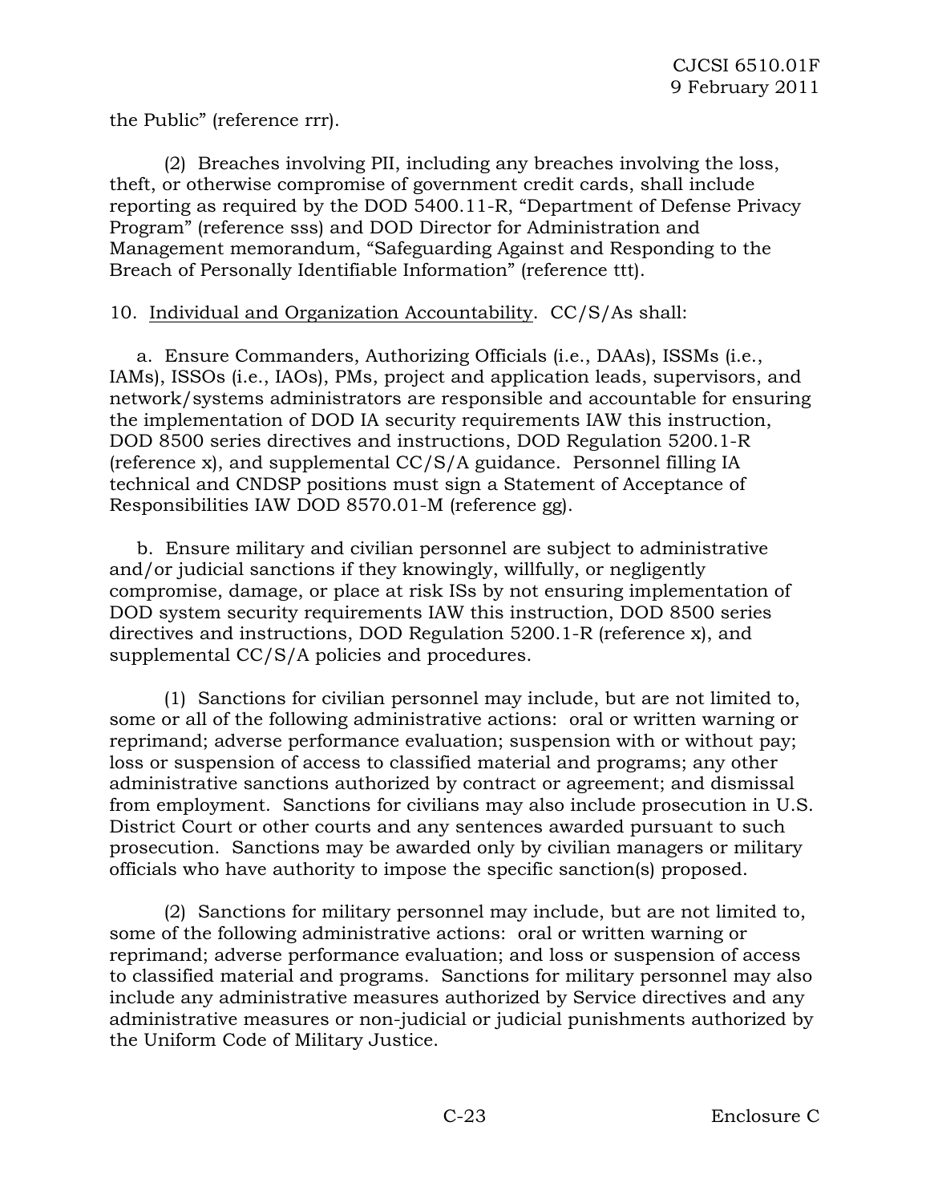the Public" (reference rrr).

(2) Breaches involving PII, including any breaches involving the loss, theft, or otherwise compromise of government credit cards, shall include reporting as required by the DOD 5400.11-R, "Department of Defense Privacy Program" (reference sss) and DOD Director for Administration and Management memorandum, "Safeguarding Against and Responding to the Breach of Personally Identifiable Information" (reference ttt).

10. Individual and Organization Accountability. CC/S/As shall:

a. Ensure Commanders, Authorizing Officials (i.e., DAAs), ISSMs (i.e., IAMs), ISSOs (i.e., IAOs), PMs, project and application leads, supervisors, and network/systems administrators are responsible and accountable for ensuring the implementation of DOD IA security requirements IAW this instruction, DOD 8500 series directives and instructions, DOD Regulation 5200.1-R (reference x), and supplemental CC/S/A guidance. Personnel filling IA technical and CNDSP positions must sign a Statement of Acceptance of Responsibilities IAW DOD 8570.01-M (reference gg).

b. Ensure military and civilian personnel are subject to administrative and/or judicial sanctions if they knowingly, willfully, or negligently compromise, damage, or place at risk ISs by not ensuring implementation of DOD system security requirements IAW this instruction, DOD 8500 series directives and instructions, DOD Regulation 5200.1-R (reference x), and supplemental CC/S/A policies and procedures.

(1) Sanctions for civilian personnel may include, but are not limited to, some or all of the following administrative actions: oral or written warning or reprimand; adverse performance evaluation; suspension with or without pay; loss or suspension of access to classified material and programs; any other administrative sanctions authorized by contract or agreement; and dismissal from employment. Sanctions for civilians may also include prosecution in U.S. District Court or other courts and any sentences awarded pursuant to such prosecution. Sanctions may be awarded only by civilian managers or military officials who have authority to impose the specific sanction(s) proposed.

(2) Sanctions for military personnel may include, but are not limited to, some of the following administrative actions: oral or written warning or reprimand; adverse performance evaluation; and loss or suspension of access to classified material and programs. Sanctions for military personnel may also include any administrative measures authorized by Service directives and any administrative measures or non-judicial or judicial punishments authorized by the Uniform Code of Military Justice.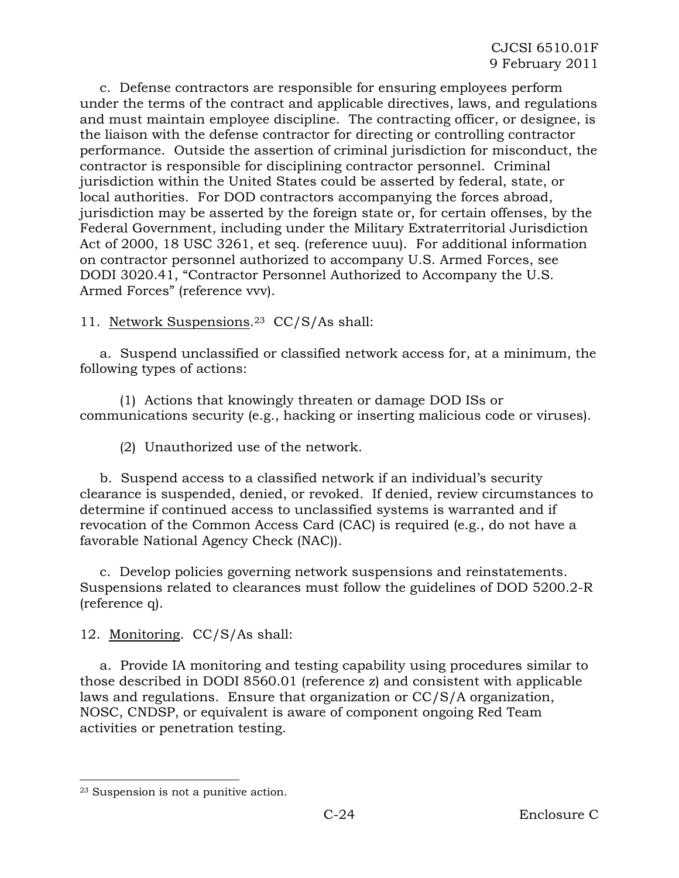c. Defense contractors are responsible for ensuring employees perform under the terms of the contract and applicable directives, laws, and regulations and must maintain employee discipline. The contracting officer, or designee, is the liaison with the defense contractor for directing or controlling contractor performance. Outside the assertion of criminal jurisdiction for misconduct, the contractor is responsible for disciplining contractor personnel. Criminal jurisdiction within the United States could be asserted by federal, state, or local authorities. For DOD contractors accompanying the forces abroad, jurisdiction may be asserted by the foreign state or, for certain offenses, by the Federal Government, including under the Military Extraterritorial Jurisdiction Act of 2000, 18 USC 3261, et seq. (reference uuu). For additional information on contractor personnel authorized to accompany U.S. Armed Forces, see DODI 3020.41, "Contractor Personnel Authorized to Accompany the U.S. Armed Forces" (reference vvv).

11. Network Suspensions.[23] CC/S/As shall:

a. Suspend unclassified or classified network access for, at a minimum, the following types of actions:

(1) Actions that knowingly threaten or damage DOD ISs or communications security (e.g., hacking or inserting malicious code or viruses).

(2) Unauthorized use of the network.

b. Suspend access to a classified network if an individual's security clearance is suspended, denied, or revoked. If denied, review circumstances to determine if continued access to unclassified systems is warranted and if revocation of the Common Access Card (CAC) is required (e.g., do not have a favorable National Agency Check (NAC)).

c. Develop policies governing network suspensions and reinstatements. Suspensions related to clearances must follow the guidelines of DOD 5200.2-R (reference q).

12. Monitoring. CC/S/As shall:

a. Provide IA monitoring and testing capability using procedures similar to those described in DODI 8560.01 (reference z) and consistent with applicable laws and regulations. Ensure that organization or CC/S/A organization, NOSC, CNDSP, or equivalent is aware of component ongoing Red Team activities or penetration testing.

---

[23] Suspension is not a punitive action.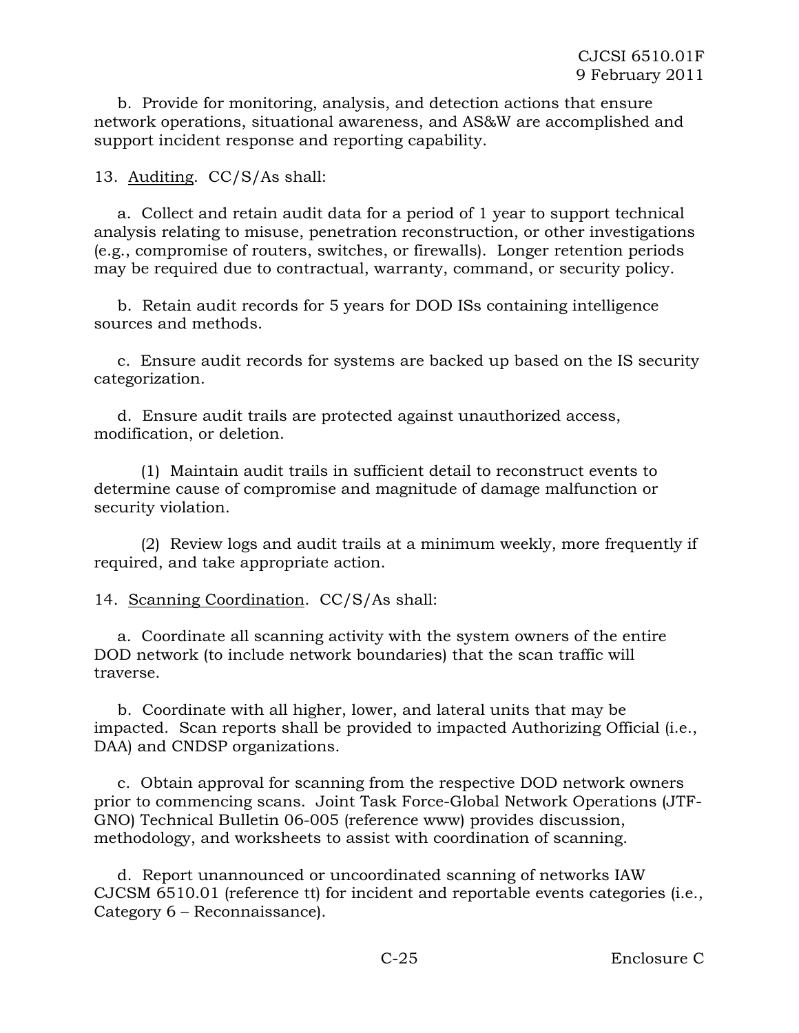b. Provide for monitoring, analysis, and detection actions that ensure network operations, situational awareness, and AS&W are accomplished and support incident response and reporting capability.

13. Auditing. CC/S/As shall:

a. Collect and retain audit data for a period of 1 year to support technical analysis relating to misuse, penetration reconstruction, or other investigations (e.g., compromise of routers, switches, or firewalls). Longer retention periods may be required due to contractual, warranty, command, or security policy.

b. Retain audit records for 5 years for DOD ISs containing intelligence sources and methods.

c. Ensure audit records for systems are backed up based on the IS security categorization.

d. Ensure audit trails are protected against unauthorized access, modification, or deletion.

(1) Maintain audit trails in sufficient detail to reconstruct events to determine cause of compromise and magnitude of damage malfunction or security violation.

(2) Review logs and audit trails at a minimum weekly, more frequently if required, and take appropriate action.

14. Scanning Coordination. CC/S/As shall:

a. Coordinate all scanning activity with the system owners of the entire DOD network (to include network boundaries) that the scan traffic will traverse.

b. Coordinate with all higher, lower, and lateral units that may be impacted. Scan reports shall be provided to impacted Authorizing Official (i.e., DAA) and CNDSP organizations.

c. Obtain approval for scanning from the respective DOD network owners prior to commencing scans. Joint Task Force-Global Network Operations (JTF-GNO) Technical Bulletin 06-005 (reference www) provides discussion, methodology, and worksheets to assist with coordination of scanning.

d. Report unannounced or uncoordinated scanning of networks IAW CJCSM 6510.01 (reference tt) for incident and reportable events categories (i.e., Category 6 – Reconnaissance).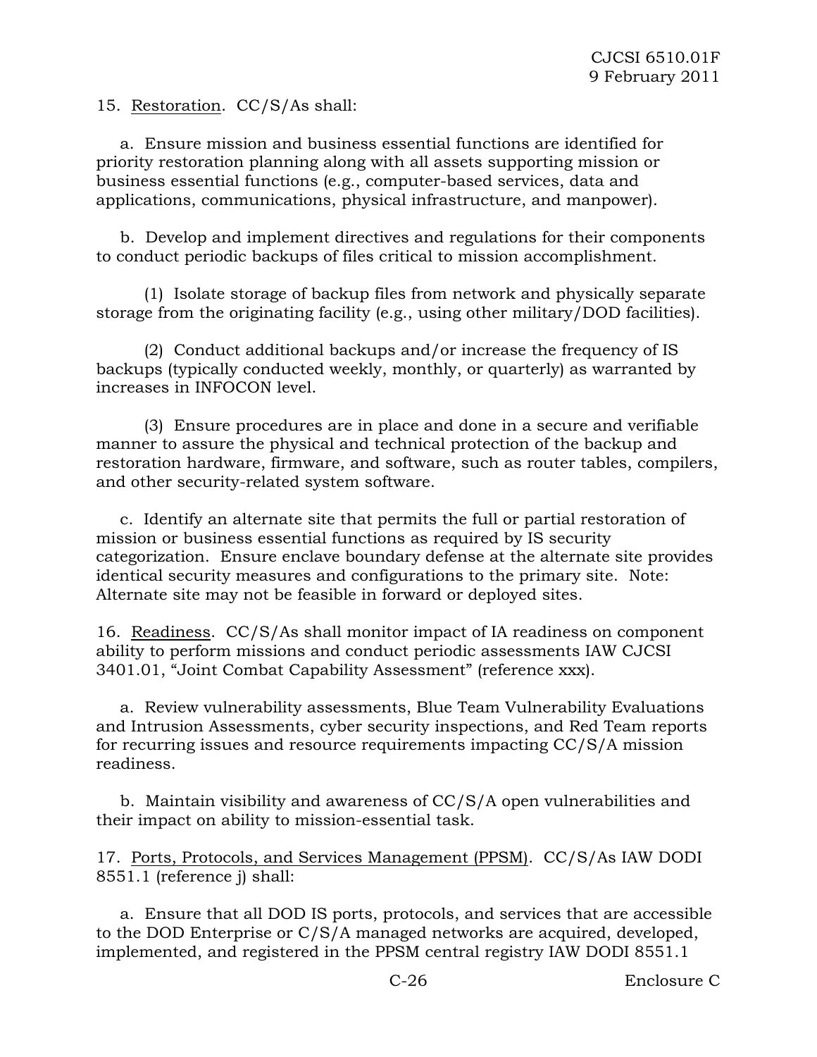15. Restoration. CC/S/As shall:

a. Ensure mission and business essential functions are identified for priority restoration planning along with all assets supporting mission or business essential functions (e.g., computer-based services, data and applications, communications, physical infrastructure, and manpower).

b. Develop and implement directives and regulations for their components to conduct periodic backups of files critical to mission accomplishment.

(1) Isolate storage of backup files from network and physically separate storage from the originating facility (e.g., using other military/DOD facilities).

(2) Conduct additional backups and/or increase the frequency of IS backups (typically conducted weekly, monthly, or quarterly) as warranted by increases in INFOCON level.

(3) Ensure procedures are in place and done in a secure and verifiable manner to assure the physical and technical protection of the backup and restoration hardware, firmware, and software, such as router tables, compilers, and other security-related system software.

c. Identify an alternate site that permits the full or partial restoration of mission or business essential functions as required by IS security categorization. Ensure enclave boundary defense at the alternate site provides identical security measures and configurations to the primary site. Note: Alternate site may not be feasible in forward or deployed sites.

16. Readiness. CC/S/As shall monitor impact of IA readiness on component ability to perform missions and conduct periodic assessments IAW CJCSI 3401.01, "Joint Combat Capability Assessment" (reference xxx).

a. Review vulnerability assessments, Blue Team Vulnerability Evaluations and Intrusion Assessments, cyber security inspections, and Red Team reports for recurring issues and resource requirements impacting CC/S/A mission readiness.

b. Maintain visibility and awareness of CC/S/A open vulnerabilities and their impact on ability to mission-essential task.

17. Ports, Protocols, and Services Management (PPSM). CC/S/As IAW DODI 8551.1 (reference j) shall:

a. Ensure that all DOD IS ports, protocols, and services that are accessible to the DOD Enterprise or C/S/A managed networks are acquired, developed, implemented, and registered in the PPSM central registry IAW DODI 8551.1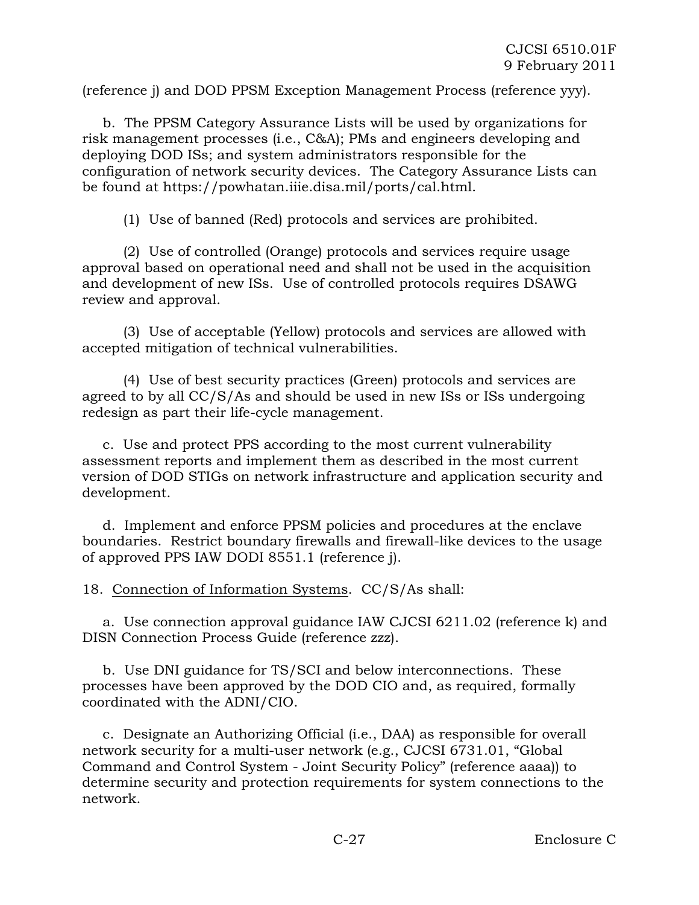(reference j) and DOD PPSM Exception Management Process (reference yyy).

b. The PPSM Category Assurance Lists will be used by organizations for risk management processes (i.e., C&A); PMs and engineers developing and deploying DOD ISs; and system administrators responsible for the configuration of network security devices. The Category Assurance Lists can be found at https://powhatan.iiie.disa.mil/ports/cal.html.

(1) Use of banned (Red) protocols and services are prohibited.

(2) Use of controlled (Orange) protocols and services require usage approval based on operational need and shall not be used in the acquisition and development of new ISs. Use of controlled protocols requires DSAWG review and approval.

(3) Use of acceptable (Yellow) protocols and services are allowed with accepted mitigation of technical vulnerabilities.

(4) Use of best security practices (Green) protocols and services are agreed to by all CC/S/As and should be used in new ISs or ISs undergoing redesign as part their life-cycle management.

c. Use and protect PPS according to the most current vulnerability assessment reports and implement them as described in the most current version of DOD STIGs on network infrastructure and application security and development.

d. Implement and enforce PPSM policies and procedures at the enclave boundaries. Restrict boundary firewalls and firewall-like devices to the usage of approved PPS IAW DODI 8551.1 (reference j).

18. Connection of Information Systems. CC/S/As shall:

a. Use connection approval guidance IAW CJCSI 6211.02 (reference k) and DISN Connection Process Guide (reference *zzz*).

b. Use DNI guidance for TS/SCI and below interconnections. These processes have been approved by the DOD CIO and, as required, formally coordinated with the ADNI/CIO.

c. Designate an Authorizing Official (i.e., DAA) as responsible for overall network security for a multi-user network (e.g., CJCSI 6731.01, "Global Command and Control System - Joint Security Policy" (reference aaaa)) to determine security and protection requirements for system connections to the network.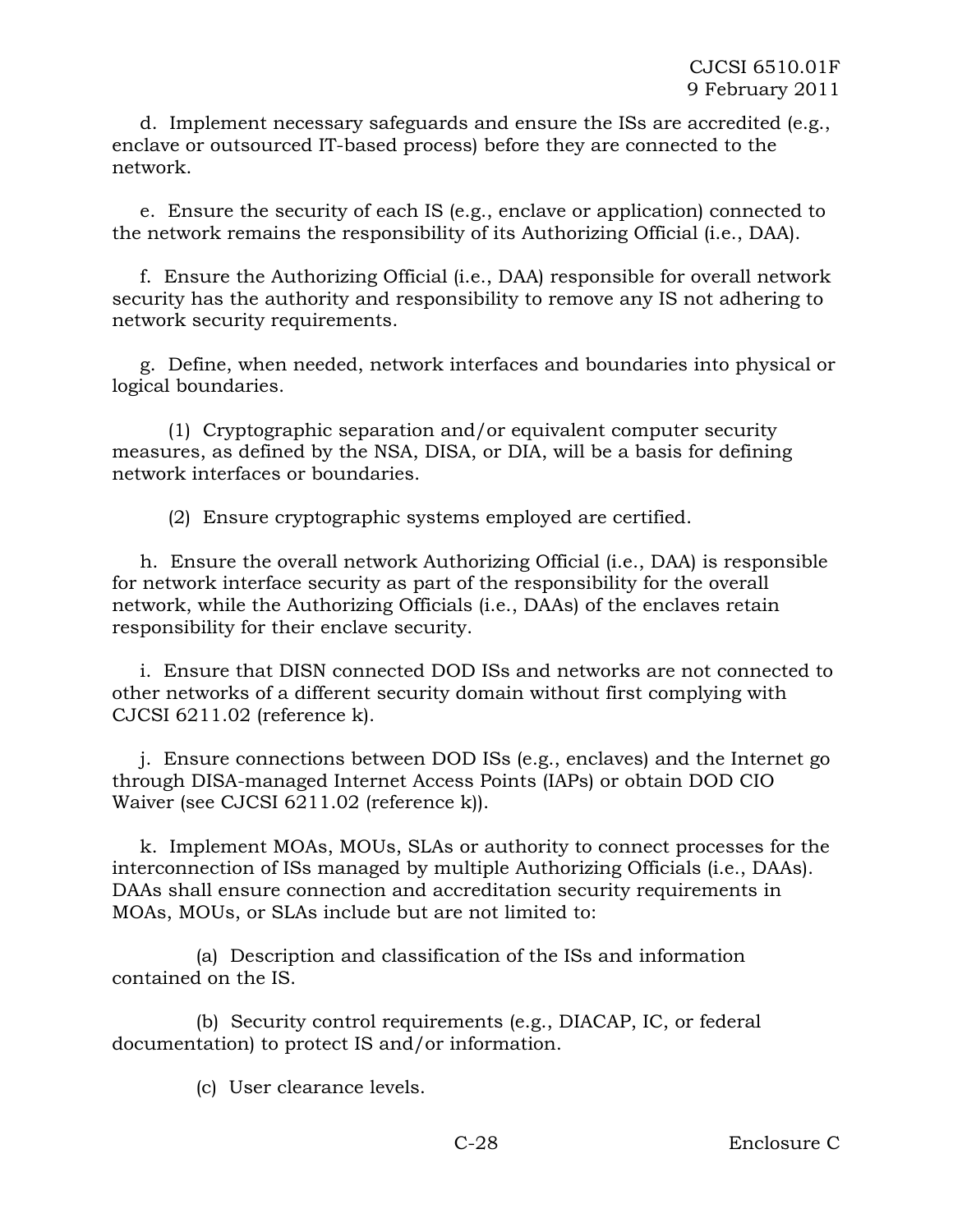d. Implement necessary safeguards and ensure the ISs are accredited (e.g., enclave or outsourced IT-based process) before they are connected to the network.

e. Ensure the security of each IS (e.g., enclave or application) connected to the network remains the responsibility of its Authorizing Official (i.e., DAA).

f. Ensure the Authorizing Official (i.e., DAA) responsible for overall network security has the authority and responsibility to remove any IS not adhering to network security requirements.

g. Define, when needed, network interfaces and boundaries into physical or logical boundaries.

(1) Cryptographic separation and/or equivalent computer security measures, as defined by the NSA, DISA, or DIA, will be a basis for defining network interfaces or boundaries.

(2) Ensure cryptographic systems employed are certified.

h. Ensure the overall network Authorizing Official (i.e., DAA) is responsible for network interface security as part of the responsibility for the overall network, while the Authorizing Officials (i.e., DAAs) of the enclaves retain responsibility for their enclave security.

i. Ensure that DISN connected DOD ISs and networks are not connected to other networks of a different security domain without first complying with CJCSI 6211.02 (reference k).

j. Ensure connections between DOD ISs (e.g., enclaves) and the Internet go through DISA-managed Internet Access Points (IAPs) or obtain DOD CIO Waiver (see CJCSI 6211.02 (reference k)).

k. Implement MOAs, MOUs, SLAs or authority to connect processes for the interconnection of ISs managed by multiple Authorizing Officials (i.e., DAAs). DAAs shall ensure connection and accreditation security requirements in MOAs, MOUs, or SLAs include but are not limited to:

(a) Description and classification of the ISs and information contained on the IS.

(b) Security control requirements (e.g., DIACAP, IC, or federal documentation) to protect IS and/or information.

(c) User clearance levels.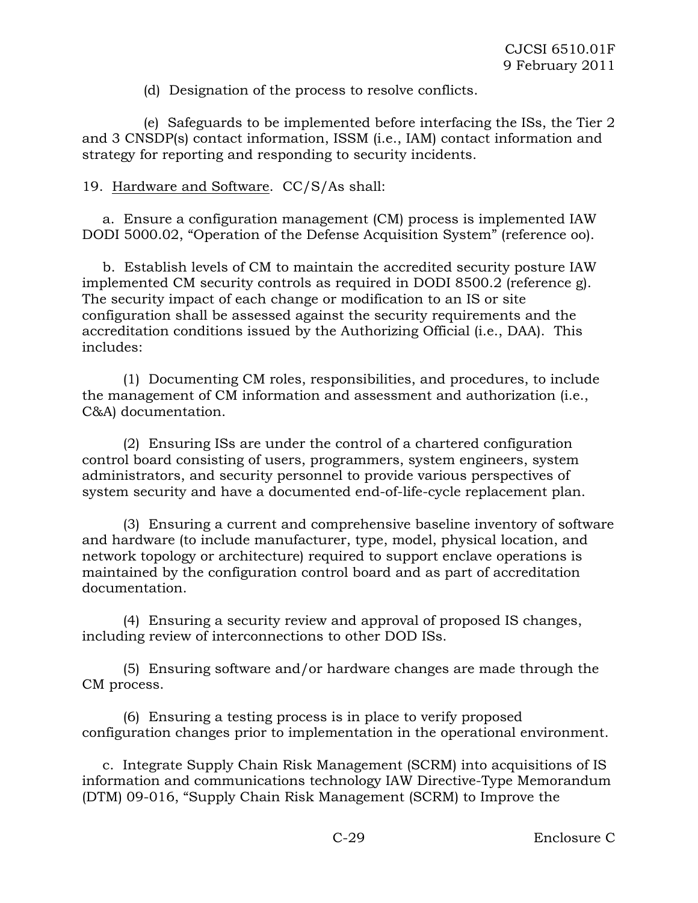(d) Designation of the process to resolve conflicts.

(e) Safeguards to be implemented before interfacing the ISs, the Tier 2 and 3 CNSDP(s) contact information, ISSM (i.e., IAM) contact information and strategy for reporting and responding to security incidents.

19. Hardware and Software. CC/S/As shall:

a. Ensure a configuration management (CM) process is implemented IAW DODI 5000.02, "Operation of the Defense Acquisition System" (reference oo).

b. Establish levels of CM to maintain the accredited security posture IAW implemented CM security controls as required in DODI 8500.2 (reference g). The security impact of each change or modification to an IS or site configuration shall be assessed against the security requirements and the accreditation conditions issued by the Authorizing Official (i.e., DAA). This includes:

(1) Documenting CM roles, responsibilities, and procedures, to include the management of CM information and assessment and authorization (i.e., C&A) documentation.

(2) Ensuring ISs are under the control of a chartered configuration control board consisting of users, programmers, system engineers, system administrators, and security personnel to provide various perspectives of system security and have a documented end-of-life-cycle replacement plan.

(3) Ensuring a current and comprehensive baseline inventory of software and hardware (to include manufacturer, type, model, physical location, and network topology or architecture) required to support enclave operations is maintained by the configuration control board and as part of accreditation documentation.

(4) Ensuring a security review and approval of proposed IS changes, including review of interconnections to other DOD ISs.

(5) Ensuring software and/or hardware changes are made through the CM process.

(6) Ensuring a testing process is in place to verify proposed configuration changes prior to implementation in the operational environment.

c. Integrate Supply Chain Risk Management (SCRM) into acquisitions of IS information and communications technology IAW Directive-Type Memorandum (DTM) 09-016, "Supply Chain Risk Management (SCRM) to Improve the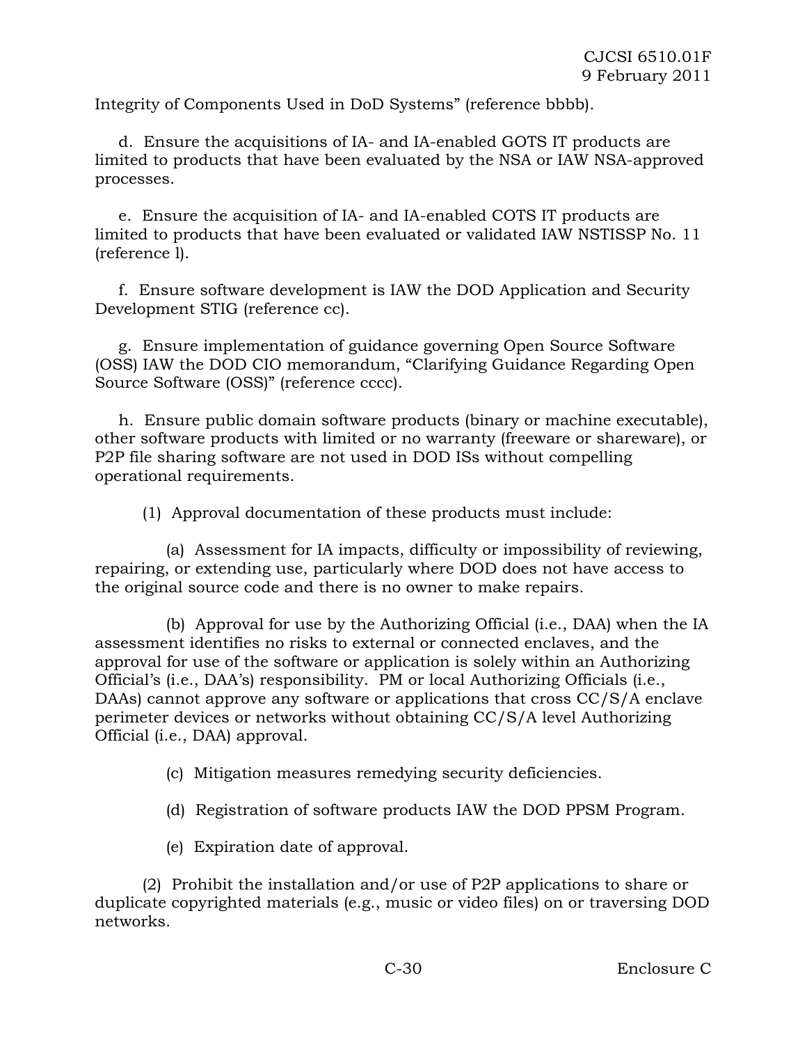Integrity of Components Used in DoD Systems" (reference bbbb).

d. Ensure the acquisitions of IA- and IA-enabled GOTS IT products are limited to products that have been evaluated by the NSA or IAW NSA-approved processes.

e. Ensure the acquisition of IA- and IA-enabled COTS IT products are limited to products that have been evaluated or validated IAW NSTISSP No. 11 (reference l).

f. Ensure software development is IAW the DOD Application and Security Development STIG (reference cc).

g. Ensure implementation of guidance governing Open Source Software (OSS) IAW the DOD CIO memorandum, "Clarifying Guidance Regarding Open Source Software (OSS)" (reference cccc).

h. Ensure public domain software products (binary or machine executable), other software products with limited or no warranty (freeware or shareware), or P2P file sharing software are not used in DOD ISs without compelling operational requirements.

(1) Approval documentation of these products must include:

(a) Assessment for IA impacts, difficulty or impossibility of reviewing, repairing, or extending use, particularly where DOD does not have access to the original source code and there is no owner to make repairs.

(b) Approval for use by the Authorizing Official (i.e., DAA) when the IA assessment identifies no risks to external or connected enclaves, and the approval for use of the software or application is solely within an Authorizing Official's (i.e., DAA's) responsibility. PM or local Authorizing Officials (i.e., DAAs) cannot approve any software or applications that cross CC/S/A enclave perimeter devices or networks without obtaining CC/S/A level Authorizing Official (i.e., DAA) approval.

(c) Mitigation measures remedying security deficiencies.

(d) Registration of software products IAW the DOD PPSM Program.

(e) Expiration date of approval.

(2) Prohibit the installation and/or use of P2P applications to share or duplicate copyrighted materials (e.g., music or video files) on or traversing DOD networks.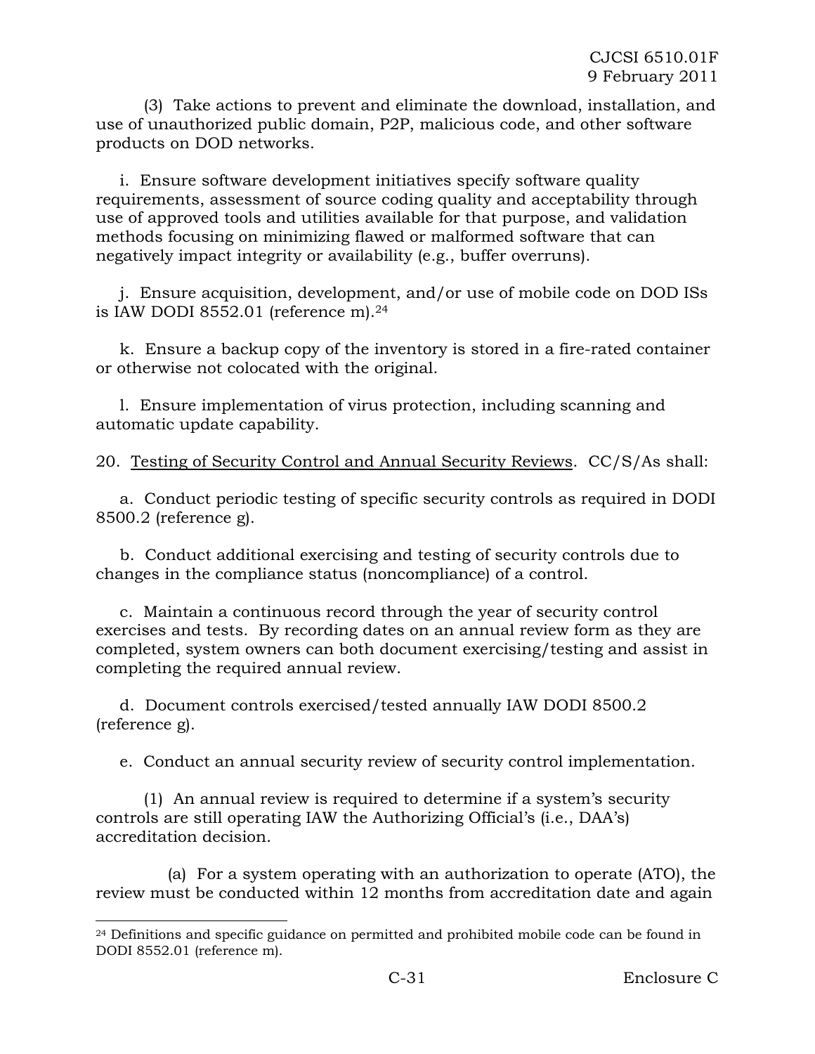(3) Take actions to prevent and eliminate the download, installation, and use of unauthorized public domain, P2P, malicious code, and other software products on DOD networks.

i. Ensure software development initiatives specify software quality requirements, assessment of source coding quality and acceptability through use of approved tools and utilities available for that purpose, and validation methods focusing on minimizing flawed or malformed software that can negatively impact integrity or availability (e.g., buffer overruns).

j. Ensure acquisition, development, and/or use of mobile code on DOD ISs is IAW DODI 8552.01 (reference m).[24]

k. Ensure a backup copy of the inventory is stored in a fire-rated container or otherwise not colocated with the original.

l. Ensure implementation of virus protection, including scanning and automatic update capability.

20. Testing of Security Control and Annual Security Reviews. CC/S/As shall:

a. Conduct periodic testing of specific security controls as required in DODI 8500.2 (reference g).

b. Conduct additional exercising and testing of security controls due to changes in the compliance status (noncompliance) of a control.

c. Maintain a continuous record through the year of security control exercises and tests. By recording dates on an annual review form as they are completed, system owners can both document exercising/testing and assist in completing the required annual review.

d. Document controls exercised/tested annually IAW DODI 8500.2 (reference g).

e. Conduct an annual security review of security control implementation.

(1) An annual review is required to determine if a system's security controls are still operating IAW the Authorizing Official's (i.e., DAA's) accreditation decision.

(a) For a system operating with an authorization to operate (ATO), the review must be conducted within 12 months from accreditation date and again

---

[24] Definitions and specific guidance on permitted and prohibited mobile code can be found in DODI 8552.01 (reference m).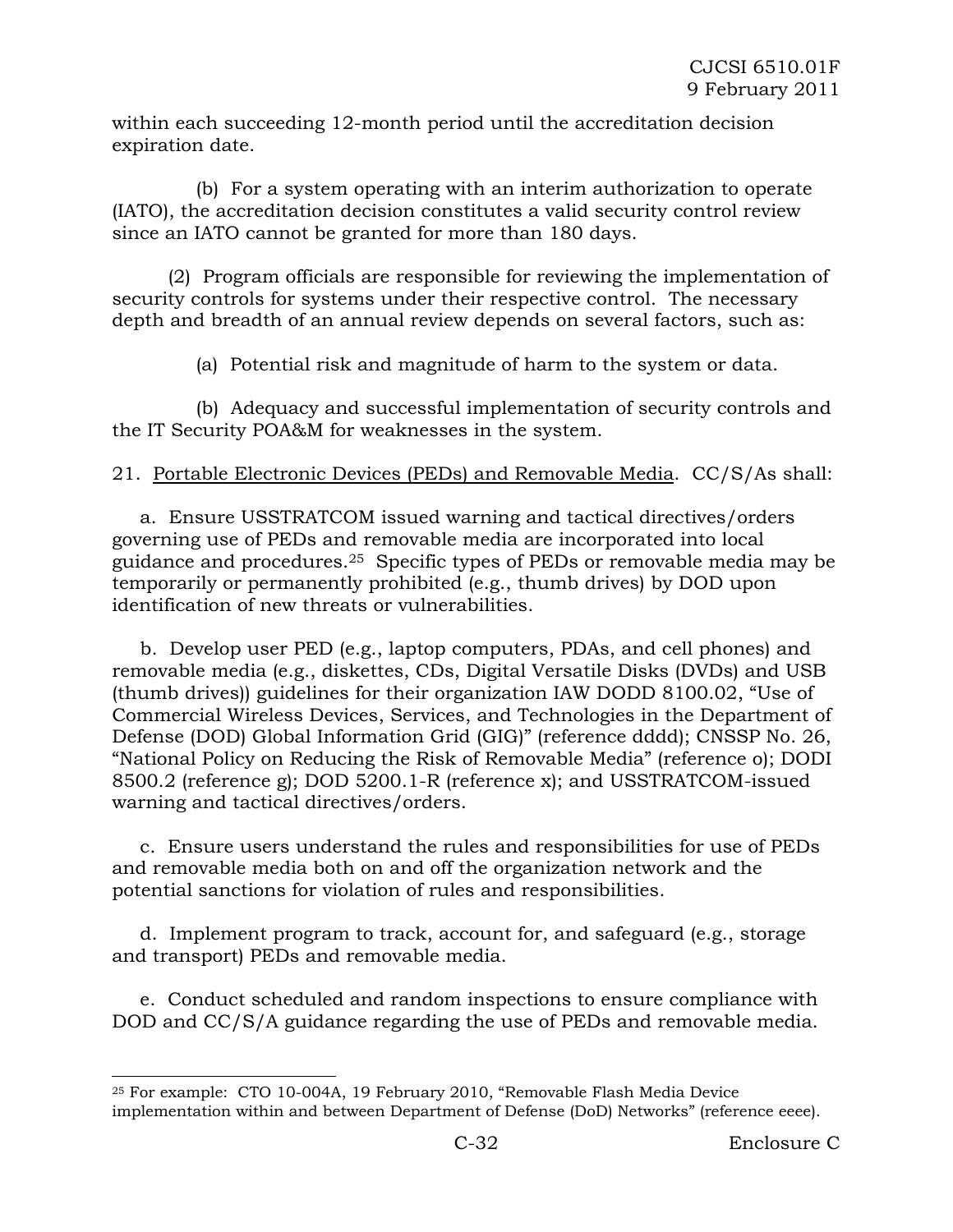within each succeeding 12-month period until the accreditation decision expiration date.

(b) For a system operating with an interim authorization to operate (IATO), the accreditation decision constitutes a valid security control review since an IATO cannot be granted for more than 180 days.

(2) Program officials are responsible for reviewing the implementation of security controls for systems under their respective control. The necessary depth and breadth of an annual review depends on several factors, such as:

(a) Potential risk and magnitude of harm to the system or data.

(b) Adequacy and successful implementation of security controls and the IT Security POA&M for weaknesses in the system.

21. Portable Electronic Devices (PEDs) and Removable Media. CC/S/As shall:

a. Ensure USSTRATCOM issued warning and tactical directives/orders governing use of PEDs and removable media are incorporated into local guidance and procedures.[25] Specific types of PEDs or removable media may be temporarily or permanently prohibited (e.g., thumb drives) by DOD upon identification of new threats or vulnerabilities.

b. Develop user PED (e.g., laptop computers, PDAs, and cell phones) and removable media (e.g., diskettes, CDs, Digital Versatile Disks (DVDs) and USB (thumb drives)) guidelines for their organization IAW DODD 8100.02, "Use of Commercial Wireless Devices, Services, and Technologies in the Department of Defense (DOD) Global Information Grid (GIG)" (reference dddd); CNSSP No. 26, "National Policy on Reducing the Risk of Removable Media" (reference o); DODI 8500.2 (reference g); DOD 5200.1-R (reference x); and USSTRATCOM-issued warning and tactical directives/orders.

c. Ensure users understand the rules and responsibilities for use of PEDs and removable media both on and off the organization network and the potential sanctions for violation of rules and responsibilities.

d. Implement program to track, account for, and safeguard (e.g., storage and transport) PEDs and removable media.

e. Conduct scheduled and random inspections to ensure compliance with DOD and CC/S/A guidance regarding the use of PEDs and removable media.

---

[25] For example: CTO 10-004A, 19 February 2010, "Removable Flash Media Device implementation within and between Department of Defense (DoD) Networks" (reference eeee).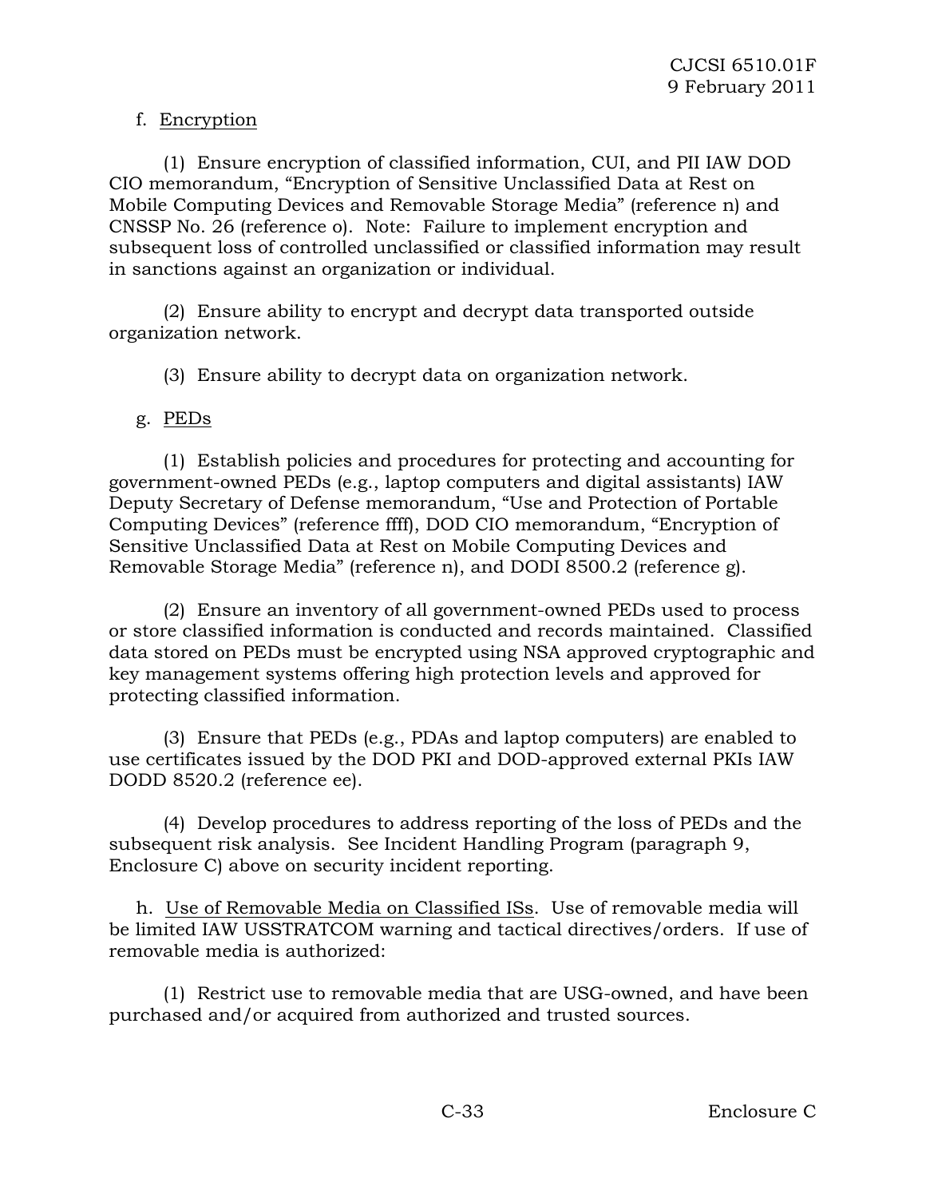f. Encryption

(1) Ensure encryption of classified information, CUI, and PII IAW DOD CIO memorandum, "Encryption of Sensitive Unclassified Data at Rest on Mobile Computing Devices and Removable Storage Media" (reference n) and CNSSP No. 26 (reference o). Note: Failure to implement encryption and subsequent loss of controlled unclassified or classified information may result in sanctions against an organization or individual.

(2) Ensure ability to encrypt and decrypt data transported outside organization network.

(3) Ensure ability to decrypt data on organization network.

g. PEDs

(1) Establish policies and procedures for protecting and accounting for government-owned PEDs (e.g., laptop computers and digital assistants) IAW Deputy Secretary of Defense memorandum, "Use and Protection of Portable Computing Devices" (reference ffff), DOD CIO memorandum, "Encryption of Sensitive Unclassified Data at Rest on Mobile Computing Devices and Removable Storage Media" (reference n), and DODI 8500.2 (reference g).

(2) Ensure an inventory of all government-owned PEDs used to process or store classified information is conducted and records maintained. Classified data stored on PEDs must be encrypted using NSA approved cryptographic and key management systems offering high protection levels and approved for protecting classified information.

(3) Ensure that PEDs (e.g., PDAs and laptop computers) are enabled to use certificates issued by the DOD PKI and DOD-approved external PKIs IAW DODD 8520.2 (reference ee).

(4) Develop procedures to address reporting of the loss of PEDs and the subsequent risk analysis. See Incident Handling Program (paragraph 9, Enclosure C) above on security incident reporting.

h. Use of Removable Media on Classified ISs. Use of removable media will be limited IAW USSTRATCOM warning and tactical directives/orders. If use of removable media is authorized:

(1) Restrict use to removable media that are USG-owned, and have been purchased and/or acquired from authorized and trusted sources.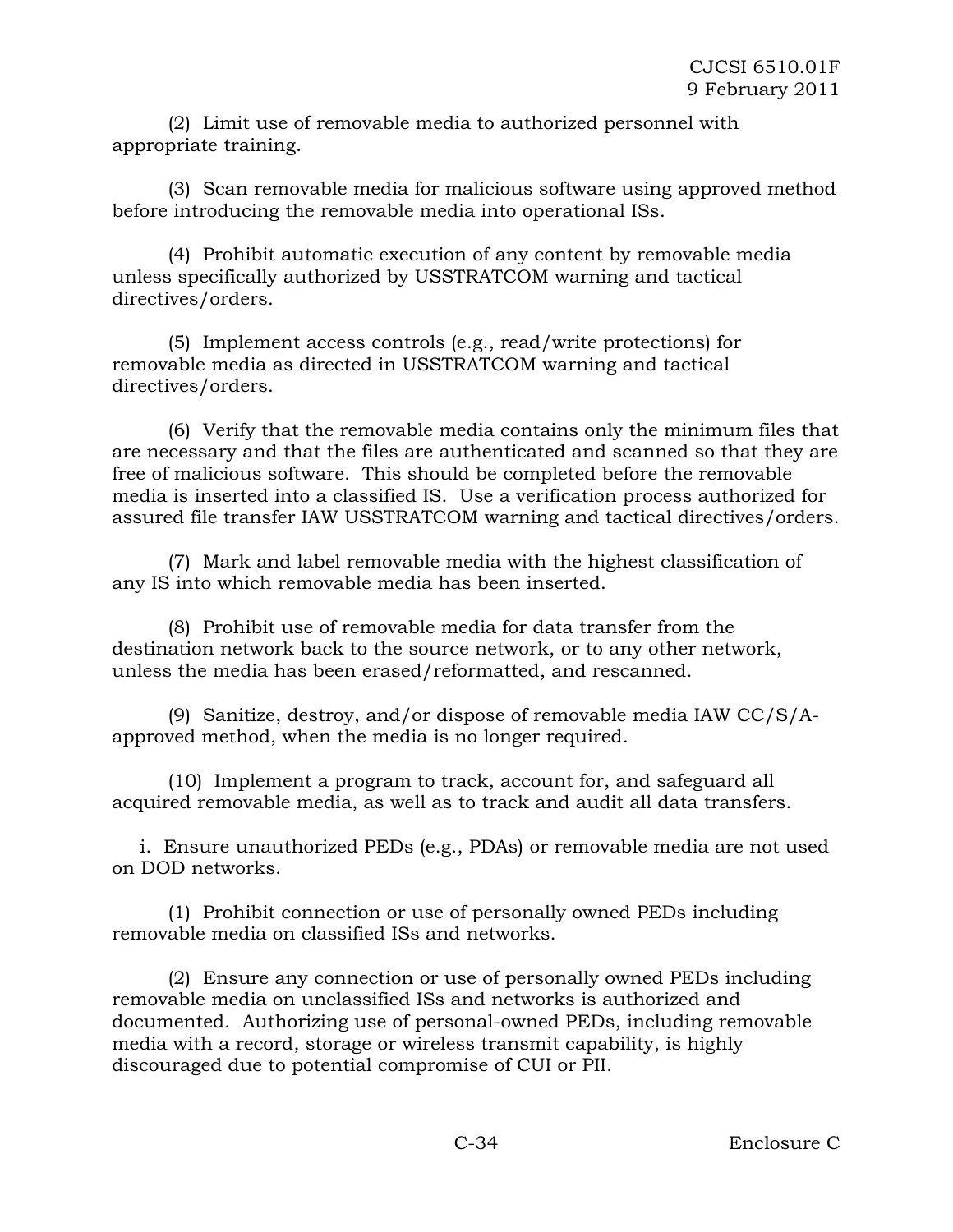(2) Limit use of removable media to authorized personnel with appropriate training.

(3) Scan removable media for malicious software using approved method before introducing the removable media into operational ISs.

(4) Prohibit automatic execution of any content by removable media unless specifically authorized by USSTRATCOM warning and tactical directives/orders.

(5) Implement access controls (e.g., read/write protections) for removable media as directed in USSTRATCOM warning and tactical directives/orders.

(6) Verify that the removable media contains only the minimum files that are necessary and that the files are authenticated and scanned so that they are free of malicious software. This should be completed before the removable media is inserted into a classified IS. Use a verification process authorized for assured file transfer IAW USSTRATCOM warning and tactical directives/orders.

(7) Mark and label removable media with the highest classification of any IS into which removable media has been inserted.

(8) Prohibit use of removable media for data transfer from the destination network back to the source network, or to any other network, unless the media has been erased/reformatted, and rescanned.

(9) Sanitize, destroy, and/or dispose of removable media IAW CC/S/A-approved method, when the media is no longer required.

(10) Implement a program to track, account for, and safeguard all acquired removable media, as well as to track and audit all data transfers.

i. Ensure unauthorized PEDs (e.g., PDAs) or removable media are not used on DOD networks.

(1) Prohibit connection or use of personally owned PEDs including removable media on classified ISs and networks.

(2) Ensure any connection or use of personally owned PEDs including removable media on unclassified ISs and networks is authorized and documented. Authorizing use of personal-owned PEDs, including removable media with a record, storage or wireless transmit capability, is highly discouraged due to potential compromise of CUI or PII.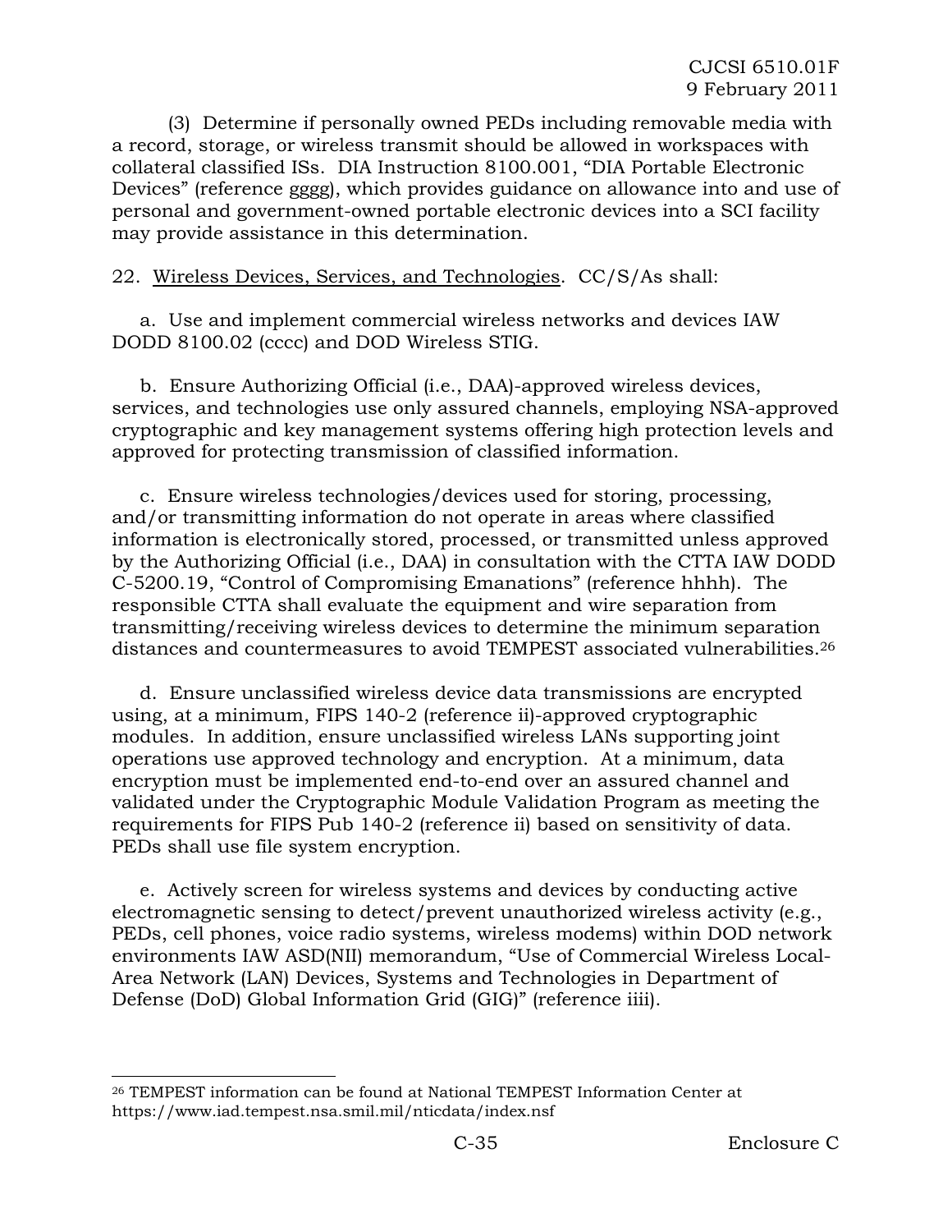(3) Determine if personally owned PEDs including removable media with a record, storage, or wireless transmit should be allowed in workspaces with collateral classified ISs. DIA Instruction 8100.001, "DIA Portable Electronic Devices" (reference gggg), which provides guidance on allowance into and use of personal and government-owned portable electronic devices into a SCI facility may provide assistance in this determination.

22. Wireless Devices, Services, and Technologies. CC/S/As shall:

a. Use and implement commercial wireless networks and devices IAW DODD 8100.02 (cccc) and DOD Wireless STIG.

b. Ensure Authorizing Official (i.e., DAA)-approved wireless devices, services, and technologies use only assured channels, employing NSA-approved cryptographic and key management systems offering high protection levels and approved for protecting transmission of classified information.

c. Ensure wireless technologies/devices used for storing, processing, and/or transmitting information do not operate in areas where classified information is electronically stored, processed, or transmitted unless approved by the Authorizing Official (i.e., DAA) in consultation with the CTTA IAW DODD C-5200.19, "Control of Compromising Emanations" (reference hhhh). The responsible CTTA shall evaluate the equipment and wire separation from transmitting/receiving wireless devices to determine the minimum separation distances and countermeasures to avoid TEMPEST associated vulnerabilities.[26]

d. Ensure unclassified wireless device data transmissions are encrypted using, at a minimum, FIPS 140-2 (reference ii)-approved cryptographic modules. In addition, ensure unclassified wireless LANs supporting joint operations use approved technology and encryption. At a minimum, data encryption must be implemented end-to-end over an assured channel and validated under the Cryptographic Module Validation Program as meeting the requirements for FIPS Pub 140-2 (reference ii) based on sensitivity of data. PEDs shall use file system encryption.

e. Actively screen for wireless systems and devices by conducting active electromagnetic sensing to detect/prevent unauthorized wireless activity (e.g., PEDs, cell phones, voice radio systems, wireless modems) within DOD network environments IAW ASD(NII) memorandum, "Use of Commercial Wireless Local-Area Network (LAN) Devices, Systems and Technologies in Department of Defense (DoD) Global Information Grid (GIG)" (reference iiii).

---

[26] TEMPEST information can be found at National TEMPEST Information Center at https://www.iad.tempest.nsa.smil.mil/nticdata/index.nsf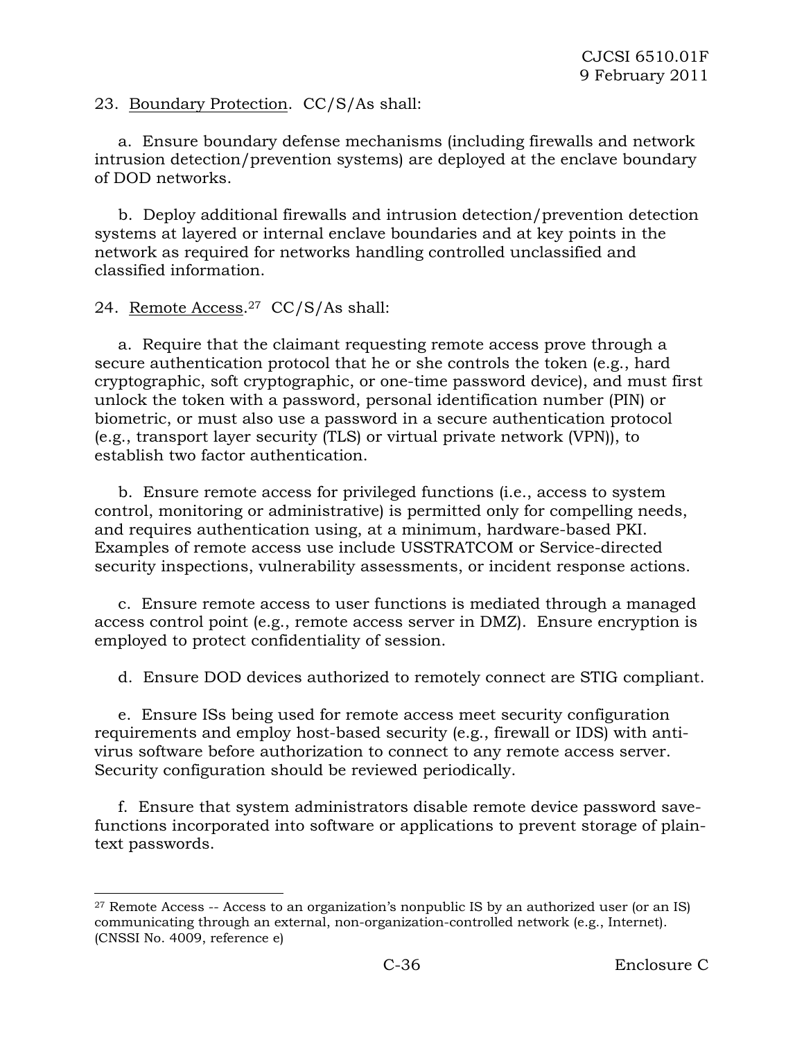23. Boundary Protection. CC/S/As shall:

a. Ensure boundary defense mechanisms (including firewalls and network intrusion detection/prevention systems) are deployed at the enclave boundary of DOD networks.

b. Deploy additional firewalls and intrusion detection/prevention detection systems at layered or internal enclave boundaries and at key points in the network as required for networks handling controlled unclassified and classified information.

24. Remote Access.[27] CC/S/As shall:

a. Require that the claimant requesting remote access prove through a secure authentication protocol that he or she controls the token (e.g., hard cryptographic, soft cryptographic, or one-time password device), and must first unlock the token with a password, personal identification number (PIN) or biometric, or must also use a password in a secure authentication protocol (e.g., transport layer security (TLS) or virtual private network (VPN)), to establish two factor authentication.

b. Ensure remote access for privileged functions (i.e., access to system control, monitoring or administrative) is permitted only for compelling needs, and requires authentication using, at a minimum, hardware-based PKI. Examples of remote access use include USSTRATCOM or Service-directed security inspections, vulnerability assessments, or incident response actions.

c. Ensure remote access to user functions is mediated through a managed access control point (e.g., remote access server in DMZ). Ensure encryption is employed to protect confidentiality of session.

d. Ensure DOD devices authorized to remotely connect are STIG compliant.

e. Ensure ISs being used for remote access meet security configuration requirements and employ host-based security (e.g., firewall or IDS) with anti-virus software before authorization to connect to any remote access server. Security configuration should be reviewed periodically.

f. Ensure that system administrators disable remote device password save-functions incorporated into software or applications to prevent storage of plain-text passwords.

---

[27] Remote Access -- Access to an organization's nonpublic IS by an authorized user (or an IS) communicating through an external, non-organization-controlled network (e.g., Internet). (CNSSI No. 4009, reference e)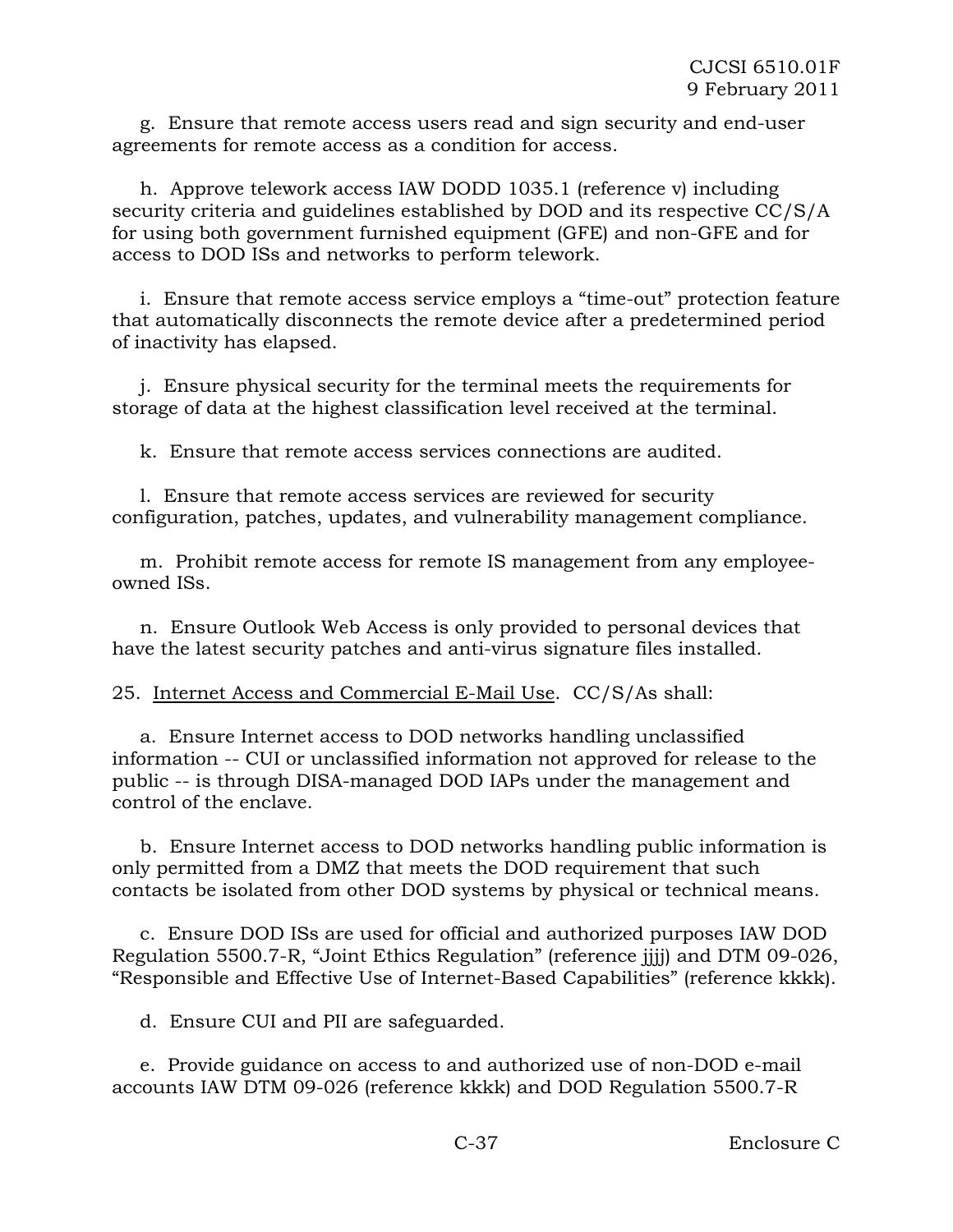g. Ensure that remote access users read and sign security and end-user agreements for remote access as a condition for access.

h. Approve telework access IAW DODD 1035.1 (reference v) including security criteria and guidelines established by DOD and its respective CC/S/A for using both government furnished equipment (GFE) and non-GFE and for access to DOD ISs and networks to perform telework.

i. Ensure that remote access service employs a "time-out" protection feature that automatically disconnects the remote device after a predetermined period of inactivity has elapsed.

j. Ensure physical security for the terminal meets the requirements for storage of data at the highest classification level received at the terminal.

k. Ensure that remote access services connections are audited.

l. Ensure that remote access services are reviewed for security configuration, patches, updates, and vulnerability management compliance.

m. Prohibit remote access for remote IS management from any employee-owned ISs.

n. Ensure Outlook Web Access is only provided to personal devices that have the latest security patches and anti-virus signature files installed.

25. <u>Internet Access and Commercial E-Mail Use</u>. CC/S/As shall:

a. Ensure Internet access to DOD networks handling unclassified information -- CUI or unclassified information not approved for release to the public -- is through DISA-managed DOD IAPs under the management and control of the enclave.

b. Ensure Internet access to DOD networks handling public information is only permitted from a DMZ that meets the DOD requirement that such contacts be isolated from other DOD systems by physical or technical means.

c. Ensure DOD ISs are used for official and authorized purposes IAW DOD Regulation 5500.7-R, "Joint Ethics Regulation" (reference jjjj) and DTM 09-026, "Responsible and Effective Use of Internet-Based Capabilities" (reference kkkk).

d. Ensure CUI and PII are safeguarded.

e. Provide guidance on access to and authorized use of non-DOD e-mail accounts IAW DTM 09-026 (reference kkkk) and DOD Regulation 5500.7-R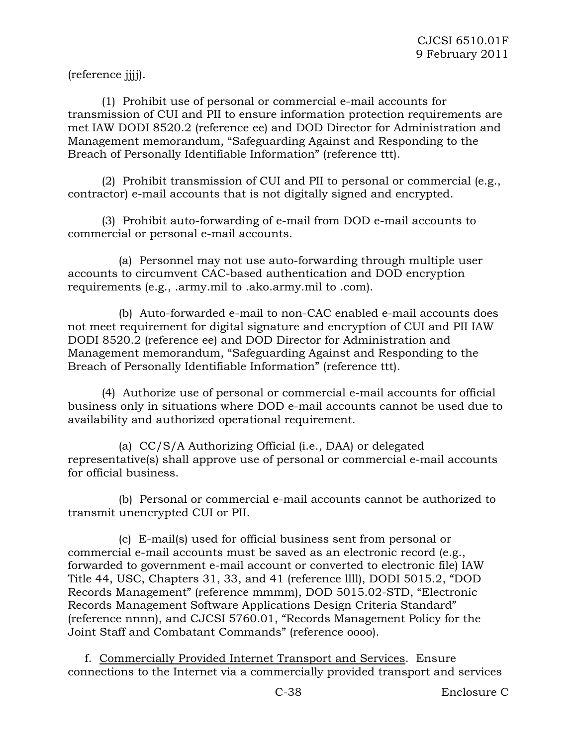(reference jjjj).

(1) Prohibit use of personal or commercial e-mail accounts for transmission of CUI and PII to ensure information protection requirements are met IAW DODI 8520.2 (reference ee) and DOD Director for Administration and Management memorandum, "Safeguarding Against and Responding to the Breach of Personally Identifiable Information" (reference ttt).

(2) Prohibit transmission of CUI and PII to personal or commercial (e.g., contractor) e-mail accounts that is not digitally signed and encrypted.

(3) Prohibit auto-forwarding of e-mail from DOD e-mail accounts to commercial or personal e-mail accounts.

(a) Personnel may not use auto-forwarding through multiple user accounts to circumvent CAC-based authentication and DOD encryption requirements (e.g., .army.mil to .ako.army.mil to .com).

(b) Auto-forwarded e-mail to non-CAC enabled e-mail accounts does not meet requirement for digital signature and encryption of CUI and PII IAW DODI 8520.2 (reference ee) and DOD Director for Administration and Management memorandum, "Safeguarding Against and Responding to the Breach of Personally Identifiable Information" (reference ttt).

(4) Authorize use of personal or commercial e-mail accounts for official business only in situations where DOD e-mail accounts cannot be used due to availability and authorized operational requirement.

(a) CC/S/A Authorizing Official (i.e., DAA) or delegated representative(s) shall approve use of personal or commercial e-mail accounts for official business.

(b) Personal or commercial e-mail accounts cannot be authorized to transmit unencrypted CUI or PII.

(c) E-mail(s) used for official business sent from personal or commercial e-mail accounts must be saved as an electronic record (e.g., forwarded to government e-mail account or converted to electronic file) IAW Title 44, USC, Chapters 31, 33, and 41 (reference llll), DODI 5015.2, "DOD Records Management" (reference mmmm), DOD 5015.02-STD, "Electronic Records Management Software Applications Design Criteria Standard" (reference nnnn), and CJCSI 5760.01, "Records Management Policy for the Joint Staff and Combatant Commands" (reference oooo).

f. <u>Commercially Provided Internet Transport and Services</u>. Ensure connections to the Internet via a commercially provided transport and services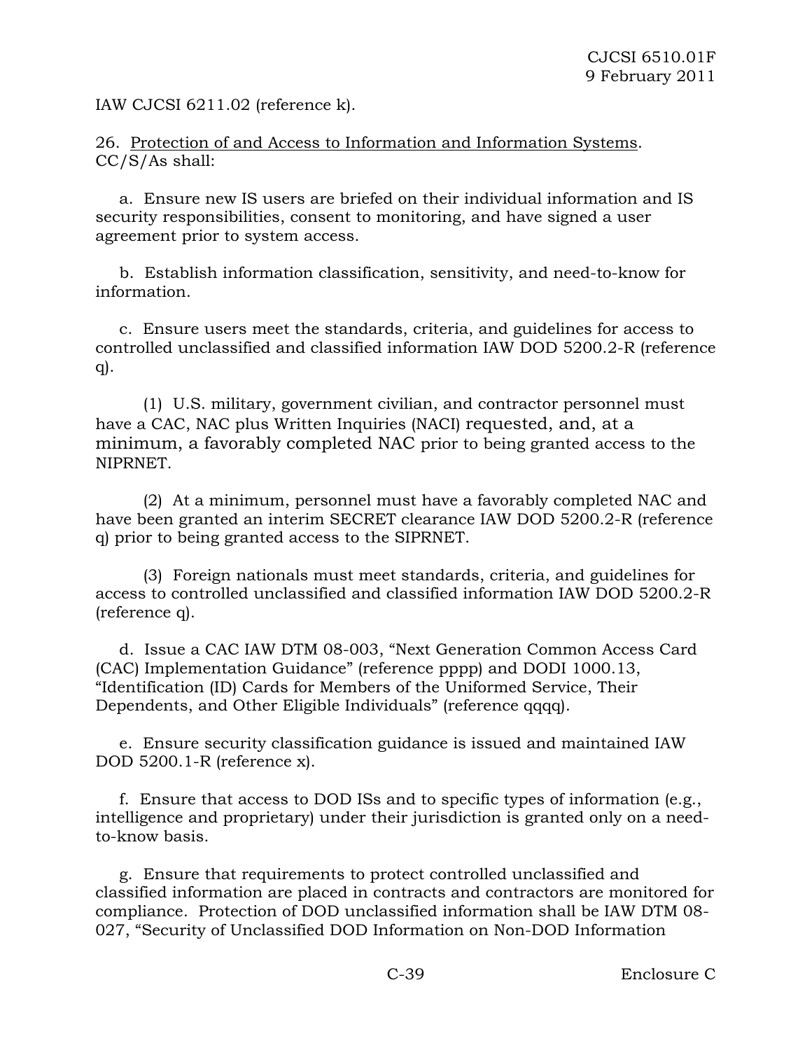IAW CJCSI 6211.02 (reference k).

26. Protection of and Access to Information and Information Systems. CC/S/As shall:

a. Ensure new IS users are briefed on their individual information and IS security responsibilities, consent to monitoring, and have signed a user agreement prior to system access.

b. Establish information classification, sensitivity, and need-to-know for information.

c. Ensure users meet the standards, criteria, and guidelines for access to controlled unclassified and classified information IAW DOD 5200.2-R (reference q).

(1) U.S. military, government civilian, and contractor personnel must have a CAC, NAC plus Written Inquiries (NACI) requested, and, at a minimum, a favorably completed NAC prior to being granted access to the NIPRNET.

(2) At a minimum, personnel must have a favorably completed NAC and have been granted an interim SECRET clearance IAW DOD 5200.2-R (reference q) prior to being granted access to the SIPRNET.

(3) Foreign nationals must meet standards, criteria, and guidelines for access to controlled unclassified and classified information IAW DOD 5200.2-R (reference q).

d. Issue a CAC IAW DTM 08-003, "Next Generation Common Access Card (CAC) Implementation Guidance" (reference pppp) and DODI 1000.13, "Identification (ID) Cards for Members of the Uniformed Service, Their Dependents, and Other Eligible Individuals" (reference qqqq).

e. Ensure security classification guidance is issued and maintained IAW DOD 5200.1-R (reference x).

f. Ensure that access to DOD ISs and to specific types of information (e.g., intelligence and proprietary) under their jurisdiction is granted only on a need-to-know basis.

g. Ensure that requirements to protect controlled unclassified and classified information are placed in contracts and contractors are monitored for compliance. Protection of DOD unclassified information shall be IAW DTM 08-027, "Security of Unclassified DOD Information on Non-DOD Information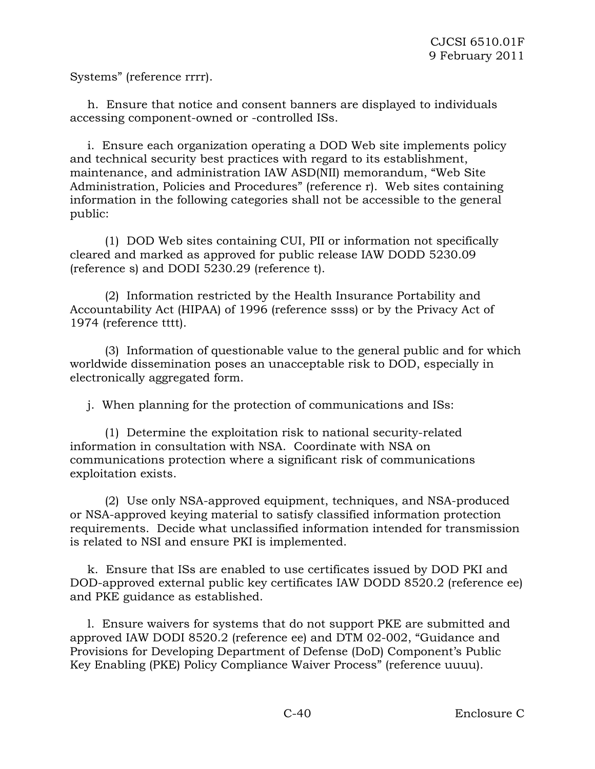Systems" (reference rrrr).

h. Ensure that notice and consent banners are displayed to individuals accessing component-owned or -controlled ISs.

i. Ensure each organization operating a DOD Web site implements policy and technical security best practices with regard to its establishment, maintenance, and administration IAW ASD(NII) memorandum, "Web Site Administration, Policies and Procedures" (reference r). Web sites containing information in the following categories shall not be accessible to the general public:

(1) DOD Web sites containing CUI, PII or information not specifically cleared and marked as approved for public release IAW DODD 5230.09 (reference s) and DODI 5230.29 (reference t).

(2) Information restricted by the Health Insurance Portability and Accountability Act (HIPAA) of 1996 (reference ssss) or by the Privacy Act of 1974 (reference tttt).

(3) Information of questionable value to the general public and for which worldwide dissemination poses an unacceptable risk to DOD, especially in electronically aggregated form.

j. When planning for the protection of communications and ISs:

(1) Determine the exploitation risk to national security-related information in consultation with NSA. Coordinate with NSA on communications protection where a significant risk of communications exploitation exists.

(2) Use only NSA-approved equipment, techniques, and NSA-produced or NSA-approved keying material to satisfy classified information protection requirements. Decide what unclassified information intended for transmission is related to NSI and ensure PKI is implemented.

k. Ensure that ISs are enabled to use certificates issued by DOD PKI and DOD-approved external public key certificates IAW DODD 8520.2 (reference ee) and PKE guidance as established.

l. Ensure waivers for systems that do not support PKE are submitted and approved IAW DODI 8520.2 (reference ee) and DTM 02-002, "Guidance and Provisions for Developing Department of Defense (DoD) Component's Public Key Enabling (PKE) Policy Compliance Waiver Process" (reference uuuu).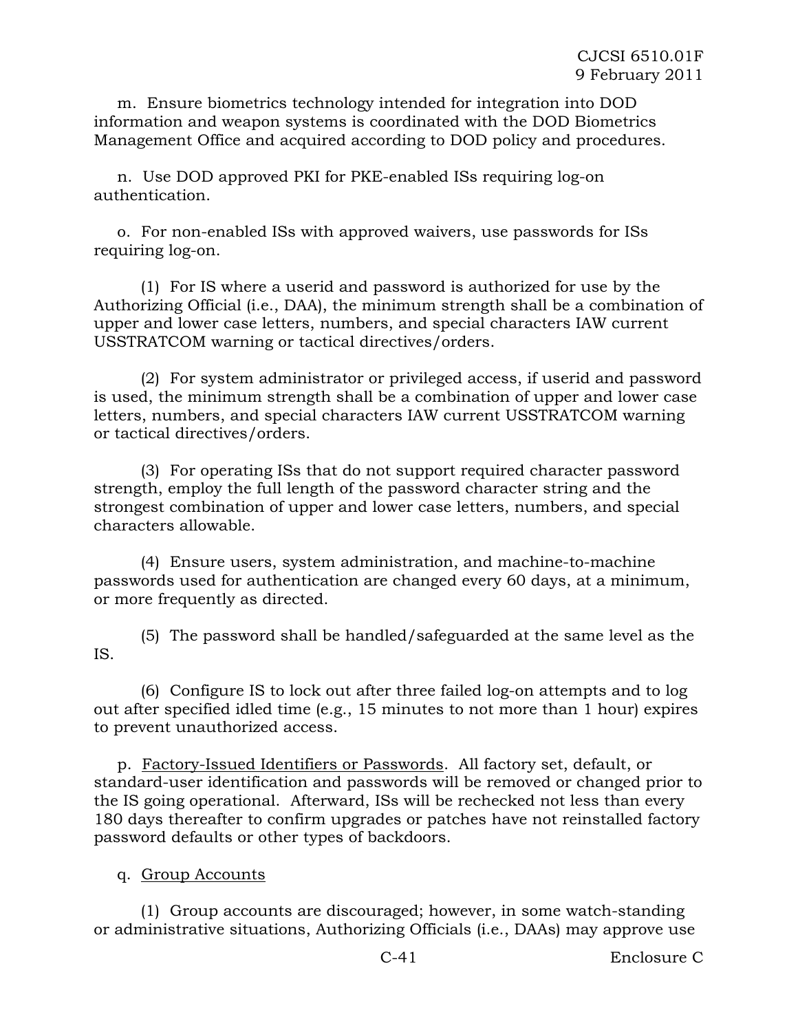m. Ensure biometrics technology intended for integration into DOD information and weapon systems is coordinated with the DOD Biometrics Management Office and acquired according to DOD policy and procedures.

n. Use DOD approved PKI for PKE-enabled ISs requiring log-on authentication.

o. For non-enabled ISs with approved waivers, use passwords for ISs requiring log-on.

(1) For IS where a userid and password is authorized for use by the Authorizing Official (i.e., DAA), the minimum strength shall be a combination of upper and lower case letters, numbers, and special characters IAW current USSTRATCOM warning or tactical directives/orders.

(2) For system administrator or privileged access, if userid and password is used, the minimum strength shall be a combination of upper and lower case letters, numbers, and special characters IAW current USSTRATCOM warning or tactical directives/orders.

(3) For operating ISs that do not support required character password strength, employ the full length of the password character string and the strongest combination of upper and lower case letters, numbers, and special characters allowable.

(4) Ensure users, system administration, and machine-to-machine passwords used for authentication are changed every 60 days, at a minimum, or more frequently as directed.

(5) The password shall be handled/safeguarded at the same level as the IS.

(6) Configure IS to lock out after three failed log-on attempts and to log out after specified idled time (e.g., 15 minutes to not more than 1 hour) expires to prevent unauthorized access.

p. Factory-Issued Identifiers or Passwords. All factory set, default, or standard-user identification and passwords will be removed or changed prior to the IS going operational. Afterward, ISs will be rechecked not less than every 180 days thereafter to confirm upgrades or patches have not reinstalled factory password defaults or other types of backdoors.

q. Group Accounts

(1) Group accounts are discouraged; however, in some watch-standing or administrative situations, Authorizing Officials (i.e., DAAs) may approve use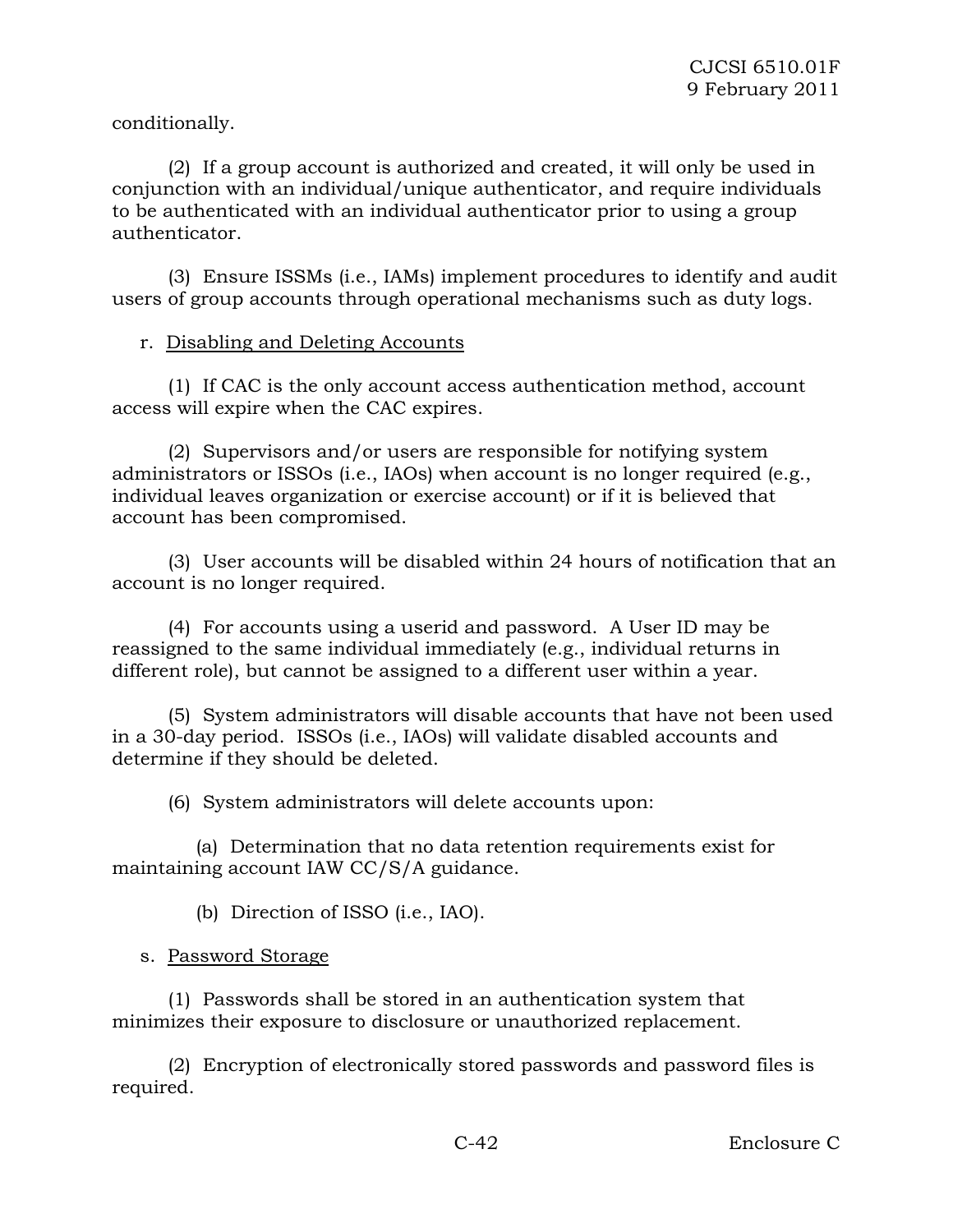conditionally.

(2) If a group account is authorized and created, it will only be used in conjunction with an individual/unique authenticator, and require individuals to be authenticated with an individual authenticator prior to using a group authenticator.

(3) Ensure ISSMs (i.e., IAMs) implement procedures to identify and audit users of group accounts through operational mechanisms such as duty logs.

r. Disabling and Deleting Accounts

(1) If CAC is the only account access authentication method, account access will expire when the CAC expires.

(2) Supervisors and/or users are responsible for notifying system administrators or ISSOs (i.e., IAOs) when account is no longer required (e.g., individual leaves organization or exercise account) or if it is believed that account has been compromised.

(3) User accounts will be disabled within 24 hours of notification that an account is no longer required.

(4) For accounts using a userid and password. A User ID may be reassigned to the same individual immediately (e.g., individual returns in different role), but cannot be assigned to a different user within a year.

(5) System administrators will disable accounts that have not been used in a 30-day period. ISSOs (i.e., IAOs) will validate disabled accounts and determine if they should be deleted.

(6) System administrators will delete accounts upon:

(a) Determination that no data retention requirements exist for maintaining account IAW CC/S/A guidance.

(b) Direction of ISSO (i.e., IAO).

s. Password Storage

(1) Passwords shall be stored in an authentication system that minimizes their exposure to disclosure or unauthorized replacement.

(2) Encryption of electronically stored passwords and password files is required.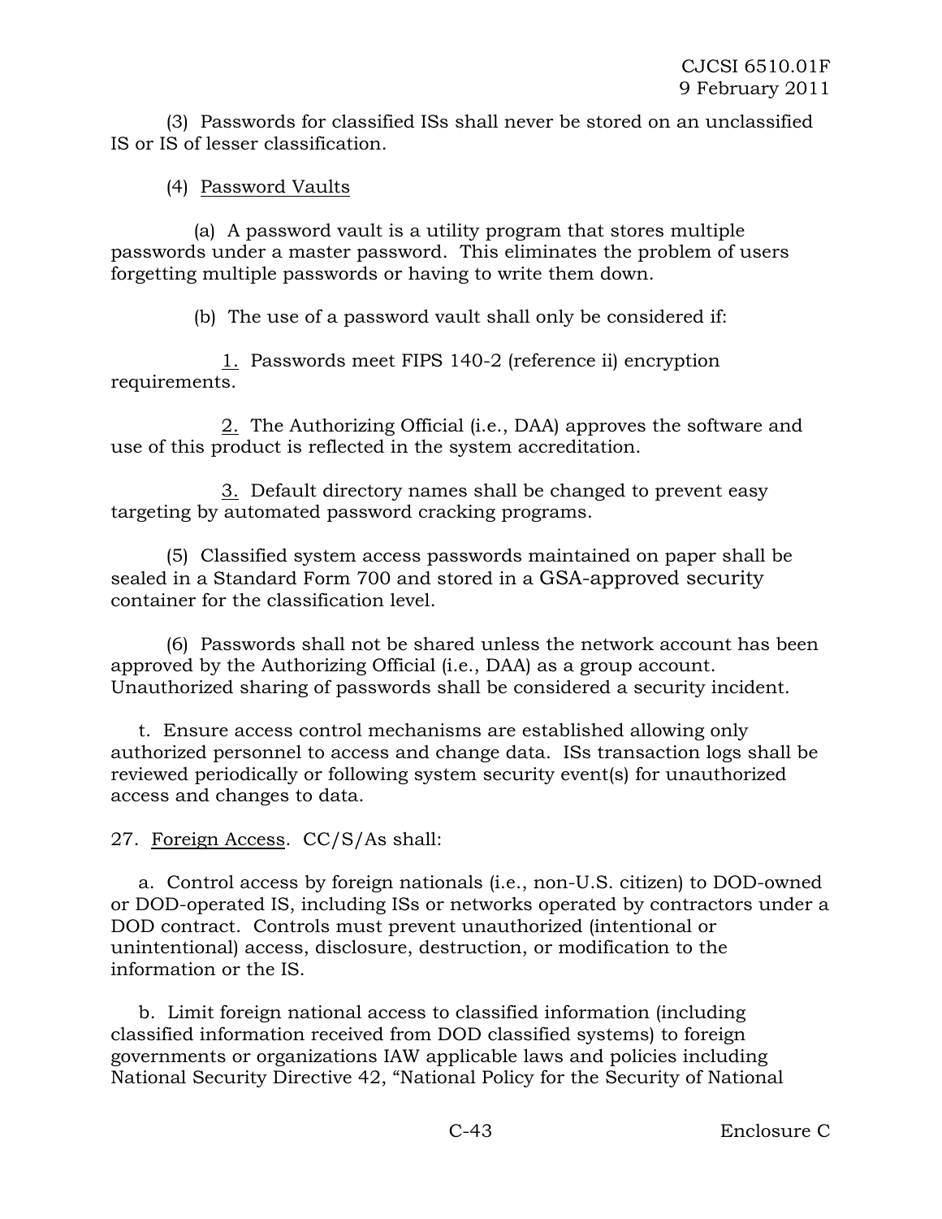(3) Passwords for classified ISs shall never be stored on an unclassified IS or IS of lesser classification.

(4) Password Vaults

(a) A password vault is a utility program that stores multiple passwords under a master password. This eliminates the problem of users forgetting multiple passwords or having to write them down.

(b) The use of a password vault shall only be considered if:

1. Passwords meet FIPS 140-2 (reference ii) encryption requirements.

2. The Authorizing Official (i.e., DAA) approves the software and use of this product is reflected in the system accreditation.

3. Default directory names shall be changed to prevent easy targeting by automated password cracking programs.

(5) Classified system access passwords maintained on paper shall be sealed in a Standard Form 700 and stored in a GSA-approved security container for the classification level.

(6) Passwords shall not be shared unless the network account has been approved by the Authorizing Official (i.e., DAA) as a group account. Unauthorized sharing of passwords shall be considered a security incident.

t. Ensure access control mechanisms are established allowing only authorized personnel to access and change data. ISs transaction logs shall be reviewed periodically or following system security event(s) for unauthorized access and changes to data.

27. Foreign Access. CC/S/As shall:

a. Control access by foreign nationals (i.e., non-U.S. citizen) to DOD-owned or DOD-operated IS, including ISs or networks operated by contractors under a DOD contract. Controls must prevent unauthorized (intentional or unintentional) access, disclosure, destruction, or modification to the information or the IS.

b. Limit foreign national access to classified information (including classified information received from DOD classified systems) to foreign governments or organizations IAW applicable laws and policies including National Security Directive 42, "National Policy for the Security of National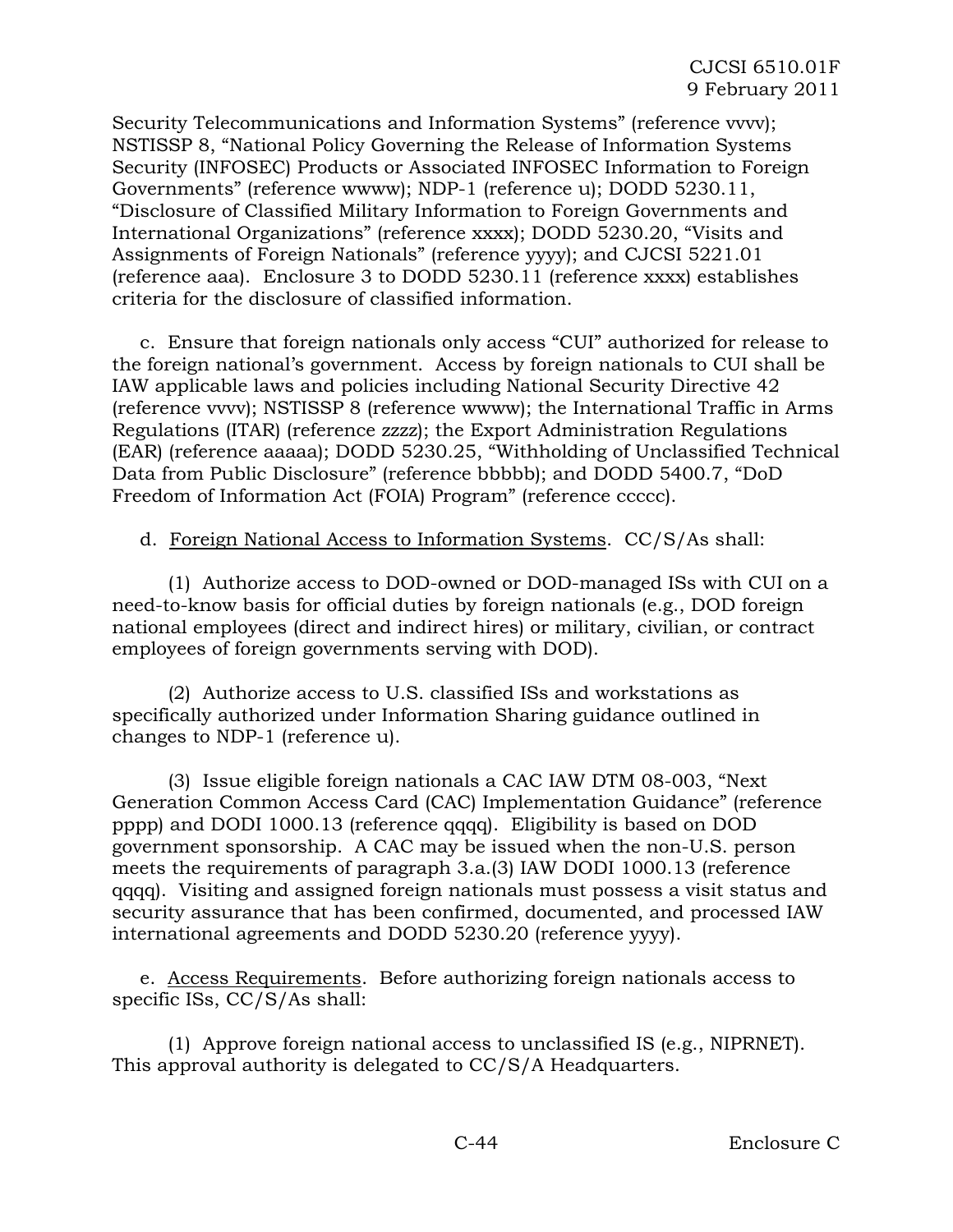Security Telecommunications and Information Systems" (reference vvvv); NSTISSP 8, "National Policy Governing the Release of Information Systems Security (INFOSEC) Products or Associated INFOSEC Information to Foreign Governments" (reference wwww); NDP-1 (reference u); DODD 5230.11, "Disclosure of Classified Military Information to Foreign Governments and International Organizations" (reference xxxx); DODD 5230.20, "Visits and Assignments of Foreign Nationals" (reference yyyy); and CJCSI 5221.01 (reference aaa). Enclosure 3 to DODD 5230.11 (reference xxxx) establishes criteria for the disclosure of classified information.

c. Ensure that foreign nationals only access "CUI" authorized for release to the foreign national's government. Access by foreign nationals to CUI shall be IAW applicable laws and policies including National Security Directive 42 (reference vvvv); NSTISSP 8 (reference wwww); the International Traffic in Arms Regulations (ITAR) (reference *zzzz*); the Export Administration Regulations (EAR) (reference aaaaa); DODD 5230.25, "Withholding of Unclassified Technical Data from Public Disclosure" (reference bbbbb); and DODD 5400.7, "DoD Freedom of Information Act (FOIA) Program" (reference ccccc).

d. Foreign National Access to Information Systems. CC/S/As shall:

(1) Authorize access to DOD-owned or DOD-managed ISs with CUI on a need-to-know basis for official duties by foreign nationals (e.g., DOD foreign national employees (direct and indirect hires) or military, civilian, or contract employees of foreign governments serving with DOD).

(2) Authorize access to U.S. classified ISs and workstations as specifically authorized under Information Sharing guidance outlined in changes to NDP-1 (reference u).

(3) Issue eligible foreign nationals a CAC IAW DTM 08-003, "Next Generation Common Access Card (CAC) Implementation Guidance" (reference pppp) and DODI 1000.13 (reference qqqq). Eligibility is based on DOD government sponsorship. A CAC may be issued when the non-U.S. person meets the requirements of paragraph 3.a.(3) IAW DODI 1000.13 (reference qqqq). Visiting and assigned foreign nationals must possess a visit status and security assurance that has been confirmed, documented, and processed IAW international agreements and DODD 5230.20 (reference yyyy).

e. Access Requirements. Before authorizing foreign nationals access to specific ISs, CC/S/As shall:

(1) Approve foreign national access to unclassified IS (e.g., NIPRNET). This approval authority is delegated to CC/S/A Headquarters.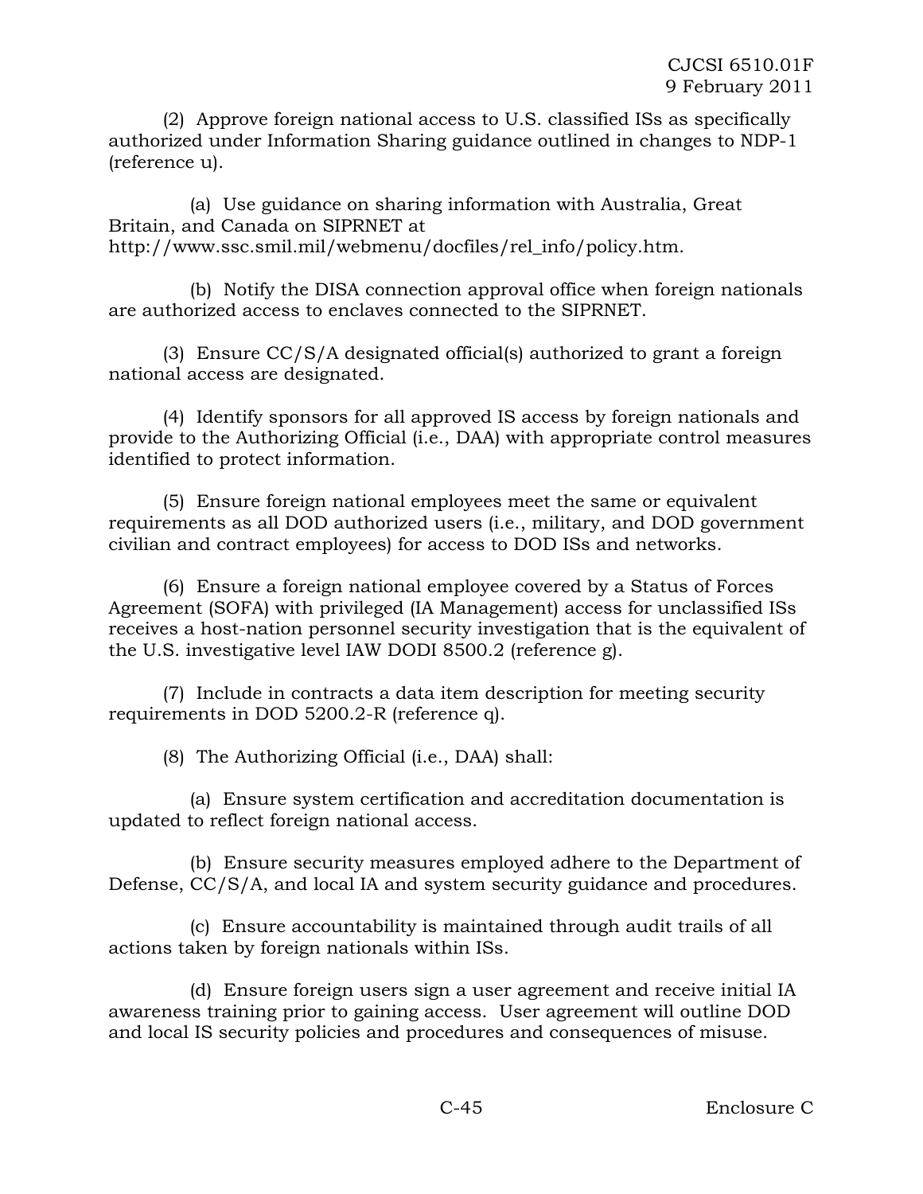(2) Approve foreign national access to U.S. classified ISs as specifically authorized under Information Sharing guidance outlined in changes to NDP-1 (reference u).

(a) Use guidance on sharing information with Australia, Great Britain, and Canada on SIPRNET at http://www.ssc.smil.mil/webmenu/docfiles/rel_info/policy.htm.

(b) Notify the DISA connection approval office when foreign nationals are authorized access to enclaves connected to the SIPRNET.

(3) Ensure CC/S/A designated official(s) authorized to grant a foreign national access are designated.

(4) Identify sponsors for all approved IS access by foreign nationals and provide to the Authorizing Official (i.e., DAA) with appropriate control measures identified to protect information.

(5) Ensure foreign national employees meet the same or equivalent requirements as all DOD authorized users (i.e., military, and DOD government civilian and contract employees) for access to DOD ISs and networks.

(6) Ensure a foreign national employee covered by a Status of Forces Agreement (SOFA) with privileged (IA Management) access for unclassified ISs receives a host-nation personnel security investigation that is the equivalent of the U.S. investigative level IAW DODI 8500.2 (reference g).

(7) Include in contracts a data item description for meeting security requirements in DOD 5200.2-R (reference q).

(8) The Authorizing Official (i.e., DAA) shall:

(a) Ensure system certification and accreditation documentation is updated to reflect foreign national access.

(b) Ensure security measures employed adhere to the Department of Defense, CC/S/A, and local IA and system security guidance and procedures.

(c) Ensure accountability is maintained through audit trails of all actions taken by foreign nationals within ISs.

(d) Ensure foreign users sign a user agreement and receive initial IA awareness training prior to gaining access. User agreement will outline DOD and local IS security policies and procedures and consequences of misuse.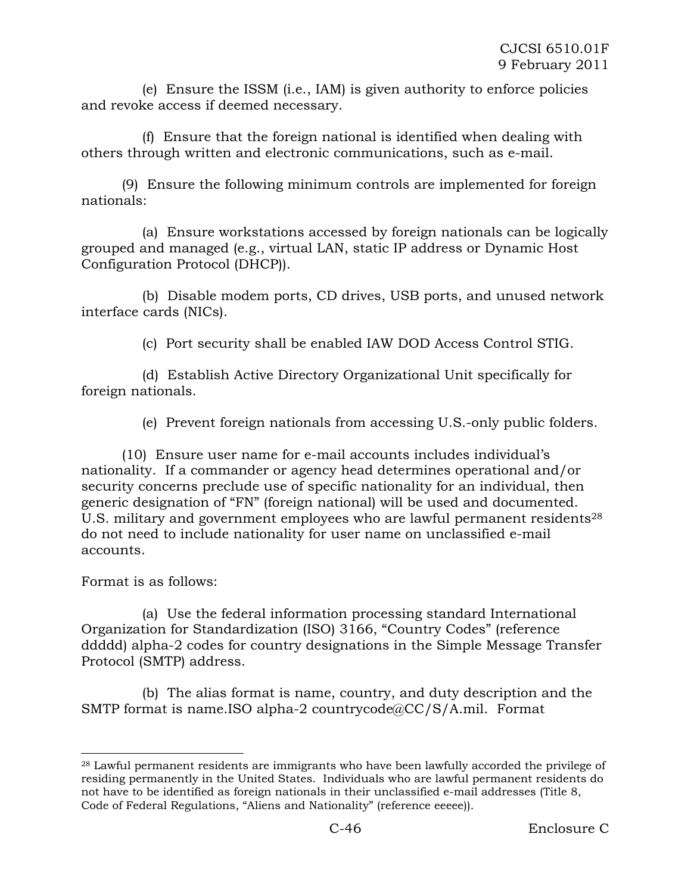(e) Ensure the ISSM (i.e., IAM) is given authority to enforce policies and revoke access if deemed necessary.

(f) Ensure that the foreign national is identified when dealing with others through written and electronic communications, such as e-mail.

(9) Ensure the following minimum controls are implemented for foreign nationals:

(a) Ensure workstations accessed by foreign nationals can be logically grouped and managed (e.g., virtual LAN, static IP address or Dynamic Host Configuration Protocol (DHCP)).

(b) Disable modem ports, CD drives, USB ports, and unused network interface cards (NICs).

(c) Port security shall be enabled IAW DOD Access Control STIG.

(d) Establish Active Directory Organizational Unit specifically for foreign nationals.

(e) Prevent foreign nationals from accessing U.S.-only public folders.

(10) Ensure user name for e-mail accounts includes individual's nationality. If a commander or agency head determines operational and/or security concerns preclude use of specific nationality for an individual, then generic designation of "FN" (foreign national) will be used and documented. U.S. military and government employees who are lawful permanent residents[28] do not need to include nationality for user name on unclassified e-mail accounts.

Format is as follows:

(a) Use the federal information processing standard International Organization for Standardization (ISO) 3166, "Country Codes" (reference ddddd) alpha-2 codes for country designations in the Simple Message Transfer Protocol (SMTP) address.

(b) The alias format is name, country, and duty description and the SMTP format is name.ISO alpha-2 countrycode@CC/S/A.mil. Format

---

[28] Lawful permanent residents are immigrants who have been lawfully accorded the privilege of residing permanently in the United States. Individuals who are lawful permanent residents do not have to be identified as foreign nationals in their unclassified e-mail addresses (Title 8, Code of Federal Regulations, "Aliens and Nationality" (reference eeeee)).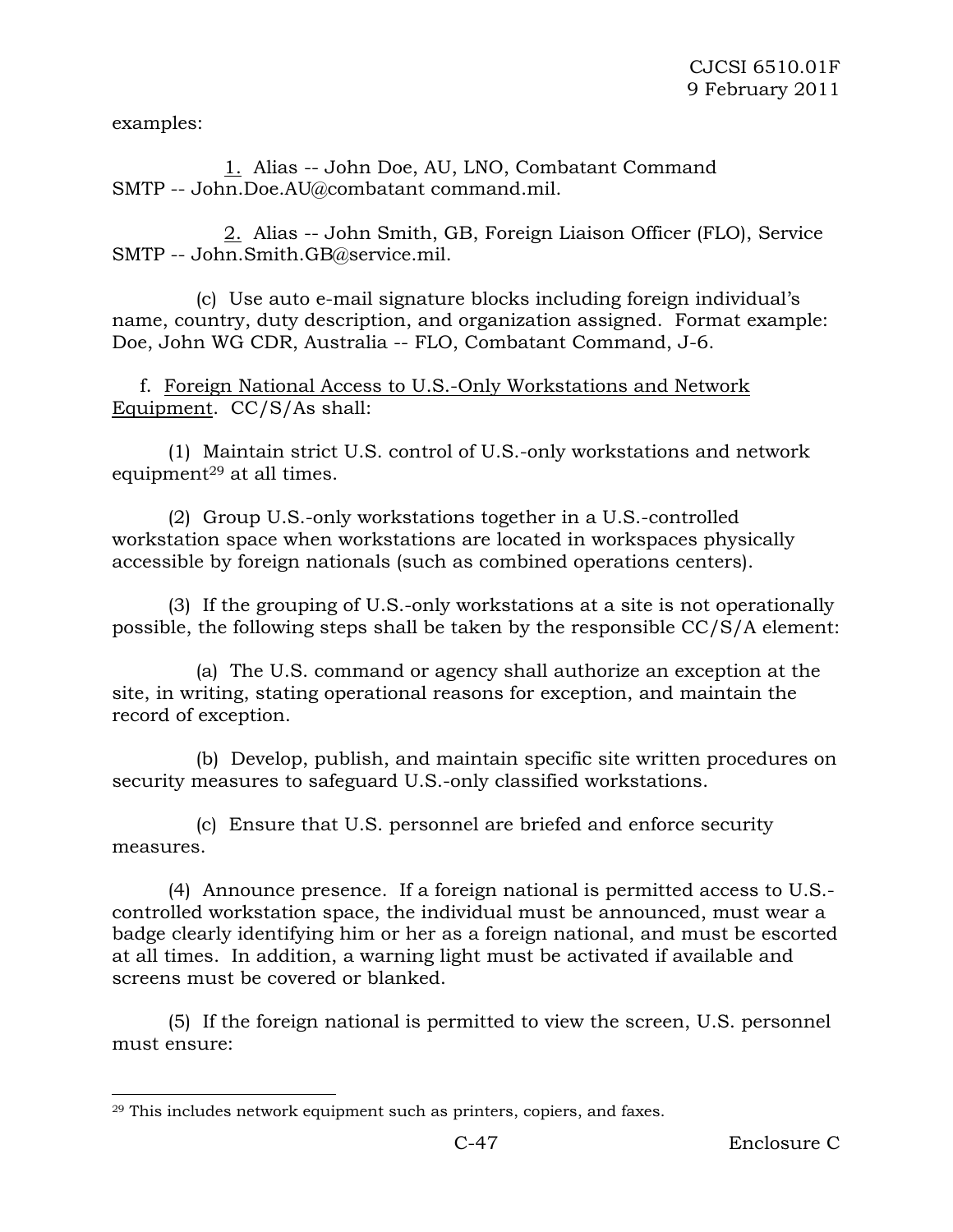examples:

<u>1.</u> Alias -- John Doe, AU, LNO, Combatant Command
SMTP -- John.Doe.AU@combatant command.mil.

<u>2.</u> Alias -- John Smith, GB, Foreign Liaison Officer (FLO), Service
SMTP -- John.Smith.GB@service.mil.

(c) Use auto e-mail signature blocks including foreign individual's name, country, duty description, and organization assigned. Format example: Doe, John WG CDR, Australia -- FLO, Combatant Command, J-6.

f. <u>Foreign National Access to U.S.-Only Workstations and Network Equipment</u>. CC/S/As shall:

(1) Maintain strict U.S. control of U.S.-only workstations and network equipment[29] at all times.

(2) Group U.S.-only workstations together in a U.S.-controlled workstation space when workstations are located in workspaces physically accessible by foreign nationals (such as combined operations centers).

(3) If the grouping of U.S.-only workstations at a site is not operationally possible, the following steps shall be taken by the responsible CC/S/A element:

(a) The U.S. command or agency shall authorize an exception at the site, in writing, stating operational reasons for exception, and maintain the record of exception.

(b) Develop, publish, and maintain specific site written procedures on security measures to safeguard U.S.-only classified workstations.

(c) Ensure that U.S. personnel are briefed and enforce security measures.

(4) Announce presence. If a foreign national is permitted access to U.S.-controlled workstation space, the individual must be announced, must wear a badge clearly identifying him or her as a foreign national, and must be escorted at all times. In addition, a warning light must be activated if available and screens must be covered or blanked.

(5) If the foreign national is permitted to view the screen, U.S. personnel must ensure:

---

[29] This includes network equipment such as printers, copiers, and faxes.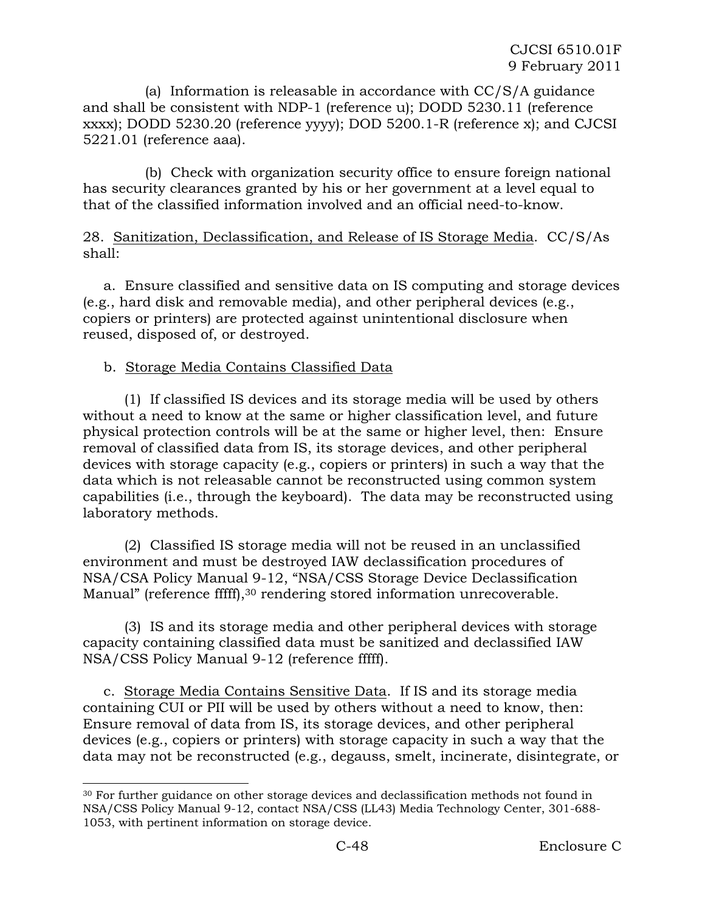(a) Information is releasable in accordance with CC/S/A guidance and shall be consistent with NDP-1 (reference u); DODD 5230.11 (reference xxxx); DODD 5230.20 (reference yyyy); DOD 5200.1-R (reference x); and CJCSI 5221.01 (reference aaa).

(b) Check with organization security office to ensure foreign national has security clearances granted by his or her government at a level equal to that of the classified information involved and an official need-to-know.

28. Sanitization, Declassification, and Release of IS Storage Media. CC/S/As shall:

a. Ensure classified and sensitive data on IS computing and storage devices (e.g., hard disk and removable media), and other peripheral devices (e.g., copiers or printers) are protected against unintentional disclosure when reused, disposed of, or destroyed.

b. Storage Media Contains Classified Data

(1) If classified IS devices and its storage media will be used by others without a need to know at the same or higher classification level, and future physical protection controls will be at the same or higher level, then: Ensure removal of classified data from IS, its storage devices, and other peripheral devices with storage capacity (e.g., copiers or printers) in such a way that the data which is not releasable cannot be reconstructed using common system capabilities (i.e., through the keyboard). The data may be reconstructed using laboratory methods.

(2) Classified IS storage media will not be reused in an unclassified environment and must be destroyed IAW declassification procedures of NSA/CSA Policy Manual 9-12, "NSA/CSS Storage Device Declassification Manual" (reference fffff),[30] rendering stored information unrecoverable.

(3) IS and its storage media and other peripheral devices with storage capacity containing classified data must be sanitized and declassified IAW NSA/CSS Policy Manual 9-12 (reference fffff).

c. Storage Media Contains Sensitive Data. If IS and its storage media containing CUI or PII will be used by others without a need to know, then: Ensure removal of data from IS, its storage devices, and other peripheral devices (e.g., copiers or printers) with storage capacity in such a way that the data may not be reconstructed (e.g., degauss, smelt, incinerate, disintegrate, or

---

[30] For further guidance on other storage devices and declassification methods not found in NSA/CSS Policy Manual 9-12, contact NSA/CSS (LL43) Media Technology Center, 301-688-1053, with pertinent information on storage device.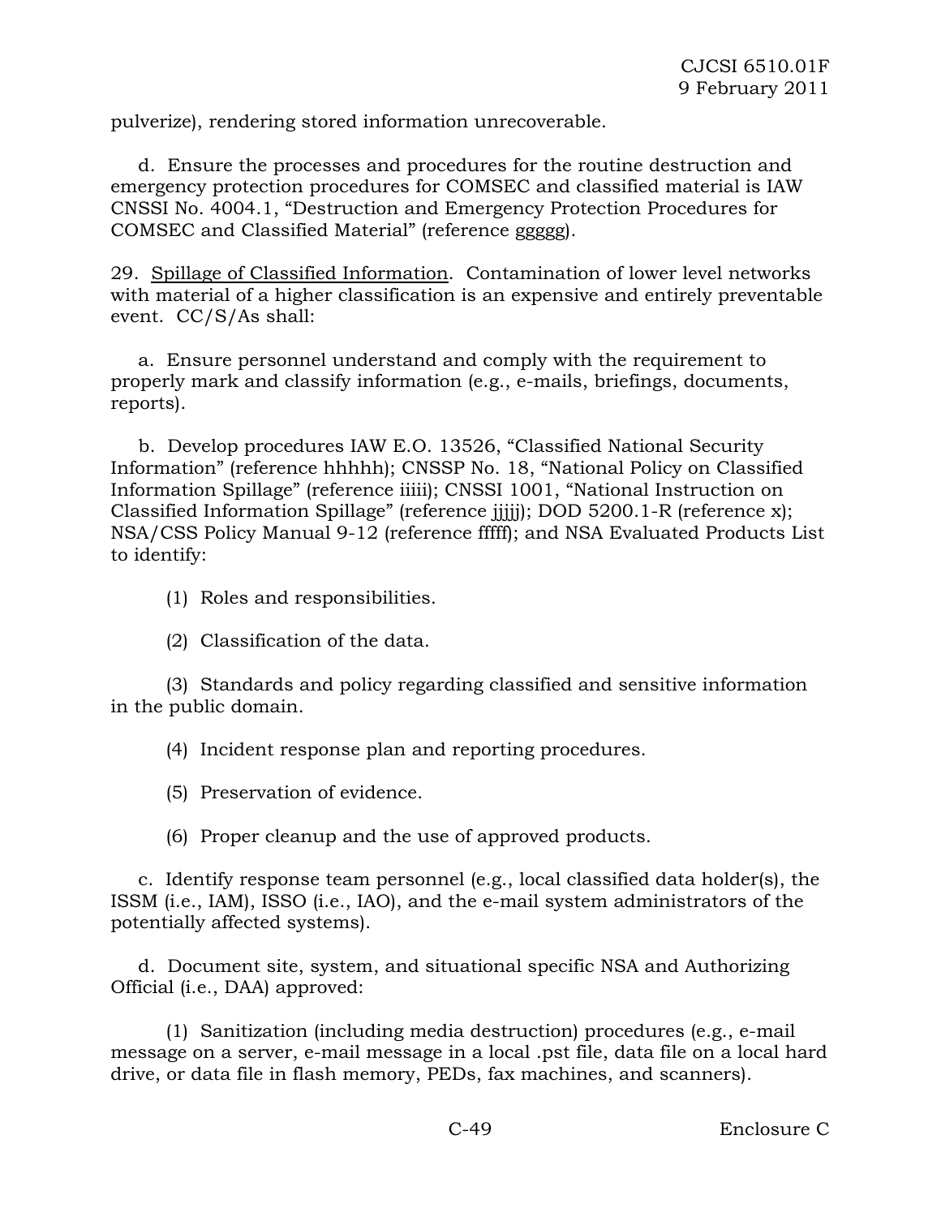pulverize), rendering stored information unrecoverable.

d. Ensure the processes and procedures for the routine destruction and emergency protection procedures for COMSEC and classified material is IAW CNSSI No. 4004.1, "Destruction and Emergency Protection Procedures for COMSEC and Classified Material" (reference ggggg).

29. Spillage of Classified Information. Contamination of lower level networks with material of a higher classification is an expensive and entirely preventable event. CC/S/As shall:

a. Ensure personnel understand and comply with the requirement to properly mark and classify information (e.g., e-mails, briefings, documents, reports).

b. Develop procedures IAW E.O. 13526, "Classified National Security Information" (reference hhhhh); CNSSP No. 18, "National Policy on Classified Information Spillage" (reference iiiii); CNSSI 1001, "National Instruction on Classified Information Spillage" (reference jjjjj); DOD 5200.1-R (reference x); NSA/CSS Policy Manual 9-12 (reference fffff); and NSA Evaluated Products List to identify:

(1) Roles and responsibilities.

(2) Classification of the data.

(3) Standards and policy regarding classified and sensitive information in the public domain.

(4) Incident response plan and reporting procedures.

(5) Preservation of evidence.

(6) Proper cleanup and the use of approved products.

c. Identify response team personnel (e.g., local classified data holder(s), the ISSM (i.e., IAM), ISSO (i.e., IAO), and the e-mail system administrators of the potentially affected systems).

d. Document site, system, and situational specific NSA and Authorizing Official (i.e., DAA) approved:

(1) Sanitization (including media destruction) procedures (e.g., e-mail message on a server, e-mail message in a local .pst file, data file on a local hard drive, or data file in flash memory, PEDs, fax machines, and scanners).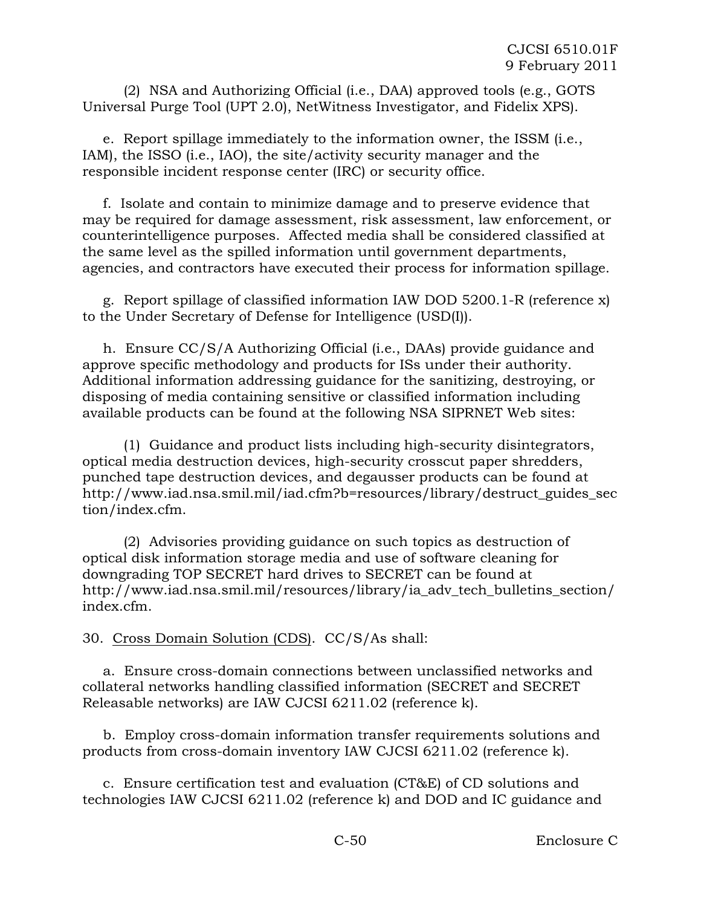(2) NSA and Authorizing Official (i.e., DAA) approved tools (e.g., GOTS Universal Purge Tool (UPT 2.0), NetWitness Investigator, and Fidelix XPS).

e. Report spillage immediately to the information owner, the ISSM (i.e., IAM), the ISSO (i.e., IAO), the site/activity security manager and the responsible incident response center (IRC) or security office.

f. Isolate and contain to minimize damage and to preserve evidence that may be required for damage assessment, risk assessment, law enforcement, or counterintelligence purposes. Affected media shall be considered classified at the same level as the spilled information until government departments, agencies, and contractors have executed their process for information spillage.

g. Report spillage of classified information IAW DOD 5200.1-R (reference x) to the Under Secretary of Defense for Intelligence (USD(I)).

h. Ensure CC/S/A Authorizing Official (i.e., DAAs) provide guidance and approve specific methodology and products for ISs under their authority. Additional information addressing guidance for the sanitizing, destroying, or disposing of media containing sensitive or classified information including available products can be found at the following NSA SIPRNET Web sites:

(1) Guidance and product lists including high-security disintegrators, optical media destruction devices, high-security crosscut paper shredders, punched tape destruction devices, and degausser products can be found at http://www.iad.nsa.smil.mil/iad.cfm?b=resources/library/destruct_guides_section/index.cfm.

(2) Advisories providing guidance on such topics as destruction of optical disk information storage media and use of software cleaning for downgrading TOP SECRET hard drives to SECRET can be found at http://www.iad.nsa.smil.mil/resources/library/ia_adv_tech_bulletins_section/index.cfm.

30. Cross Domain Solution (CDS). CC/S/As shall:

a. Ensure cross-domain connections between unclassified networks and collateral networks handling classified information (SECRET and SECRET Releasable networks) are IAW CJCSI 6211.02 (reference k).

b. Employ cross-domain information transfer requirements solutions and products from cross-domain inventory IAW CJCSI 6211.02 (reference k).

c. Ensure certification test and evaluation (CT&E) of CD solutions and technologies IAW CJCSI 6211.02 (reference k) and DOD and IC guidance and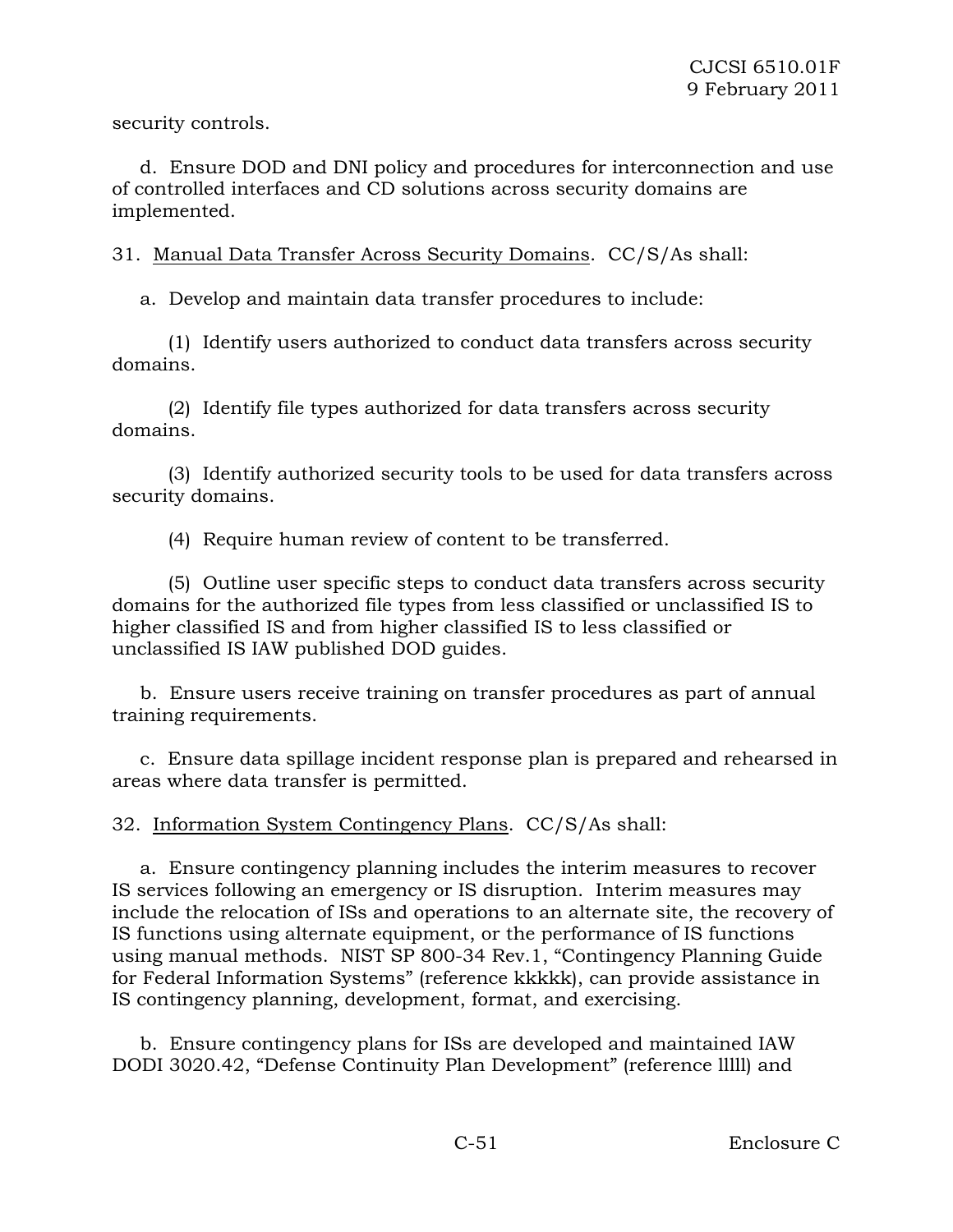security controls.

d. Ensure DOD and DNI policy and procedures for interconnection and use of controlled interfaces and CD solutions across security domains are implemented.

31. Manual Data Transfer Across Security Domains. CC/S/As shall:

a. Develop and maintain data transfer procedures to include:

(1) Identify users authorized to conduct data transfers across security domains.

(2) Identify file types authorized for data transfers across security domains.

(3) Identify authorized security tools to be used for data transfers across security domains.

(4) Require human review of content to be transferred.

(5) Outline user specific steps to conduct data transfers across security domains for the authorized file types from less classified or unclassified IS to higher classified IS and from higher classified IS to less classified or unclassified IS IAW published DOD guides.

b. Ensure users receive training on transfer procedures as part of annual training requirements.

c. Ensure data spillage incident response plan is prepared and rehearsed in areas where data transfer is permitted.

32. Information System Contingency Plans. CC/S/As shall:

a. Ensure contingency planning includes the interim measures to recover IS services following an emergency or IS disruption. Interim measures may include the relocation of ISs and operations to an alternate site, the recovery of IS functions using alternate equipment, or the performance of IS functions using manual methods. NIST SP 800-34 Rev.1, "Contingency Planning Guide for Federal Information Systems" (reference kkkkk), can provide assistance in IS contingency planning, development, format, and exercising.

b. Ensure contingency plans for ISs are developed and maintained IAW DODI 3020.42, "Defense Continuity Plan Development" (reference lllll) and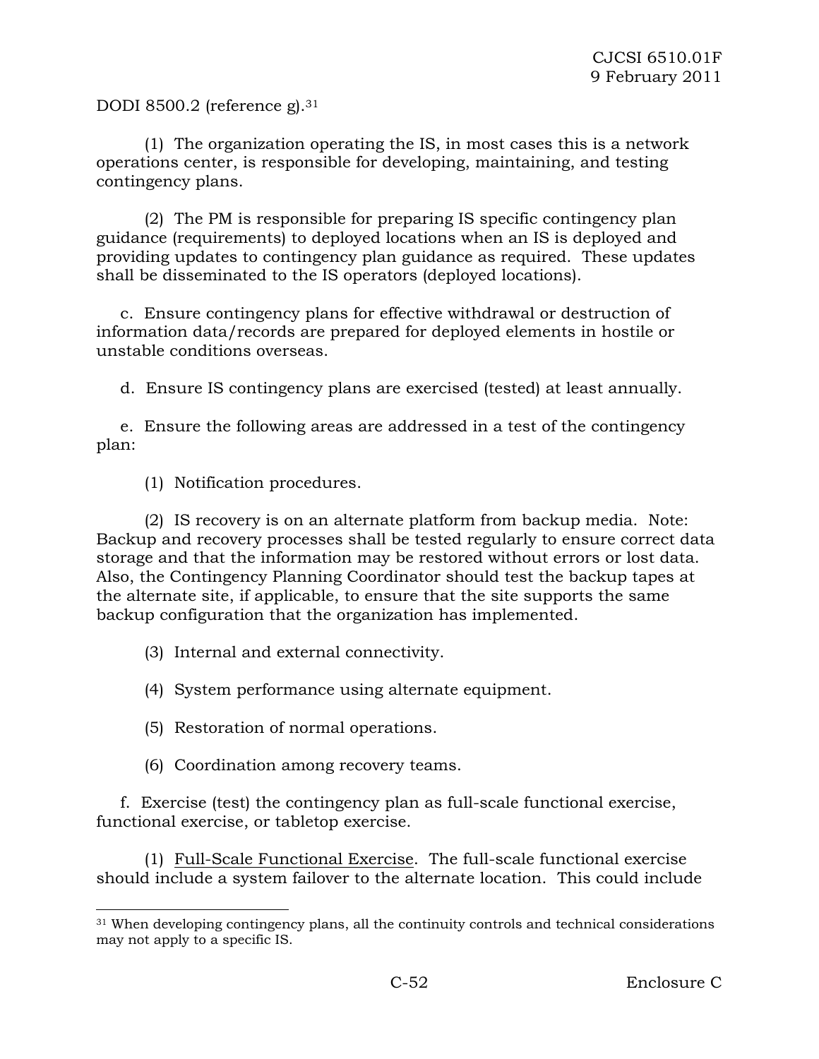DODI 8500.2 (reference g).[31]

(1) The organization operating the IS, in most cases this is a network operations center, is responsible for developing, maintaining, and testing contingency plans.

(2) The PM is responsible for preparing IS specific contingency plan guidance (requirements) to deployed locations when an IS is deployed and providing updates to contingency plan guidance as required. These updates shall be disseminated to the IS operators (deployed locations).

c. Ensure contingency plans for effective withdrawal or destruction of information data/records are prepared for deployed elements in hostile or unstable conditions overseas.

d. Ensure IS contingency plans are exercised (tested) at least annually.

e. Ensure the following areas are addressed in a test of the contingency plan:

(1) Notification procedures.

(2) IS recovery is on an alternate platform from backup media. Note: Backup and recovery processes shall be tested regularly to ensure correct data storage and that the information may be restored without errors or lost data. Also, the Contingency Planning Coordinator should test the backup tapes at the alternate site, if applicable, to ensure that the site supports the same backup configuration that the organization has implemented.

(3) Internal and external connectivity.

(4) System performance using alternate equipment.

(5) Restoration of normal operations.

(6) Coordination among recovery teams.

f. Exercise (test) the contingency plan as full-scale functional exercise, functional exercise, or tabletop exercise.

(1) Full-Scale Functional Exercise. The full-scale functional exercise should include a system failover to the alternate location. This could include

[31] When developing contingency plans, all the continuity controls and technical considerations may not apply to a specific IS.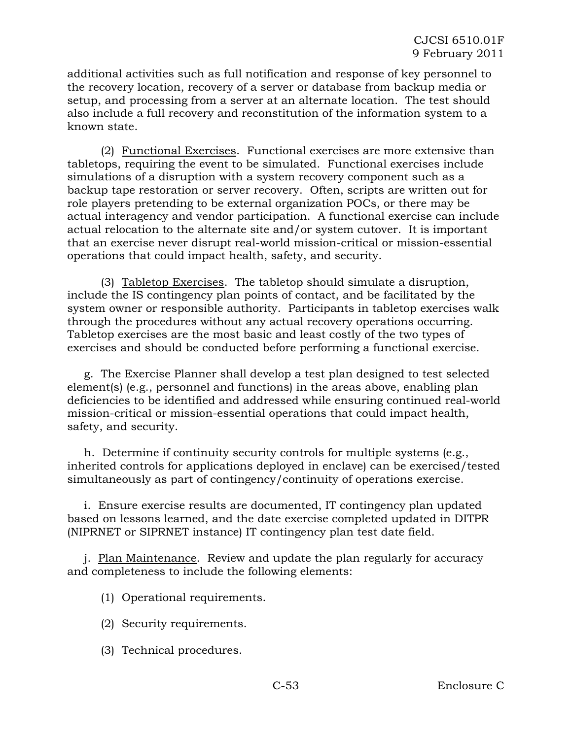additional activities such as full notification and response of key personnel to the recovery location, recovery of a server or database from backup media or setup, and processing from a server at an alternate location. The test should also include a full recovery and reconstitution of the information system to a known state.

(2) Functional Exercises. Functional exercises are more extensive than tabletops, requiring the event to be simulated. Functional exercises include simulations of a disruption with a system recovery component such as a backup tape restoration or server recovery. Often, scripts are written out for role players pretending to be external organization POCs, or there may be actual interagency and vendor participation. A functional exercise can include actual relocation to the alternate site and/or system cutover. It is important that an exercise never disrupt real-world mission-critical or mission-essential operations that could impact health, safety, and security.

(3) Tabletop Exercises. The tabletop should simulate a disruption, include the IS contingency plan points of contact, and be facilitated by the system owner or responsible authority. Participants in tabletop exercises walk through the procedures without any actual recovery operations occurring. Tabletop exercises are the most basic and least costly of the two types of exercises and should be conducted before performing a functional exercise.

g. The Exercise Planner shall develop a test plan designed to test selected element(s) (e.g., personnel and functions) in the areas above, enabling plan deficiencies to be identified and addressed while ensuring continued real-world mission-critical or mission-essential operations that could impact health, safety, and security.

h. Determine if continuity security controls for multiple systems (e.g., inherited controls for applications deployed in enclave) can be exercised/tested simultaneously as part of contingency/continuity of operations exercise.

i. Ensure exercise results are documented, IT contingency plan updated based on lessons learned, and the date exercise completed updated in DITPR (NIPRNET or SIPRNET instance) IT contingency plan test date field.

j. Plan Maintenance. Review and update the plan regularly for accuracy and completeness to include the following elements:

(1) Operational requirements.

(2) Security requirements.

(3) Technical procedures.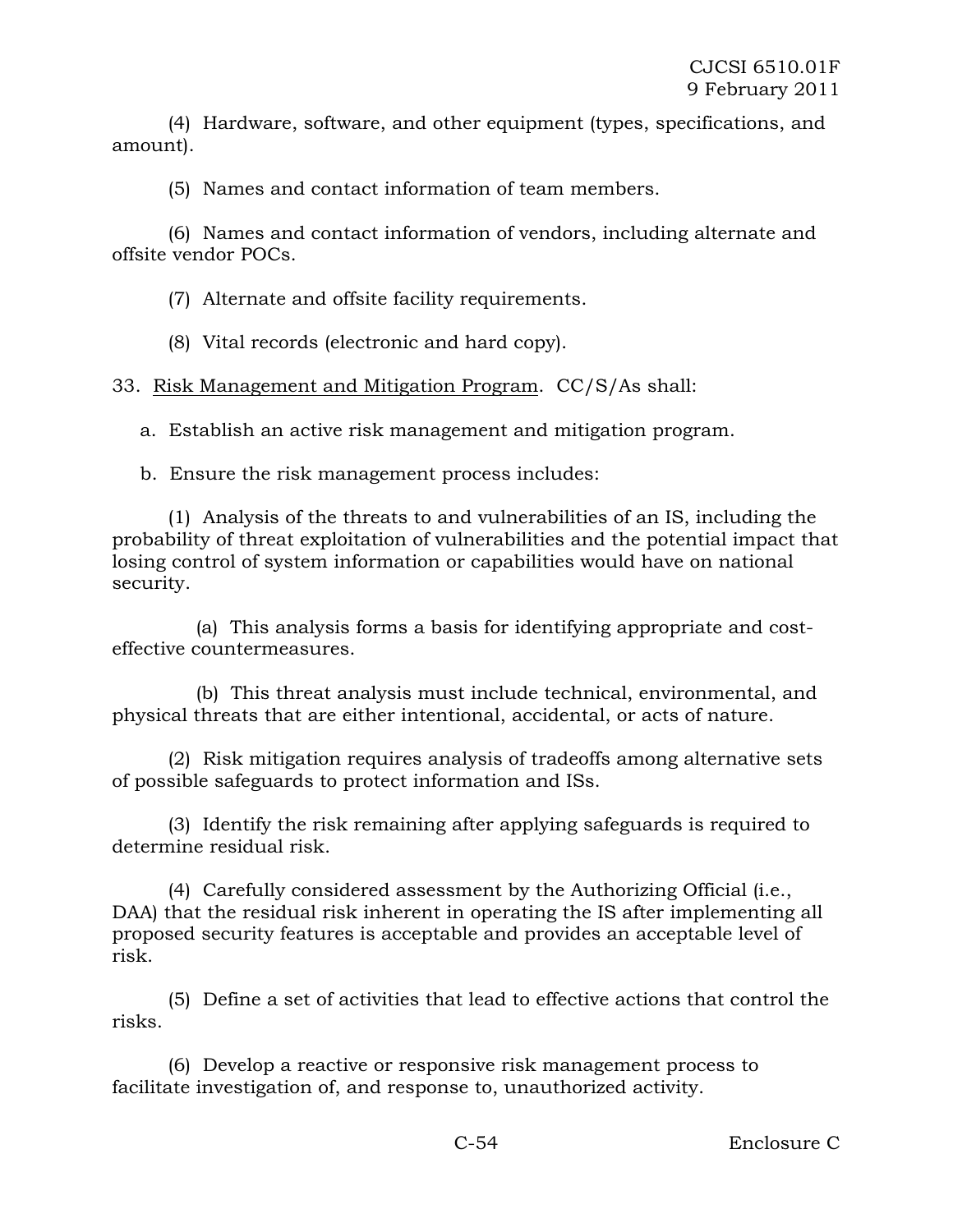(4) Hardware, software, and other equipment (types, specifications, and amount).

(5) Names and contact information of team members.

(6) Names and contact information of vendors, including alternate and offsite vendor POCs.

(7) Alternate and offsite facility requirements.

(8) Vital records (electronic and hard copy).

33. Risk Management and Mitigation Program. CC/S/As shall:

a. Establish an active risk management and mitigation program.

b. Ensure the risk management process includes:

(1) Analysis of the threats to and vulnerabilities of an IS, including the probability of threat exploitation of vulnerabilities and the potential impact that losing control of system information or capabilities would have on national security.

(a) This analysis forms a basis for identifying appropriate and cost-effective countermeasures.

(b) This threat analysis must include technical, environmental, and physical threats that are either intentional, accidental, or acts of nature.

(2) Risk mitigation requires analysis of tradeoffs among alternative sets of possible safeguards to protect information and ISs.

(3) Identify the risk remaining after applying safeguards is required to determine residual risk.

(4) Carefully considered assessment by the Authorizing Official (i.e., DAA) that the residual risk inherent in operating the IS after implementing all proposed security features is acceptable and provides an acceptable level of risk.

(5) Define a set of activities that lead to effective actions that control the risks.

(6) Develop a reactive or responsive risk management process to facilitate investigation of, and response to, unauthorized activity.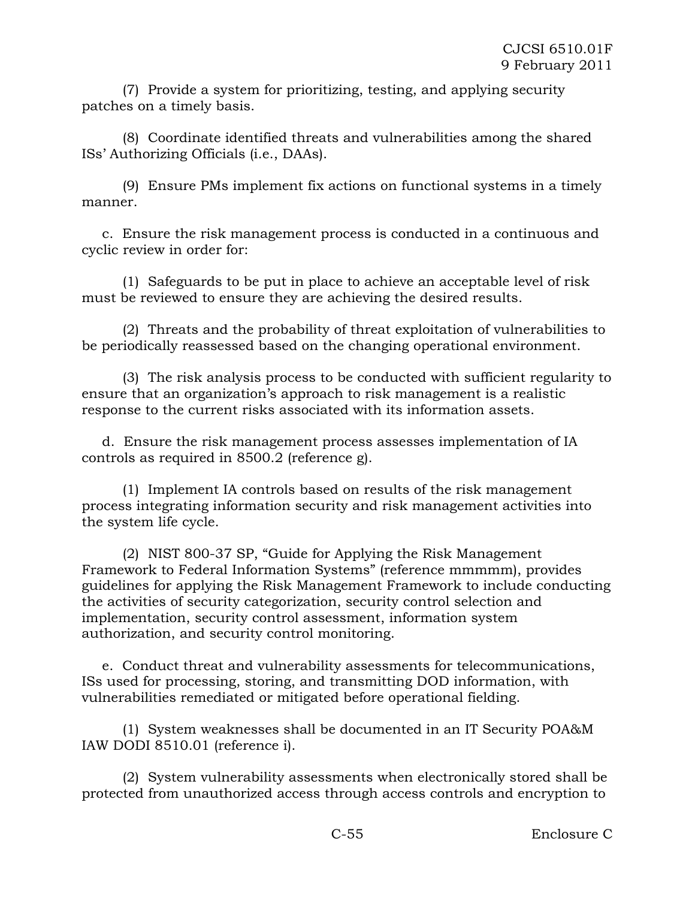(7) Provide a system for prioritizing, testing, and applying security patches on a timely basis.

(8) Coordinate identified threats and vulnerabilities among the shared ISs' Authorizing Officials (i.e., DAAs).

(9) Ensure PMs implement fix actions on functional systems in a timely manner.

c. Ensure the risk management process is conducted in a continuous and cyclic review in order for:

(1) Safeguards to be put in place to achieve an acceptable level of risk must be reviewed to ensure they are achieving the desired results.

(2) Threats and the probability of threat exploitation of vulnerabilities to be periodically reassessed based on the changing operational environment.

(3) The risk analysis process to be conducted with sufficient regularity to ensure that an organization's approach to risk management is a realistic response to the current risks associated with its information assets.

d. Ensure the risk management process assesses implementation of IA controls as required in 8500.2 (reference g).

(1) Implement IA controls based on results of the risk management process integrating information security and risk management activities into the system life cycle.

(2) NIST 800-37 SP, "Guide for Applying the Risk Management Framework to Federal Information Systems" (reference mmmmm), provides guidelines for applying the Risk Management Framework to include conducting the activities of security categorization, security control selection and implementation, security control assessment, information system authorization, and security control monitoring.

e. Conduct threat and vulnerability assessments for telecommunications, ISs used for processing, storing, and transmitting DOD information, with vulnerabilities remediated or mitigated before operational fielding.

(1) System weaknesses shall be documented in an IT Security POA&M IAW DODI 8510.01 (reference i).

(2) System vulnerability assessments when electronically stored shall be protected from unauthorized access through access controls and encryption to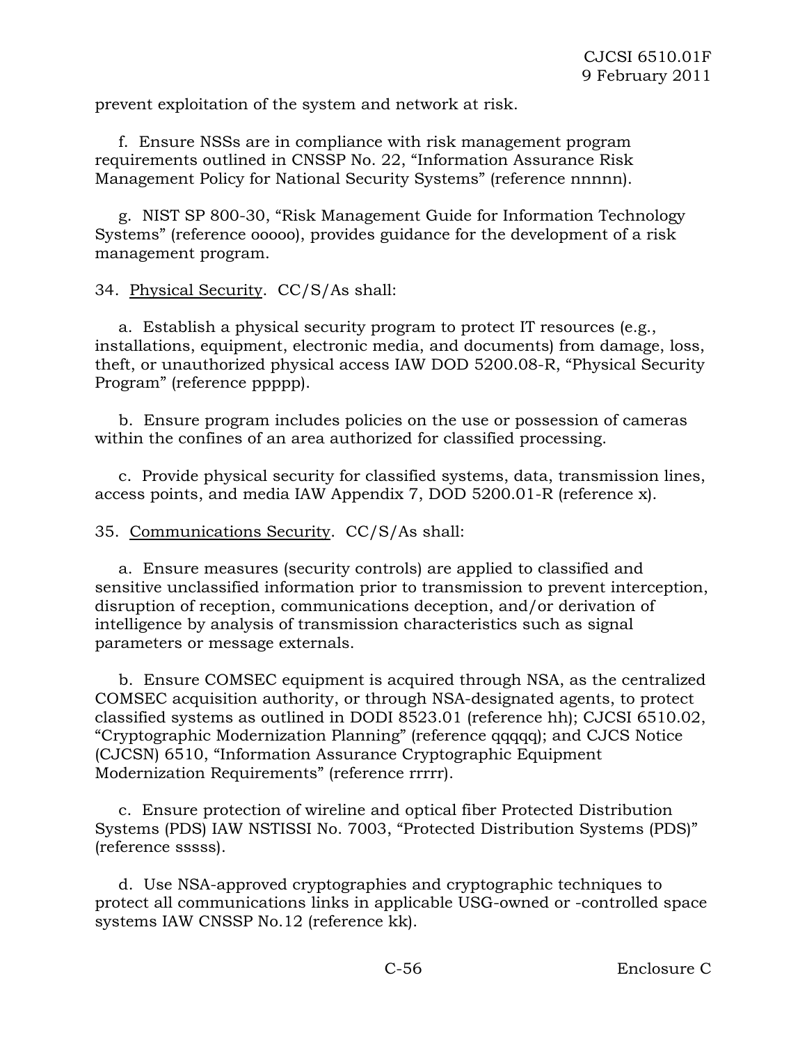prevent exploitation of the system and network at risk.

f. Ensure NSSs are in compliance with risk management program requirements outlined in CNSSP No. 22, "Information Assurance Risk Management Policy for National Security Systems" (reference nnnnn).

g. NIST SP 800-30, "Risk Management Guide for Information Technology Systems" (reference ooooo), provides guidance for the development of a risk management program.

34. Physical Security. CC/S/As shall:

a. Establish a physical security program to protect IT resources (e.g., installations, equipment, electronic media, and documents) from damage, loss, theft, or unauthorized physical access IAW DOD 5200.08-R, "Physical Security Program" (reference ppppp).

b. Ensure program includes policies on the use or possession of cameras within the confines of an area authorized for classified processing.

c. Provide physical security for classified systems, data, transmission lines, access points, and media IAW Appendix 7, DOD 5200.01-R (reference x).

35. Communications Security. CC/S/As shall:

a. Ensure measures (security controls) are applied to classified and sensitive unclassified information prior to transmission to prevent interception, disruption of reception, communications deception, and/or derivation of intelligence by analysis of transmission characteristics such as signal parameters or message externals.

b. Ensure COMSEC equipment is acquired through NSA, as the centralized COMSEC acquisition authority, or through NSA-designated agents, to protect classified systems as outlined in DODI 8523.01 (reference hh); CJCSI 6510.02, "Cryptographic Modernization Planning" (reference qqqqq); and CJCS Notice (CJCSN) 6510, "Information Assurance Cryptographic Equipment Modernization Requirements" (reference rrrrr).

c. Ensure protection of wireline and optical fiber Protected Distribution Systems (PDS) IAW NSTISSI No. 7003, "Protected Distribution Systems (PDS)" (reference sssss).

d. Use NSA-approved cryptographies and cryptographic techniques to protect all communications links in applicable USG-owned or -controlled space systems IAW CNSSP No.12 (reference kk).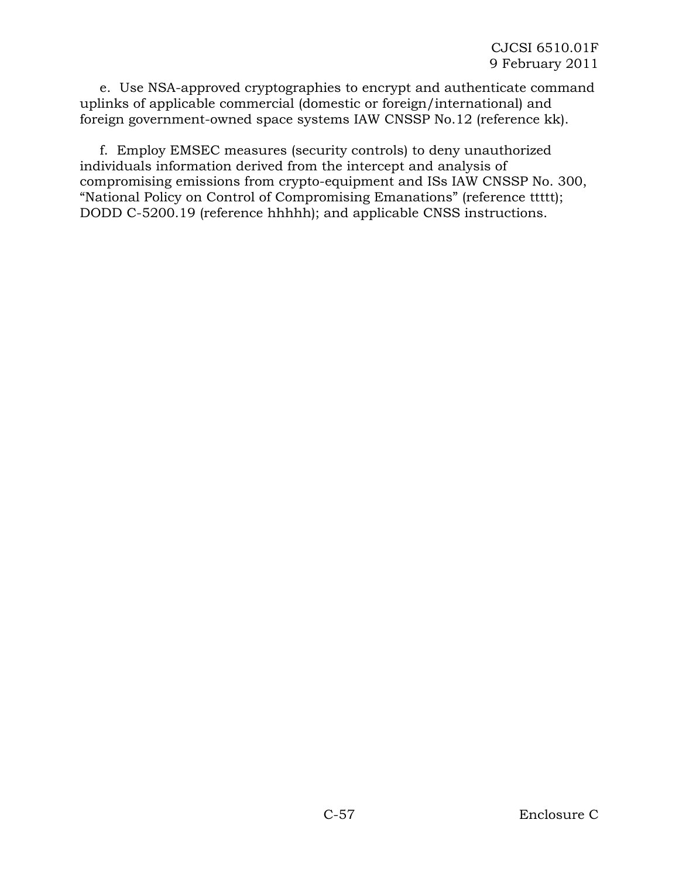e. Use NSA-approved cryptographies to encrypt and authenticate command uplinks of applicable commercial (domestic or foreign/international) and foreign government-owned space systems IAW CNSSP No.12 (reference kk).

f. Employ EMSEC measures (security controls) to deny unauthorized individuals information derived from the intercept and analysis of compromising emissions from crypto-equipment and ISs IAW CNSSP No. 300, "National Policy on Control of Compromising Emanations" (reference ttttt); DODD C-5200.19 (reference hhhhh); and applicable CNSS instructions.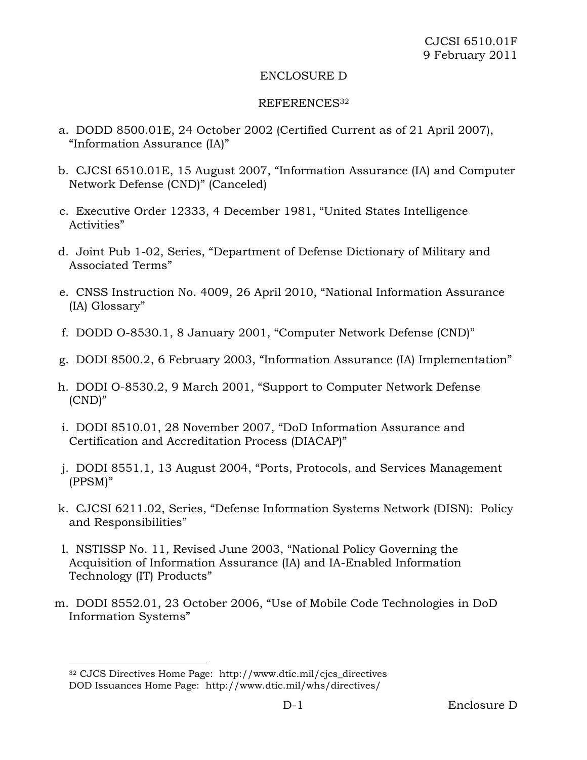## ENCLOSURE D

## REFERENCES[32]

a. DODD 8500.01E, 24 October 2002 (Certified Current as of 21 April 2007), “Information Assurance (IA)”

b. CJCSI 6510.01E, 15 August 2007, “Information Assurance (IA) and Computer Network Defense (CND)” (Canceled)

c. Executive Order 12333, 4 December 1981, “United States Intelligence Activities”

d. Joint Pub 1-02, Series, “Department of Defense Dictionary of Military and Associated Terms”

e. CNSS Instruction No. 4009, 26 April 2010, “National Information Assurance (IA) Glossary”

f. DODD O-8530.1, 8 January 2001, “Computer Network Defense (CND)”

g. DODI 8500.2, 6 February 2003, “Information Assurance (IA) Implementation”

h. DODI O-8530.2, 9 March 2001, “Support to Computer Network Defense (CND)”

i. DODI 8510.01, 28 November 2007, “DoD Information Assurance and Certification and Accreditation Process (DIACAP)”

j. DODI 8551.1, 13 August 2004, “Ports, Protocols, and Services Management (PPSM)”

k. CJCSI 6211.02, Series, “Defense Information Systems Network (DISN): Policy and Responsibilities”

l. NSTISSP No. 11, Revised June 2003, “National Policy Governing the Acquisition of Information Assurance (IA) and IA-Enabled Information Technology (IT) Products”

m. DODI 8552.01, 23 October 2006, “Use of Mobile Code Technologies in DoD Information Systems”

---

[32] CJCS Directives Home Page: http://www.dtic.mil/cjcs_directives
DOD Issuances Home Page: http://www.dtic.mil/whs/directives/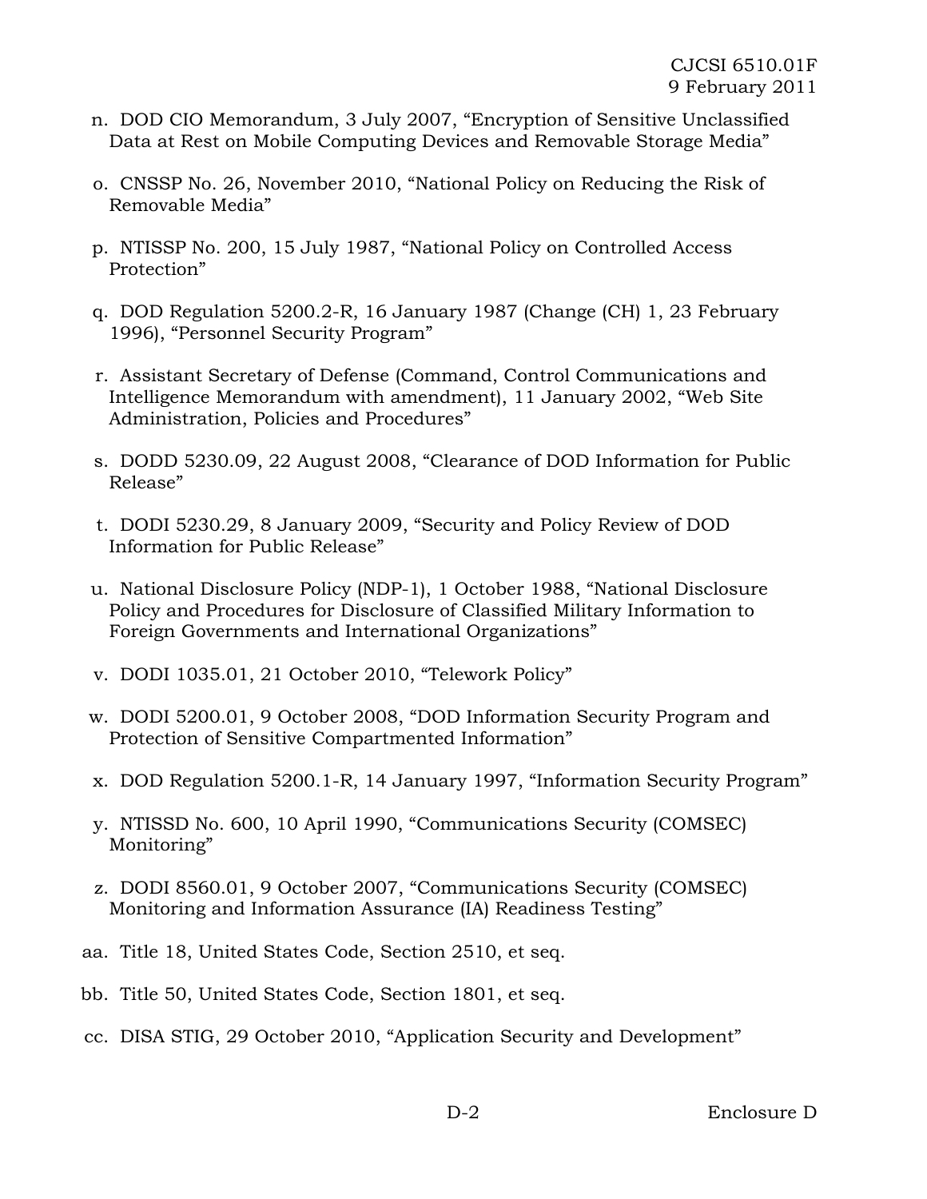n. DOD CIO Memorandum, 3 July 2007, "Encryption of Sensitive Unclassified Data at Rest on Mobile Computing Devices and Removable Storage Media"

o. CNSSP No. 26, November 2010, "National Policy on Reducing the Risk of Removable Media"

p. NTISSP No. 200, 15 July 1987, "National Policy on Controlled Access Protection"

q. DOD Regulation 5200.2-R, 16 January 1987 (Change (CH) 1, 23 February 1996), "Personnel Security Program"

r. Assistant Secretary of Defense (Command, Control Communications and Intelligence Memorandum with amendment), 11 January 2002, "Web Site Administration, Policies and Procedures"

s. DODD 5230.09, 22 August 2008, "Clearance of DOD Information for Public Release"

t. DODI 5230.29, 8 January 2009, "Security and Policy Review of DOD Information for Public Release"

u. National Disclosure Policy (NDP-1), 1 October 1988, "National Disclosure Policy and Procedures for Disclosure of Classified Military Information to Foreign Governments and International Organizations"

v. DODI 1035.01, 21 October 2010, "Telework Policy"

w. DODI 5200.01, 9 October 2008, "DOD Information Security Program and Protection of Sensitive Compartmented Information"

x. DOD Regulation 5200.1-R, 14 January 1997, "Information Security Program"

y. NTISSD No. 600, 10 April 1990, "Communications Security (COMSEC) Monitoring"

z. DODI 8560.01, 9 October 2007, "Communications Security (COMSEC) Monitoring and Information Assurance (IA) Readiness Testing"

aa. Title 18, United States Code, Section 2510, et seq.

bb. Title 50, United States Code, Section 1801, et seq.

cc. DISA STIG, 29 October 2010, "Application Security and Development"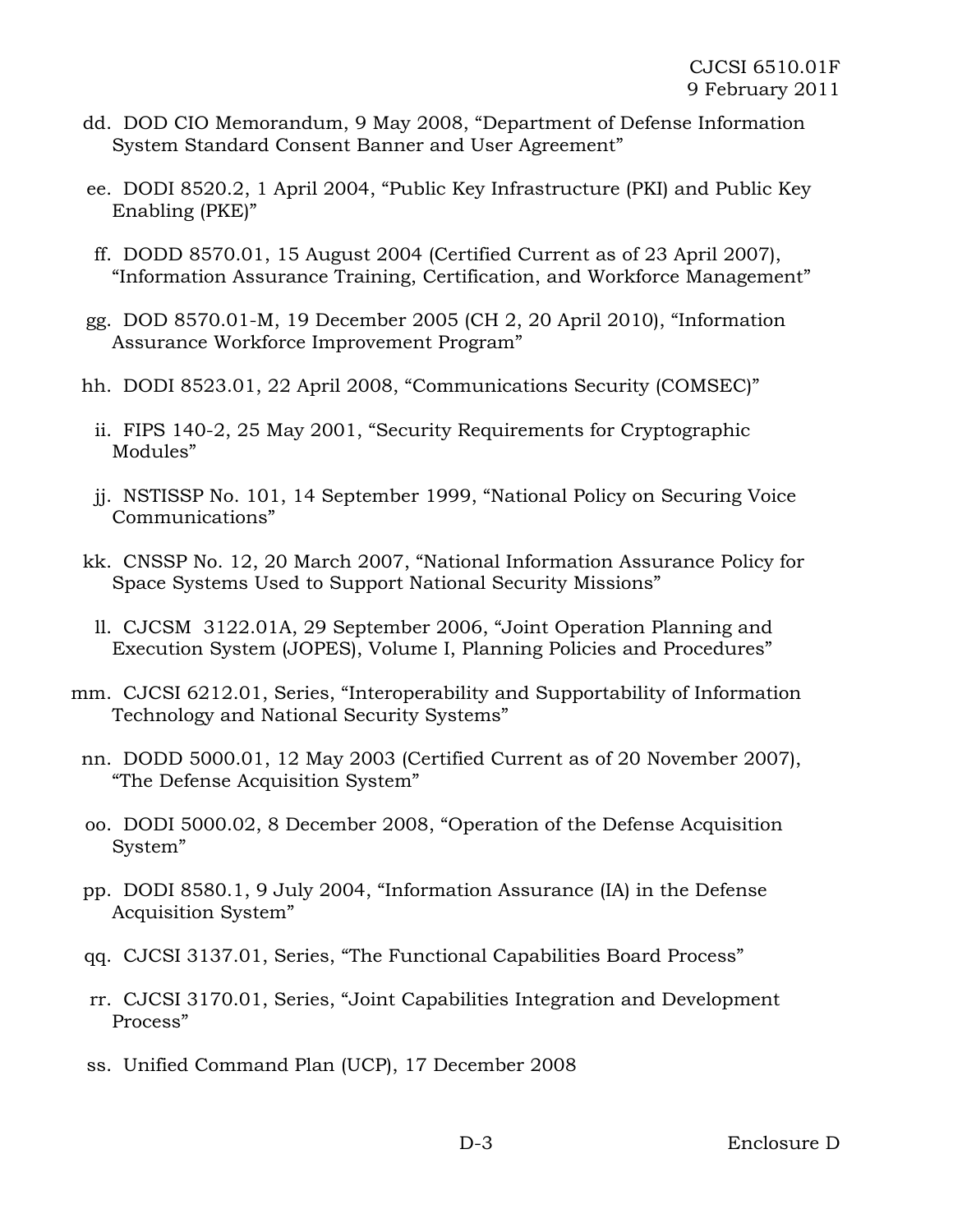dd. DOD CIO Memorandum, 9 May 2008, "Department of Defense Information System Standard Consent Banner and User Agreement"

ee. DODI 8520.2, 1 April 2004, "Public Key Infrastructure (PKI) and Public Key Enabling (PKE)"

ff. DODD 8570.01, 15 August 2004 (Certified Current as of 23 April 2007), "Information Assurance Training, Certification, and Workforce Management"

gg. DOD 8570.01-M, 19 December 2005 (CH 2, 20 April 2010), "Information Assurance Workforce Improvement Program"

hh. DODI 8523.01, 22 April 2008, "Communications Security (COMSEC)"

ii. FIPS 140-2, 25 May 2001, "Security Requirements for Cryptographic Modules"

jj. NSTISSP No. 101, 14 September 1999, "National Policy on Securing Voice Communications"

kk. CNSSP No. 12, 20 March 2007, "National Information Assurance Policy for Space Systems Used to Support National Security Missions"

ll. CJCSM 3122.01A, 29 September 2006, "Joint Operation Planning and Execution System (JOPES), Volume I, Planning Policies and Procedures"

mm. CJCSI 6212.01, Series, "Interoperability and Supportability of Information Technology and National Security Systems"

nn. DODD 5000.01, 12 May 2003 (Certified Current as of 20 November 2007), "The Defense Acquisition System"

oo. DODI 5000.02, 8 December 2008, "Operation of the Defense Acquisition System"

pp. DODI 8580.1, 9 July 2004, "Information Assurance (IA) in the Defense Acquisition System"

qq. CJCSI 3137.01, Series, "The Functional Capabilities Board Process"

rr. CJCSI 3170.01, Series, "Joint Capabilities Integration and Development Process"

ss. Unified Command Plan (UCP), 17 December 2008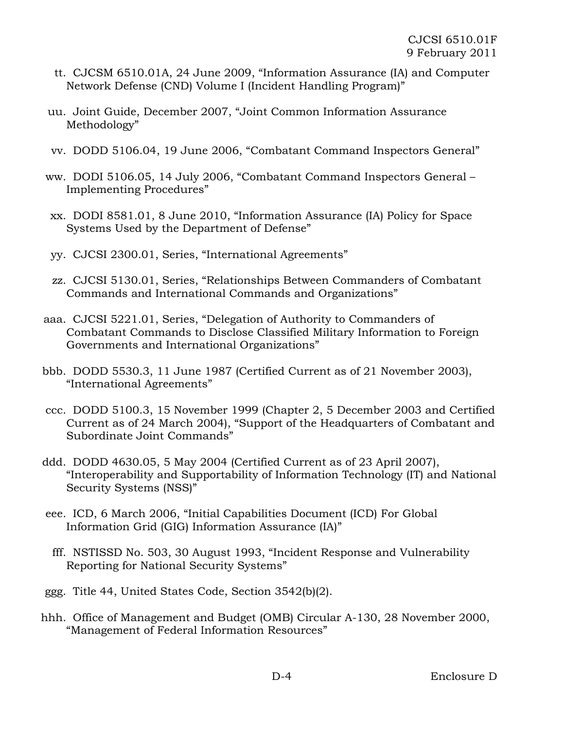tt. CJCSM 6510.01A, 24 June 2009, "Information Assurance (IA) and Computer Network Defense (CND) Volume I (Incident Handling Program)"

uu. Joint Guide, December 2007, "Joint Common Information Assurance Methodology"

vv. DODD 5106.04, 19 June 2006, "Combatant Command Inspectors General"

ww. DODI 5106.05, 14 July 2006, "Combatant Command Inspectors General – Implementing Procedures"

xx. DODI 8581.01, 8 June 2010, "Information Assurance (IA) Policy for Space Systems Used by the Department of Defense"

yy. CJCSI 2300.01, Series, "International Agreements"

zz. CJCSI 5130.01, Series, "Relationships Between Commanders of Combatant Commands and International Commands and Organizations"

aaa. CJCSI 5221.01, Series, "Delegation of Authority to Commanders of Combatant Commands to Disclose Classified Military Information to Foreign Governments and International Organizations"

bbb. DODD 5530.3, 11 June 1987 (Certified Current as of 21 November 2003), "International Agreements"

ccc. DODD 5100.3, 15 November 1999 (Chapter 2, 5 December 2003 and Certified Current as of 24 March 2004), "Support of the Headquarters of Combatant and Subordinate Joint Commands"

ddd. DODD 4630.05, 5 May 2004 (Certified Current as of 23 April 2007), "Interoperability and Supportability of Information Technology (IT) and National Security Systems (NSS)"

eee. ICD, 6 March 2006, "Initial Capabilities Document (ICD) For Global Information Grid (GIG) Information Assurance (IA)"

fff. NSTISSD No. 503, 30 August 1993, "Incident Response and Vulnerability Reporting for National Security Systems"

ggg. Title 44, United States Code, Section 3542(b)(2).

hhh. Office of Management and Budget (OMB) Circular A-130, 28 November 2000, "Management of Federal Information Resources"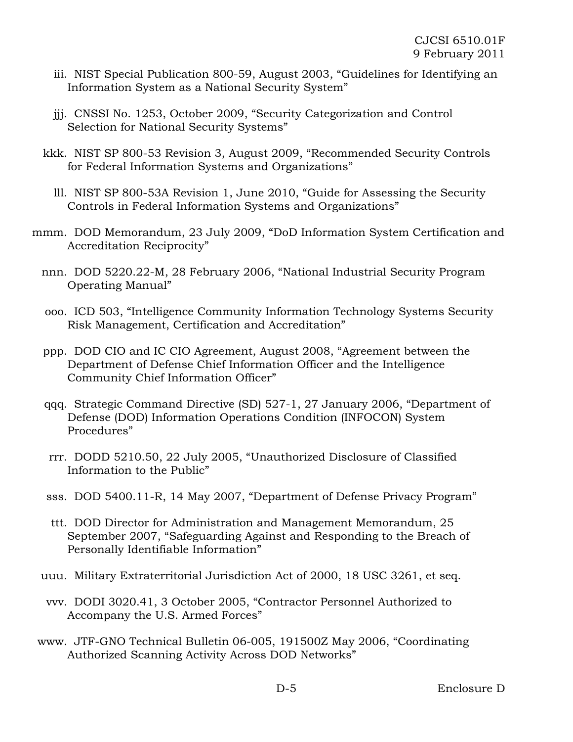iii. NIST Special Publication 800-59, August 2003, "Guidelines for Identifying an Information System as a National Security System"

jjj. CNSSI No. 1253, October 2009, "Security Categorization and Control Selection for National Security Systems"

kkk. NIST SP 800-53 Revision 3, August 2009, "Recommended Security Controls for Federal Information Systems and Organizations"

lll. NIST SP 800-53A Revision 1, June 2010, "Guide for Assessing the Security Controls in Federal Information Systems and Organizations"

mmm. DOD Memorandum, 23 July 2009, "DoD Information System Certification and Accreditation Reciprocity"

nnn. DOD 5220.22-M, 28 February 2006, "National Industrial Security Program Operating Manual"

ooo. ICD 503, "Intelligence Community Information Technology Systems Security Risk Management, Certification and Accreditation"

ppp. DOD CIO and IC CIO Agreement, August 2008, "Agreement between the Department of Defense Chief Information Officer and the Intelligence Community Chief Information Officer"

qqq. Strategic Command Directive (SD) 527-1, 27 January 2006, "Department of Defense (DOD) Information Operations Condition (INFOCON) System Procedures"

rrr. DODD 5210.50, 22 July 2005, "Unauthorized Disclosure of Classified Information to the Public"

sss. DOD 5400.11-R, 14 May 2007, "Department of Defense Privacy Program"

ttt. DOD Director for Administration and Management Memorandum, 25 September 2007, "Safeguarding Against and Responding to the Breach of Personally Identifiable Information"

uuu. Military Extraterritorial Jurisdiction Act of 2000, 18 USC 3261, et seq.

vvv. DODI 3020.41, 3 October 2005, "Contractor Personnel Authorized to Accompany the U.S. Armed Forces"

www. JTF-GNO Technical Bulletin 06-005, 191500Z May 2006, "Coordinating Authorized Scanning Activity Across DOD Networks"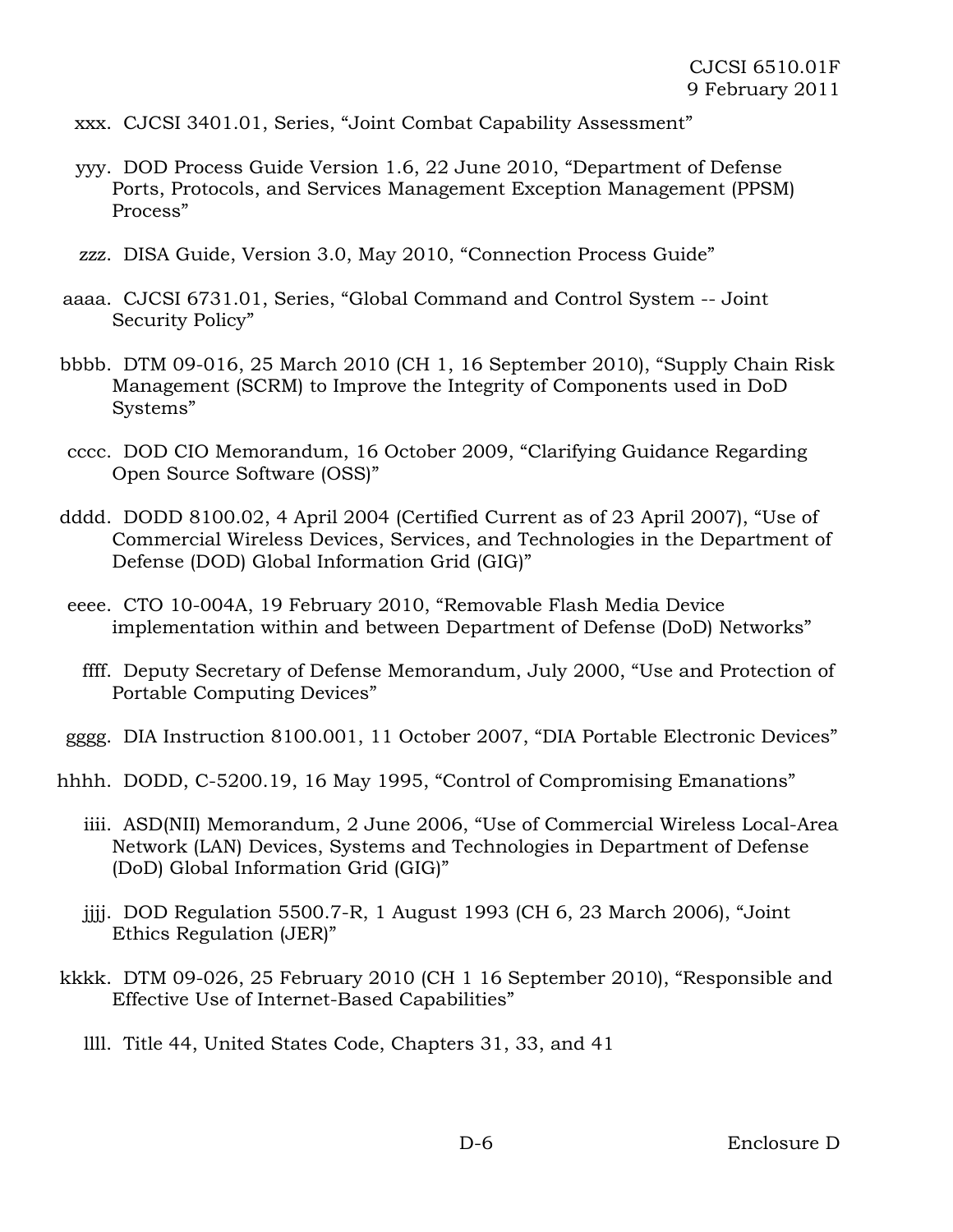xxx. CJCSI 3401.01, Series, "Joint Combat Capability Assessment"

yyy. DOD Process Guide Version 1.6, 22 June 2010, "Department of Defense Ports, Protocols, and Services Management Exception Management (PPSM) Process"

zzz. DISA Guide, Version 3.0, May 2010, "Connection Process Guide"

aaaa. CJCSI 6731.01, Series, "Global Command and Control System -- Joint Security Policy"

bbbb. DTM 09-016, 25 March 2010 (CH 1, 16 September 2010), "Supply Chain Risk Management (SCRM) to Improve the Integrity of Components used in DoD Systems"

cccc. DOD CIO Memorandum, 16 October 2009, "Clarifying Guidance Regarding Open Source Software (OSS)"

dddd. DODD 8100.02, 4 April 2004 (Certified Current as of 23 April 2007), "Use of Commercial Wireless Devices, Services, and Technologies in the Department of Defense (DOD) Global Information Grid (GIG)"

eeee. CTO 10-004A, 19 February 2010, "Removable Flash Media Device implementation within and between Department of Defense (DoD) Networks"

ffff. Deputy Secretary of Defense Memorandum, July 2000, "Use and Protection of Portable Computing Devices"

gggg. DIA Instruction 8100.001, 11 October 2007, "DIA Portable Electronic Devices"

hhhh. DODD, C-5200.19, 16 May 1995, "Control of Compromising Emanations"

iiii. ASD(NII) Memorandum, 2 June 2006, "Use of Commercial Wireless Local-Area Network (LAN) Devices, Systems and Technologies in Department of Defense (DoD) Global Information Grid (GIG)"

jjjj. DOD Regulation 5500.7-R, 1 August 1993 (CH 6, 23 March 2006), "Joint Ethics Regulation (JER)"

kkkk. DTM 09-026, 25 February 2010 (CH 1 16 September 2010), "Responsible and Effective Use of Internet-Based Capabilities"

llll. Title 44, United States Code, Chapters 31, 33, and 41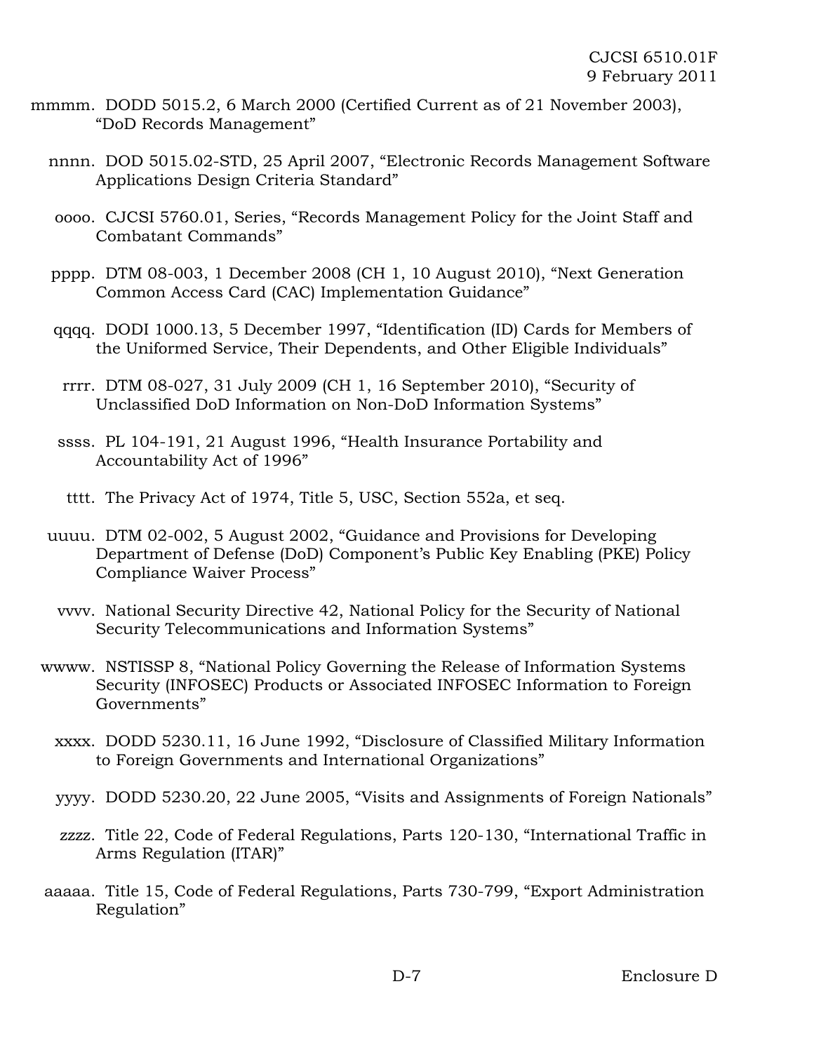mmmm. DODD 5015.2, 6 March 2000 (Certified Current as of 21 November 2003), "DoD Records Management"

nnnn. DOD 5015.02-STD, 25 April 2007, "Electronic Records Management Software Applications Design Criteria Standard"

oooo. CJCSI 5760.01, Series, "Records Management Policy for the Joint Staff and Combatant Commands"

pppp. DTM 08-003, 1 December 2008 (CH 1, 10 August 2010), "Next Generation Common Access Card (CAC) Implementation Guidance"

qqqq. DODI 1000.13, 5 December 1997, "Identification (ID) Cards for Members of the Uniformed Service, Their Dependents, and Other Eligible Individuals"

rrrr. DTM 08-027, 31 July 2009 (CH 1, 16 September 2010), "Security of Unclassified DoD Information on Non-DoD Information Systems"

ssss. PL 104-191, 21 August 1996, "Health Insurance Portability and Accountability Act of 1996"

tttt. The Privacy Act of 1974, Title 5, USC, Section 552a, et seq.

uuuu. DTM 02-002, 5 August 2002, "Guidance and Provisions for Developing Department of Defense (DoD) Component's Public Key Enabling (PKE) Policy Compliance Waiver Process"

vvvv. National Security Directive 42, National Policy for the Security of National Security Telecommunications and Information Systems"

wwww. NSTISSP 8, "National Policy Governing the Release of Information Systems Security (INFOSEC) Products or Associated INFOSEC Information to Foreign Governments"

xxxx. DODD 5230.11, 16 June 1992, "Disclosure of Classified Military Information to Foreign Governments and International Organizations"

yyyy. DODD 5230.20, 22 June 2005, "Visits and Assignments of Foreign Nationals"

zzzz. Title 22, Code of Federal Regulations, Parts 120-130, "International Traffic in Arms Regulation (ITAR)"

aaaaa. Title 15, Code of Federal Regulations, Parts 730-799, "Export Administration Regulation"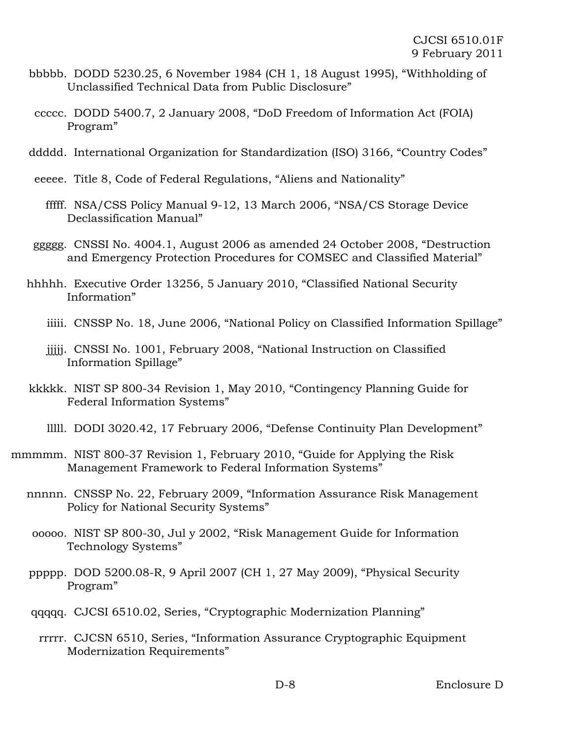bbbbb. DODD 5230.25, 6 November 1984 (CH 1, 18 August 1995), "Withholding of Unclassified Technical Data from Public Disclosure"

ccccc. DODD 5400.7, 2 January 2008, "DoD Freedom of Information Act (FOIA) Program"

ddddd. International Organization for Standardization (ISO) 3166, "Country Codes"

eeeee. Title 8, Code of Federal Regulations, "Aliens and Nationality"

fffff. NSA/CSS Policy Manual 9-12, 13 March 2006, "NSA/CS Storage Device Declassification Manual"

ggggg. CNSSI No. 4004.1, August 2006 as amended 24 October 2008, "Destruction and Emergency Protection Procedures for COMSEC and Classified Material"

hhhhh. Executive Order 13256, 5 January 2010, "Classified National Security Information"

iiiii. CNSSP No. 18, June 2006, "National Policy on Classified Information Spillage"

jjjjj. CNSSI No. 1001, February 2008, "National Instruction on Classified Information Spillage"

kkkkk. NIST SP 800-34 Revision 1, May 2010, "Contingency Planning Guide for Federal Information Systems"

lllll. DODI 3020.42, 17 February 2006, "Defense Continuity Plan Development"

mmmmm. NIST 800-37 Revision 1, February 2010, "Guide for Applying the Risk Management Framework to Federal Information Systems"

nnnnn. CNSSP No. 22, February 2009, "Information Assurance Risk Management Policy for National Security Systems"

ooooo. NIST SP 800-30, Jul y 2002, "Risk Management Guide for Information Technology Systems"

ppppp. DOD 5200.08-R, 9 April 2007 (CH 1, 27 May 2009), "Physical Security Program"

qqqqq. CJCSI 6510.02, Series, "Cryptographic Modernization Planning"

rrrrr. CJCSN 6510, Series, "Information Assurance Cryptographic Equipment Modernization Requirements"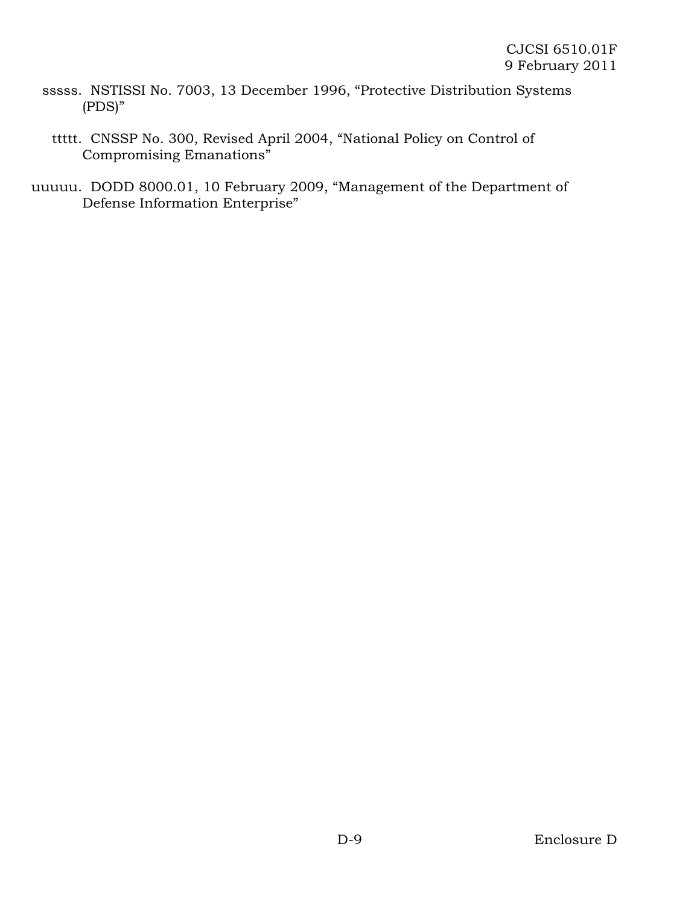sssss. NSTISSI No. 7003, 13 December 1996, “Protective Distribution Systems (PDS)”

ttttt. CNSSP No. 300, Revised April 2004, “National Policy on Control of Compromising Emanations”

uuuuu. DODD 8000.01, 10 February 2009, “Management of the Department of Defense Information Enterprise”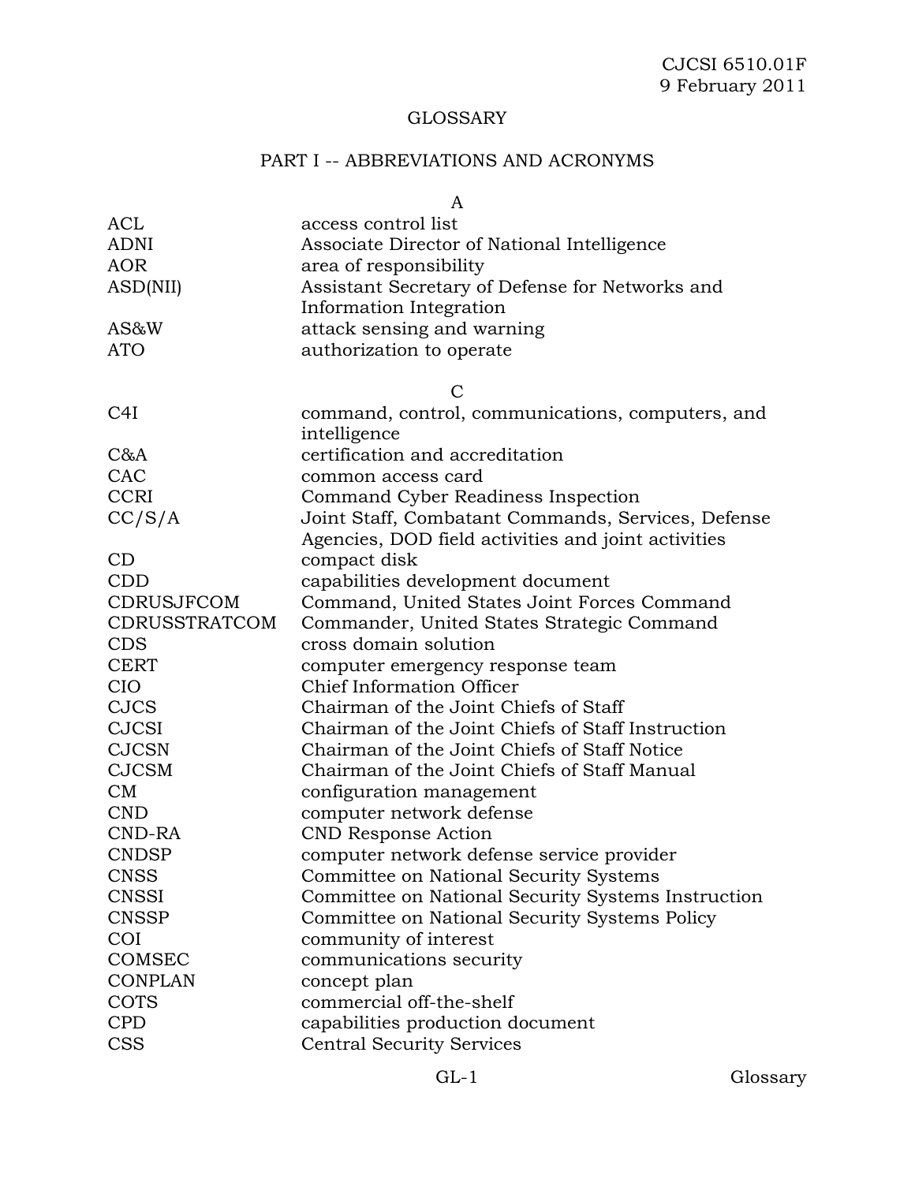# GLOSSARY

## PART I -- ABBREVIATIONS AND ACRONYMS

### A

| | |
|---|---|
| ACL | access control list |
| ADNI | Associate Director of National Intelligence |
| AOR | area of responsibility |
| ASD(NII) | Assistant Secretary of Defense for Networks and Information Integration |
| AS&W | attack sensing and warning |
| ATO | authorization to operate |

### C

| | |
|---|---|
| C4I | command, control, communications, computers, and intelligence |
| C&A | certification and accreditation |
| CAC | common access card |
| CCRI | Command Cyber Readiness Inspection |
| CC/S/A | Joint Staff, Combatant Commands, Services, Defense Agencies, DOD field activities and joint activities |
| CD | compact disk |
| CDD | capabilities development document |
| CDRUSJFCOM | Command, United States Joint Forces Command |
| CDRUSSTRATCOM | Commander, United States Strategic Command |
| CDS | cross domain solution |
| CERT | computer emergency response team |
| CIO | Chief Information Officer |
| CJCS | Chairman of the Joint Chiefs of Staff |
| CJCSI | Chairman of the Joint Chiefs of Staff Instruction |
| CJCSN | Chairman of the Joint Chiefs of Staff Notice |
| CJCSM | Chairman of the Joint Chiefs of Staff Manual |
| CM | configuration management |
| CND | computer network defense |
| CND-RA | CND Response Action |
| CNDSP | computer network defense service provider |
| CNSS | Committee on National Security Systems |
| CNSSI | Committee on National Security Systems Instruction |
| CNSSP | Committee on National Security Systems Policy |
| COI | community of interest |
| COMSEC | communications security |
| CONPLAN | concept plan |
| COTS | commercial off-the-shelf |
| CPD | capabilities production document |
| CSS | Central Security Services |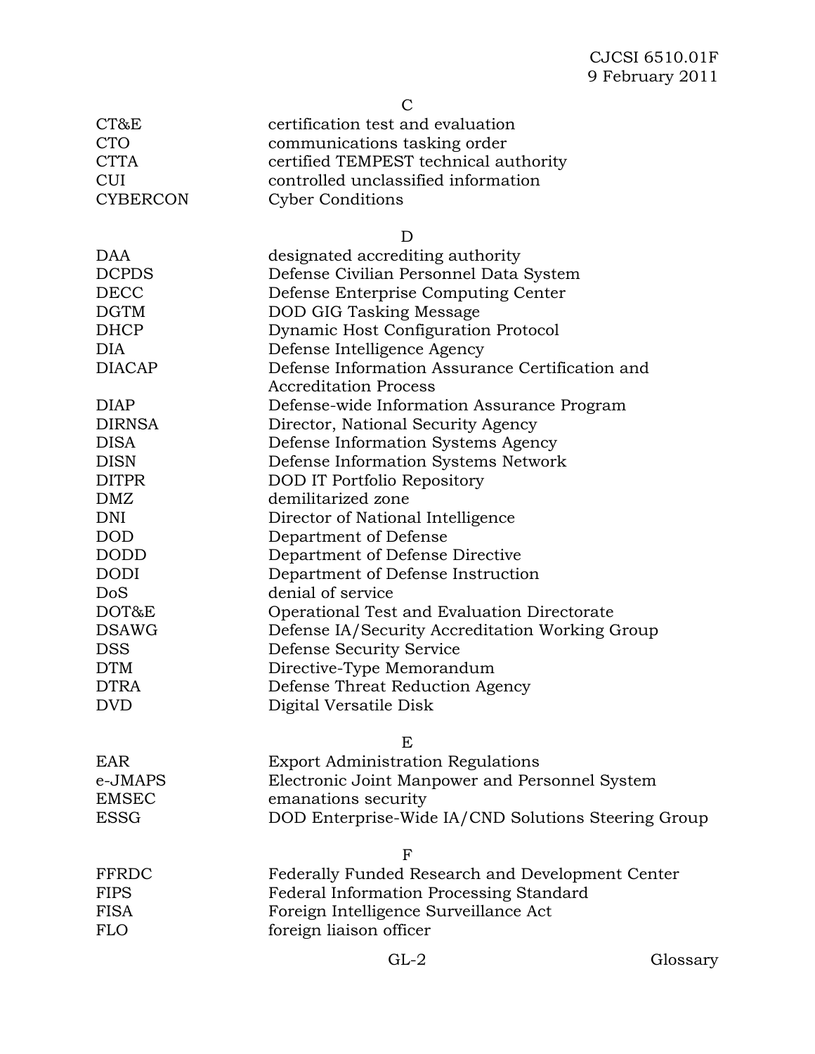C

| | |
|---|---|
| CT&E | certification test and evaluation |
| CTO | communications tasking order |
| CTTA | certified TEMPEST technical authority |
| CUI | controlled unclassified information |
| CYBERCON | Cyber Conditions |

D

| | |
|---|---|
| DAA | designated accrediting authority |
| DCPDS | Defense Civilian Personnel Data System |
| DECC | Defense Enterprise Computing Center |
| DGTM | DOD GIG Tasking Message |
| DHCP | Dynamic Host Configuration Protocol |
| DIA | Defense Intelligence Agency |
| DIACAP | Defense Information Assurance Certification and Accreditation Process |
| DIAP | Defense-wide Information Assurance Program |
| DIRNSA | Director, National Security Agency |
| DISA | Defense Information Systems Agency |
| DISN | Defense Information Systems Network |
| DITPR | DOD IT Portfolio Repository |
| DMZ | demilitarized zone |
| DNI | Director of National Intelligence |
| DOD | Department of Defense |
| DODD | Department of Defense Directive |
| DODI | Department of Defense Instruction |
| DoS | denial of service |
| DOT&E | Operational Test and Evaluation Directorate |
| DSAWG | Defense IA/Security Accreditation Working Group |
| DSS | Defense Security Service |
| DTM | Directive-Type Memorandum |
| DTRA | Defense Threat Reduction Agency |
| DVD | Digital Versatile Disk |

E

| | |
|---|---|
| EAR | Export Administration Regulations |
| e-JMAPS | Electronic Joint Manpower and Personnel System |
| EMSEC | emanations security |
| ESSG | DOD Enterprise-Wide IA/CND Solutions Steering Group |

F

| | |
|---|---|
| FFRDC | Federally Funded Research and Development Center |
| FIPS | Federal Information Processing Standard |
| FISA | Foreign Intelligence Surveillance Act |
| FLO | foreign liaison officer |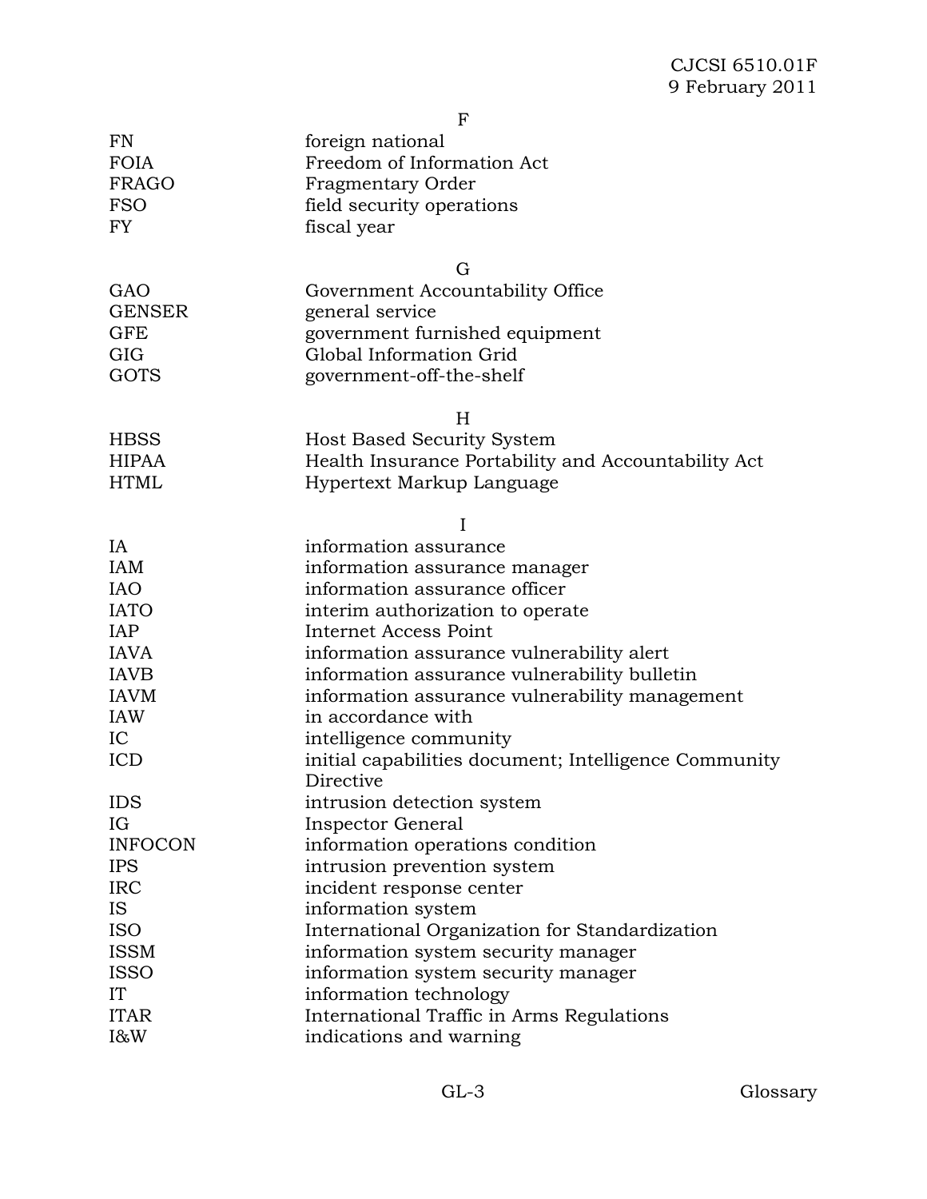F

| | |
|---|---|
| FN | foreign national |
| FOIA | Freedom of Information Act |
| FRAGO | Fragmentary Order |
| FSO | field security operations |
| FY | fiscal year |

G

| | |
|---|---|
| GAO | Government Accountability Office |
| GENSER | general service |
| GFE | government furnished equipment |
| GIG | Global Information Grid |
| GOTS | government-off-the-shelf |

H

| | |
|---|---|
| HBSS | Host Based Security System |
| HIPAA | Health Insurance Portability and Accountability Act |
| HTML | Hypertext Markup Language |

I

| | |
|---|---|
| IA | information assurance |
| IAM | information assurance manager |
| IAO | information assurance officer |
| IATO | interim authorization to operate |
| IAP | Internet Access Point |
| IAVA | information assurance vulnerability alert |
| IAVB | information assurance vulnerability bulletin |
| IAVM | information assurance vulnerability management |
| IAW | in accordance with |
| IC | intelligence community |
| ICD | initial capabilities document; Intelligence Community Directive |
| IDS | intrusion detection system |
| IG | Inspector General |
| INFOCON | information operations condition |
| IPS | intrusion prevention system |
| IRC | incident response center |
| IS | information system |
| ISO | International Organization for Standardization |
| ISSM | information system security manager |
| ISSO | information system security manager |
| IT | information technology |
| ITAR | International Traffic in Arms Regulations |
| I&W | indications and warning |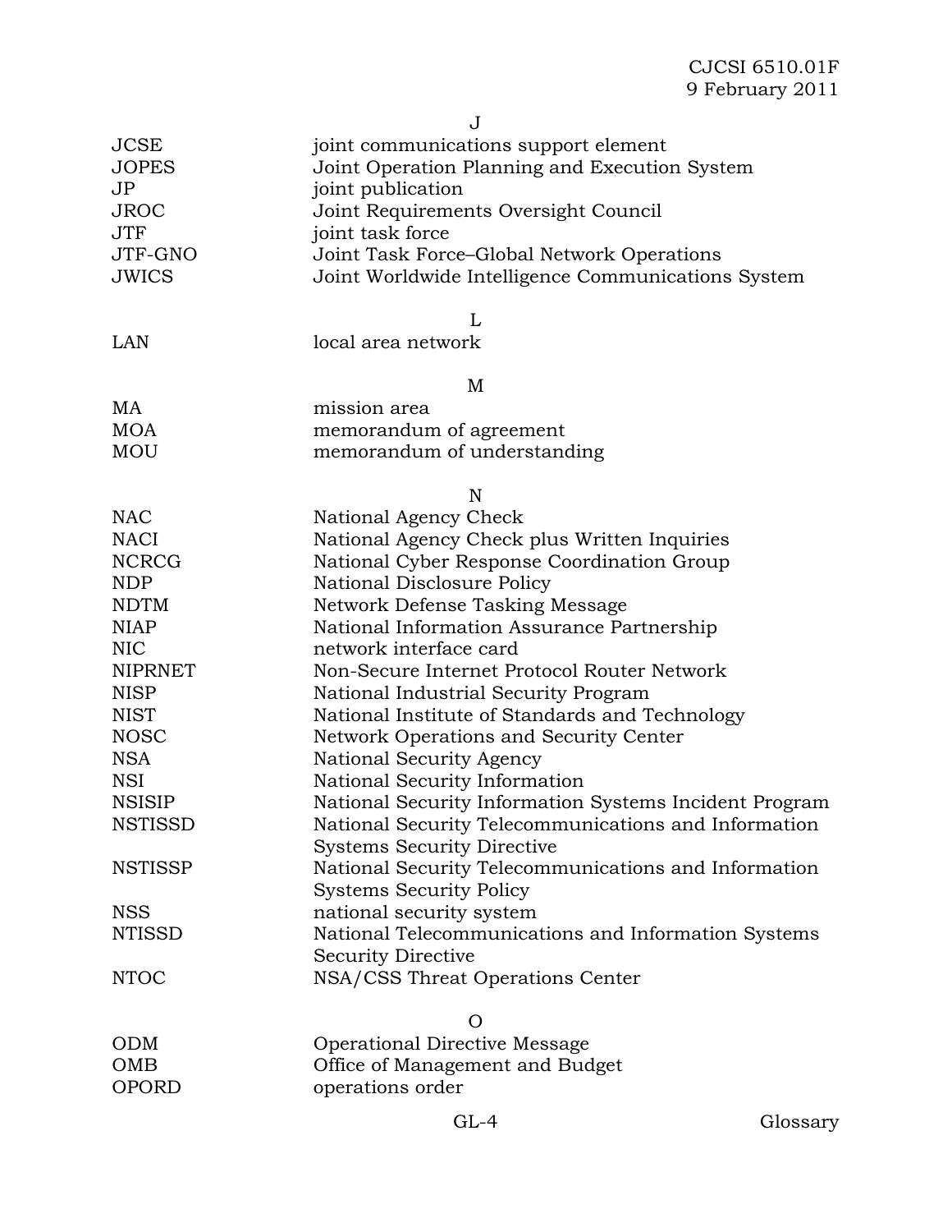J

| | |
|---|---|
| JCSE | joint communications support element |
| JOPES | Joint Operation Planning and Execution System |
| JP | joint publication |
| JROC | Joint Requirements Oversight Council |
| JTF | joint task force |
| JTF-GNO | Joint Task Force–Global Network Operations |
| JWICS | Joint Worldwide Intelligence Communications System |

L

| | |
|---|---|
| LAN | local area network |

M

| | |
|---|---|
| MA | mission area |
| MOA | memorandum of agreement |
| MOU | memorandum of understanding |

N

| | |
|---|---|
| NAC | National Agency Check |
| NACI | National Agency Check plus Written Inquiries |
| NCRCG | National Cyber Response Coordination Group |
| NDP | National Disclosure Policy |
| NDTM | Network Defense Tasking Message |
| NIAP | National Information Assurance Partnership |
| NIC | network interface card |
| NIPRNET | Non-Secure Internet Protocol Router Network |
| NISP | National Industrial Security Program |
| NIST | National Institute of Standards and Technology |
| NOSC | Network Operations and Security Center |
| NSA | National Security Agency |
| NSI | National Security Information |
| NSISIP | National Security Information Systems Incident Program |
| NSTISSD | National Security Telecommunications and Information Systems Security Directive |
| NSTISSP | National Security Telecommunications and Information Systems Security Policy |
| NSS | national security system |
| NTISSD | National Telecommunications and Information Systems Security Directive |
| NTOC | NSA/CSS Threat Operations Center |

O

| | |
|---|---|
| ODM | Operational Directive Message |
| OMB | Office of Management and Budget |
| OPORD | operations order |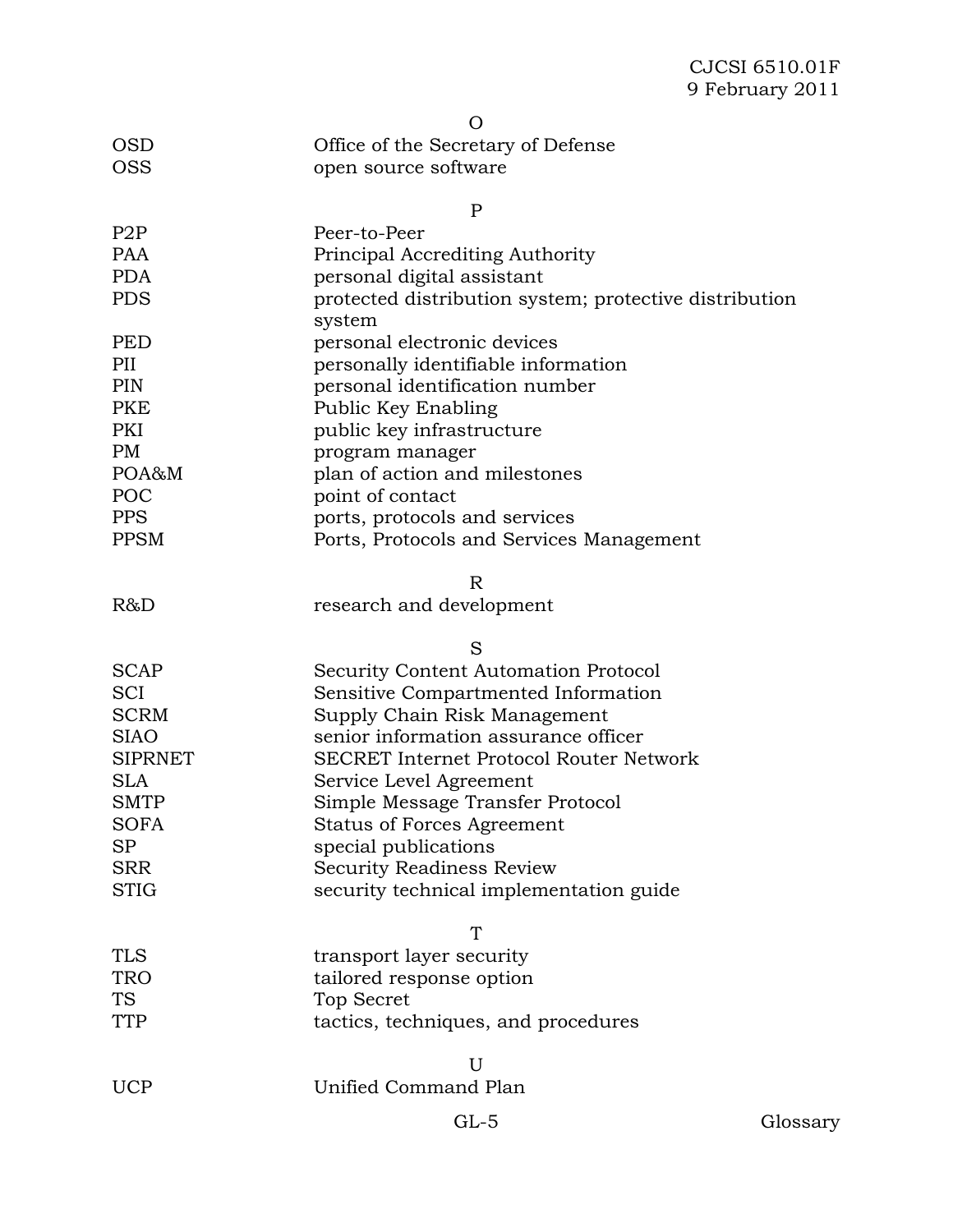O

| | |
|---|---|
| OSD | Office of the Secretary of Defense |
| OSS | open source software |

P

| | |
|---|---|
| P2P | Peer-to-Peer |
| PAA | Principal Accrediting Authority |
| PDA | personal digital assistant |
| PDS | protected distribution system; protective distribution system |
| PED | personal electronic devices |
| PII | personally identifiable information |
| PIN | personal identification number |
| PKE | Public Key Enabling |
| PKI | public key infrastructure |
| PM | program manager |
| POA&M | plan of action and milestones |
| POC | point of contact |
| PPS | ports, protocols and services |
| PPSM | Ports, Protocols and Services Management |

R

| | |
|---|---|
| R&D | research and development |

S

| | |
|---|---|
| SCAP | Security Content Automation Protocol |
| SCI | Sensitive Compartmented Information |
| SCRM | Supply Chain Risk Management |
| SIAO | senior information assurance officer |
| SIPRNET | SECRET Internet Protocol Router Network |
| SLA | Service Level Agreement |
| SMTP | Simple Message Transfer Protocol |
| SOFA | Status of Forces Agreement |
| SP | special publications |
| SRR | Security Readiness Review |
| STIG | security technical implementation guide |

T

| | |
|---|---|
| TLS | transport layer security |
| TRO | tailored response option |
| TS | Top Secret |
| TTP | tactics, techniques, and procedures |

U

| | |
|---|---|
| UCP | Unified Command Plan |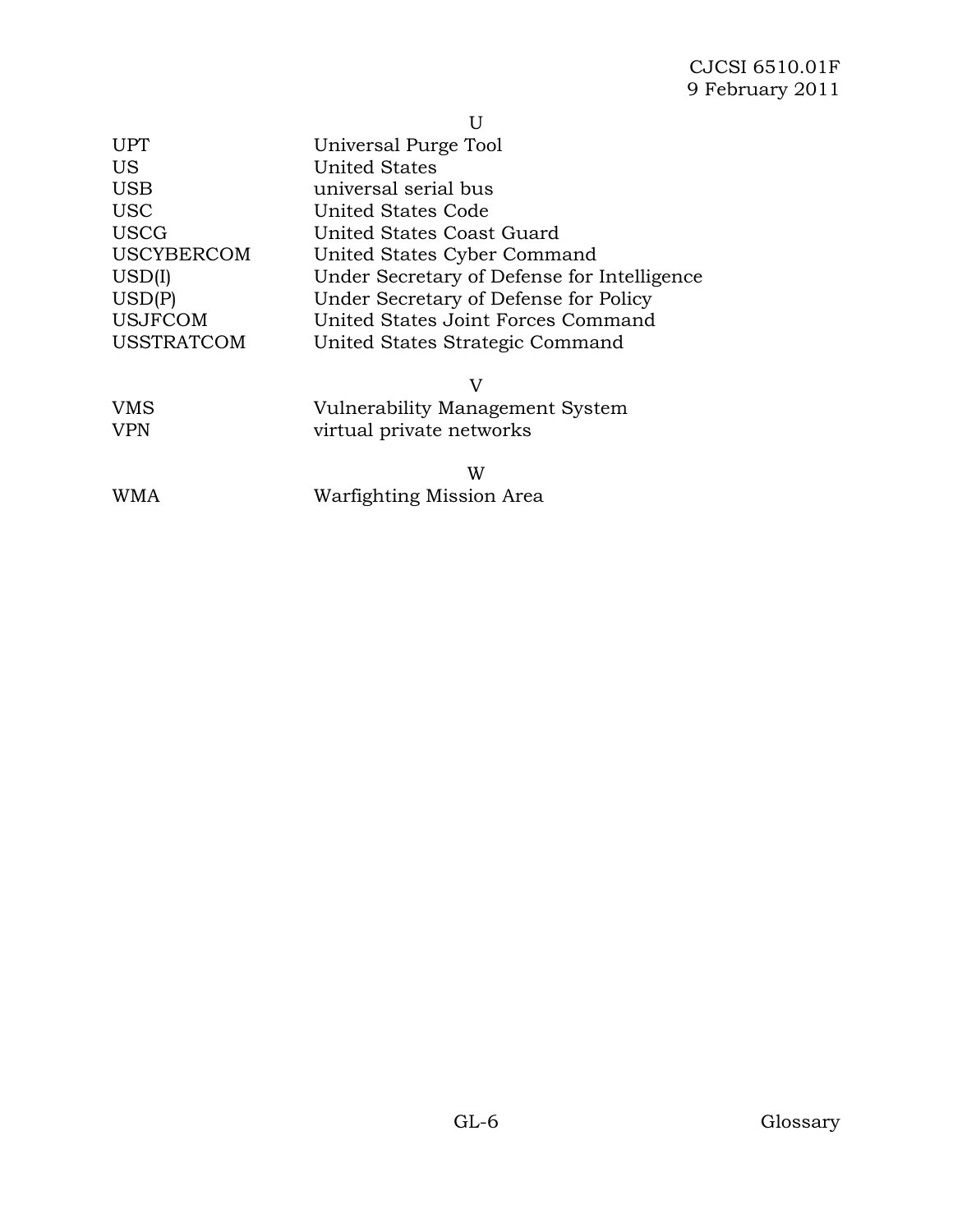U

| | |
|---|---|
| UPT | Universal Purge Tool |
| US | United States |
| USB | universal serial bus |
| USC | United States Code |
| USCG | United States Coast Guard |
| USCYBERCOM | United States Cyber Command |
| USD(I) | Under Secretary of Defense for Intelligence |
| USD(P) | Under Secretary of Defense for Policy |
| USJFCOM | United States Joint Forces Command |
| USSTRATCOM | United States Strategic Command |

V

| | |
|---|---|
| VMS | Vulnerability Management System |
| VPN | virtual private networks |

W

| | |
|---|---|
| WMA | Warfighting Mission Area |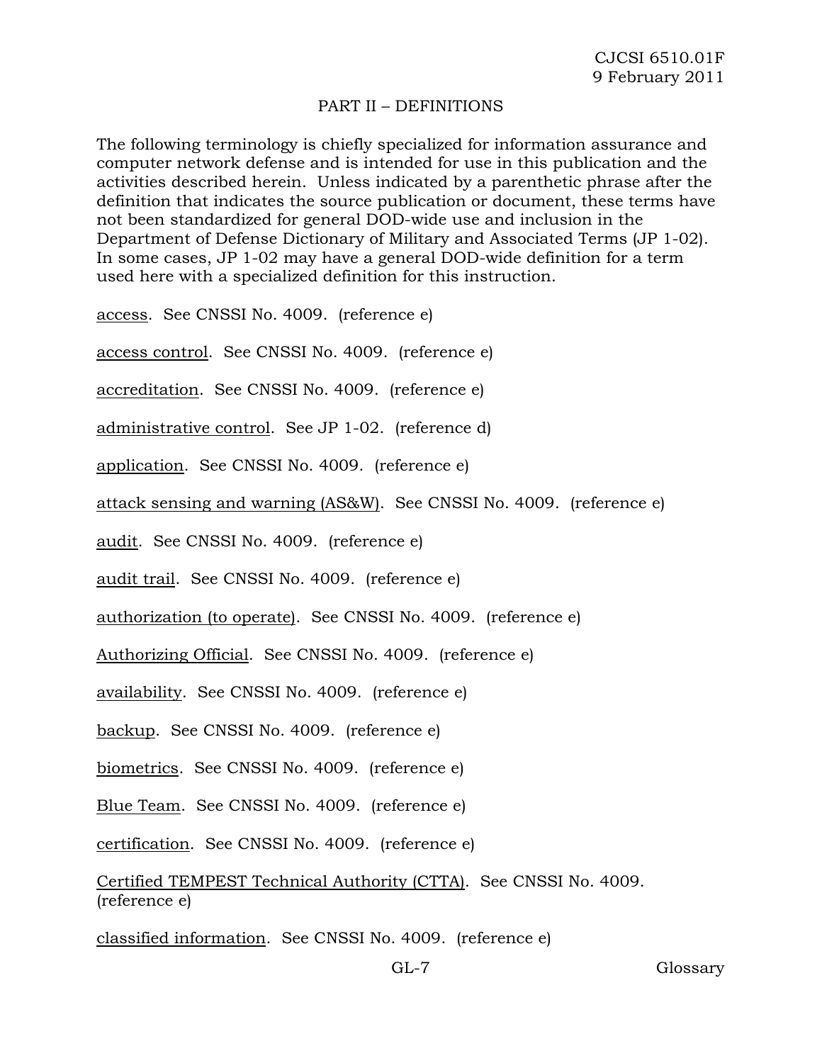## PART II – DEFINITIONS

The following terminology is chiefly specialized for information assurance and computer network defense and is intended for use in this publication and the activities described herein. Unless indicated by a parenthetic phrase after the definition that indicates the source publication or document, these terms have not been standardized for general DOD-wide use and inclusion in the Department of Defense Dictionary of Military and Associated Terms (JP 1-02). In some cases, JP 1-02 may have a general DOD-wide definition for a term used here with a specialized definition for this instruction.

access. See CNSSI No. 4009. (reference e)

access control. See CNSSI No. 4009. (reference e)

accreditation. See CNSSI No. 4009. (reference e)

administrative control. See JP 1-02. (reference d)

application. See CNSSI No. 4009. (reference e)

attack sensing and warning (AS&W). See CNSSI No. 4009. (reference e)

audit. See CNSSI No. 4009. (reference e)

audit trail. See CNSSI No. 4009. (reference e)

authorization (to operate). See CNSSI No. 4009. (reference e)

Authorizing Official. See CNSSI No. 4009. (reference e)

availability. See CNSSI No. 4009. (reference e)

backup. See CNSSI No. 4009. (reference e)

biometrics. See CNSSI No. 4009. (reference e)

Blue Team. See CNSSI No. 4009. (reference e)

certification. See CNSSI No. 4009. (reference e)

Certified TEMPEST Technical Authority (CTTA). See CNSSI No. 4009. (reference e)

classified information. See CNSSI No. 4009. (reference e)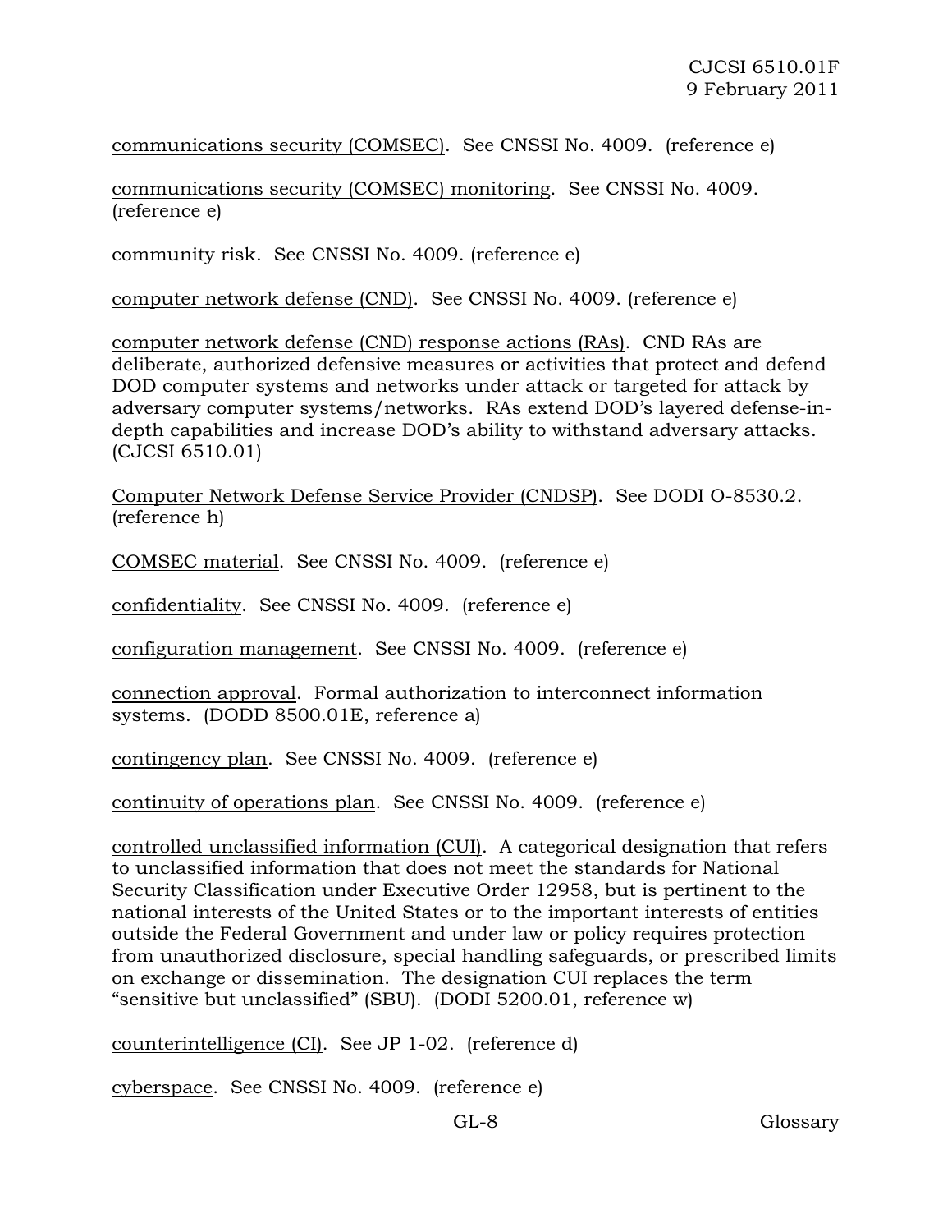communications security (COMSEC). See CNSSI No. 4009. (reference e)

communications security (COMSEC) monitoring. See CNSSI No. 4009. (reference e)

community risk. See CNSSI No. 4009. (reference e)

computer network defense (CND). See CNSSI No. 4009. (reference e)

computer network defense (CND) response actions (RAs). CND RAs are deliberate, authorized defensive measures or activities that protect and defend DOD computer systems and networks under attack or targeted for attack by adversary computer systems/networks. RAs extend DOD's layered defense-in-depth capabilities and increase DOD's ability to withstand adversary attacks. (CJCSI 6510.01)

Computer Network Defense Service Provider (CNDSP). See DODI O-8530.2. (reference h)

COMSEC material. See CNSSI No. 4009. (reference e)

confidentiality. See CNSSI No. 4009. (reference e)

configuration management. See CNSSI No. 4009. (reference e)

connection approval. Formal authorization to interconnect information systems. (DODD 8500.01E, reference a)

contingency plan. See CNSSI No. 4009. (reference e)

continuity of operations plan. See CNSSI No. 4009. (reference e)

controlled unclassified information (CUI). A categorical designation that refers to unclassified information that does not meet the standards for National Security Classification under Executive Order 12958, but is pertinent to the national interests of the United States or to the important interests of entities outside the Federal Government and under law or policy requires protection from unauthorized disclosure, special handling safeguards, or prescribed limits on exchange or dissemination. The designation CUI replaces the term "sensitive but unclassified" (SBU). (DODI 5200.01, reference w)

counterintelligence (CI). See JP 1-02. (reference d)

cyberspace. See CNSSI No. 4009. (reference e)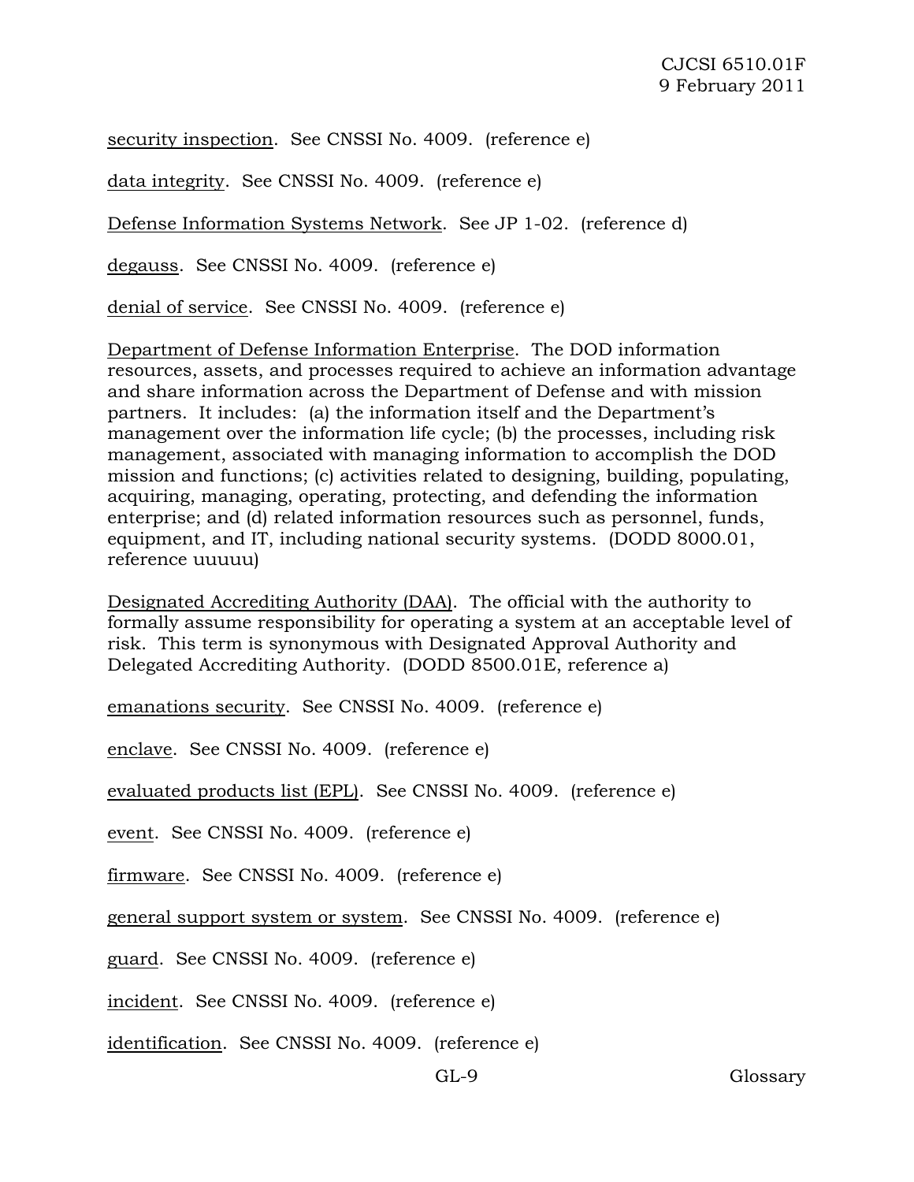<u>security inspection</u>. See CNSSI No. 4009. (reference e)

<u>data integrity</u>. See CNSSI No. 4009. (reference e)

<u>Defense Information Systems Network</u>. See JP 1-02. (reference d)

<u>degauss</u>. See CNSSI No. 4009. (reference e)

<u>denial of service</u>. See CNSSI No. 4009. (reference e)

<u>Department of Defense Information Enterprise</u>. The DOD information resources, assets, and processes required to achieve an information advantage and share information across the Department of Defense and with mission partners. It includes: (a) the information itself and the Department's management over the information life cycle; (b) the processes, including risk management, associated with managing information to accomplish the DOD mission and functions; (c) activities related to designing, building, populating, acquiring, managing, operating, protecting, and defending the information enterprise; and (d) related information resources such as personnel, funds, equipment, and IT, including national security systems. (DODD 8000.01, reference uuuuu)

<u>Designated Accrediting Authority (DAA)</u>. The official with the authority to formally assume responsibility for operating a system at an acceptable level of risk. This term is synonymous with Designated Approval Authority and Delegated Accrediting Authority. (DODD 8500.01E, reference a)

<u>emanations security</u>. See CNSSI No. 4009. (reference e)

<u>enclave</u>. See CNSSI No. 4009. (reference e)

<u>evaluated products list (EPL)</u>. See CNSSI No. 4009. (reference e)

<u>event</u>. See CNSSI No. 4009. (reference e)

<u>firmware</u>. See CNSSI No. 4009. (reference e)

<u>general support system or system</u>. See CNSSI No. 4009. (reference e)

<u>guard</u>. See CNSSI No. 4009. (reference e)

<u>incident</u>. See CNSSI No. 4009. (reference e)

<u>identification</u>. See CNSSI No. 4009. (reference e)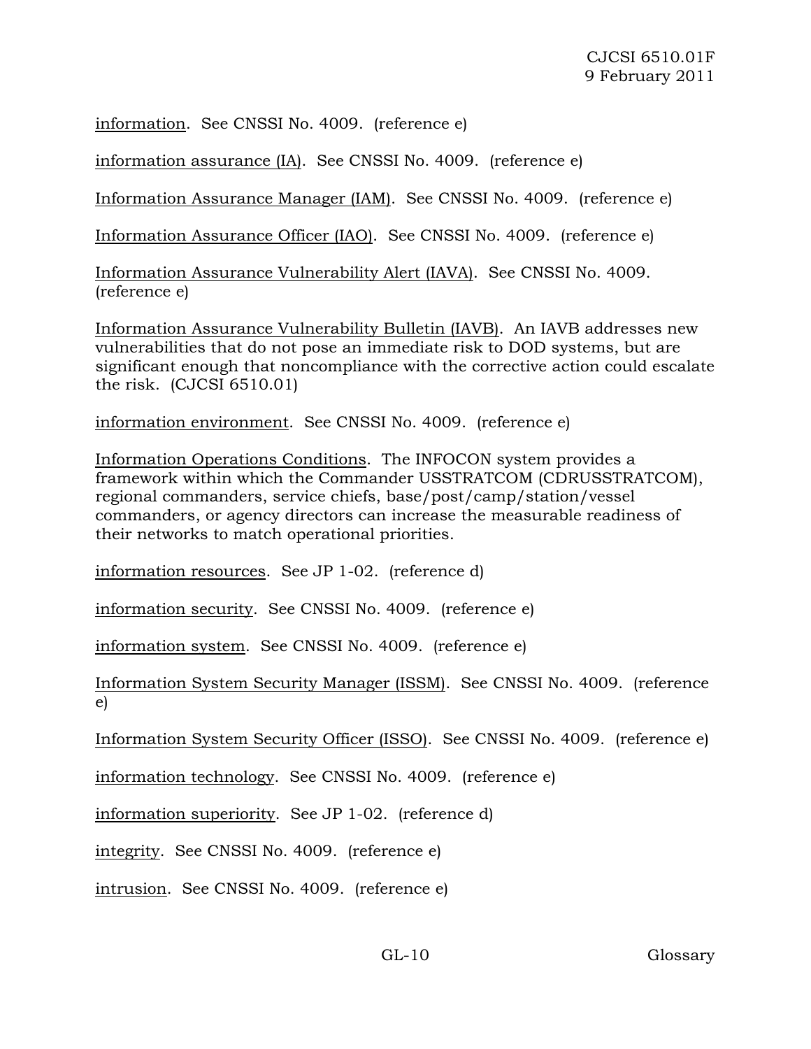information. See CNSSI No. 4009. (reference e)

information assurance (IA). See CNSSI No. 4009. (reference e)

Information Assurance Manager (IAM). See CNSSI No. 4009. (reference e)

Information Assurance Officer (IAO). See CNSSI No. 4009. (reference e)

Information Assurance Vulnerability Alert (IAVA). See CNSSI No. 4009. (reference e)

Information Assurance Vulnerability Bulletin (IAVB). An IAVB addresses new vulnerabilities that do not pose an immediate risk to DOD systems, but are significant enough that noncompliance with the corrective action could escalate the risk. (CJCSI 6510.01)

information environment. See CNSSI No. 4009. (reference e)

Information Operations Conditions. The INFOCON system provides a framework within which the Commander USSTRATCOM (CDRUSSTRATCOM), regional commanders, service chiefs, base/post/camp/station/vessel commanders, or agency directors can increase the measurable readiness of their networks to match operational priorities.

information resources. See JP 1-02. (reference d)

information security. See CNSSI No. 4009. (reference e)

information system. See CNSSI No. 4009. (reference e)

Information System Security Manager (ISSM). See CNSSI No. 4009. (reference e)

Information System Security Officer (ISSO). See CNSSI No. 4009. (reference e)

information technology. See CNSSI No. 4009. (reference e)

information superiority. See JP 1-02. (reference d)

integrity. See CNSSI No. 4009. (reference e)

intrusion. See CNSSI No. 4009. (reference e)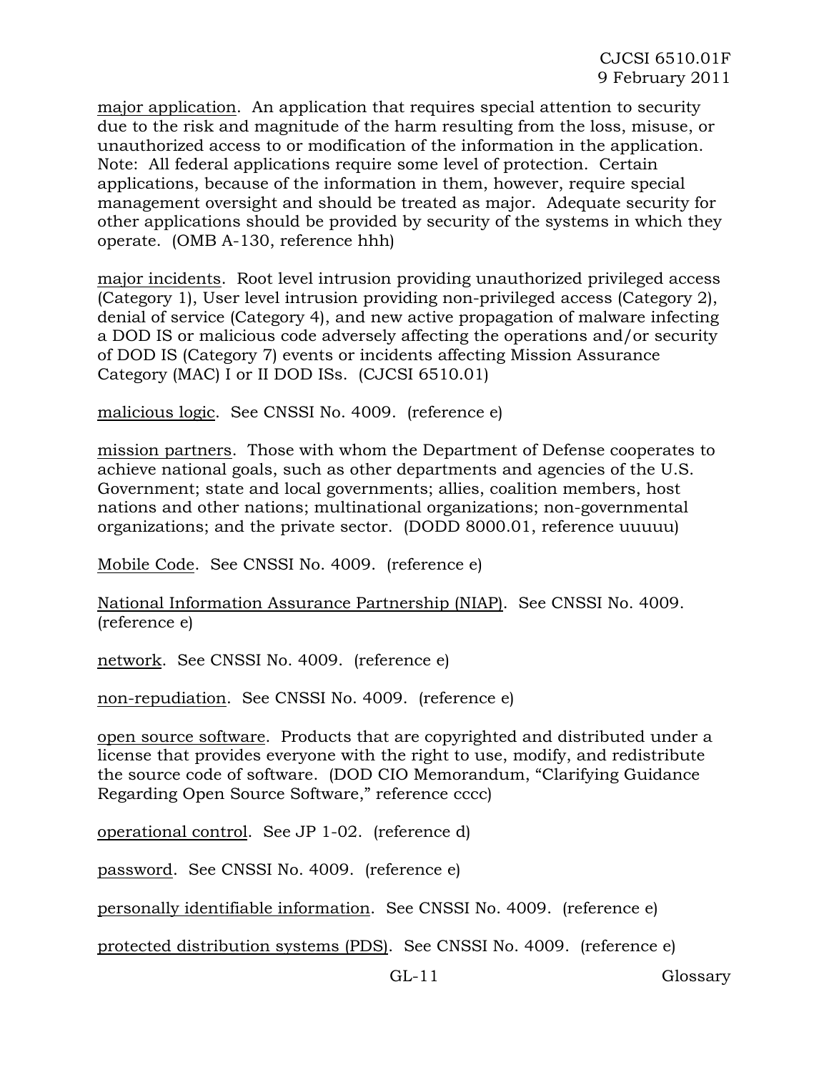major application. An application that requires special attention to security due to the risk and magnitude of the harm resulting from the loss, misuse, or unauthorized access to or modification of the information in the application. Note: All federal applications require some level of protection. Certain applications, because of the information in them, however, require special management oversight and should be treated as major. Adequate security for other applications should be provided by security of the systems in which they operate. (OMB A-130, reference hhh)

major incidents. Root level intrusion providing unauthorized privileged access (Category 1), User level intrusion providing non-privileged access (Category 2), denial of service (Category 4), and new active propagation of malware infecting a DOD IS or malicious code adversely affecting the operations and/or security of DOD IS (Category 7) events or incidents affecting Mission Assurance Category (MAC) I or II DOD ISs. (CJCSI 6510.01)

malicious logic. See CNSSI No. 4009. (reference e)

mission partners. Those with whom the Department of Defense cooperates to achieve national goals, such as other departments and agencies of the U.S. Government; state and local governments; allies, coalition members, host nations and other nations; multinational organizations; non-governmental organizations; and the private sector. (DODD 8000.01, reference uuuuu)

Mobile Code. See CNSSI No. 4009. (reference e)

National Information Assurance Partnership (NIAP). See CNSSI No. 4009. (reference e)

network. See CNSSI No. 4009. (reference e)

non-repudiation. See CNSSI No. 4009. (reference e)

open source software. Products that are copyrighted and distributed under a license that provides everyone with the right to use, modify, and redistribute the source code of software. (DOD CIO Memorandum, "Clarifying Guidance Regarding Open Source Software," reference cccc)

operational control. See JP 1-02. (reference d)

password. See CNSSI No. 4009. (reference e)

personally identifiable information. See CNSSI No. 4009. (reference e)

protected distribution systems (PDS). See CNSSI No. 4009. (reference e)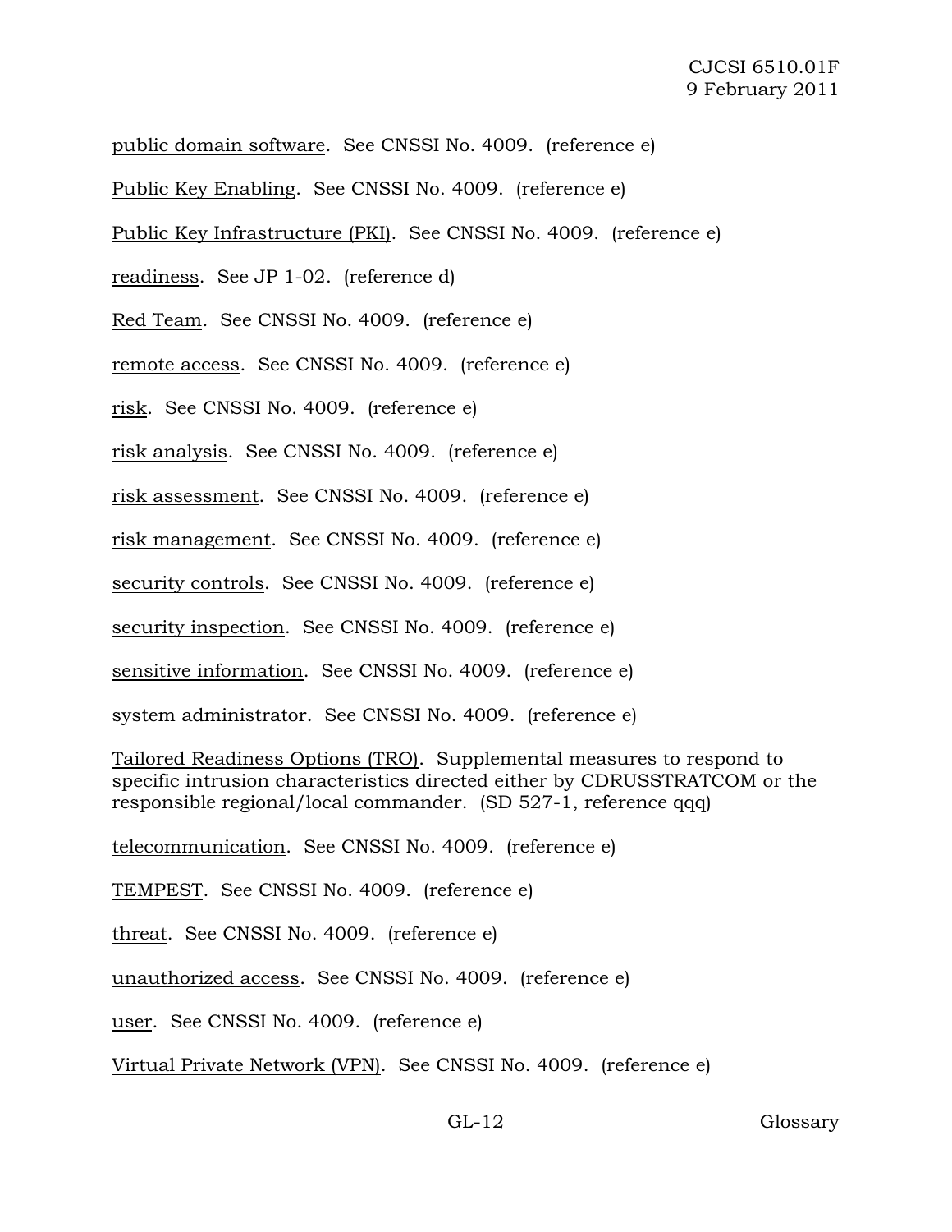public domain software. See CNSSI No. 4009. (reference e)

Public Key Enabling. See CNSSI No. 4009. (reference e)

Public Key Infrastructure (PKI). See CNSSI No. 4009. (reference e)

readiness. See JP 1-02. (reference d)

Red Team. See CNSSI No. 4009. (reference e)

remote access. See CNSSI No. 4009. (reference e)

risk. See CNSSI No. 4009. (reference e)

risk analysis. See CNSSI No. 4009. (reference e)

risk assessment. See CNSSI No. 4009. (reference e)

risk management. See CNSSI No. 4009. (reference e)

security controls. See CNSSI No. 4009. (reference e)

security inspection. See CNSSI No. 4009. (reference e)

sensitive information. See CNSSI No. 4009. (reference e)

system administrator. See CNSSI No. 4009. (reference e)

Tailored Readiness Options (TRO). Supplemental measures to respond to specific intrusion characteristics directed either by CDRUSSTRATCOM or the responsible regional/local commander. (SD 527-1, reference qqq)

telecommunication. See CNSSI No. 4009. (reference e)

TEMPEST. See CNSSI No. 4009. (reference e)

threat. See CNSSI No. 4009. (reference e)

unauthorized access. See CNSSI No. 4009. (reference e)

user. See CNSSI No. 4009. (reference e)

Virtual Private Network (VPN). See CNSSI No. 4009. (reference e)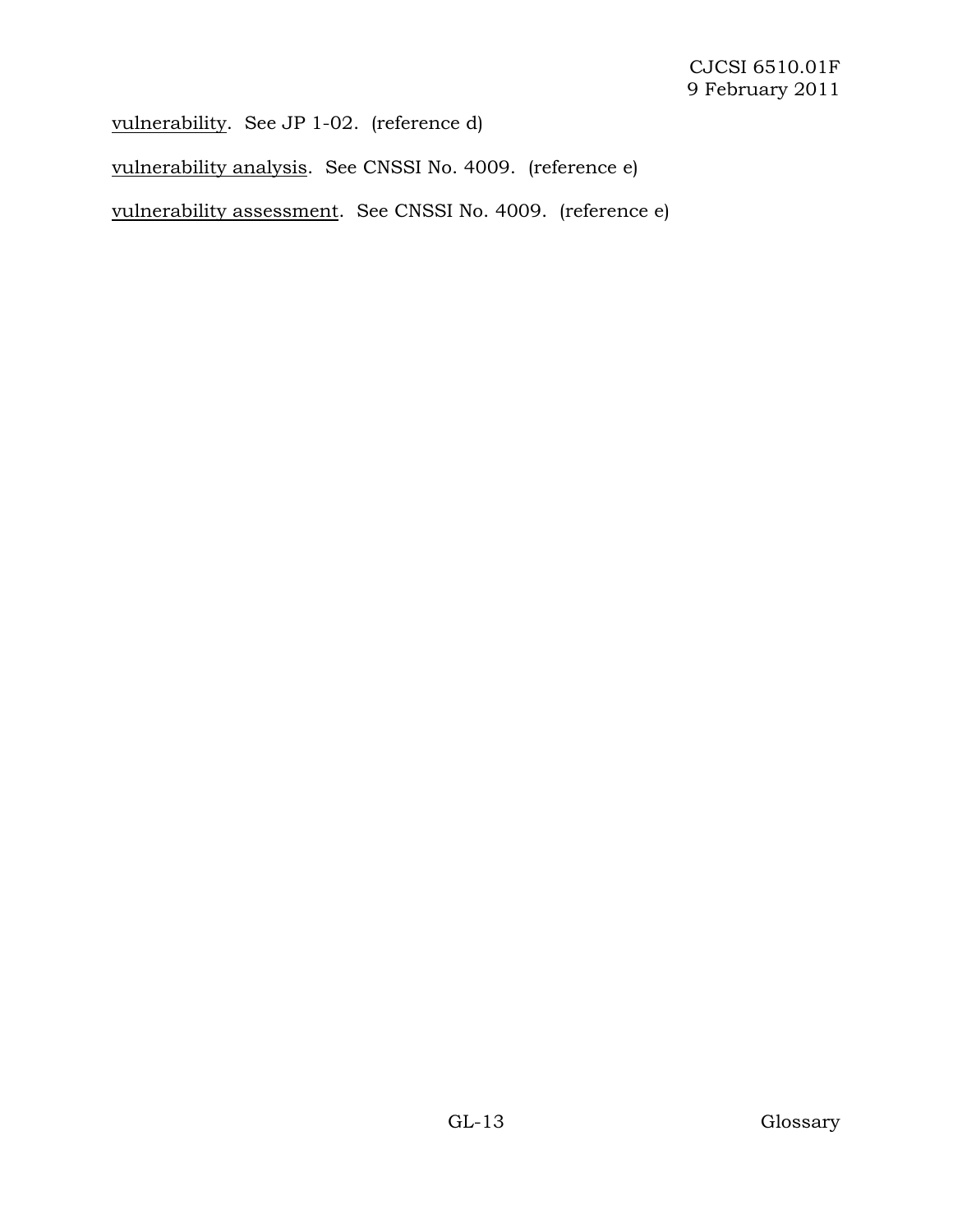vulnerability. See JP 1-02. (reference d)

vulnerability analysis. See CNSSI No. 4009. (reference e)

vulnerability assessment. See CNSSI No. 4009. (reference e)